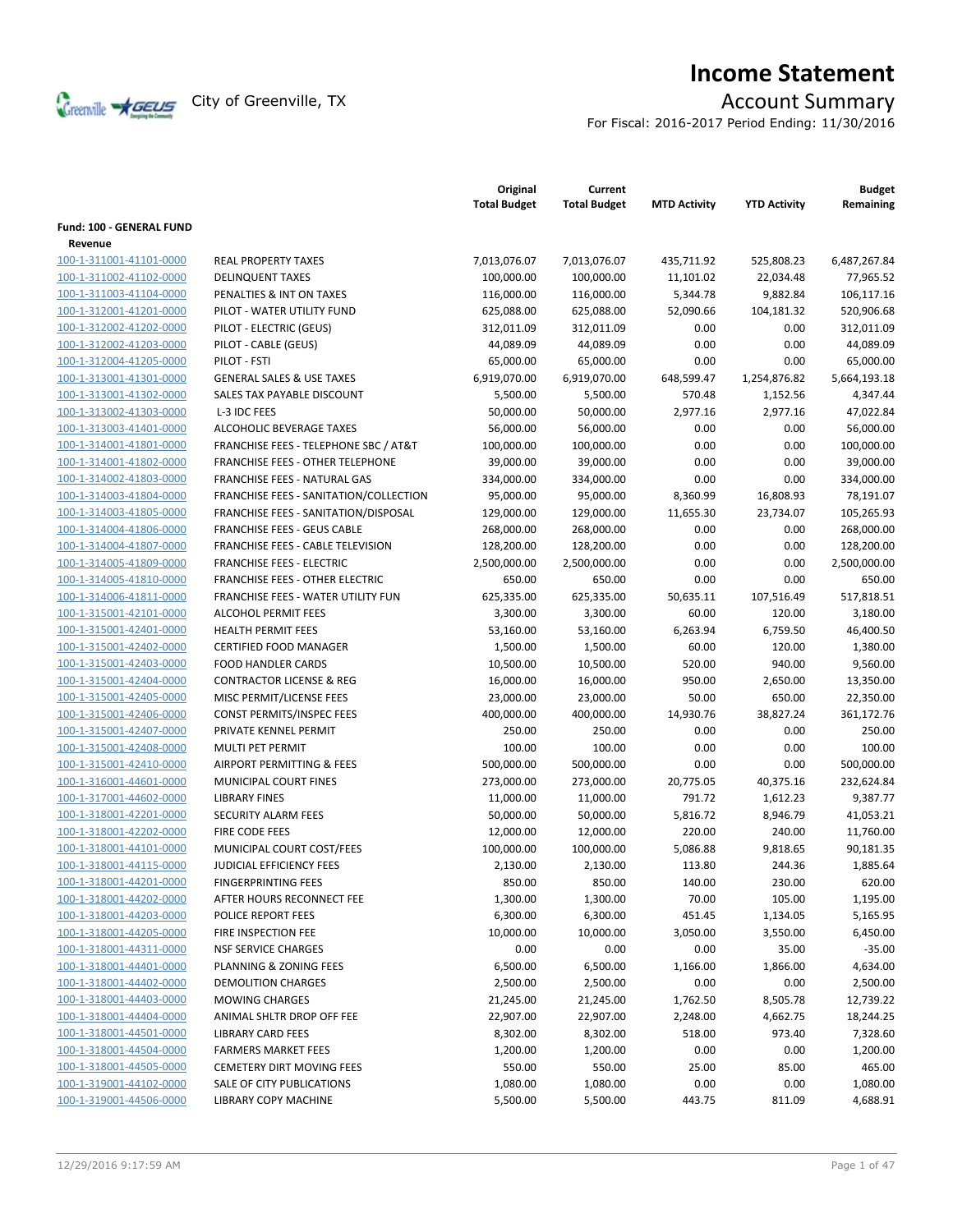# Income Statement

City of Greenville, TX

## Account Summary

For Fiscal: 2016-2017 Period Ending: 11/30/2016

| | | Original Total Budget | Current Total Budget | MTD Activity | YTD Activity | Budget Remaining |
|---|---|---|---|---|---|---|
| **Fund: 100 - GENERAL FUND** | | | | | | |
| **Revenue** | | | | | | |
| 100-1-311001-41101-0000 | REAL PROPERTY TAXES | 7,013,076.07 | 7,013,076.07 | 435,711.92 | 525,808.23 | 6,487,267.84 |
| 100-1-311002-41102-0000 | DELINQUENT TAXES | 100,000.00 | 100,000.00 | 11,101.02 | 22,034.48 | 77,965.52 |
| 100-1-311003-41104-0000 | PENALTIES & INT ON TAXES | 116,000.00 | 116,000.00 | 5,344.78 | 9,882.84 | 106,117.16 |
| 100-1-312001-41201-0000 | PILOT - WATER UTILITY FUND | 625,088.00 | 625,088.00 | 52,090.66 | 104,181.32 | 520,906.68 |
| 100-1-312002-41202-0000 | PILOT - ELECTRIC (GEUS) | 312,011.09 | 312,011.09 | 0.00 | 0.00 | 312,011.09 |
| 100-1-312002-41203-0000 | PILOT - CABLE (GEUS) | 44,089.09 | 44,089.09 | 0.00 | 0.00 | 44,089.09 |
| 100-1-312004-41205-0000 | PILOT - FSTI | 65,000.00 | 65,000.00 | 0.00 | 0.00 | 65,000.00 |
| 100-1-313001-41301-0000 | GENERAL SALES & USE TAXES | 6,919,070.00 | 6,919,070.00 | 648,599.47 | 1,254,876.82 | 5,664,193.18 |
| 100-1-313001-41302-0000 | SALES TAX PAYABLE DISCOUNT | 5,500.00 | 5,500.00 | 570.48 | 1,152.56 | 4,347.44 |
| 100-1-313002-41303-0000 | L-3 IDC FEES | 50,000.00 | 50,000.00 | 2,977.16 | 2,977.16 | 47,022.84 |
| 100-1-313003-41401-0000 | ALCOHOLIC BEVERAGE TAXES | 56,000.00 | 56,000.00 | 0.00 | 0.00 | 56,000.00 |
| 100-1-314001-41801-0000 | FRANCHISE FEES - TELEPHONE SBC / AT&T | 100,000.00 | 100,000.00 | 0.00 | 0.00 | 100,000.00 |
| 100-1-314001-41802-0000 | FRANCHISE FEES - OTHER TELEPHONE | 39,000.00 | 39,000.00 | 0.00 | 0.00 | 39,000.00 |
| 100-1-314002-41803-0000 | FRANCHISE FEES - NATURAL GAS | 334,000.00 | 334,000.00 | 0.00 | 0.00 | 334,000.00 |
| 100-1-314003-41804-0000 | FRANCHISE FEES - SANITATION/COLLECTION | 95,000.00 | 95,000.00 | 8,360.99 | 16,808.93 | 78,191.07 |
| 100-1-314003-41805-0000 | FRANCHISE FEES - SANITATION/DISPOSAL | 129,000.00 | 129,000.00 | 11,655.30 | 23,734.07 | 105,265.93 |
| 100-1-314004-41806-0000 | FRANCHISE FEES - GEUS CABLE | 268,000.00 | 268,000.00 | 0.00 | 0.00 | 268,000.00 |
| 100-1-314004-41807-0000 | FRANCHISE FEES - CABLE TELEVISION | 128,200.00 | 128,200.00 | 0.00 | 0.00 | 128,200.00 |
| 100-1-314005-41809-0000 | FRANCHISE FEES - ELECTRIC | 2,500,000.00 | 2,500,000.00 | 0.00 | 0.00 | 2,500,000.00 |
| 100-1-314005-41810-0000 | FRANCHISE FEES - OTHER ELECTRIC | 650.00 | 650.00 | 0.00 | 0.00 | 650.00 |
| 100-1-314006-41811-0000 | FRANCHISE FEES - WATER UTILITY FUN | 625,335.00 | 625,335.00 | 50,635.11 | 107,516.49 | 517,818.51 |
| 100-1-315001-42101-0000 | ALCOHOL PERMIT FEES | 3,300.00 | 3,300.00 | 60.00 | 120.00 | 3,180.00 |
| 100-1-315001-42401-0000 | HEALTH PERMIT FEES | 53,160.00 | 53,160.00 | 6,263.94 | 6,759.50 | 46,400.50 |
| 100-1-315001-42402-0000 | CERTIFIED FOOD MANAGER | 1,500.00 | 1,500.00 | 60.00 | 120.00 | 1,380.00 |
| 100-1-315001-42403-0000 | FOOD HANDLER CARDS | 10,500.00 | 10,500.00 | 520.00 | 940.00 | 9,560.00 |
| 100-1-315001-42404-0000 | CONTRACTOR LICENSE & REG | 16,000.00 | 16,000.00 | 950.00 | 2,650.00 | 13,350.00 |
| 100-1-315001-42405-0000 | MISC PERMIT/LICENSE FEES | 23,000.00 | 23,000.00 | 50.00 | 650.00 | 22,350.00 |
| 100-1-315001-42406-0000 | CONST PERMITS/INSPEC FEES | 400,000.00 | 400,000.00 | 14,930.76 | 38,827.24 | 361,172.76 |
| 100-1-315001-42407-0000 | PRIVATE KENNEL PERMIT | 250.00 | 250.00 | 0.00 | 0.00 | 250.00 |
| 100-1-315001-42408-0000 | MULTI PET PERMIT | 100.00 | 100.00 | 0.00 | 0.00 | 100.00 |
| 100-1-315001-42410-0000 | AIRPORT PERMITTING & FEES | 500,000.00 | 500,000.00 | 0.00 | 0.00 | 500,000.00 |
| 100-1-316001-44601-0000 | MUNICIPAL COURT FINES | 273,000.00 | 273,000.00 | 20,775.05 | 40,375.16 | 232,624.84 |
| 100-1-317001-44602-0000 | LIBRARY FINES | 11,000.00 | 11,000.00 | 791.72 | 1,612.23 | 9,387.77 |
| 100-1-318001-42201-0000 | SECURITY ALARM FEES | 50,000.00 | 50,000.00 | 5,816.72 | 8,946.79 | 41,053.21 |
| 100-1-318001-42202-0000 | FIRE CODE FEES | 12,000.00 | 12,000.00 | 220.00 | 240.00 | 11,760.00 |
| 100-1-318001-44101-0000 | MUNICIPAL COURT COST/FEES | 100,000.00 | 100,000.00 | 5,086.88 | 9,818.65 | 90,181.35 |
| 100-1-318001-44115-0000 | JUDICIAL EFFICIENCY FEES | 2,130.00 | 2,130.00 | 113.80 | 244.36 | 1,885.64 |
| 100-1-318001-44201-0000 | FINGERPRINTING FEES | 850.00 | 850.00 | 140.00 | 230.00 | 620.00 |
| 100-1-318001-44202-0000 | AFTER HOURS RECONNECT FEE | 1,300.00 | 1,300.00 | 70.00 | 105.00 | 1,195.00 |
| 100-1-318001-44203-0000 | POLICE REPORT FEES | 6,300.00 | 6,300.00 | 451.45 | 1,134.05 | 5,165.95 |
| 100-1-318001-44205-0000 | FIRE INSPECTION FEE | 10,000.00 | 10,000.00 | 3,050.00 | 3,550.00 | 6,450.00 |
| 100-1-318001-44311-0000 | NSF SERVICE CHARGES | 0.00 | 0.00 | 0.00 | 35.00 | -35.00 |
| 100-1-318001-44401-0000 | PLANNING & ZONING FEES | 6,500.00 | 6,500.00 | 1,166.00 | 1,866.00 | 4,634.00 |
| 100-1-318001-44402-0000 | DEMOLITION CHARGES | 2,500.00 | 2,500.00 | 0.00 | 0.00 | 2,500.00 |
| 100-1-318001-44403-0000 | MOWING CHARGES | 21,245.00 | 21,245.00 | 1,762.50 | 8,505.78 | 12,739.22 |
| 100-1-318001-44404-0000 | ANIMAL SHLTR DROP OFF FEE | 22,907.00 | 22,907.00 | 2,248.00 | 4,662.75 | 18,244.25 |
| 100-1-318001-44501-0000 | LIBRARY CARD FEES | 8,302.00 | 8,302.00 | 518.00 | 973.40 | 7,328.60 |
| 100-1-318001-44504-0000 | FARMERS MARKET FEES | 1,200.00 | 1,200.00 | 0.00 | 0.00 | 1,200.00 |
| 100-1-318001-44505-0000 | CEMETERY DIRT MOVING FEES | 550.00 | 550.00 | 25.00 | 85.00 | 465.00 |
| 100-1-319001-44102-0000 | SALE OF CITY PUBLICATIONS | 1,080.00 | 1,080.00 | 0.00 | 0.00 | 1,080.00 |
| 100-1-319001-44506-0000 | LIBRARY COPY MACHINE | 5,500.00 | 5,500.00 | 443.75 | 811.09 | 4,688.91 |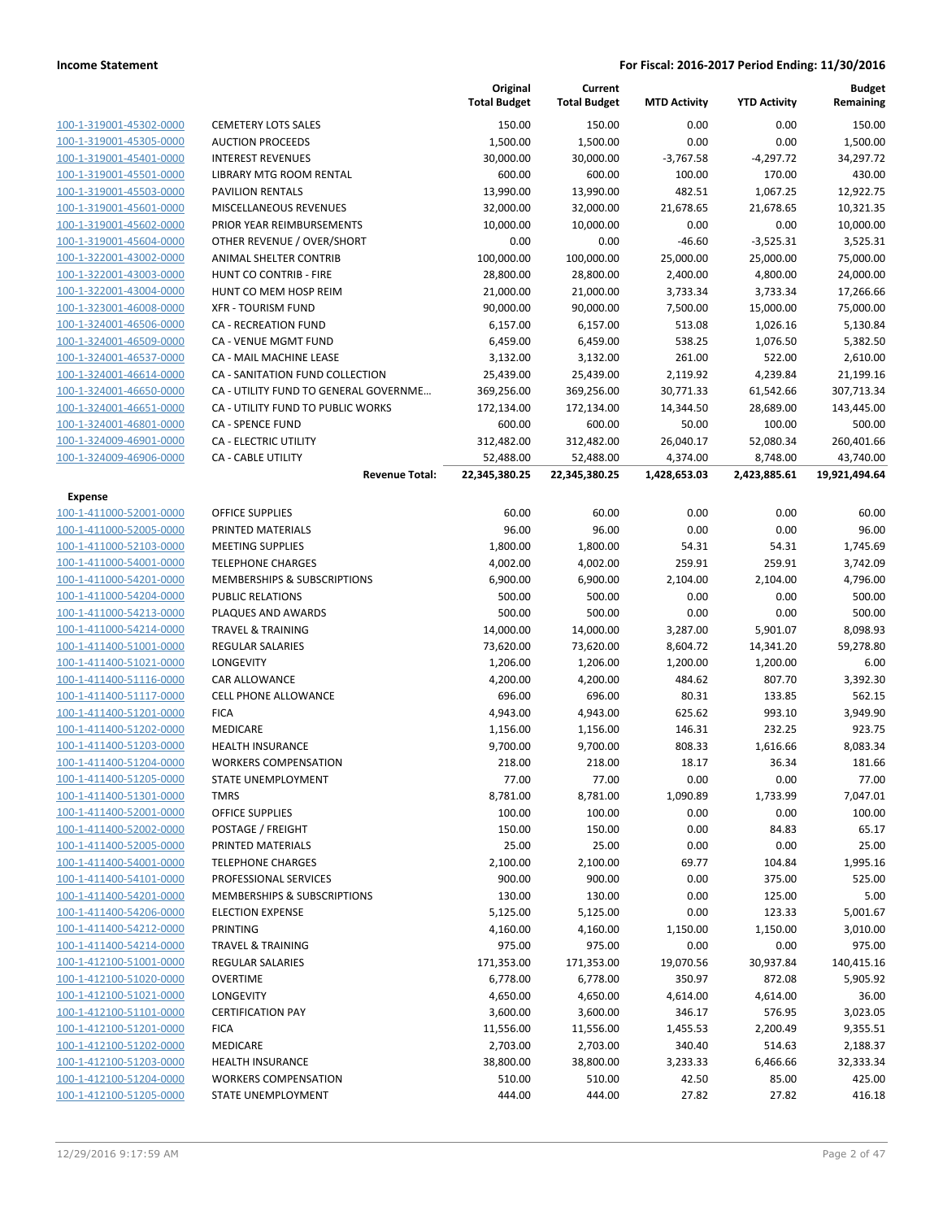| | | Original Total Budget | Current Total Budget | MTD Activity | YTD Activity | Budget Remaining |
|---|---|---|---|---|---|---|
| 100-1-319001-45302-0000 | CEMETERY LOTS SALES | 150.00 | 150.00 | 0.00 | 0.00 | 150.00 |
| 100-1-319001-45305-0000 | AUCTION PROCEEDS | 1,500.00 | 1,500.00 | 0.00 | 0.00 | 1,500.00 |
| 100-1-319001-45401-0000 | INTEREST REVENUES | 30,000.00 | 30,000.00 | -3,767.58 | -4,297.72 | 34,297.72 |
| 100-1-319001-45501-0000 | LIBRARY MTG ROOM RENTAL | 600.00 | 600.00 | 100.00 | 170.00 | 430.00 |
| 100-1-319001-45503-0000 | PAVILION RENTALS | 13,990.00 | 13,990.00 | 482.51 | 1,067.25 | 12,922.75 |
| 100-1-319001-45601-0000 | MISCELLANEOUS REVENUES | 32,000.00 | 32,000.00 | 21,678.65 | 21,678.65 | 10,321.35 |
| 100-1-319001-45602-0000 | PRIOR YEAR REIMBURSEMENTS | 10,000.00 | 10,000.00 | 0.00 | 0.00 | 10,000.00 |
| 100-1-319001-45604-0000 | OTHER REVENUE / OVER/SHORT | 0.00 | 0.00 | -46.60 | -3,525.31 | 3,525.31 |
| 100-1-322001-43002-0000 | ANIMAL SHELTER CONTRIB | 100,000.00 | 100,000.00 | 25,000.00 | 25,000.00 | 75,000.00 |
| 100-1-322001-43003-0000 | HUNT CO CONTRIB - FIRE | 28,800.00 | 28,800.00 | 2,400.00 | 4,800.00 | 24,000.00 |
| 100-1-322001-43004-0000 | HUNT CO MEM HOSP REIM | 21,000.00 | 21,000.00 | 3,733.34 | 3,733.34 | 17,266.66 |
| 100-1-323001-46008-0000 | XFR - TOURISM FUND | 90,000.00 | 90,000.00 | 7,500.00 | 15,000.00 | 75,000.00 |
| 100-1-324001-46506-0000 | CA - RECREATION FUND | 6,157.00 | 6,157.00 | 513.08 | 1,026.16 | 5,130.84 |
| 100-1-324001-46509-0000 | CA - VENUE MGMT FUND | 6,459.00 | 6,459.00 | 538.25 | 1,076.50 | 5,382.50 |
| 100-1-324001-46537-0000 | CA - MAIL MACHINE LEASE | 3,132.00 | 3,132.00 | 261.00 | 522.00 | 2,610.00 |
| 100-1-324001-46614-0000 | CA - SANITATION FUND COLLECTION | 25,439.00 | 25,439.00 | 2,119.92 | 4,239.84 | 21,199.16 |
| 100-1-324001-46650-0000 | CA - UTILITY FUND TO GENERAL GOVERNME… | 369,256.00 | 369,256.00 | 30,771.33 | 61,542.66 | 307,713.34 |
| 100-1-324001-46651-0000 | CA - UTILITY FUND TO PUBLIC WORKS | 172,134.00 | 172,134.00 | 14,344.50 | 28,689.00 | 143,445.00 |
| 100-1-324001-46801-0000 | CA - SPENCE FUND | 600.00 | 600.00 | 50.00 | 100.00 | 500.00 |
| 100-1-324009-46901-0000 | CA - ELECTRIC UTILITY | 312,482.00 | 312,482.00 | 26,040.17 | 52,080.34 | 260,401.66 |
| 100-1-324009-46906-0000 | CA - CABLE UTILITY | 52,488.00 | 52,488.00 | 4,374.00 | 8,748.00 | 43,740.00 |
| | **Revenue Total:** | **22,345,380.25** | **22,345,380.25** | **1,428,653.03** | **2,423,885.61** | **19,921,494.64** |
| **Expense** | | | | | | |
| 100-1-411000-52001-0000 | OFFICE SUPPLIES | 60.00 | 60.00 | 0.00 | 0.00 | 60.00 |
| 100-1-411000-52005-0000 | PRINTED MATERIALS | 96.00 | 96.00 | 0.00 | 0.00 | 96.00 |
| 100-1-411000-52103-0000 | MEETING SUPPLIES | 1,800.00 | 1,800.00 | 54.31 | 54.31 | 1,745.69 |
| 100-1-411000-54001-0000 | TELEPHONE CHARGES | 4,002.00 | 4,002.00 | 259.91 | 259.91 | 3,742.09 |
| 100-1-411000-54201-0000 | MEMBERSHIPS & SUBSCRIPTIONS | 6,900.00 | 6,900.00 | 2,104.00 | 2,104.00 | 4,796.00 |
| 100-1-411000-54204-0000 | PUBLIC RELATIONS | 500.00 | 500.00 | 0.00 | 0.00 | 500.00 |
| 100-1-411000-54213-0000 | PLAQUES AND AWARDS | 500.00 | 500.00 | 0.00 | 0.00 | 500.00 |
| 100-1-411000-54214-0000 | TRAVEL & TRAINING | 14,000.00 | 14,000.00 | 3,287.00 | 5,901.07 | 8,098.93 |
| 100-1-411400-51001-0000 | REGULAR SALARIES | 73,620.00 | 73,620.00 | 8,604.72 | 14,341.20 | 59,278.80 |
| 100-1-411400-51021-0000 | LONGEVITY | 1,206.00 | 1,206.00 | 1,200.00 | 1,200.00 | 6.00 |
| 100-1-411400-51116-0000 | CAR ALLOWANCE | 4,200.00 | 4,200.00 | 484.62 | 807.70 | 3,392.30 |
| 100-1-411400-51117-0000 | CELL PHONE ALLOWANCE | 696.00 | 696.00 | 80.31 | 133.85 | 562.15 |
| 100-1-411400-51201-0000 | FICA | 4,943.00 | 4,943.00 | 625.62 | 993.10 | 3,949.90 |
| 100-1-411400-51202-0000 | MEDICARE | 1,156.00 | 1,156.00 | 146.31 | 232.25 | 923.75 |
| 100-1-411400-51203-0000 | HEALTH INSURANCE | 9,700.00 | 9,700.00 | 808.33 | 1,616.66 | 8,083.34 |
| 100-1-411400-51204-0000 | WORKERS COMPENSATION | 218.00 | 218.00 | 18.17 | 36.34 | 181.66 |
| 100-1-411400-51205-0000 | STATE UNEMPLOYMENT | 77.00 | 77.00 | 0.00 | 0.00 | 77.00 |
| 100-1-411400-51301-0000 | TMRS | 8,781.00 | 8,781.00 | 1,090.89 | 1,733.99 | 7,047.01 |
| 100-1-411400-52001-0000 | OFFICE SUPPLIES | 100.00 | 100.00 | 0.00 | 0.00 | 100.00 |
| 100-1-411400-52002-0000 | POSTAGE / FREIGHT | 150.00 | 150.00 | 0.00 | 84.83 | 65.17 |
| 100-1-411400-52005-0000 | PRINTED MATERIALS | 25.00 | 25.00 | 0.00 | 0.00 | 25.00 |
| 100-1-411400-54001-0000 | TELEPHONE CHARGES | 2,100.00 | 2,100.00 | 69.77 | 104.84 | 1,995.16 |
| 100-1-411400-54101-0000 | PROFESSIONAL SERVICES | 900.00 | 900.00 | 0.00 | 375.00 | 525.00 |
| 100-1-411400-54201-0000 | MEMBERSHIPS & SUBSCRIPTIONS | 130.00 | 130.00 | 0.00 | 125.00 | 5.00 |
| 100-1-411400-54206-0000 | ELECTION EXPENSE | 5,125.00 | 5,125.00 | 0.00 | 123.33 | 5,001.67 |
| 100-1-411400-54212-0000 | PRINTING | 4,160.00 | 4,160.00 | 1,150.00 | 1,150.00 | 3,010.00 |
| 100-1-411400-54214-0000 | TRAVEL & TRAINING | 975.00 | 975.00 | 0.00 | 0.00 | 975.00 |
| 100-1-412100-51001-0000 | REGULAR SALARIES | 171,353.00 | 171,353.00 | 19,070.56 | 30,937.84 | 140,415.16 |
| 100-1-412100-51020-0000 | OVERTIME | 6,778.00 | 6,778.00 | 350.97 | 872.08 | 5,905.92 |
| 100-1-412100-51021-0000 | LONGEVITY | 4,650.00 | 4,650.00 | 4,614.00 | 4,614.00 | 36.00 |
| 100-1-412100-51101-0000 | CERTIFICATION PAY | 3,600.00 | 3,600.00 | 346.17 | 576.95 | 3,023.05 |
| 100-1-412100-51201-0000 | FICA | 11,556.00 | 11,556.00 | 1,455.53 | 2,200.49 | 9,355.51 |
| 100-1-412100-51202-0000 | MEDICARE | 2,703.00 | 2,703.00 | 340.40 | 514.63 | 2,188.37 |
| 100-1-412100-51203-0000 | HEALTH INSURANCE | 38,800.00 | 38,800.00 | 3,233.33 | 6,466.66 | 32,333.34 |
| 100-1-412100-51204-0000 | WORKERS COMPENSATION | 510.00 | 510.00 | 42.50 | 85.00 | 425.00 |
| 100-1-412100-51205-0000 | STATE UNEMPLOYMENT | 444.00 | 444.00 | 27.82 | 27.82 | 416.18 |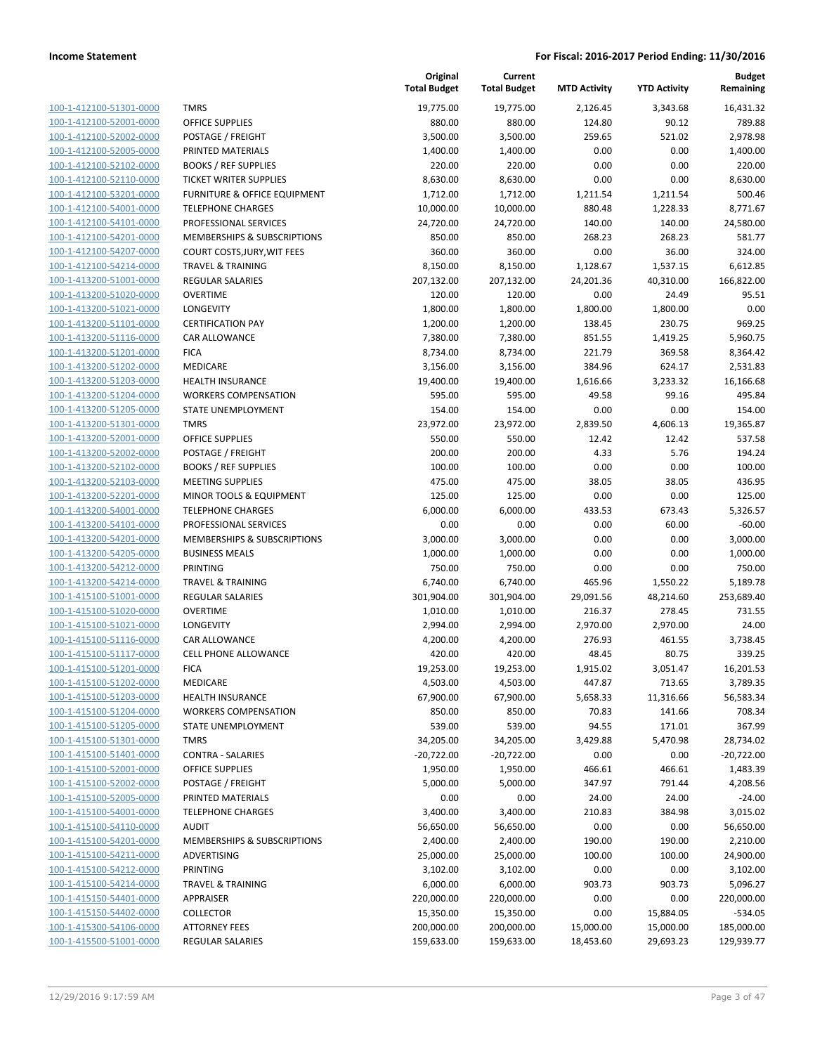| | | Original Total Budget | Current Total Budget | MTD Activity | YTD Activity | Budget Remaining |
|---|---|---|---|---|---|---|
| 100-1-412100-51301-0000 | TMRS | 19,775.00 | 19,775.00 | 2,126.45 | 3,343.68 | 16,431.32 |
| 100-1-412100-52001-0000 | OFFICE SUPPLIES | 880.00 | 880.00 | 124.80 | 90.12 | 789.88 |
| 100-1-412100-52002-0000 | POSTAGE / FREIGHT | 3,500.00 | 3,500.00 | 259.65 | 521.02 | 2,978.98 |
| 100-1-412100-52005-0000 | PRINTED MATERIALS | 1,400.00 | 1,400.00 | 0.00 | 0.00 | 1,400.00 |
| 100-1-412100-52102-0000 | BOOKS / REF SUPPLIES | 220.00 | 220.00 | 0.00 | 0.00 | 220.00 |
| 100-1-412100-52110-0000 | TICKET WRITER SUPPLIES | 8,630.00 | 8,630.00 | 0.00 | 0.00 | 8,630.00 |
| 100-1-412100-53201-0000 | FURNITURE & OFFICE EQUIPMENT | 1,712.00 | 1,712.00 | 1,211.54 | 1,211.54 | 500.46 |
| 100-1-412100-54001-0000 | TELEPHONE CHARGES | 10,000.00 | 10,000.00 | 880.48 | 1,228.33 | 8,771.67 |
| 100-1-412100-54101-0000 | PROFESSIONAL SERVICES | 24,720.00 | 24,720.00 | 140.00 | 140.00 | 24,580.00 |
| 100-1-412100-54201-0000 | MEMBERSHIPS & SUBSCRIPTIONS | 850.00 | 850.00 | 268.23 | 268.23 | 581.77 |
| 100-1-412100-54207-0000 | COURT COSTS,JURY,WIT FEES | 360.00 | 360.00 | 0.00 | 36.00 | 324.00 |
| 100-1-412100-54214-0000 | TRAVEL & TRAINING | 8,150.00 | 8,150.00 | 1,128.67 | 1,537.15 | 6,612.85 |
| 100-1-413200-51001-0000 | REGULAR SALARIES | 207,132.00 | 207,132.00 | 24,201.36 | 40,310.00 | 166,822.00 |
| 100-1-413200-51020-0000 | OVERTIME | 120.00 | 120.00 | 0.00 | 24.49 | 95.51 |
| 100-1-413200-51021-0000 | LONGEVITY | 1,800.00 | 1,800.00 | 1,800.00 | 1,800.00 | 0.00 |
| 100-1-413200-51101-0000 | CERTIFICATION PAY | 1,200.00 | 1,200.00 | 138.45 | 230.75 | 969.25 |
| 100-1-413200-51116-0000 | CAR ALLOWANCE | 7,380.00 | 7,380.00 | 851.55 | 1,419.25 | 5,960.75 |
| 100-1-413200-51201-0000 | FICA | 8,734.00 | 8,734.00 | 221.79 | 369.58 | 8,364.42 |
| 100-1-413200-51202-0000 | MEDICARE | 3,156.00 | 3,156.00 | 384.96 | 624.17 | 2,531.83 |
| 100-1-413200-51203-0000 | HEALTH INSURANCE | 19,400.00 | 19,400.00 | 1,616.66 | 3,233.32 | 16,166.68 |
| 100-1-413200-51204-0000 | WORKERS COMPENSATION | 595.00 | 595.00 | 49.58 | 99.16 | 495.84 |
| 100-1-413200-51205-0000 | STATE UNEMPLOYMENT | 154.00 | 154.00 | 0.00 | 0.00 | 154.00 |
| 100-1-413200-51301-0000 | TMRS | 23,972.00 | 23,972.00 | 2,839.50 | 4,606.13 | 19,365.87 |
| 100-1-413200-52001-0000 | OFFICE SUPPLIES | 550.00 | 550.00 | 12.42 | 12.42 | 537.58 |
| 100-1-413200-52002-0000 | POSTAGE / FREIGHT | 200.00 | 200.00 | 4.33 | 5.76 | 194.24 |
| 100-1-413200-52102-0000 | BOOKS / REF SUPPLIES | 100.00 | 100.00 | 0.00 | 0.00 | 100.00 |
| 100-1-413200-52103-0000 | MEETING SUPPLIES | 475.00 | 475.00 | 38.05 | 38.05 | 436.95 |
| 100-1-413200-52201-0000 | MINOR TOOLS & EQUIPMENT | 125.00 | 125.00 | 0.00 | 0.00 | 125.00 |
| 100-1-413200-54001-0000 | TELEPHONE CHARGES | 6,000.00 | 6,000.00 | 433.53 | 673.43 | 5,326.57 |
| 100-1-413200-54101-0000 | PROFESSIONAL SERVICES | 0.00 | 0.00 | 0.00 | 60.00 | -60.00 |
| 100-1-413200-54201-0000 | MEMBERSHIPS & SUBSCRIPTIONS | 3,000.00 | 3,000.00 | 0.00 | 0.00 | 3,000.00 |
| 100-1-413200-54205-0000 | BUSINESS MEALS | 1,000.00 | 1,000.00 | 0.00 | 0.00 | 1,000.00 |
| 100-1-413200-54212-0000 | PRINTING | 750.00 | 750.00 | 0.00 | 0.00 | 750.00 |
| 100-1-413200-54214-0000 | TRAVEL & TRAINING | 6,740.00 | 6,740.00 | 465.96 | 1,550.22 | 5,189.78 |
| 100-1-415100-51001-0000 | REGULAR SALARIES | 301,904.00 | 301,904.00 | 29,091.56 | 48,214.60 | 253,689.40 |
| 100-1-415100-51020-0000 | OVERTIME | 1,010.00 | 1,010.00 | 216.37 | 278.45 | 731.55 |
| 100-1-415100-51021-0000 | LONGEVITY | 2,994.00 | 2,994.00 | 2,970.00 | 2,970.00 | 24.00 |
| 100-1-415100-51116-0000 | CAR ALLOWANCE | 4,200.00 | 4,200.00 | 276.93 | 461.55 | 3,738.45 |
| 100-1-415100-51117-0000 | CELL PHONE ALLOWANCE | 420.00 | 420.00 | 48.45 | 80.75 | 339.25 |
| 100-1-415100-51201-0000 | FICA | 19,253.00 | 19,253.00 | 1,915.02 | 3,051.47 | 16,201.53 |
| 100-1-415100-51202-0000 | MEDICARE | 4,503.00 | 4,503.00 | 447.87 | 713.65 | 3,789.35 |
| 100-1-415100-51203-0000 | HEALTH INSURANCE | 67,900.00 | 67,900.00 | 5,658.33 | 11,316.66 | 56,583.34 |
| 100-1-415100-51204-0000 | WORKERS COMPENSATION | 850.00 | 850.00 | 70.83 | 141.66 | 708.34 |
| 100-1-415100-51205-0000 | STATE UNEMPLOYMENT | 539.00 | 539.00 | 94.55 | 171.01 | 367.99 |
| 100-1-415100-51301-0000 | TMRS | 34,205.00 | 34,205.00 | 3,429.88 | 5,470.98 | 28,734.02 |
| 100-1-415100-51401-0000 | CONTRA - SALARIES | -20,722.00 | -20,722.00 | 0.00 | 0.00 | -20,722.00 |
| 100-1-415100-52001-0000 | OFFICE SUPPLIES | 1,950.00 | 1,950.00 | 466.61 | 466.61 | 1,483.39 |
| 100-1-415100-52002-0000 | POSTAGE / FREIGHT | 5,000.00 | 5,000.00 | 347.97 | 791.44 | 4,208.56 |
| 100-1-415100-52005-0000 | PRINTED MATERIALS | 0.00 | 0.00 | 24.00 | 24.00 | -24.00 |
| 100-1-415100-54001-0000 | TELEPHONE CHARGES | 3,400.00 | 3,400.00 | 210.83 | 384.98 | 3,015.02 |
| 100-1-415100-54110-0000 | AUDIT | 56,650.00 | 56,650.00 | 0.00 | 0.00 | 56,650.00 |
| 100-1-415100-54201-0000 | MEMBERSHIPS & SUBSCRIPTIONS | 2,400.00 | 2,400.00 | 190.00 | 190.00 | 2,210.00 |
| 100-1-415100-54211-0000 | ADVERTISING | 25,000.00 | 25,000.00 | 100.00 | 100.00 | 24,900.00 |
| 100-1-415100-54212-0000 | PRINTING | 3,102.00 | 3,102.00 | 0.00 | 0.00 | 3,102.00 |
| 100-1-415100-54214-0000 | TRAVEL & TRAINING | 6,000.00 | 6,000.00 | 903.73 | 903.73 | 5,096.27 |
| 100-1-415150-54401-0000 | APPRAISER | 220,000.00 | 220,000.00 | 0.00 | 0.00 | 220,000.00 |
| 100-1-415150-54402-0000 | COLLECTOR | 15,350.00 | 15,350.00 | 0.00 | 15,884.05 | -534.05 |
| 100-1-415300-54106-0000 | ATTORNEY FEES | 200,000.00 | 200,000.00 | 15,000.00 | 15,000.00 | 185,000.00 |
| 100-1-415500-51001-0000 | REGULAR SALARIES | 159,633.00 | 159,633.00 | 18,453.60 | 29,693.23 | 129,939.77 |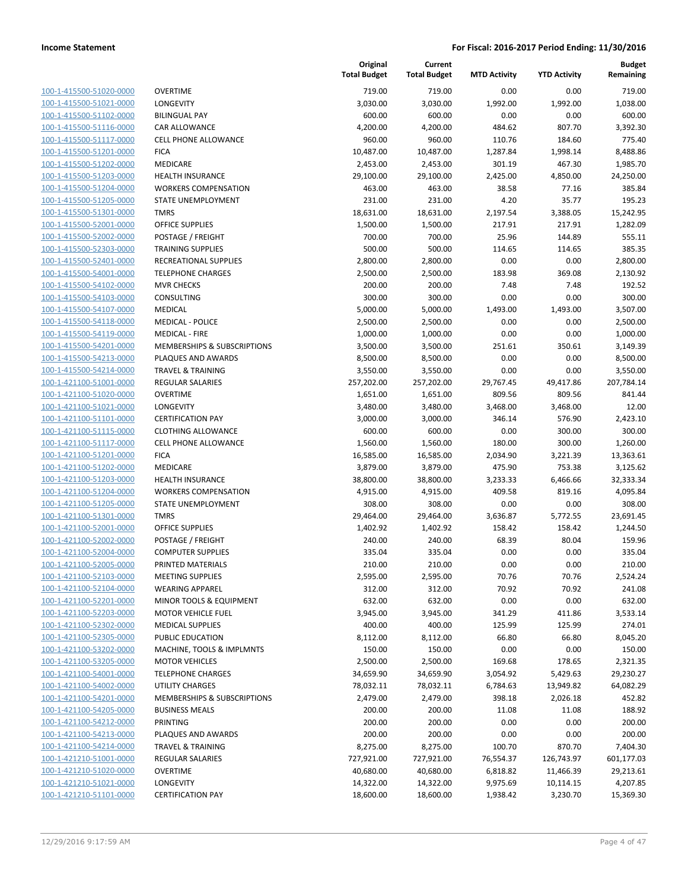| | | Original Total Budget | Current Total Budget | MTD Activity | YTD Activity | Budget Remaining |
|---|---|---|---|---|---|---|
| 100-1-415500-51020-0000 | OVERTIME | 719.00 | 719.00 | 0.00 | 0.00 | 719.00 |
| 100-1-415500-51021-0000 | LONGEVITY | 3,030.00 | 3,030.00 | 1,992.00 | 1,992.00 | 1,038.00 |
| 100-1-415500-51102-0000 | BILINGUAL PAY | 600.00 | 600.00 | 0.00 | 0.00 | 600.00 |
| 100-1-415500-51116-0000 | CAR ALLOWANCE | 4,200.00 | 4,200.00 | 484.62 | 807.70 | 3,392.30 |
| 100-1-415500-51117-0000 | CELL PHONE ALLOWANCE | 960.00 | 960.00 | 110.76 | 184.60 | 775.40 |
| 100-1-415500-51201-0000 | FICA | 10,487.00 | 10,487.00 | 1,287.84 | 1,998.14 | 8,488.86 |
| 100-1-415500-51202-0000 | MEDICARE | 2,453.00 | 2,453.00 | 301.19 | 467.30 | 1,985.70 |
| 100-1-415500-51203-0000 | HEALTH INSURANCE | 29,100.00 | 29,100.00 | 2,425.00 | 4,850.00 | 24,250.00 |
| 100-1-415500-51204-0000 | WORKERS COMPENSATION | 463.00 | 463.00 | 38.58 | 77.16 | 385.84 |
| 100-1-415500-51205-0000 | STATE UNEMPLOYMENT | 231.00 | 231.00 | 4.20 | 35.77 | 195.23 |
| 100-1-415500-51301-0000 | TMRS | 18,631.00 | 18,631.00 | 2,197.54 | 3,388.05 | 15,242.95 |
| 100-1-415500-52001-0000 | OFFICE SUPPLIES | 1,500.00 | 1,500.00 | 217.91 | 217.91 | 1,282.09 |
| 100-1-415500-52002-0000 | POSTAGE / FREIGHT | 700.00 | 700.00 | 25.96 | 144.89 | 555.11 |
| 100-1-415500-52303-0000 | TRAINING SUPPLIES | 500.00 | 500.00 | 114.65 | 114.65 | 385.35 |
| 100-1-415500-52401-0000 | RECREATIONAL SUPPLIES | 2,800.00 | 2,800.00 | 0.00 | 0.00 | 2,800.00 |
| 100-1-415500-54001-0000 | TELEPHONE CHARGES | 2,500.00 | 2,500.00 | 183.98 | 369.08 | 2,130.92 |
| 100-1-415500-54102-0000 | MVR CHECKS | 200.00 | 200.00 | 7.48 | 7.48 | 192.52 |
| 100-1-415500-54103-0000 | CONSULTING | 300.00 | 300.00 | 0.00 | 0.00 | 300.00 |
| 100-1-415500-54107-0000 | MEDICAL | 5,000.00 | 5,000.00 | 1,493.00 | 1,493.00 | 3,507.00 |
| 100-1-415500-54118-0000 | MEDICAL - POLICE | 2,500.00 | 2,500.00 | 0.00 | 0.00 | 2,500.00 |
| 100-1-415500-54119-0000 | MEDICAL - FIRE | 1,000.00 | 1,000.00 | 0.00 | 0.00 | 1,000.00 |
| 100-1-415500-54201-0000 | MEMBERSHIPS & SUBSCRIPTIONS | 3,500.00 | 3,500.00 | 251.61 | 350.61 | 3,149.39 |
| 100-1-415500-54213-0000 | PLAQUES AND AWARDS | 8,500.00 | 8,500.00 | 0.00 | 0.00 | 8,500.00 |
| 100-1-415500-54214-0000 | TRAVEL & TRAINING | 3,550.00 | 3,550.00 | 0.00 | 0.00 | 3,550.00 |
| 100-1-421100-51001-0000 | REGULAR SALARIES | 257,202.00 | 257,202.00 | 29,767.45 | 49,417.86 | 207,784.14 |
| 100-1-421100-51020-0000 | OVERTIME | 1,651.00 | 1,651.00 | 809.56 | 809.56 | 841.44 |
| 100-1-421100-51021-0000 | LONGEVITY | 3,480.00 | 3,480.00 | 3,468.00 | 3,468.00 | 12.00 |
| 100-1-421100-51101-0000 | CERTIFICATION PAY | 3,000.00 | 3,000.00 | 346.14 | 576.90 | 2,423.10 |
| 100-1-421100-51115-0000 | CLOTHING ALLOWANCE | 600.00 | 600.00 | 0.00 | 300.00 | 300.00 |
| 100-1-421100-51117-0000 | CELL PHONE ALLOWANCE | 1,560.00 | 1,560.00 | 180.00 | 300.00 | 1,260.00 |
| 100-1-421100-51201-0000 | FICA | 16,585.00 | 16,585.00 | 2,034.90 | 3,221.39 | 13,363.61 |
| 100-1-421100-51202-0000 | MEDICARE | 3,879.00 | 3,879.00 | 475.90 | 753.38 | 3,125.62 |
| 100-1-421100-51203-0000 | HEALTH INSURANCE | 38,800.00 | 38,800.00 | 3,233.33 | 6,466.66 | 32,333.34 |
| 100-1-421100-51204-0000 | WORKERS COMPENSATION | 4,915.00 | 4,915.00 | 409.58 | 819.16 | 4,095.84 |
| 100-1-421100-51205-0000 | STATE UNEMPLOYMENT | 308.00 | 308.00 | 0.00 | 0.00 | 308.00 |
| 100-1-421100-51301-0000 | TMRS | 29,464.00 | 29,464.00 | 3,636.87 | 5,772.55 | 23,691.45 |
| 100-1-421100-52001-0000 | OFFICE SUPPLIES | 1,402.92 | 1,402.92 | 158.42 | 158.42 | 1,244.50 |
| 100-1-421100-52002-0000 | POSTAGE / FREIGHT | 240.00 | 240.00 | 68.39 | 80.04 | 159.96 |
| 100-1-421100-52004-0000 | COMPUTER SUPPLIES | 335.04 | 335.04 | 0.00 | 0.00 | 335.04 |
| 100-1-421100-52005-0000 | PRINTED MATERIALS | 210.00 | 210.00 | 0.00 | 0.00 | 210.00 |
| 100-1-421100-52103-0000 | MEETING SUPPLIES | 2,595.00 | 2,595.00 | 70.76 | 70.76 | 2,524.24 |
| 100-1-421100-52104-0000 | WEARING APPAREL | 312.00 | 312.00 | 70.92 | 70.92 | 241.08 |
| 100-1-421100-52201-0000 | MINOR TOOLS & EQUIPMENT | 632.00 | 632.00 | 0.00 | 0.00 | 632.00 |
| 100-1-421100-52203-0000 | MOTOR VEHICLE FUEL | 3,945.00 | 3,945.00 | 341.29 | 411.86 | 3,533.14 |
| 100-1-421100-52302-0000 | MEDICAL SUPPLIES | 400.00 | 400.00 | 125.99 | 125.99 | 274.01 |
| 100-1-421100-52305-0000 | PUBLIC EDUCATION | 8,112.00 | 8,112.00 | 66.80 | 66.80 | 8,045.20 |
| 100-1-421100-53202-0000 | MACHINE, TOOLS & IMPLMNTS | 150.00 | 150.00 | 0.00 | 0.00 | 150.00 |
| 100-1-421100-53205-0000 | MOTOR VEHICLES | 2,500.00 | 2,500.00 | 169.68 | 178.65 | 2,321.35 |
| 100-1-421100-54001-0000 | TELEPHONE CHARGES | 34,659.90 | 34,659.90 | 3,054.92 | 5,429.63 | 29,230.27 |
| 100-1-421100-54002-0000 | UTILITY CHARGES | 78,032.11 | 78,032.11 | 6,784.63 | 13,949.82 | 64,082.29 |
| 100-1-421100-54201-0000 | MEMBERSHIPS & SUBSCRIPTIONS | 2,479.00 | 2,479.00 | 398.18 | 2,026.18 | 452.82 |
| 100-1-421100-54205-0000 | BUSINESS MEALS | 200.00 | 200.00 | 11.08 | 11.08 | 188.92 |
| 100-1-421100-54212-0000 | PRINTING | 200.00 | 200.00 | 0.00 | 0.00 | 200.00 |
| 100-1-421100-54213-0000 | PLAQUES AND AWARDS | 200.00 | 200.00 | 0.00 | 0.00 | 200.00 |
| 100-1-421100-54214-0000 | TRAVEL & TRAINING | 8,275.00 | 8,275.00 | 100.70 | 870.70 | 7,404.30 |
| 100-1-421210-51001-0000 | REGULAR SALARIES | 727,921.00 | 727,921.00 | 76,554.37 | 126,743.97 | 601,177.03 |
| 100-1-421210-51020-0000 | OVERTIME | 40,680.00 | 40,680.00 | 6,818.82 | 11,466.39 | 29,213.61 |
| 100-1-421210-51021-0000 | LONGEVITY | 14,322.00 | 14,322.00 | 9,975.69 | 10,114.15 | 4,207.85 |
| 100-1-421210-51101-0000 | CERTIFICATION PAY | 18,600.00 | 18,600.00 | 1,938.42 | 3,230.70 | 15,369.30 |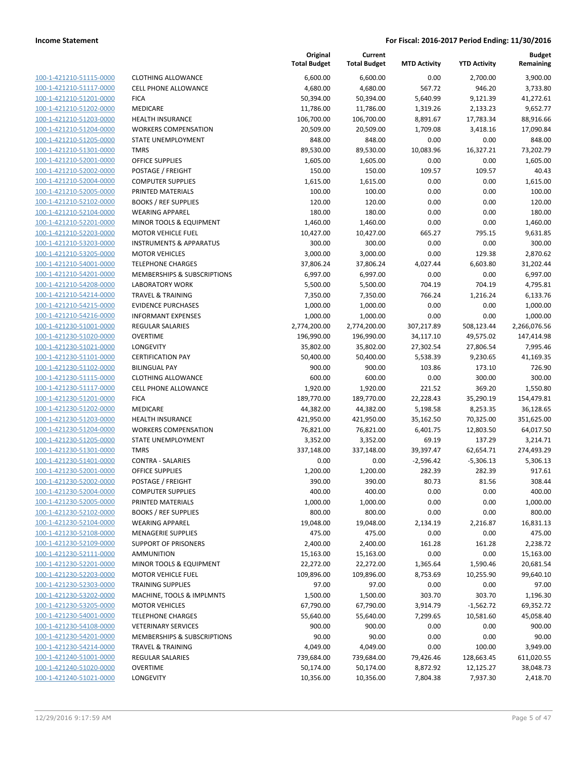| | | Original Total Budget | Current Total Budget | MTD Activity | YTD Activity | Budget Remaining |
|---|---|---|---|---|---|---|
| 100-1-421210-51115-0000 | CLOTHING ALLOWANCE | 6,600.00 | 6,600.00 | 0.00 | 2,700.00 | 3,900.00 |
| 100-1-421210-51117-0000 | CELL PHONE ALLOWANCE | 4,680.00 | 4,680.00 | 567.72 | 946.20 | 3,733.80 |
| 100-1-421210-51201-0000 | FICA | 50,394.00 | 50,394.00 | 5,640.99 | 9,121.39 | 41,272.61 |
| 100-1-421210-51202-0000 | MEDICARE | 11,786.00 | 11,786.00 | 1,319.26 | 2,133.23 | 9,652.77 |
| 100-1-421210-51203-0000 | HEALTH INSURANCE | 106,700.00 | 106,700.00 | 8,891.67 | 17,783.34 | 88,916.66 |
| 100-1-421210-51204-0000 | WORKERS COMPENSATION | 20,509.00 | 20,509.00 | 1,709.08 | 3,418.16 | 17,090.84 |
| 100-1-421210-51205-0000 | STATE UNEMPLOYMENT | 848.00 | 848.00 | 0.00 | 0.00 | 848.00 |
| 100-1-421210-51301-0000 | TMRS | 89,530.00 | 89,530.00 | 10,083.96 | 16,327.21 | 73,202.79 |
| 100-1-421210-52001-0000 | OFFICE SUPPLIES | 1,605.00 | 1,605.00 | 0.00 | 0.00 | 1,605.00 |
| 100-1-421210-52002-0000 | POSTAGE / FREIGHT | 150.00 | 150.00 | 109.57 | 109.57 | 40.43 |
| 100-1-421210-52004-0000 | COMPUTER SUPPLIES | 1,615.00 | 1,615.00 | 0.00 | 0.00 | 1,615.00 |
| 100-1-421210-52005-0000 | PRINTED MATERIALS | 100.00 | 100.00 | 0.00 | 0.00 | 100.00 |
| 100-1-421210-52102-0000 | BOOKS / REF SUPPLIES | 120.00 | 120.00 | 0.00 | 0.00 | 120.00 |
| 100-1-421210-52104-0000 | WEARING APPAREL | 180.00 | 180.00 | 0.00 | 0.00 | 180.00 |
| 100-1-421210-52201-0000 | MINOR TOOLS & EQUIPMENT | 1,460.00 | 1,460.00 | 0.00 | 0.00 | 1,460.00 |
| 100-1-421210-52203-0000 | MOTOR VEHICLE FUEL | 10,427.00 | 10,427.00 | 665.27 | 795.15 | 9,631.85 |
| 100-1-421210-53203-0000 | INSTRUMENTS & APPARATUS | 300.00 | 300.00 | 0.00 | 0.00 | 300.00 |
| 100-1-421210-53205-0000 | MOTOR VEHICLES | 3,000.00 | 3,000.00 | 0.00 | 129.38 | 2,870.62 |
| 100-1-421210-54001-0000 | TELEPHONE CHARGES | 37,806.24 | 37,806.24 | 4,027.44 | 6,603.80 | 31,202.44 |
| 100-1-421210-54201-0000 | MEMBERSHIPS & SUBSCRIPTIONS | 6,997.00 | 6,997.00 | 0.00 | 0.00 | 6,997.00 |
| 100-1-421210-54208-0000 | LABORATORY WORK | 5,500.00 | 5,500.00 | 704.19 | 704.19 | 4,795.81 |
| 100-1-421210-54214-0000 | TRAVEL & TRAINING | 7,350.00 | 7,350.00 | 766.24 | 1,216.24 | 6,133.76 |
| 100-1-421210-54215-0000 | EVIDENCE PURCHASES | 1,000.00 | 1,000.00 | 0.00 | 0.00 | 1,000.00 |
| 100-1-421210-54216-0000 | INFORMANT EXPENSES | 1,000.00 | 1,000.00 | 0.00 | 0.00 | 1,000.00 |
| 100-1-421230-51001-0000 | REGULAR SALARIES | 2,774,200.00 | 2,774,200.00 | 307,217.89 | 508,123.44 | 2,266,076.56 |
| 100-1-421230-51020-0000 | OVERTIME | 196,990.00 | 196,990.00 | 34,117.10 | 49,575.02 | 147,414.98 |
| 100-1-421230-51021-0000 | LONGEVITY | 35,802.00 | 35,802.00 | 27,302.54 | 27,806.54 | 7,995.46 |
| 100-1-421230-51101-0000 | CERTIFICATION PAY | 50,400.00 | 50,400.00 | 5,538.39 | 9,230.65 | 41,169.35 |
| 100-1-421230-51102-0000 | BILINGUAL PAY | 900.00 | 900.00 | 103.86 | 173.10 | 726.90 |
| 100-1-421230-51115-0000 | CLOTHING ALLOWANCE | 600.00 | 600.00 | 0.00 | 300.00 | 300.00 |
| 100-1-421230-51117-0000 | CELL PHONE ALLOWANCE | 1,920.00 | 1,920.00 | 221.52 | 369.20 | 1,550.80 |
| 100-1-421230-51201-0000 | FICA | 189,770.00 | 189,770.00 | 22,228.43 | 35,290.19 | 154,479.81 |
| 100-1-421230-51202-0000 | MEDICARE | 44,382.00 | 44,382.00 | 5,198.58 | 8,253.35 | 36,128.65 |
| 100-1-421230-51203-0000 | HEALTH INSURANCE | 421,950.00 | 421,950.00 | 35,162.50 | 70,325.00 | 351,625.00 |
| 100-1-421230-51204-0000 | WORKERS COMPENSATION | 76,821.00 | 76,821.00 | 6,401.75 | 12,803.50 | 64,017.50 |
| 100-1-421230-51205-0000 | STATE UNEMPLOYMENT | 3,352.00 | 3,352.00 | 69.19 | 137.29 | 3,214.71 |
| 100-1-421230-51301-0000 | TMRS | 337,148.00 | 337,148.00 | 39,397.47 | 62,654.71 | 274,493.29 |
| 100-1-421230-51401-0000 | CONTRA - SALARIES | 0.00 | 0.00 | -2,596.42 | -5,306.13 | 5,306.13 |
| 100-1-421230-52001-0000 | OFFICE SUPPLIES | 1,200.00 | 1,200.00 | 282.39 | 282.39 | 917.61 |
| 100-1-421230-52002-0000 | POSTAGE / FREIGHT | 390.00 | 390.00 | 80.73 | 81.56 | 308.44 |
| 100-1-421230-52004-0000 | COMPUTER SUPPLIES | 400.00 | 400.00 | 0.00 | 0.00 | 400.00 |
| 100-1-421230-52005-0000 | PRINTED MATERIALS | 1,000.00 | 1,000.00 | 0.00 | 0.00 | 1,000.00 |
| 100-1-421230-52102-0000 | BOOKS / REF SUPPLIES | 800.00 | 800.00 | 0.00 | 0.00 | 800.00 |
| 100-1-421230-52104-0000 | WEARING APPAREL | 19,048.00 | 19,048.00 | 2,134.19 | 2,216.87 | 16,831.13 |
| 100-1-421230-52108-0000 | MENAGERIE SUPPLIES | 475.00 | 475.00 | 0.00 | 0.00 | 475.00 |
| 100-1-421230-52109-0000 | SUPPORT OF PRISONERS | 2,400.00 | 2,400.00 | 161.28 | 161.28 | 2,238.72 |
| 100-1-421230-52111-0000 | AMMUNITION | 15,163.00 | 15,163.00 | 0.00 | 0.00 | 15,163.00 |
| 100-1-421230-52201-0000 | MINOR TOOLS & EQUIPMENT | 22,272.00 | 22,272.00 | 1,365.64 | 1,590.46 | 20,681.54 |
| 100-1-421230-52203-0000 | MOTOR VEHICLE FUEL | 109,896.00 | 109,896.00 | 8,753.69 | 10,255.90 | 99,640.10 |
| 100-1-421230-52303-0000 | TRAINING SUPPLIES | 97.00 | 97.00 | 0.00 | 0.00 | 97.00 |
| 100-1-421230-53202-0000 | MACHINE, TOOLS & IMPLMNTS | 1,500.00 | 1,500.00 | 303.70 | 303.70 | 1,196.30 |
| 100-1-421230-53205-0000 | MOTOR VEHICLES | 67,790.00 | 67,790.00 | 3,914.79 | -1,562.72 | 69,352.72 |
| 100-1-421230-54001-0000 | TELEPHONE CHARGES | 55,640.00 | 55,640.00 | 7,299.65 | 10,581.60 | 45,058.40 |
| 100-1-421230-54108-0000 | VETERINARY SERVICES | 900.00 | 900.00 | 0.00 | 0.00 | 900.00 |
| 100-1-421230-54201-0000 | MEMBERSHIPS & SUBSCRIPTIONS | 90.00 | 90.00 | 0.00 | 0.00 | 90.00 |
| 100-1-421230-54214-0000 | TRAVEL & TRAINING | 4,049.00 | 4,049.00 | 0.00 | 100.00 | 3,949.00 |
| 100-1-421240-51001-0000 | REGULAR SALARIES | 739,684.00 | 739,684.00 | 79,426.46 | 128,663.45 | 611,020.55 |
| 100-1-421240-51020-0000 | OVERTIME | 50,174.00 | 50,174.00 | 8,872.92 | 12,125.27 | 38,048.73 |
| 100-1-421240-51021-0000 | LONGEVITY | 10,356.00 | 10,356.00 | 7,804.38 | 7,937.30 | 2,418.70 |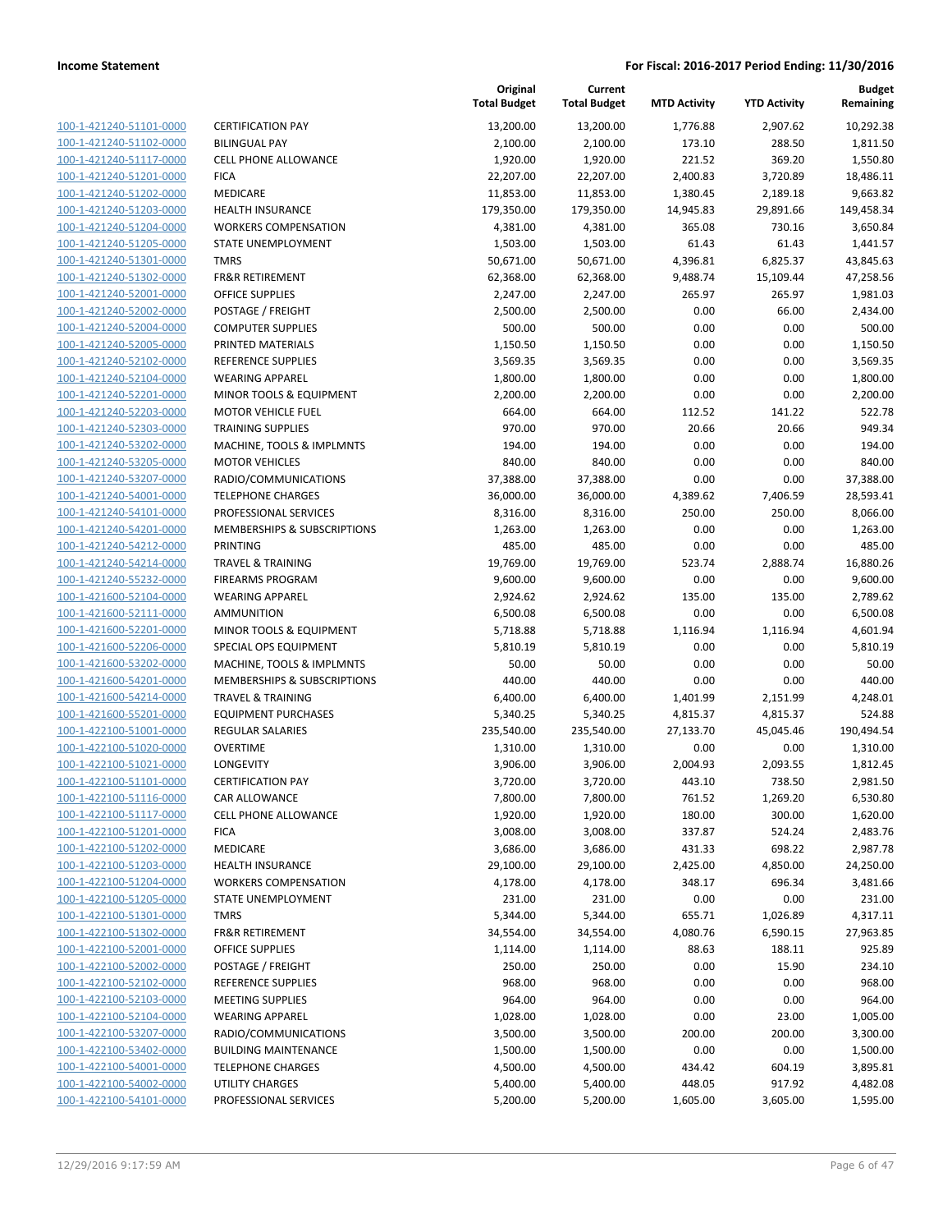| | | Original Total Budget | Current Total Budget | MTD Activity | YTD Activity | Budget Remaining |
|---|---|---|---|---|---|---|
| 100-1-421240-51101-0000 | CERTIFICATION PAY | 13,200.00 | 13,200.00 | 1,776.88 | 2,907.62 | 10,292.38 |
| 100-1-421240-51102-0000 | BILINGUAL PAY | 2,100.00 | 2,100.00 | 173.10 | 288.50 | 1,811.50 |
| 100-1-421240-51117-0000 | CELL PHONE ALLOWANCE | 1,920.00 | 1,920.00 | 221.52 | 369.20 | 1,550.80 |
| 100-1-421240-51201-0000 | FICA | 22,207.00 | 22,207.00 | 2,400.83 | 3,720.89 | 18,486.11 |
| 100-1-421240-51202-0000 | MEDICARE | 11,853.00 | 11,853.00 | 1,380.45 | 2,189.18 | 9,663.82 |
| 100-1-421240-51203-0000 | HEALTH INSURANCE | 179,350.00 | 179,350.00 | 14,945.83 | 29,891.66 | 149,458.34 |
| 100-1-421240-51204-0000 | WORKERS COMPENSATION | 4,381.00 | 4,381.00 | 365.08 | 730.16 | 3,650.84 |
| 100-1-421240-51205-0000 | STATE UNEMPLOYMENT | 1,503.00 | 1,503.00 | 61.43 | 61.43 | 1,441.57 |
| 100-1-421240-51301-0000 | TMRS | 50,671.00 | 50,671.00 | 4,396.81 | 6,825.37 | 43,845.63 |
| 100-1-421240-51302-0000 | FR&R RETIREMENT | 62,368.00 | 62,368.00 | 9,488.74 | 15,109.44 | 47,258.56 |
| 100-1-421240-52001-0000 | OFFICE SUPPLIES | 2,247.00 | 2,247.00 | 265.97 | 265.97 | 1,981.03 |
| 100-1-421240-52002-0000 | POSTAGE / FREIGHT | 2,500.00 | 2,500.00 | 0.00 | 66.00 | 2,434.00 |
| 100-1-421240-52004-0000 | COMPUTER SUPPLIES | 500.00 | 500.00 | 0.00 | 0.00 | 500.00 |
| 100-1-421240-52005-0000 | PRINTED MATERIALS | 1,150.50 | 1,150.50 | 0.00 | 0.00 | 1,150.50 |
| 100-1-421240-52102-0000 | REFERENCE SUPPLIES | 3,569.35 | 3,569.35 | 0.00 | 0.00 | 3,569.35 |
| 100-1-421240-52104-0000 | WEARING APPAREL | 1,800.00 | 1,800.00 | 0.00 | 0.00 | 1,800.00 |
| 100-1-421240-52201-0000 | MINOR TOOLS & EQUIPMENT | 2,200.00 | 2,200.00 | 0.00 | 0.00 | 2,200.00 |
| 100-1-421240-52203-0000 | MOTOR VEHICLE FUEL | 664.00 | 664.00 | 112.52 | 141.22 | 522.78 |
| 100-1-421240-52303-0000 | TRAINING SUPPLIES | 970.00 | 970.00 | 20.66 | 20.66 | 949.34 |
| 100-1-421240-53202-0000 | MACHINE, TOOLS & IMPLMNTS | 194.00 | 194.00 | 0.00 | 0.00 | 194.00 |
| 100-1-421240-53205-0000 | MOTOR VEHICLES | 840.00 | 840.00 | 0.00 | 0.00 | 840.00 |
| 100-1-421240-53207-0000 | RADIO/COMMUNICATIONS | 37,388.00 | 37,388.00 | 0.00 | 0.00 | 37,388.00 |
| 100-1-421240-54001-0000 | TELEPHONE CHARGES | 36,000.00 | 36,000.00 | 4,389.62 | 7,406.59 | 28,593.41 |
| 100-1-421240-54101-0000 | PROFESSIONAL SERVICES | 8,316.00 | 8,316.00 | 250.00 | 250.00 | 8,066.00 |
| 100-1-421240-54201-0000 | MEMBERSHIPS & SUBSCRIPTIONS | 1,263.00 | 1,263.00 | 0.00 | 0.00 | 1,263.00 |
| 100-1-421240-54212-0000 | PRINTING | 485.00 | 485.00 | 0.00 | 0.00 | 485.00 |
| 100-1-421240-54214-0000 | TRAVEL & TRAINING | 19,769.00 | 19,769.00 | 523.74 | 2,888.74 | 16,880.26 |
| 100-1-421240-55232-0000 | FIREARMS PROGRAM | 9,600.00 | 9,600.00 | 0.00 | 0.00 | 9,600.00 |
| 100-1-421600-52104-0000 | WEARING APPAREL | 2,924.62 | 2,924.62 | 135.00 | 135.00 | 2,789.62 |
| 100-1-421600-52111-0000 | AMMUNITION | 6,500.08 | 6,500.08 | 0.00 | 0.00 | 6,500.08 |
| 100-1-421600-52201-0000 | MINOR TOOLS & EQUIPMENT | 5,718.88 | 5,718.88 | 1,116.94 | 1,116.94 | 4,601.94 |
| 100-1-421600-52206-0000 | SPECIAL OPS EQUIPMENT | 5,810.19 | 5,810.19 | 0.00 | 0.00 | 5,810.19 |
| 100-1-421600-53202-0000 | MACHINE, TOOLS & IMPLMNTS | 50.00 | 50.00 | 0.00 | 0.00 | 50.00 |
| 100-1-421600-54201-0000 | MEMBERSHIPS & SUBSCRIPTIONS | 440.00 | 440.00 | 0.00 | 0.00 | 440.00 |
| 100-1-421600-54214-0000 | TRAVEL & TRAINING | 6,400.00 | 6,400.00 | 1,401.99 | 2,151.99 | 4,248.01 |
| 100-1-421600-55201-0000 | EQUIPMENT PURCHASES | 5,340.25 | 5,340.25 | 4,815.37 | 4,815.37 | 524.88 |
| 100-1-422100-51001-0000 | REGULAR SALARIES | 235,540.00 | 235,540.00 | 27,133.70 | 45,045.46 | 190,494.54 |
| 100-1-422100-51020-0000 | OVERTIME | 1,310.00 | 1,310.00 | 0.00 | 0.00 | 1,310.00 |
| 100-1-422100-51021-0000 | LONGEVITY | 3,906.00 | 3,906.00 | 2,004.93 | 2,093.55 | 1,812.45 |
| 100-1-422100-51101-0000 | CERTIFICATION PAY | 3,720.00 | 3,720.00 | 443.10 | 738.50 | 2,981.50 |
| 100-1-422100-51116-0000 | CAR ALLOWANCE | 7,800.00 | 7,800.00 | 761.52 | 1,269.20 | 6,530.80 |
| 100-1-422100-51117-0000 | CELL PHONE ALLOWANCE | 1,920.00 | 1,920.00 | 180.00 | 300.00 | 1,620.00 |
| 100-1-422100-51201-0000 | FICA | 3,008.00 | 3,008.00 | 337.87 | 524.24 | 2,483.76 |
| 100-1-422100-51202-0000 | MEDICARE | 3,686.00 | 3,686.00 | 431.33 | 698.22 | 2,987.78 |
| 100-1-422100-51203-0000 | HEALTH INSURANCE | 29,100.00 | 29,100.00 | 2,425.00 | 4,850.00 | 24,250.00 |
| 100-1-422100-51204-0000 | WORKERS COMPENSATION | 4,178.00 | 4,178.00 | 348.17 | 696.34 | 3,481.66 |
| 100-1-422100-51205-0000 | STATE UNEMPLOYMENT | 231.00 | 231.00 | 0.00 | 0.00 | 231.00 |
| 100-1-422100-51301-0000 | TMRS | 5,344.00 | 5,344.00 | 655.71 | 1,026.89 | 4,317.11 |
| 100-1-422100-51302-0000 | FR&R RETIREMENT | 34,554.00 | 34,554.00 | 4,080.76 | 6,590.15 | 27,963.85 |
| 100-1-422100-52001-0000 | OFFICE SUPPLIES | 1,114.00 | 1,114.00 | 88.63 | 188.11 | 925.89 |
| 100-1-422100-52002-0000 | POSTAGE / FREIGHT | 250.00 | 250.00 | 0.00 | 15.90 | 234.10 |
| 100-1-422100-52102-0000 | REFERENCE SUPPLIES | 968.00 | 968.00 | 0.00 | 0.00 | 968.00 |
| 100-1-422100-52103-0000 | MEETING SUPPLIES | 964.00 | 964.00 | 0.00 | 0.00 | 964.00 |
| 100-1-422100-52104-0000 | WEARING APPAREL | 1,028.00 | 1,028.00 | 0.00 | 23.00 | 1,005.00 |
| 100-1-422100-53207-0000 | RADIO/COMMUNICATIONS | 3,500.00 | 3,500.00 | 200.00 | 200.00 | 3,300.00 |
| 100-1-422100-53402-0000 | BUILDING MAINTENANCE | 1,500.00 | 1,500.00 | 0.00 | 0.00 | 1,500.00 |
| 100-1-422100-54001-0000 | TELEPHONE CHARGES | 4,500.00 | 4,500.00 | 434.42 | 604.19 | 3,895.81 |
| 100-1-422100-54002-0000 | UTILITY CHARGES | 5,400.00 | 5,400.00 | 448.05 | 917.92 | 4,482.08 |
| 100-1-422100-54101-0000 | PROFESSIONAL SERVICES | 5,200.00 | 5,200.00 | 1,605.00 | 3,605.00 | 1,595.00 |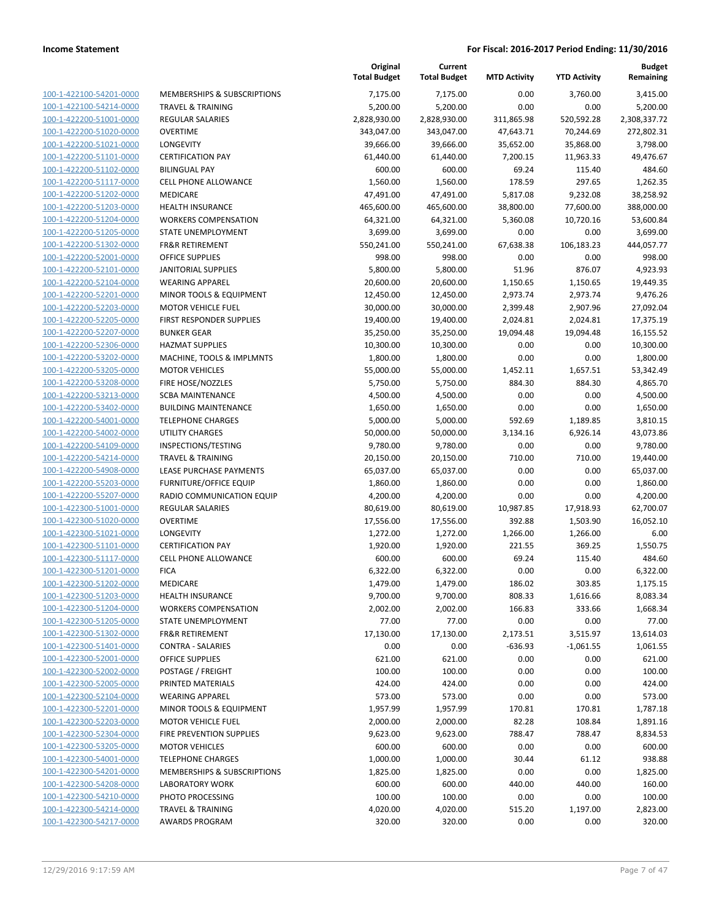| | | Original Total Budget | Current Total Budget | MTD Activity | YTD Activity | Budget Remaining |
|---|---|---|---|---|---|---|
| 100-1-422100-54201-0000 | MEMBERSHIPS & SUBSCRIPTIONS | 7,175.00 | 7,175.00 | 0.00 | 3,760.00 | 3,415.00 |
| 100-1-422100-54214-0000 | TRAVEL & TRAINING | 5,200.00 | 5,200.00 | 0.00 | 0.00 | 5,200.00 |
| 100-1-422200-51001-0000 | REGULAR SALARIES | 2,828,930.00 | 2,828,930.00 | 311,865.98 | 520,592.28 | 2,308,337.72 |
| 100-1-422200-51020-0000 | OVERTIME | 343,047.00 | 343,047.00 | 47,643.71 | 70,244.69 | 272,802.31 |
| 100-1-422200-51021-0000 | LONGEVITY | 39,666.00 | 39,666.00 | 35,652.00 | 35,868.00 | 3,798.00 |
| 100-1-422200-51101-0000 | CERTIFICATION PAY | 61,440.00 | 61,440.00 | 7,200.15 | 11,963.33 | 49,476.67 |
| 100-1-422200-51102-0000 | BILINGUAL PAY | 600.00 | 600.00 | 69.24 | 115.40 | 484.60 |
| 100-1-422200-51117-0000 | CELL PHONE ALLOWANCE | 1,560.00 | 1,560.00 | 178.59 | 297.65 | 1,262.35 |
| 100-1-422200-51202-0000 | MEDICARE | 47,491.00 | 47,491.00 | 5,817.08 | 9,232.08 | 38,258.92 |
| 100-1-422200-51203-0000 | HEALTH INSURANCE | 465,600.00 | 465,600.00 | 38,800.00 | 77,600.00 | 388,000.00 |
| 100-1-422200-51204-0000 | WORKERS COMPENSATION | 64,321.00 | 64,321.00 | 5,360.08 | 10,720.16 | 53,600.84 |
| 100-1-422200-51205-0000 | STATE UNEMPLOYMENT | 3,699.00 | 3,699.00 | 0.00 | 0.00 | 3,699.00 |
| 100-1-422200-51302-0000 | FR&R RETIREMENT | 550,241.00 | 550,241.00 | 67,638.38 | 106,183.23 | 444,057.77 |
| 100-1-422200-52001-0000 | OFFICE SUPPLIES | 998.00 | 998.00 | 0.00 | 0.00 | 998.00 |
| 100-1-422200-52101-0000 | JANITORIAL SUPPLIES | 5,800.00 | 5,800.00 | 51.96 | 876.07 | 4,923.93 |
| 100-1-422200-52104-0000 | WEARING APPAREL | 20,600.00 | 20,600.00 | 1,150.65 | 1,150.65 | 19,449.35 |
| 100-1-422200-52201-0000 | MINOR TOOLS & EQUIPMENT | 12,450.00 | 12,450.00 | 2,973.74 | 2,973.74 | 9,476.26 |
| 100-1-422200-52203-0000 | MOTOR VEHICLE FUEL | 30,000.00 | 30,000.00 | 2,399.48 | 2,907.96 | 27,092.04 |
| 100-1-422200-52205-0000 | FIRST RESPONDER SUPPLIES | 19,400.00 | 19,400.00 | 2,024.81 | 2,024.81 | 17,375.19 |
| 100-1-422200-52207-0000 | BUNKER GEAR | 35,250.00 | 35,250.00 | 19,094.48 | 19,094.48 | 16,155.52 |
| 100-1-422200-52306-0000 | HAZMAT SUPPLIES | 10,300.00 | 10,300.00 | 0.00 | 0.00 | 10,300.00 |
| 100-1-422200-53202-0000 | MACHINE, TOOLS & IMPLMNTS | 1,800.00 | 1,800.00 | 0.00 | 0.00 | 1,800.00 |
| 100-1-422200-53205-0000 | MOTOR VEHICLES | 55,000.00 | 55,000.00 | 1,452.11 | 1,657.51 | 53,342.49 |
| 100-1-422200-53208-0000 | FIRE HOSE/NOZZLES | 5,750.00 | 5,750.00 | 884.30 | 884.30 | 4,865.70 |
| 100-1-422200-53213-0000 | SCBA MAINTENANCE | 4,500.00 | 4,500.00 | 0.00 | 0.00 | 4,500.00 |
| 100-1-422200-53402-0000 | BUILDING MAINTENANCE | 1,650.00 | 1,650.00 | 0.00 | 0.00 | 1,650.00 |
| 100-1-422200-54001-0000 | TELEPHONE CHARGES | 5,000.00 | 5,000.00 | 592.69 | 1,189.85 | 3,810.15 |
| 100-1-422200-54002-0000 | UTILITY CHARGES | 50,000.00 | 50,000.00 | 3,134.16 | 6,926.14 | 43,073.86 |
| 100-1-422200-54109-0000 | INSPECTIONS/TESTING | 9,780.00 | 9,780.00 | 0.00 | 0.00 | 9,780.00 |
| 100-1-422200-54214-0000 | TRAVEL & TRAINING | 20,150.00 | 20,150.00 | 710.00 | 710.00 | 19,440.00 |
| 100-1-422200-54908-0000 | LEASE PURCHASE PAYMENTS | 65,037.00 | 65,037.00 | 0.00 | 0.00 | 65,037.00 |
| 100-1-422200-55203-0000 | FURNITURE/OFFICE EQUIP | 1,860.00 | 1,860.00 | 0.00 | 0.00 | 1,860.00 |
| 100-1-422200-55207-0000 | RADIO COMMUNICATION EQUIP | 4,200.00 | 4,200.00 | 0.00 | 0.00 | 4,200.00 |
| 100-1-422300-51001-0000 | REGULAR SALARIES | 80,619.00 | 80,619.00 | 10,987.85 | 17,918.93 | 62,700.07 |
| 100-1-422300-51020-0000 | OVERTIME | 17,556.00 | 17,556.00 | 392.88 | 1,503.90 | 16,052.10 |
| 100-1-422300-51021-0000 | LONGEVITY | 1,272.00 | 1,272.00 | 1,266.00 | 1,266.00 | 6.00 |
| 100-1-422300-51101-0000 | CERTIFICATION PAY | 1,920.00 | 1,920.00 | 221.55 | 369.25 | 1,550.75 |
| 100-1-422300-51117-0000 | CELL PHONE ALLOWANCE | 600.00 | 600.00 | 69.24 | 115.40 | 484.60 |
| 100-1-422300-51201-0000 | FICA | 6,322.00 | 6,322.00 | 0.00 | 0.00 | 6,322.00 |
| 100-1-422300-51202-0000 | MEDICARE | 1,479.00 | 1,479.00 | 186.02 | 303.85 | 1,175.15 |
| 100-1-422300-51203-0000 | HEALTH INSURANCE | 9,700.00 | 9,700.00 | 808.33 | 1,616.66 | 8,083.34 |
| 100-1-422300-51204-0000 | WORKERS COMPENSATION | 2,002.00 | 2,002.00 | 166.83 | 333.66 | 1,668.34 |
| 100-1-422300-51205-0000 | STATE UNEMPLOYMENT | 77.00 | 77.00 | 0.00 | 0.00 | 77.00 |
| 100-1-422300-51302-0000 | FR&R RETIREMENT | 17,130.00 | 17,130.00 | 2,173.51 | 3,515.97 | 13,614.03 |
| 100-1-422300-51401-0000 | CONTRA - SALARIES | 0.00 | 0.00 | -636.93 | -1,061.55 | 1,061.55 |
| 100-1-422300-52001-0000 | OFFICE SUPPLIES | 621.00 | 621.00 | 0.00 | 0.00 | 621.00 |
| 100-1-422300-52002-0000 | POSTAGE / FREIGHT | 100.00 | 100.00 | 0.00 | 0.00 | 100.00 |
| 100-1-422300-52005-0000 | PRINTED MATERIALS | 424.00 | 424.00 | 0.00 | 0.00 | 424.00 |
| 100-1-422300-52104-0000 | WEARING APPAREL | 573.00 | 573.00 | 0.00 | 0.00 | 573.00 |
| 100-1-422300-52201-0000 | MINOR TOOLS & EQUIPMENT | 1,957.99 | 1,957.99 | 170.81 | 170.81 | 1,787.18 |
| 100-1-422300-52203-0000 | MOTOR VEHICLE FUEL | 2,000.00 | 2,000.00 | 82.28 | 108.84 | 1,891.16 |
| 100-1-422300-52304-0000 | FIRE PREVENTION SUPPLIES | 9,623.00 | 9,623.00 | 788.47 | 788.47 | 8,834.53 |
| 100-1-422300-53205-0000 | MOTOR VEHICLES | 600.00 | 600.00 | 0.00 | 0.00 | 600.00 |
| 100-1-422300-54001-0000 | TELEPHONE CHARGES | 1,000.00 | 1,000.00 | 30.44 | 61.12 | 938.88 |
| 100-1-422300-54201-0000 | MEMBERSHIPS & SUBSCRIPTIONS | 1,825.00 | 1,825.00 | 0.00 | 0.00 | 1,825.00 |
| 100-1-422300-54208-0000 | LABORATORY WORK | 600.00 | 600.00 | 440.00 | 440.00 | 160.00 |
| 100-1-422300-54210-0000 | PHOTO PROCESSING | 100.00 | 100.00 | 0.00 | 0.00 | 100.00 |
| 100-1-422300-54214-0000 | TRAVEL & TRAINING | 4,020.00 | 4,020.00 | 515.20 | 1,197.00 | 2,823.00 |
| 100-1-422300-54217-0000 | AWARDS PROGRAM | 320.00 | 320.00 | 0.00 | 0.00 | 320.00 |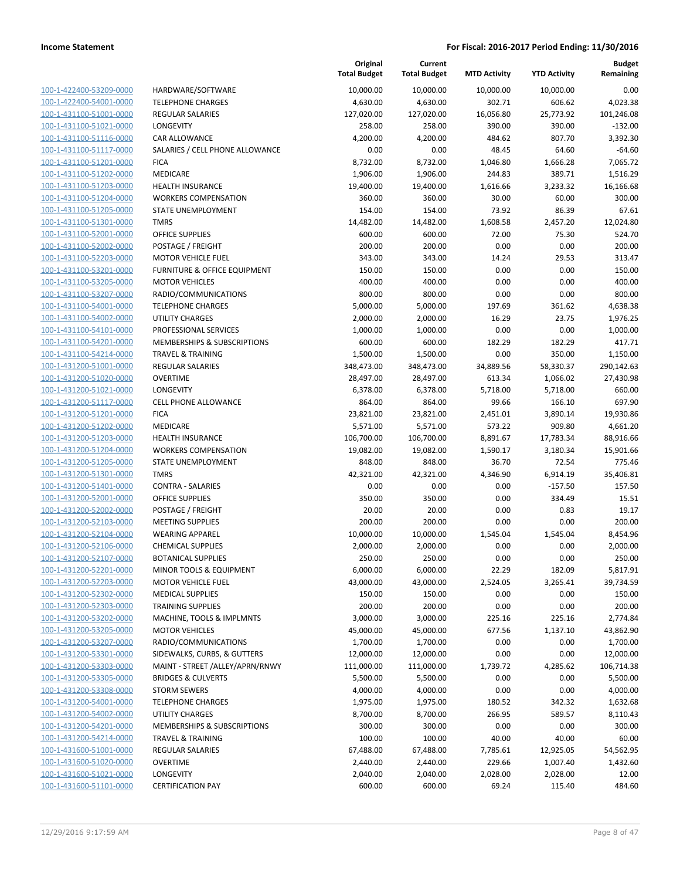**Income Statement** — For Fiscal: 2016-2017 Period Ending: 11/30/2016

| | | Original Total Budget | Current Total Budget | MTD Activity | YTD Activity | Budget Remaining |
|---|---|---|---|---|---|---|
| 100-1-422400-53209-0000 | HARDWARE/SOFTWARE | 10,000.00 | 10,000.00 | 10,000.00 | 10,000.00 | 0.00 |
| 100-1-422400-54001-0000 | TELEPHONE CHARGES | 4,630.00 | 4,630.00 | 302.71 | 606.62 | 4,023.38 |
| 100-1-431100-51001-0000 | REGULAR SALARIES | 127,020.00 | 127,020.00 | 16,056.80 | 25,773.92 | 101,246.08 |
| 100-1-431100-51021-0000 | LONGEVITY | 258.00 | 258.00 | 390.00 | 390.00 | -132.00 |
| 100-1-431100-51116-0000 | CAR ALLOWANCE | 4,200.00 | 4,200.00 | 484.62 | 807.70 | 3,392.30 |
| 100-1-431100-51117-0000 | SALARIES / CELL PHONE ALLOWANCE | 0.00 | 0.00 | 48.45 | 64.60 | -64.60 |
| 100-1-431100-51201-0000 | FICA | 8,732.00 | 8,732.00 | 1,046.80 | 1,666.28 | 7,065.72 |
| 100-1-431100-51202-0000 | MEDICARE | 1,906.00 | 1,906.00 | 244.83 | 389.71 | 1,516.29 |
| 100-1-431100-51203-0000 | HEALTH INSURANCE | 19,400.00 | 19,400.00 | 1,616.66 | 3,233.32 | 16,166.68 |
| 100-1-431100-51204-0000 | WORKERS COMPENSATION | 360.00 | 360.00 | 30.00 | 60.00 | 300.00 |
| 100-1-431100-51205-0000 | STATE UNEMPLOYMENT | 154.00 | 154.00 | 73.92 | 86.39 | 67.61 |
| 100-1-431100-51301-0000 | TMRS | 14,482.00 | 14,482.00 | 1,608.58 | 2,457.20 | 12,024.80 |
| 100-1-431100-52001-0000 | OFFICE SUPPLIES | 600.00 | 600.00 | 72.00 | 75.30 | 524.70 |
| 100-1-431100-52002-0000 | POSTAGE / FREIGHT | 200.00 | 200.00 | 0.00 | 0.00 | 200.00 |
| 100-1-431100-52203-0000 | MOTOR VEHICLE FUEL | 343.00 | 343.00 | 14.24 | 29.53 | 313.47 |
| 100-1-431100-53201-0000 | FURNITURE & OFFICE EQUIPMENT | 150.00 | 150.00 | 0.00 | 0.00 | 150.00 |
| 100-1-431100-53205-0000 | MOTOR VEHICLES | 400.00 | 400.00 | 0.00 | 0.00 | 400.00 |
| 100-1-431100-53207-0000 | RADIO/COMMUNICATIONS | 800.00 | 800.00 | 0.00 | 0.00 | 800.00 |
| 100-1-431100-54001-0000 | TELEPHONE CHARGES | 5,000.00 | 5,000.00 | 197.69 | 361.62 | 4,638.38 |
| 100-1-431100-54002-0000 | UTILITY CHARGES | 2,000.00 | 2,000.00 | 16.29 | 23.75 | 1,976.25 |
| 100-1-431100-54101-0000 | PROFESSIONAL SERVICES | 1,000.00 | 1,000.00 | 0.00 | 0.00 | 1,000.00 |
| 100-1-431100-54201-0000 | MEMBERSHIPS & SUBSCRIPTIONS | 600.00 | 600.00 | 182.29 | 182.29 | 417.71 |
| 100-1-431100-54214-0000 | TRAVEL & TRAINING | 1,500.00 | 1,500.00 | 0.00 | 350.00 | 1,150.00 |
| 100-1-431200-51001-0000 | REGULAR SALARIES | 348,473.00 | 348,473.00 | 34,889.56 | 58,330.37 | 290,142.63 |
| 100-1-431200-51020-0000 | OVERTIME | 28,497.00 | 28,497.00 | 613.34 | 1,066.02 | 27,430.98 |
| 100-1-431200-51021-0000 | LONGEVITY | 6,378.00 | 6,378.00 | 5,718.00 | 5,718.00 | 660.00 |
| 100-1-431200-51117-0000 | CELL PHONE ALLOWANCE | 864.00 | 864.00 | 99.66 | 166.10 | 697.90 |
| 100-1-431200-51201-0000 | FICA | 23,821.00 | 23,821.00 | 2,451.01 | 3,890.14 | 19,930.86 |
| 100-1-431200-51202-0000 | MEDICARE | 5,571.00 | 5,571.00 | 573.22 | 909.80 | 4,661.20 |
| 100-1-431200-51203-0000 | HEALTH INSURANCE | 106,700.00 | 106,700.00 | 8,891.67 | 17,783.34 | 88,916.66 |
| 100-1-431200-51204-0000 | WORKERS COMPENSATION | 19,082.00 | 19,082.00 | 1,590.17 | 3,180.34 | 15,901.66 |
| 100-1-431200-51205-0000 | STATE UNEMPLOYMENT | 848.00 | 848.00 | 36.70 | 72.54 | 775.46 |
| 100-1-431200-51301-0000 | TMRS | 42,321.00 | 42,321.00 | 4,346.90 | 6,914.19 | 35,406.81 |
| 100-1-431200-51401-0000 | CONTRA - SALARIES | 0.00 | 0.00 | 0.00 | -157.50 | 157.50 |
| 100-1-431200-52001-0000 | OFFICE SUPPLIES | 350.00 | 350.00 | 0.00 | 334.49 | 15.51 |
| 100-1-431200-52002-0000 | POSTAGE / FREIGHT | 20.00 | 20.00 | 0.00 | 0.83 | 19.17 |
| 100-1-431200-52103-0000 | MEETING SUPPLIES | 200.00 | 200.00 | 0.00 | 0.00 | 200.00 |
| 100-1-431200-52104-0000 | WEARING APPAREL | 10,000.00 | 10,000.00 | 1,545.04 | 1,545.04 | 8,454.96 |
| 100-1-431200-52106-0000 | CHEMICAL SUPPLIES | 2,000.00 | 2,000.00 | 0.00 | 0.00 | 2,000.00 |
| 100-1-431200-52107-0000 | BOTANICAL SUPPLIES | 250.00 | 250.00 | 0.00 | 0.00 | 250.00 |
| 100-1-431200-52201-0000 | MINOR TOOLS & EQUIPMENT | 6,000.00 | 6,000.00 | 22.29 | 182.09 | 5,817.91 |
| 100-1-431200-52203-0000 | MOTOR VEHICLE FUEL | 43,000.00 | 43,000.00 | 2,524.05 | 3,265.41 | 39,734.59 |
| 100-1-431200-52302-0000 | MEDICAL SUPPLIES | 150.00 | 150.00 | 0.00 | 0.00 | 150.00 |
| 100-1-431200-52303-0000 | TRAINING SUPPLIES | 200.00 | 200.00 | 0.00 | 0.00 | 200.00 |
| 100-1-431200-53202-0000 | MACHINE, TOOLS & IMPLMNTS | 3,000.00 | 3,000.00 | 225.16 | 225.16 | 2,774.84 |
| 100-1-431200-53205-0000 | MOTOR VEHICLES | 45,000.00 | 45,000.00 | 677.56 | 1,137.10 | 43,862.90 |
| 100-1-431200-53207-0000 | RADIO/COMMUNICATIONS | 1,700.00 | 1,700.00 | 0.00 | 0.00 | 1,700.00 |
| 100-1-431200-53301-0000 | SIDEWALKS, CURBS, & GUTTERS | 12,000.00 | 12,000.00 | 0.00 | 0.00 | 12,000.00 |
| 100-1-431200-53303-0000 | MAINT - STREET /ALLEY/APRN/RNWY | 111,000.00 | 111,000.00 | 1,739.72 | 4,285.62 | 106,714.38 |
| 100-1-431200-53305-0000 | BRIDGES & CULVERTS | 5,500.00 | 5,500.00 | 0.00 | 0.00 | 5,500.00 |
| 100-1-431200-53308-0000 | STORM SEWERS | 4,000.00 | 4,000.00 | 0.00 | 0.00 | 4,000.00 |
| 100-1-431200-54001-0000 | TELEPHONE CHARGES | 1,975.00 | 1,975.00 | 180.52 | 342.32 | 1,632.68 |
| 100-1-431200-54002-0000 | UTILITY CHARGES | 8,700.00 | 8,700.00 | 266.95 | 589.57 | 8,110.43 |
| 100-1-431200-54201-0000 | MEMBERSHIPS & SUBSCRIPTIONS | 300.00 | 300.00 | 0.00 | 0.00 | 300.00 |
| 100-1-431200-54214-0000 | TRAVEL & TRAINING | 100.00 | 100.00 | 40.00 | 40.00 | 60.00 |
| 100-1-431600-51001-0000 | REGULAR SALARIES | 67,488.00 | 67,488.00 | 7,785.61 | 12,925.05 | 54,562.95 |
| 100-1-431600-51020-0000 | OVERTIME | 2,440.00 | 2,440.00 | 229.66 | 1,007.40 | 1,432.60 |
| 100-1-431600-51021-0000 | LONGEVITY | 2,040.00 | 2,040.00 | 2,028.00 | 2,028.00 | 12.00 |
| 100-1-431600-51101-0000 | CERTIFICATION PAY | 600.00 | 600.00 | 69.24 | 115.40 | 484.60 |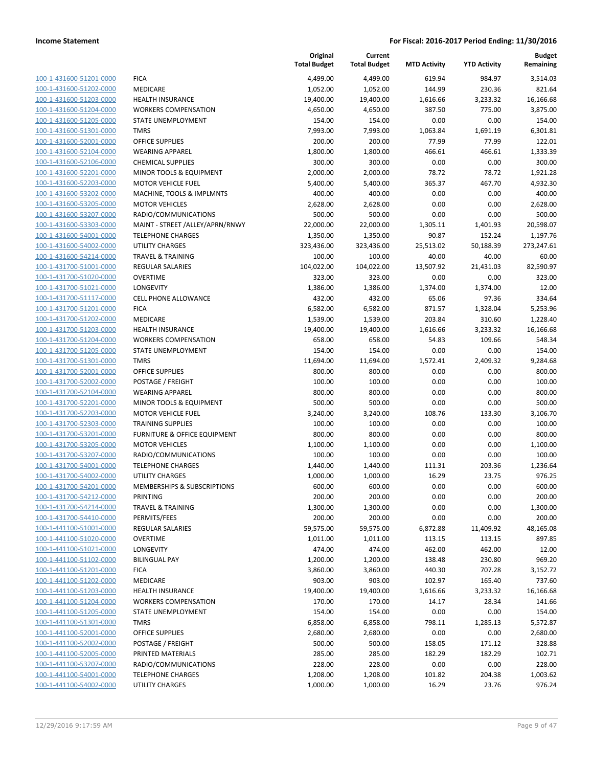**Income Statement** **For Fiscal: 2016-2017 Period Ending: 11/30/2016**

| | | Original Total Budget | Current Total Budget | MTD Activity | YTD Activity | Budget Remaining |
|---|---|---|---|---|---|---|
| 100-1-431600-51201-0000 | FICA | 4,499.00 | 4,499.00 | 619.94 | 984.97 | 3,514.03 |
| 100-1-431600-51202-0000 | MEDICARE | 1,052.00 | 1,052.00 | 144.99 | 230.36 | 821.64 |
| 100-1-431600-51203-0000 | HEALTH INSURANCE | 19,400.00 | 19,400.00 | 1,616.66 | 3,233.32 | 16,166.68 |
| 100-1-431600-51204-0000 | WORKERS COMPENSATION | 4,650.00 | 4,650.00 | 387.50 | 775.00 | 3,875.00 |
| 100-1-431600-51205-0000 | STATE UNEMPLOYMENT | 154.00 | 154.00 | 0.00 | 0.00 | 154.00 |
| 100-1-431600-51301-0000 | TMRS | 7,993.00 | 7,993.00 | 1,063.84 | 1,691.19 | 6,301.81 |
| 100-1-431600-52001-0000 | OFFICE SUPPLIES | 200.00 | 200.00 | 77.99 | 77.99 | 122.01 |
| 100-1-431600-52104-0000 | WEARING APPAREL | 1,800.00 | 1,800.00 | 466.61 | 466.61 | 1,333.39 |
| 100-1-431600-52106-0000 | CHEMICAL SUPPLIES | 300.00 | 300.00 | 0.00 | 0.00 | 300.00 |
| 100-1-431600-52201-0000 | MINOR TOOLS & EQUIPMENT | 2,000.00 | 2,000.00 | 78.72 | 78.72 | 1,921.28 |
| 100-1-431600-52203-0000 | MOTOR VEHICLE FUEL | 5,400.00 | 5,400.00 | 365.37 | 467.70 | 4,932.30 |
| 100-1-431600-53202-0000 | MACHINE, TOOLS & IMPLMNTS | 400.00 | 400.00 | 0.00 | 0.00 | 400.00 |
| 100-1-431600-53205-0000 | MOTOR VEHICLES | 2,628.00 | 2,628.00 | 0.00 | 0.00 | 2,628.00 |
| 100-1-431600-53207-0000 | RADIO/COMMUNICATIONS | 500.00 | 500.00 | 0.00 | 0.00 | 500.00 |
| 100-1-431600-53303-0000 | MAINT - STREET /ALLEY/APRN/RNWY | 22,000.00 | 22,000.00 | 1,305.11 | 1,401.93 | 20,598.07 |
| 100-1-431600-54001-0000 | TELEPHONE CHARGES | 1,350.00 | 1,350.00 | 90.87 | 152.24 | 1,197.76 |
| 100-1-431600-54002-0000 | UTILITY CHARGES | 323,436.00 | 323,436.00 | 25,513.02 | 50,188.39 | 273,247.61 |
| 100-1-431600-54214-0000 | TRAVEL & TRAINING | 100.00 | 100.00 | 40.00 | 40.00 | 60.00 |
| 100-1-431700-51001-0000 | REGULAR SALARIES | 104,022.00 | 104,022.00 | 13,507.92 | 21,431.03 | 82,590.97 |
| 100-1-431700-51020-0000 | OVERTIME | 323.00 | 323.00 | 0.00 | 0.00 | 323.00 |
| 100-1-431700-51021-0000 | LONGEVITY | 1,386.00 | 1,386.00 | 1,374.00 | 1,374.00 | 12.00 |
| 100-1-431700-51117-0000 | CELL PHONE ALLOWANCE | 432.00 | 432.00 | 65.06 | 97.36 | 334.64 |
| 100-1-431700-51201-0000 | FICA | 6,582.00 | 6,582.00 | 871.57 | 1,328.04 | 5,253.96 |
| 100-1-431700-51202-0000 | MEDICARE | 1,539.00 | 1,539.00 | 203.84 | 310.60 | 1,228.40 |
| 100-1-431700-51203-0000 | HEALTH INSURANCE | 19,400.00 | 19,400.00 | 1,616.66 | 3,233.32 | 16,166.68 |
| 100-1-431700-51204-0000 | WORKERS COMPENSATION | 658.00 | 658.00 | 54.83 | 109.66 | 548.34 |
| 100-1-431700-51205-0000 | STATE UNEMPLOYMENT | 154.00 | 154.00 | 0.00 | 0.00 | 154.00 |
| 100-1-431700-51301-0000 | TMRS | 11,694.00 | 11,694.00 | 1,572.41 | 2,409.32 | 9,284.68 |
| 100-1-431700-52001-0000 | OFFICE SUPPLIES | 800.00 | 800.00 | 0.00 | 0.00 | 800.00 |
| 100-1-431700-52002-0000 | POSTAGE / FREIGHT | 100.00 | 100.00 | 0.00 | 0.00 | 100.00 |
| 100-1-431700-52104-0000 | WEARING APPAREL | 800.00 | 800.00 | 0.00 | 0.00 | 800.00 |
| 100-1-431700-52201-0000 | MINOR TOOLS & EQUIPMENT | 500.00 | 500.00 | 0.00 | 0.00 | 500.00 |
| 100-1-431700-52203-0000 | MOTOR VEHICLE FUEL | 3,240.00 | 3,240.00 | 108.76 | 133.30 | 3,106.70 |
| 100-1-431700-52303-0000 | TRAINING SUPPLIES | 100.00 | 100.00 | 0.00 | 0.00 | 100.00 |
| 100-1-431700-53201-0000 | FURNITURE & OFFICE EQUIPMENT | 800.00 | 800.00 | 0.00 | 0.00 | 800.00 |
| 100-1-431700-53205-0000 | MOTOR VEHICLES | 1,100.00 | 1,100.00 | 0.00 | 0.00 | 1,100.00 |
| 100-1-431700-53207-0000 | RADIO/COMMUNICATIONS | 100.00 | 100.00 | 0.00 | 0.00 | 100.00 |
| 100-1-431700-54001-0000 | TELEPHONE CHARGES | 1,440.00 | 1,440.00 | 111.31 | 203.36 | 1,236.64 |
| 100-1-431700-54002-0000 | UTILITY CHARGES | 1,000.00 | 1,000.00 | 16.29 | 23.75 | 976.25 |
| 100-1-431700-54201-0000 | MEMBERSHIPS & SUBSCRIPTIONS | 600.00 | 600.00 | 0.00 | 0.00 | 600.00 |
| 100-1-431700-54212-0000 | PRINTING | 200.00 | 200.00 | 0.00 | 0.00 | 200.00 |
| 100-1-431700-54214-0000 | TRAVEL & TRAINING | 1,300.00 | 1,300.00 | 0.00 | 0.00 | 1,300.00 |
| 100-1-431700-54410-0000 | PERMITS/FEES | 200.00 | 200.00 | 0.00 | 0.00 | 200.00 |
| 100-1-441100-51001-0000 | REGULAR SALARIES | 59,575.00 | 59,575.00 | 6,872.88 | 11,409.92 | 48,165.08 |
| 100-1-441100-51020-0000 | OVERTIME | 1,011.00 | 1,011.00 | 113.15 | 113.15 | 897.85 |
| 100-1-441100-51021-0000 | LONGEVITY | 474.00 | 474.00 | 462.00 | 462.00 | 12.00 |
| 100-1-441100-51102-0000 | BILINGUAL PAY | 1,200.00 | 1,200.00 | 138.48 | 230.80 | 969.20 |
| 100-1-441100-51201-0000 | FICA | 3,860.00 | 3,860.00 | 440.30 | 707.28 | 3,152.72 |
| 100-1-441100-51202-0000 | MEDICARE | 903.00 | 903.00 | 102.97 | 165.40 | 737.60 |
| 100-1-441100-51203-0000 | HEALTH INSURANCE | 19,400.00 | 19,400.00 | 1,616.66 | 3,233.32 | 16,166.68 |
| 100-1-441100-51204-0000 | WORKERS COMPENSATION | 170.00 | 170.00 | 14.17 | 28.34 | 141.66 |
| 100-1-441100-51205-0000 | STATE UNEMPLOYMENT | 154.00 | 154.00 | 0.00 | 0.00 | 154.00 |
| 100-1-441100-51301-0000 | TMRS | 6,858.00 | 6,858.00 | 798.11 | 1,285.13 | 5,572.87 |
| 100-1-441100-52001-0000 | OFFICE SUPPLIES | 2,680.00 | 2,680.00 | 0.00 | 0.00 | 2,680.00 |
| 100-1-441100-52002-0000 | POSTAGE / FREIGHT | 500.00 | 500.00 | 158.05 | 171.12 | 328.88 |
| 100-1-441100-52005-0000 | PRINTED MATERIALS | 285.00 | 285.00 | 182.29 | 182.29 | 102.71 |
| 100-1-441100-53207-0000 | RADIO/COMMUNICATIONS | 228.00 | 228.00 | 0.00 | 0.00 | 228.00 |
| 100-1-441100-54001-0000 | TELEPHONE CHARGES | 1,208.00 | 1,208.00 | 101.82 | 204.38 | 1,003.62 |
| 100-1-441100-54002-0000 | UTILITY CHARGES | 1,000.00 | 1,000.00 | 16.29 | 23.76 | 976.24 |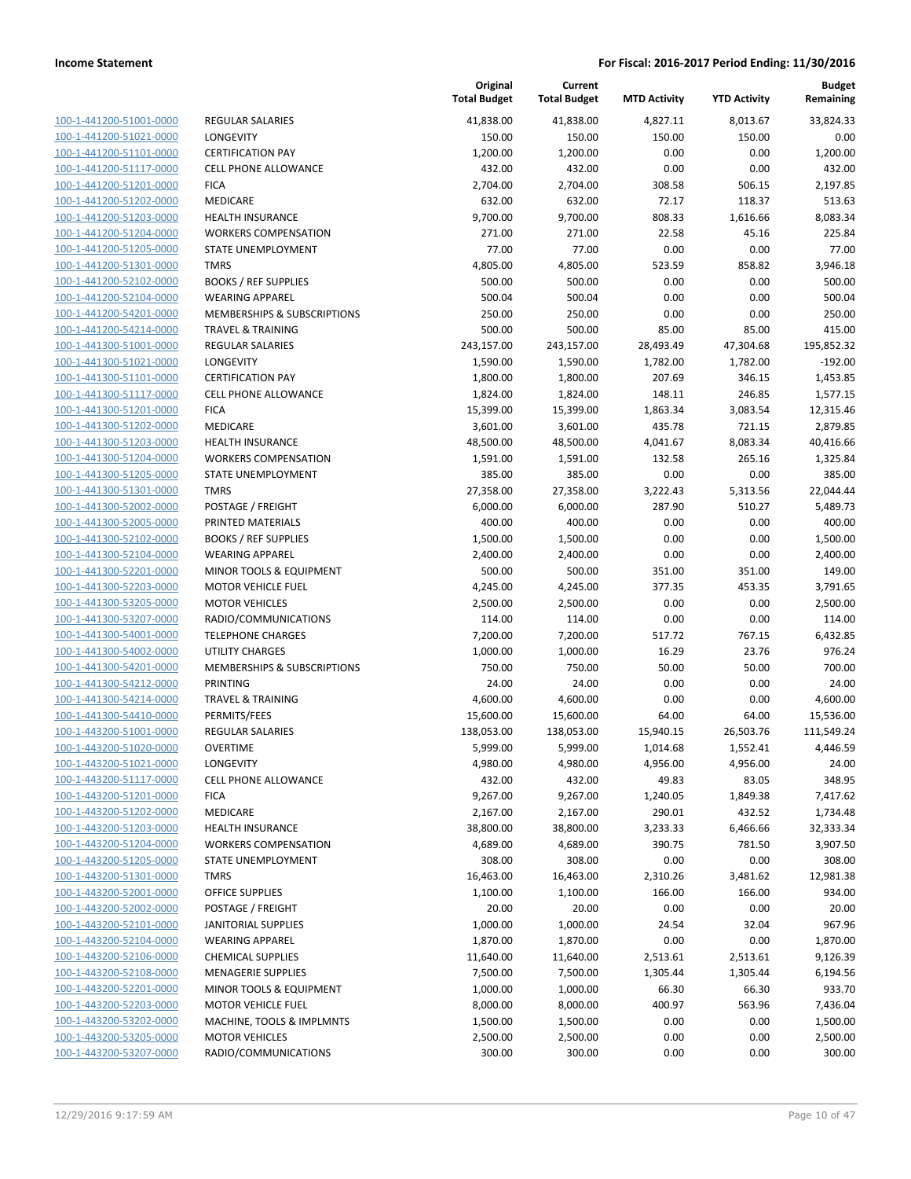| | | Original Total Budget | Current Total Budget | MTD Activity | YTD Activity | Budget Remaining |
|---|---|---|---|---|---|---|
| 100-1-441200-51001-0000 | REGULAR SALARIES | 41,838.00 | 41,838.00 | 4,827.11 | 8,013.67 | 33,824.33 |
| 100-1-441200-51021-0000 | LONGEVITY | 150.00 | 150.00 | 150.00 | 150.00 | 0.00 |
| 100-1-441200-51101-0000 | CERTIFICATION PAY | 1,200.00 | 1,200.00 | 0.00 | 0.00 | 1,200.00 |
| 100-1-441200-51117-0000 | CELL PHONE ALLOWANCE | 432.00 | 432.00 | 0.00 | 0.00 | 432.00 |
| 100-1-441200-51201-0000 | FICA | 2,704.00 | 2,704.00 | 308.58 | 506.15 | 2,197.85 |
| 100-1-441200-51202-0000 | MEDICARE | 632.00 | 632.00 | 72.17 | 118.37 | 513.63 |
| 100-1-441200-51203-0000 | HEALTH INSURANCE | 9,700.00 | 9,700.00 | 808.33 | 1,616.66 | 8,083.34 |
| 100-1-441200-51204-0000 | WORKERS COMPENSATION | 271.00 | 271.00 | 22.58 | 45.16 | 225.84 |
| 100-1-441200-51205-0000 | STATE UNEMPLOYMENT | 77.00 | 77.00 | 0.00 | 0.00 | 77.00 |
| 100-1-441200-51301-0000 | TMRS | 4,805.00 | 4,805.00 | 523.59 | 858.82 | 3,946.18 |
| 100-1-441200-52102-0000 | BOOKS / REF SUPPLIES | 500.00 | 500.00 | 0.00 | 0.00 | 500.00 |
| 100-1-441200-52104-0000 | WEARING APPAREL | 500.04 | 500.04 | 0.00 | 0.00 | 500.04 |
| 100-1-441200-54201-0000 | MEMBERSHIPS & SUBSCRIPTIONS | 250.00 | 250.00 | 0.00 | 0.00 | 250.00 |
| 100-1-441200-54214-0000 | TRAVEL & TRAINING | 500.00 | 500.00 | 85.00 | 85.00 | 415.00 |
| 100-1-441300-51001-0000 | REGULAR SALARIES | 243,157.00 | 243,157.00 | 28,493.49 | 47,304.68 | 195,852.32 |
| 100-1-441300-51021-0000 | LONGEVITY | 1,590.00 | 1,590.00 | 1,782.00 | 1,782.00 | -192.00 |
| 100-1-441300-51101-0000 | CERTIFICATION PAY | 1,800.00 | 1,800.00 | 207.69 | 346.15 | 1,453.85 |
| 100-1-441300-51117-0000 | CELL PHONE ALLOWANCE | 1,824.00 | 1,824.00 | 148.11 | 246.85 | 1,577.15 |
| 100-1-441300-51201-0000 | FICA | 15,399.00 | 15,399.00 | 1,863.34 | 3,083.54 | 12,315.46 |
| 100-1-441300-51202-0000 | MEDICARE | 3,601.00 | 3,601.00 | 435.78 | 721.15 | 2,879.85 |
| 100-1-441300-51203-0000 | HEALTH INSURANCE | 48,500.00 | 48,500.00 | 4,041.67 | 8,083.34 | 40,416.66 |
| 100-1-441300-51204-0000 | WORKERS COMPENSATION | 1,591.00 | 1,591.00 | 132.58 | 265.16 | 1,325.84 |
| 100-1-441300-51205-0000 | STATE UNEMPLOYMENT | 385.00 | 385.00 | 0.00 | 0.00 | 385.00 |
| 100-1-441300-51301-0000 | TMRS | 27,358.00 | 27,358.00 | 3,222.43 | 5,313.56 | 22,044.44 |
| 100-1-441300-52002-0000 | POSTAGE / FREIGHT | 6,000.00 | 6,000.00 | 287.90 | 510.27 | 5,489.73 |
| 100-1-441300-52005-0000 | PRINTED MATERIALS | 400.00 | 400.00 | 0.00 | 0.00 | 400.00 |
| 100-1-441300-52102-0000 | BOOKS / REF SUPPLIES | 1,500.00 | 1,500.00 | 0.00 | 0.00 | 1,500.00 |
| 100-1-441300-52104-0000 | WEARING APPAREL | 2,400.00 | 2,400.00 | 0.00 | 0.00 | 2,400.00 |
| 100-1-441300-52201-0000 | MINOR TOOLS & EQUIPMENT | 500.00 | 500.00 | 351.00 | 351.00 | 149.00 |
| 100-1-441300-52203-0000 | MOTOR VEHICLE FUEL | 4,245.00 | 4,245.00 | 377.35 | 453.35 | 3,791.65 |
| 100-1-441300-53205-0000 | MOTOR VEHICLES | 2,500.00 | 2,500.00 | 0.00 | 0.00 | 2,500.00 |
| 100-1-441300-53207-0000 | RADIO/COMMUNICATIONS | 114.00 | 114.00 | 0.00 | 0.00 | 114.00 |
| 100-1-441300-54001-0000 | TELEPHONE CHARGES | 7,200.00 | 7,200.00 | 517.72 | 767.15 | 6,432.85 |
| 100-1-441300-54002-0000 | UTILITY CHARGES | 1,000.00 | 1,000.00 | 16.29 | 23.76 | 976.24 |
| 100-1-441300-54201-0000 | MEMBERSHIPS & SUBSCRIPTIONS | 750.00 | 750.00 | 50.00 | 50.00 | 700.00 |
| 100-1-441300-54212-0000 | PRINTING | 24.00 | 24.00 | 0.00 | 0.00 | 24.00 |
| 100-1-441300-54214-0000 | TRAVEL & TRAINING | 4,600.00 | 4,600.00 | 0.00 | 0.00 | 4,600.00 |
| 100-1-441300-54410-0000 | PERMITS/FEES | 15,600.00 | 15,600.00 | 64.00 | 64.00 | 15,536.00 |
| 100-1-443200-51001-0000 | REGULAR SALARIES | 138,053.00 | 138,053.00 | 15,940.15 | 26,503.76 | 111,549.24 |
| 100-1-443200-51020-0000 | OVERTIME | 5,999.00 | 5,999.00 | 1,014.68 | 1,552.41 | 4,446.59 |
| 100-1-443200-51021-0000 | LONGEVITY | 4,980.00 | 4,980.00 | 4,956.00 | 4,956.00 | 24.00 |
| 100-1-443200-51117-0000 | CELL PHONE ALLOWANCE | 432.00 | 432.00 | 49.83 | 83.05 | 348.95 |
| 100-1-443200-51201-0000 | FICA | 9,267.00 | 9,267.00 | 1,240.05 | 1,849.38 | 7,417.62 |
| 100-1-443200-51202-0000 | MEDICARE | 2,167.00 | 2,167.00 | 290.01 | 432.52 | 1,734.48 |
| 100-1-443200-51203-0000 | HEALTH INSURANCE | 38,800.00 | 38,800.00 | 3,233.33 | 6,466.66 | 32,333.34 |
| 100-1-443200-51204-0000 | WORKERS COMPENSATION | 4,689.00 | 4,689.00 | 390.75 | 781.50 | 3,907.50 |
| 100-1-443200-51205-0000 | STATE UNEMPLOYMENT | 308.00 | 308.00 | 0.00 | 0.00 | 308.00 |
| 100-1-443200-51301-0000 | TMRS | 16,463.00 | 16,463.00 | 2,310.26 | 3,481.62 | 12,981.38 |
| 100-1-443200-52001-0000 | OFFICE SUPPLIES | 1,100.00 | 1,100.00 | 166.00 | 166.00 | 934.00 |
| 100-1-443200-52002-0000 | POSTAGE / FREIGHT | 20.00 | 20.00 | 0.00 | 0.00 | 20.00 |
| 100-1-443200-52101-0000 | JANITORIAL SUPPLIES | 1,000.00 | 1,000.00 | 24.54 | 32.04 | 967.96 |
| 100-1-443200-52104-0000 | WEARING APPAREL | 1,870.00 | 1,870.00 | 0.00 | 0.00 | 1,870.00 |
| 100-1-443200-52106-0000 | CHEMICAL SUPPLIES | 11,640.00 | 11,640.00 | 2,513.61 | 2,513.61 | 9,126.39 |
| 100-1-443200-52108-0000 | MENAGERIE SUPPLIES | 7,500.00 | 7,500.00 | 1,305.44 | 1,305.44 | 6,194.56 |
| 100-1-443200-52201-0000 | MINOR TOOLS & EQUIPMENT | 1,000.00 | 1,000.00 | 66.30 | 66.30 | 933.70 |
| 100-1-443200-52203-0000 | MOTOR VEHICLE FUEL | 8,000.00 | 8,000.00 | 400.97 | 563.96 | 7,436.04 |
| 100-1-443200-53202-0000 | MACHINE, TOOLS & IMPLMNTS | 1,500.00 | 1,500.00 | 0.00 | 0.00 | 1,500.00 |
| 100-1-443200-53205-0000 | MOTOR VEHICLES | 2,500.00 | 2,500.00 | 0.00 | 0.00 | 2,500.00 |
| 100-1-443200-53207-0000 | RADIO/COMMUNICATIONS | 300.00 | 300.00 | 0.00 | 0.00 | 300.00 |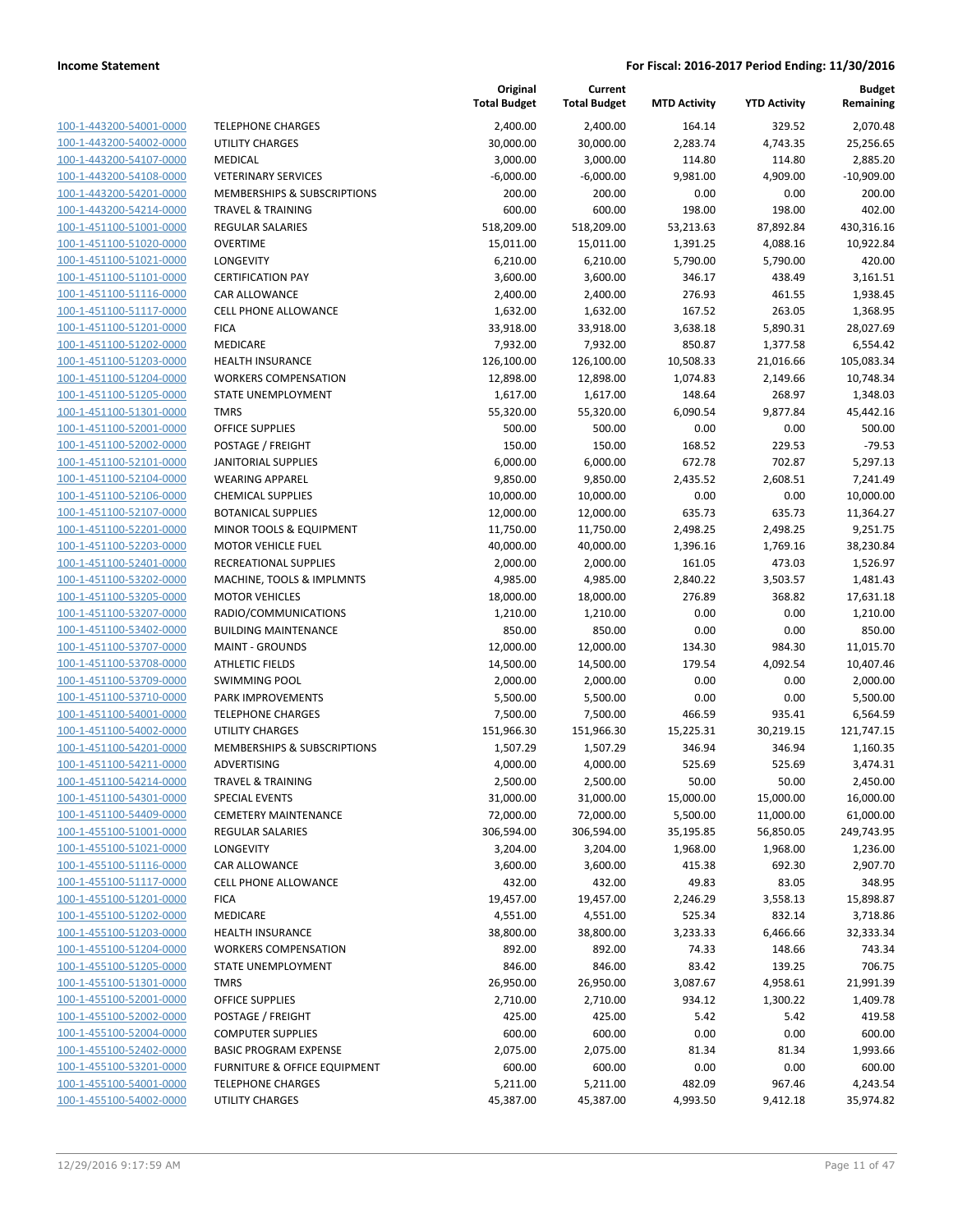**Income Statement** **For Fiscal: 2016-2017 Period Ending: 11/30/2016**

| | | Original Total Budget | Current Total Budget | MTD Activity | YTD Activity | Budget Remaining |
|---|---|---|---|---|---|---|
| 100-1-443200-54001-0000 | TELEPHONE CHARGES | 2,400.00 | 2,400.00 | 164.14 | 329.52 | 2,070.48 |
| 100-1-443200-54002-0000 | UTILITY CHARGES | 30,000.00 | 30,000.00 | 2,283.74 | 4,743.35 | 25,256.65 |
| 100-1-443200-54107-0000 | MEDICAL | 3,000.00 | 3,000.00 | 114.80 | 114.80 | 2,885.20 |
| 100-1-443200-54108-0000 | VETERINARY SERVICES | -6,000.00 | -6,000.00 | 9,981.00 | 4,909.00 | -10,909.00 |
| 100-1-443200-54201-0000 | MEMBERSHIPS & SUBSCRIPTIONS | 200.00 | 200.00 | 0.00 | 0.00 | 200.00 |
| 100-1-443200-54214-0000 | TRAVEL & TRAINING | 600.00 | 600.00 | 198.00 | 198.00 | 402.00 |
| 100-1-451100-51001-0000 | REGULAR SALARIES | 518,209.00 | 518,209.00 | 53,213.63 | 87,892.84 | 430,316.16 |
| 100-1-451100-51020-0000 | OVERTIME | 15,011.00 | 15,011.00 | 1,391.25 | 4,088.16 | 10,922.84 |
| 100-1-451100-51021-0000 | LONGEVITY | 6,210.00 | 6,210.00 | 5,790.00 | 5,790.00 | 420.00 |
| 100-1-451100-51101-0000 | CERTIFICATION PAY | 3,600.00 | 3,600.00 | 346.17 | 438.49 | 3,161.51 |
| 100-1-451100-51116-0000 | CAR ALLOWANCE | 2,400.00 | 2,400.00 | 276.93 | 461.55 | 1,938.45 |
| 100-1-451100-51117-0000 | CELL PHONE ALLOWANCE | 1,632.00 | 1,632.00 | 167.52 | 263.05 | 1,368.95 |
| 100-1-451100-51201-0000 | FICA | 33,918.00 | 33,918.00 | 3,638.18 | 5,890.31 | 28,027.69 |
| 100-1-451100-51202-0000 | MEDICARE | 7,932.00 | 7,932.00 | 850.87 | 1,377.58 | 6,554.42 |
| 100-1-451100-51203-0000 | HEALTH INSURANCE | 126,100.00 | 126,100.00 | 10,508.33 | 21,016.66 | 105,083.34 |
| 100-1-451100-51204-0000 | WORKERS COMPENSATION | 12,898.00 | 12,898.00 | 1,074.83 | 2,149.66 | 10,748.34 |
| 100-1-451100-51205-0000 | STATE UNEMPLOYMENT | 1,617.00 | 1,617.00 | 148.64 | 268.97 | 1,348.03 |
| 100-1-451100-51301-0000 | TMRS | 55,320.00 | 55,320.00 | 6,090.54 | 9,877.84 | 45,442.16 |
| 100-1-451100-52001-0000 | OFFICE SUPPLIES | 500.00 | 500.00 | 0.00 | 0.00 | 500.00 |
| 100-1-451100-52002-0000 | POSTAGE / FREIGHT | 150.00 | 150.00 | 168.52 | 229.53 | -79.53 |
| 100-1-451100-52101-0000 | JANITORIAL SUPPLIES | 6,000.00 | 6,000.00 | 672.78 | 702.87 | 5,297.13 |
| 100-1-451100-52104-0000 | WEARING APPAREL | 9,850.00 | 9,850.00 | 2,435.52 | 2,608.51 | 7,241.49 |
| 100-1-451100-52106-0000 | CHEMICAL SUPPLIES | 10,000.00 | 10,000.00 | 0.00 | 0.00 | 10,000.00 |
| 100-1-451100-52107-0000 | BOTANICAL SUPPLIES | 12,000.00 | 12,000.00 | 635.73 | 635.73 | 11,364.27 |
| 100-1-451100-52201-0000 | MINOR TOOLS & EQUIPMENT | 11,750.00 | 11,750.00 | 2,498.25 | 2,498.25 | 9,251.75 |
| 100-1-451100-52203-0000 | MOTOR VEHICLE FUEL | 40,000.00 | 40,000.00 | 1,396.16 | 1,769.16 | 38,230.84 |
| 100-1-451100-52401-0000 | RECREATIONAL SUPPLIES | 2,000.00 | 2,000.00 | 161.05 | 473.03 | 1,526.97 |
| 100-1-451100-53202-0000 | MACHINE, TOOLS & IMPLMNTS | 4,985.00 | 4,985.00 | 2,840.22 | 3,503.57 | 1,481.43 |
| 100-1-451100-53205-0000 | MOTOR VEHICLES | 18,000.00 | 18,000.00 | 276.89 | 368.82 | 17,631.18 |
| 100-1-451100-53207-0000 | RADIO/COMMUNICATIONS | 1,210.00 | 1,210.00 | 0.00 | 0.00 | 1,210.00 |
| 100-1-451100-53402-0000 | BUILDING MAINTENANCE | 850.00 | 850.00 | 0.00 | 0.00 | 850.00 |
| 100-1-451100-53707-0000 | MAINT - GROUNDS | 12,000.00 | 12,000.00 | 134.30 | 984.30 | 11,015.70 |
| 100-1-451100-53708-0000 | ATHLETIC FIELDS | 14,500.00 | 14,500.00 | 179.54 | 4,092.54 | 10,407.46 |
| 100-1-451100-53709-0000 | SWIMMING POOL | 2,000.00 | 2,000.00 | 0.00 | 0.00 | 2,000.00 |
| 100-1-451100-53710-0000 | PARK IMPROVEMENTS | 5,500.00 | 5,500.00 | 0.00 | 0.00 | 5,500.00 |
| 100-1-451100-54001-0000 | TELEPHONE CHARGES | 7,500.00 | 7,500.00 | 466.59 | 935.41 | 6,564.59 |
| 100-1-451100-54002-0000 | UTILITY CHARGES | 151,966.30 | 151,966.30 | 15,225.31 | 30,219.15 | 121,747.15 |
| 100-1-451100-54201-0000 | MEMBERSHIPS & SUBSCRIPTIONS | 1,507.29 | 1,507.29 | 346.94 | 346.94 | 1,160.35 |
| 100-1-451100-54211-0000 | ADVERTISING | 4,000.00 | 4,000.00 | 525.69 | 525.69 | 3,474.31 |
| 100-1-451100-54214-0000 | TRAVEL & TRAINING | 2,500.00 | 2,500.00 | 50.00 | 50.00 | 2,450.00 |
| 100-1-451100-54301-0000 | SPECIAL EVENTS | 31,000.00 | 31,000.00 | 15,000.00 | 15,000.00 | 16,000.00 |
| 100-1-451100-54409-0000 | CEMETERY MAINTENANCE | 72,000.00 | 72,000.00 | 5,500.00 | 11,000.00 | 61,000.00 |
| 100-1-455100-51001-0000 | REGULAR SALARIES | 306,594.00 | 306,594.00 | 35,195.85 | 56,850.05 | 249,743.95 |
| 100-1-455100-51021-0000 | LONGEVITY | 3,204.00 | 3,204.00 | 1,968.00 | 1,968.00 | 1,236.00 |
| 100-1-455100-51116-0000 | CAR ALLOWANCE | 3,600.00 | 3,600.00 | 415.38 | 692.30 | 2,907.70 |
| 100-1-455100-51117-0000 | CELL PHONE ALLOWANCE | 432.00 | 432.00 | 49.83 | 83.05 | 348.95 |
| 100-1-455100-51201-0000 | FICA | 19,457.00 | 19,457.00 | 2,246.29 | 3,558.13 | 15,898.87 |
| 100-1-455100-51202-0000 | MEDICARE | 4,551.00 | 4,551.00 | 525.34 | 832.14 | 3,718.86 |
| 100-1-455100-51203-0000 | HEALTH INSURANCE | 38,800.00 | 38,800.00 | 3,233.33 | 6,466.66 | 32,333.34 |
| 100-1-455100-51204-0000 | WORKERS COMPENSATION | 892.00 | 892.00 | 74.33 | 148.66 | 743.34 |
| 100-1-455100-51205-0000 | STATE UNEMPLOYMENT | 846.00 | 846.00 | 83.42 | 139.25 | 706.75 |
| 100-1-455100-51301-0000 | TMRS | 26,950.00 | 26,950.00 | 3,087.67 | 4,958.61 | 21,991.39 |
| 100-1-455100-52001-0000 | OFFICE SUPPLIES | 2,710.00 | 2,710.00 | 934.12 | 1,300.22 | 1,409.78 |
| 100-1-455100-52002-0000 | POSTAGE / FREIGHT | 425.00 | 425.00 | 5.42 | 5.42 | 419.58 |
| 100-1-455100-52004-0000 | COMPUTER SUPPLIES | 600.00 | 600.00 | 0.00 | 0.00 | 600.00 |
| 100-1-455100-52402-0000 | BASIC PROGRAM EXPENSE | 2,075.00 | 2,075.00 | 81.34 | 81.34 | 1,993.66 |
| 100-1-455100-53201-0000 | FURNITURE & OFFICE EQUIPMENT | 600.00 | 600.00 | 0.00 | 0.00 | 600.00 |
| 100-1-455100-54001-0000 | TELEPHONE CHARGES | 5,211.00 | 5,211.00 | 482.09 | 967.46 | 4,243.54 |
| 100-1-455100-54002-0000 | UTILITY CHARGES | 45,387.00 | 45,387.00 | 4,993.50 | 9,412.18 | 35,974.82 |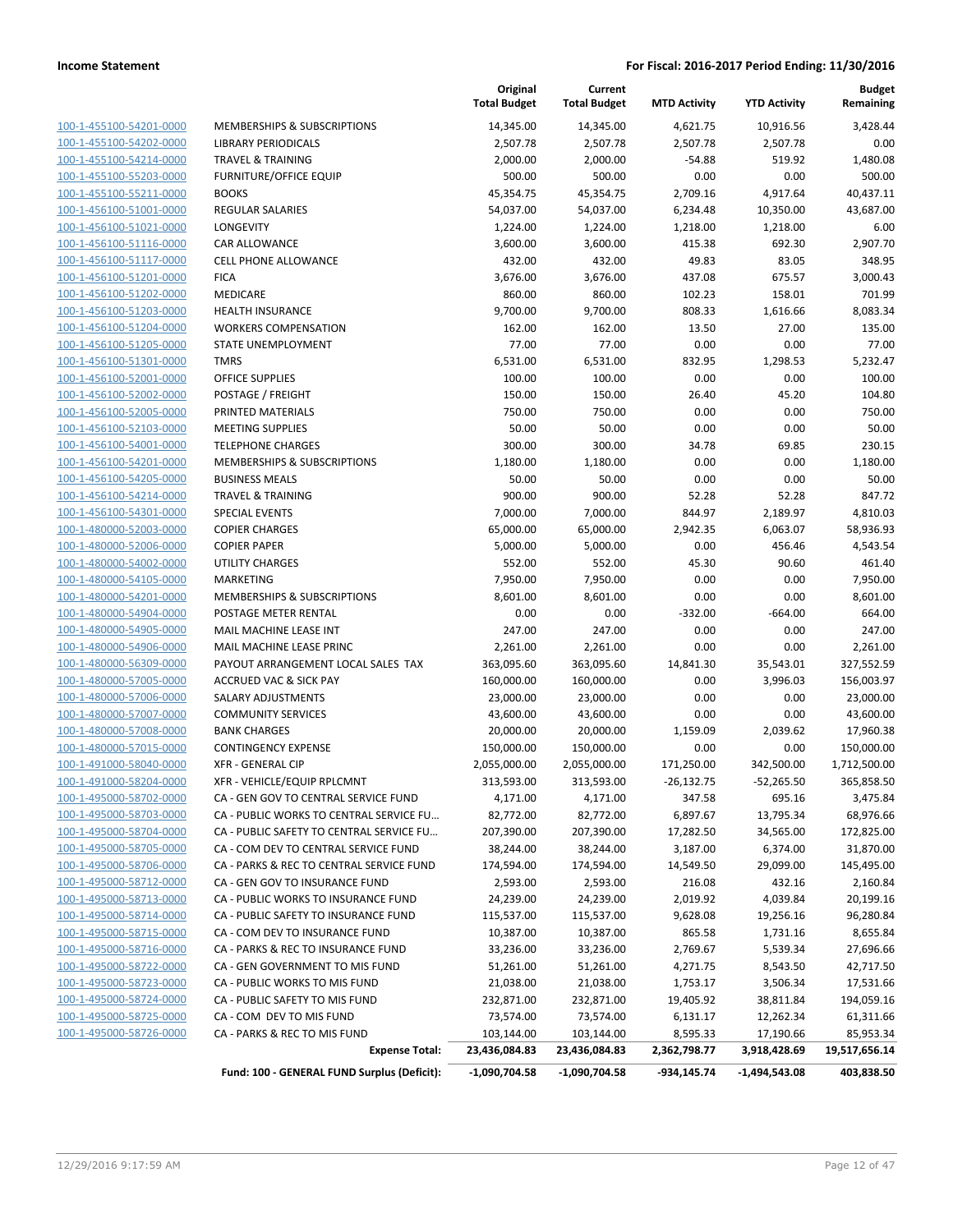**Income Statement** — For Fiscal: 2016-2017 Period Ending: 11/30/2016

| | | Original Total Budget | Current Total Budget | MTD Activity | YTD Activity | Budget Remaining |
|---|---|---|---|---|---|---|
| 100-1-455100-54201-0000 | MEMBERSHIPS & SUBSCRIPTIONS | 14,345.00 | 14,345.00 | 4,621.75 | 10,916.56 | 3,428.44 |
| 100-1-455100-54202-0000 | LIBRARY PERIODICALS | 2,507.78 | 2,507.78 | 2,507.78 | 2,507.78 | 0.00 |
| 100-1-455100-54214-0000 | TRAVEL & TRAINING | 2,000.00 | 2,000.00 | -54.88 | 519.92 | 1,480.08 |
| 100-1-455100-55203-0000 | FURNITURE/OFFICE EQUIP | 500.00 | 500.00 | 0.00 | 0.00 | 500.00 |
| 100-1-455100-55211-0000 | BOOKS | 45,354.75 | 45,354.75 | 2,709.16 | 4,917.64 | 40,437.11 |
| 100-1-456100-51001-0000 | REGULAR SALARIES | 54,037.00 | 54,037.00 | 6,234.48 | 10,350.00 | 43,687.00 |
| 100-1-456100-51021-0000 | LONGEVITY | 1,224.00 | 1,224.00 | 1,218.00 | 1,218.00 | 6.00 |
| 100-1-456100-51116-0000 | CAR ALLOWANCE | 3,600.00 | 3,600.00 | 415.38 | 692.30 | 2,907.70 |
| 100-1-456100-51117-0000 | CELL PHONE ALLOWANCE | 432.00 | 432.00 | 49.83 | 83.05 | 348.95 |
| 100-1-456100-51201-0000 | FICA | 3,676.00 | 3,676.00 | 437.08 | 675.57 | 3,000.43 |
| 100-1-456100-51202-0000 | MEDICARE | 860.00 | 860.00 | 102.23 | 158.01 | 701.99 |
| 100-1-456100-51203-0000 | HEALTH INSURANCE | 9,700.00 | 9,700.00 | 808.33 | 1,616.66 | 8,083.34 |
| 100-1-456100-51204-0000 | WORKERS COMPENSATION | 162.00 | 162.00 | 13.50 | 27.00 | 135.00 |
| 100-1-456100-51205-0000 | STATE UNEMPLOYMENT | 77.00 | 77.00 | 0.00 | 0.00 | 77.00 |
| 100-1-456100-51301-0000 | TMRS | 6,531.00 | 6,531.00 | 832.95 | 1,298.53 | 5,232.47 |
| 100-1-456100-52001-0000 | OFFICE SUPPLIES | 100.00 | 100.00 | 0.00 | 0.00 | 100.00 |
| 100-1-456100-52002-0000 | POSTAGE / FREIGHT | 150.00 | 150.00 | 26.40 | 45.20 | 104.80 |
| 100-1-456100-52005-0000 | PRINTED MATERIALS | 750.00 | 750.00 | 0.00 | 0.00 | 750.00 |
| 100-1-456100-52103-0000 | MEETING SUPPLIES | 50.00 | 50.00 | 0.00 | 0.00 | 50.00 |
| 100-1-456100-54001-0000 | TELEPHONE CHARGES | 300.00 | 300.00 | 34.78 | 69.85 | 230.15 |
| 100-1-456100-54201-0000 | MEMBERSHIPS & SUBSCRIPTIONS | 1,180.00 | 1,180.00 | 0.00 | 0.00 | 1,180.00 |
| 100-1-456100-54205-0000 | BUSINESS MEALS | 50.00 | 50.00 | 0.00 | 0.00 | 50.00 |
| 100-1-456100-54214-0000 | TRAVEL & TRAINING | 900.00 | 900.00 | 52.28 | 52.28 | 847.72 |
| 100-1-456100-54301-0000 | SPECIAL EVENTS | 7,000.00 | 7,000.00 | 844.97 | 2,189.97 | 4,810.03 |
| 100-1-480000-52003-0000 | COPIER CHARGES | 65,000.00 | 65,000.00 | 2,942.35 | 6,063.07 | 58,936.93 |
| 100-1-480000-52006-0000 | COPIER PAPER | 5,000.00 | 5,000.00 | 0.00 | 456.46 | 4,543.54 |
| 100-1-480000-54002-0000 | UTILITY CHARGES | 552.00 | 552.00 | 45.30 | 90.60 | 461.40 |
| 100-1-480000-54105-0000 | MARKETING | 7,950.00 | 7,950.00 | 0.00 | 0.00 | 7,950.00 |
| 100-1-480000-54201-0000 | MEMBERSHIPS & SUBSCRIPTIONS | 8,601.00 | 8,601.00 | 0.00 | 0.00 | 8,601.00 |
| 100-1-480000-54904-0000 | POSTAGE METER RENTAL | 0.00 | 0.00 | -332.00 | -664.00 | 664.00 |
| 100-1-480000-54905-0000 | MAIL MACHINE LEASE INT | 247.00 | 247.00 | 0.00 | 0.00 | 247.00 |
| 100-1-480000-54906-0000 | MAIL MACHINE LEASE PRINC | 2,261.00 | 2,261.00 | 0.00 | 0.00 | 2,261.00 |
| 100-1-480000-56309-0000 | PAYOUT ARRANGEMENT LOCAL SALES TAX | 363,095.60 | 363,095.60 | 14,841.30 | 35,543.01 | 327,552.59 |
| 100-1-480000-57005-0000 | ACCRUED VAC & SICK PAY | 160,000.00 | 160,000.00 | 0.00 | 3,996.03 | 156,003.97 |
| 100-1-480000-57006-0000 | SALARY ADJUSTMENTS | 23,000.00 | 23,000.00 | 0.00 | 0.00 | 23,000.00 |
| 100-1-480000-57007-0000 | COMMUNITY SERVICES | 43,600.00 | 43,600.00 | 0.00 | 0.00 | 43,600.00 |
| 100-1-480000-57008-0000 | BANK CHARGES | 20,000.00 | 20,000.00 | 1,159.09 | 2,039.62 | 17,960.38 |
| 100-1-480000-57015-0000 | CONTINGENCY EXPENSE | 150,000.00 | 150,000.00 | 0.00 | 0.00 | 150,000.00 |
| 100-1-491000-58040-0000 | XFR - GENERAL CIP | 2,055,000.00 | 2,055,000.00 | 171,250.00 | 342,500.00 | 1,712,500.00 |
| 100-1-491000-58204-0000 | XFR - VEHICLE/EQUIP RPLCMNT | 313,593.00 | 313,593.00 | -26,132.75 | -52,265.50 | 365,858.50 |
| 100-1-495000-58702-0000 | CA - GEN GOV TO CENTRAL SERVICE FUND | 4,171.00 | 4,171.00 | 347.58 | 695.16 | 3,475.84 |
| 100-1-495000-58703-0000 | CA - PUBLIC WORKS TO CENTRAL SERVICE FU… | 82,772.00 | 82,772.00 | 6,897.67 | 13,795.34 | 68,976.66 |
| 100-1-495000-58704-0000 | CA - PUBLIC SAFETY TO CENTRAL SERVICE FU… | 207,390.00 | 207,390.00 | 17,282.50 | 34,565.00 | 172,825.00 |
| 100-1-495000-58705-0000 | CA - COM DEV TO CENTRAL SERVICE FUND | 38,244.00 | 38,244.00 | 3,187.00 | 6,374.00 | 31,870.00 |
| 100-1-495000-58706-0000 | CA - PARKS & REC TO CENTRAL SERVICE FUND | 174,594.00 | 174,594.00 | 14,549.50 | 29,099.00 | 145,495.00 |
| 100-1-495000-58712-0000 | CA - GEN GOV TO INSURANCE FUND | 2,593.00 | 2,593.00 | 216.08 | 432.16 | 2,160.84 |
| 100-1-495000-58713-0000 | CA - PUBLIC WORKS TO INSURANCE FUND | 24,239.00 | 24,239.00 | 2,019.92 | 4,039.84 | 20,199.16 |
| 100-1-495000-58714-0000 | CA - PUBLIC SAFETY TO INSURANCE FUND | 115,537.00 | 115,537.00 | 9,628.08 | 19,256.16 | 96,280.84 |
| 100-1-495000-58715-0000 | CA - COM DEV TO INSURANCE FUND | 10,387.00 | 10,387.00 | 865.58 | 1,731.16 | 8,655.84 |
| 100-1-495000-58716-0000 | CA - PARKS & REC TO INSURANCE FUND | 33,236.00 | 33,236.00 | 2,769.67 | 5,539.34 | 27,696.66 |
| 100-1-495000-58722-0000 | CA - GEN GOVERNMENT TO MIS FUND | 51,261.00 | 51,261.00 | 4,271.75 | 8,543.50 | 42,717.50 |
| 100-1-495000-58723-0000 | CA - PUBLIC WORKS TO MIS FUND | 21,038.00 | 21,038.00 | 1,753.17 | 3,506.34 | 17,531.66 |
| 100-1-495000-58724-0000 | CA - PUBLIC SAFETY TO MIS FUND | 232,871.00 | 232,871.00 | 19,405.92 | 38,811.84 | 194,059.16 |
| 100-1-495000-58725-0000 | CA - COM DEV TO MIS FUND | 73,574.00 | 73,574.00 | 6,131.17 | 12,262.34 | 61,311.66 |
| 100-1-495000-58726-0000 | CA - PARKS & REC TO MIS FUND | 103,144.00 | 103,144.00 | 8,595.33 | 17,190.66 | 85,953.34 |
| | **Expense Total:** | **23,436,084.83** | **23,436,084.83** | **2,362,798.77** | **3,918,428.69** | **19,517,656.14** |
| | **Fund: 100 - GENERAL FUND Surplus (Deficit):** | **-1,090,704.58** | **-1,090,704.58** | **-934,145.74** | **-1,494,543.08** | **403,838.50** |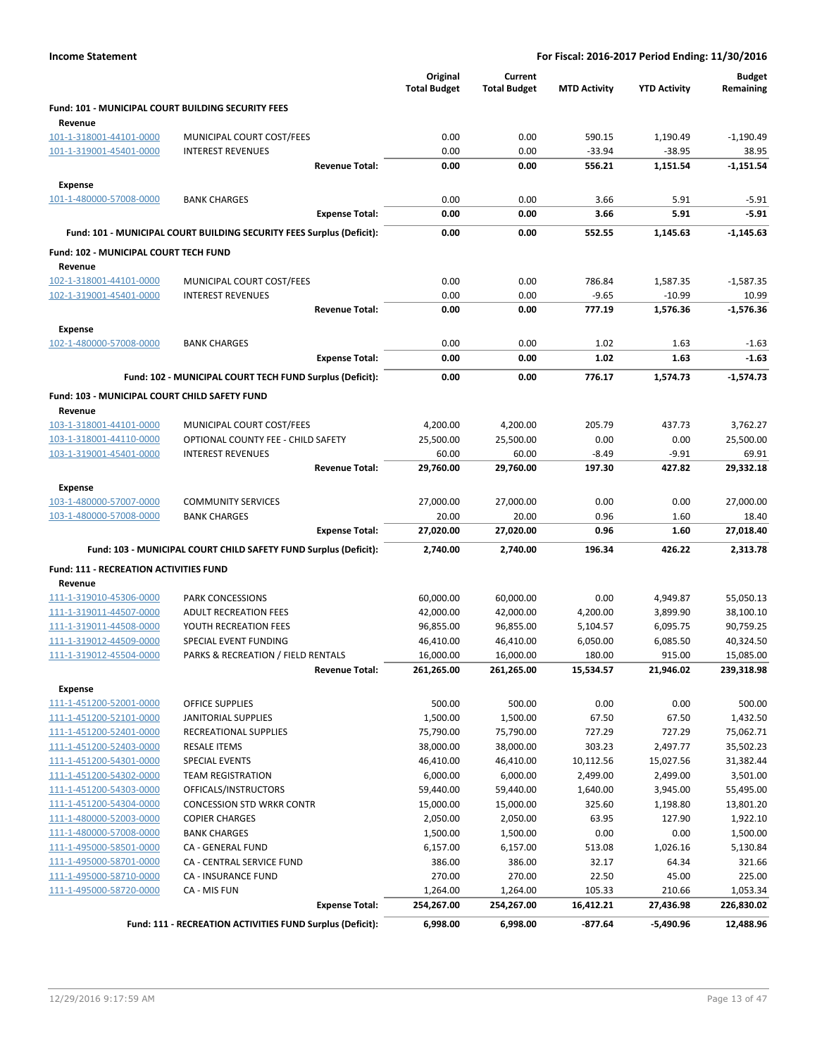## Income Statement

**For Fiscal: 2016-2017 Period Ending: 11/30/2016**

| | | Original Total Budget | Current Total Budget | MTD Activity | YTD Activity | Budget Remaining |
|---|---|---|---|---|---|---|
| **Fund: 101 - MUNICIPAL COURT BUILDING SECURITY FEES** | | | | | | |
| **Revenue** | | | | | | |
| 101-1-318001-44101-0000 | MUNICIPAL COURT COST/FEES | 0.00 | 0.00 | 590.15 | 1,190.49 | -1,190.49 |
| 101-1-319001-45401-0000 | INTEREST REVENUES | 0.00 | 0.00 | -33.94 | -38.95 | 38.95 |
| | **Revenue Total:** | **0.00** | **0.00** | **556.21** | **1,151.54** | **-1,151.54** |
| **Expense** | | | | | | |
| 101-1-480000-57008-0000 | BANK CHARGES | 0.00 | 0.00 | 3.66 | 5.91 | -5.91 |
| | **Expense Total:** | **0.00** | **0.00** | **3.66** | **5.91** | **-5.91** |
| | **Fund: 101 - MUNICIPAL COURT BUILDING SECURITY FEES Surplus (Deficit):** | **0.00** | **0.00** | **552.55** | **1,145.63** | **-1,145.63** |
| **Fund: 102 - MUNICIPAL COURT TECH FUND** | | | | | | |
| **Revenue** | | | | | | |
| 102-1-318001-44101-0000 | MUNICIPAL COURT COST/FEES | 0.00 | 0.00 | 786.84 | 1,587.35 | -1,587.35 |
| 102-1-319001-45401-0000 | INTEREST REVENUES | 0.00 | 0.00 | -9.65 | -10.99 | 10.99 |
| | **Revenue Total:** | **0.00** | **0.00** | **777.19** | **1,576.36** | **-1,576.36** |
| **Expense** | | | | | | |
| 102-1-480000-57008-0000 | BANK CHARGES | 0.00 | 0.00 | 1.02 | 1.63 | -1.63 |
| | **Expense Total:** | **0.00** | **0.00** | **1.02** | **1.63** | **-1.63** |
| | **Fund: 102 - MUNICIPAL COURT TECH FUND Surplus (Deficit):** | **0.00** | **0.00** | **776.17** | **1,574.73** | **-1,574.73** |
| **Fund: 103 - MUNICIPAL COURT CHILD SAFETY FUND** | | | | | | |
| **Revenue** | | | | | | |
| 103-1-318001-44101-0000 | MUNICIPAL COURT COST/FEES | 4,200.00 | 4,200.00 | 205.79 | 437.73 | 3,762.27 |
| 103-1-318001-44110-0000 | OPTIONAL COUNTY FEE - CHILD SAFETY | 25,500.00 | 25,500.00 | 0.00 | 0.00 | 25,500.00 |
| 103-1-319001-45401-0000 | INTEREST REVENUES | 60.00 | 60.00 | -8.49 | -9.91 | 69.91 |
| | **Revenue Total:** | **29,760.00** | **29,760.00** | **197.30** | **427.82** | **29,332.18** |
| **Expense** | | | | | | |
| 103-1-480000-57007-0000 | COMMUNITY SERVICES | 27,000.00 | 27,000.00 | 0.00 | 0.00 | 27,000.00 |
| 103-1-480000-57008-0000 | BANK CHARGES | 20.00 | 20.00 | 0.96 | 1.60 | 18.40 |
| | **Expense Total:** | **27,020.00** | **27,020.00** | **0.96** | **1.60** | **27,018.40** |
| | **Fund: 103 - MUNICIPAL COURT CHILD SAFETY FUND Surplus (Deficit):** | **2,740.00** | **2,740.00** | **196.34** | **426.22** | **2,313.78** |
| **Fund: 111 - RECREATION ACTIVITIES FUND** | | | | | | |
| **Revenue** | | | | | | |
| 111-1-319010-45306-0000 | PARK CONCESSIONS | 60,000.00 | 60,000.00 | 0.00 | 4,949.87 | 55,050.13 |
| 111-1-319011-44507-0000 | ADULT RECREATION FEES | 42,000.00 | 42,000.00 | 4,200.00 | 3,899.90 | 38,100.10 |
| 111-1-319011-44508-0000 | YOUTH RECREATION FEES | 96,855.00 | 96,855.00 | 5,104.57 | 6,095.75 | 90,759.25 |
| 111-1-319012-44509-0000 | SPECIAL EVENT FUNDING | 46,410.00 | 46,410.00 | 6,050.00 | 6,085.50 | 40,324.50 |
| 111-1-319012-45504-0000 | PARKS & RECREATION / FIELD RENTALS | 16,000.00 | 16,000.00 | 180.00 | 915.00 | 15,085.00 |
| | **Revenue Total:** | **261,265.00** | **261,265.00** | **15,534.57** | **21,946.02** | **239,318.98** |
| **Expense** | | | | | | |
| 111-1-451200-52001-0000 | OFFICE SUPPLIES | 500.00 | 500.00 | 0.00 | 0.00 | 500.00 |
| 111-1-451200-52101-0000 | JANITORIAL SUPPLIES | 1,500.00 | 1,500.00 | 67.50 | 67.50 | 1,432.50 |
| 111-1-451200-52401-0000 | RECREATIONAL SUPPLIES | 75,790.00 | 75,790.00 | 727.29 | 727.29 | 75,062.71 |
| 111-1-451200-52403-0000 | RESALE ITEMS | 38,000.00 | 38,000.00 | 303.23 | 2,497.77 | 35,502.23 |
| 111-1-451200-54301-0000 | SPECIAL EVENTS | 46,410.00 | 46,410.00 | 10,112.56 | 15,027.56 | 31,382.44 |
| 111-1-451200-54302-0000 | TEAM REGISTRATION | 6,000.00 | 6,000.00 | 2,499.00 | 2,499.00 | 3,501.00 |
| 111-1-451200-54303-0000 | OFFICALS/INSTRUCTORS | 59,440.00 | 59,440.00 | 1,640.00 | 3,945.00 | 55,495.00 |
| 111-1-451200-54304-0000 | CONCESSION STD WRKR CONTR | 15,000.00 | 15,000.00 | 325.60 | 1,198.80 | 13,801.20 |
| 111-1-480000-52003-0000 | COPIER CHARGES | 2,050.00 | 2,050.00 | 63.95 | 127.90 | 1,922.10 |
| 111-1-480000-57008-0000 | BANK CHARGES | 1,500.00 | 1,500.00 | 0.00 | 0.00 | 1,500.00 |
| 111-1-495000-58501-0000 | CA - GENERAL FUND | 6,157.00 | 6,157.00 | 513.08 | 1,026.16 | 5,130.84 |
| 111-1-495000-58701-0000 | CA - CENTRAL SERVICE FUND | 386.00 | 386.00 | 32.17 | 64.34 | 321.66 |
| 111-1-495000-58710-0000 | CA - INSURANCE FUND | 270.00 | 270.00 | 22.50 | 45.00 | 225.00 |
| 111-1-495000-58720-0000 | CA - MIS FUN | 1,264.00 | 1,264.00 | 105.33 | 210.66 | 1,053.34 |
| | **Expense Total:** | **254,267.00** | **254,267.00** | **16,412.21** | **27,436.98** | **226,830.02** |
| | **Fund: 111 - RECREATION ACTIVITIES FUND Surplus (Deficit):** | **6,998.00** | **6,998.00** | **-877.64** | **-5,490.96** | **12,488.96** |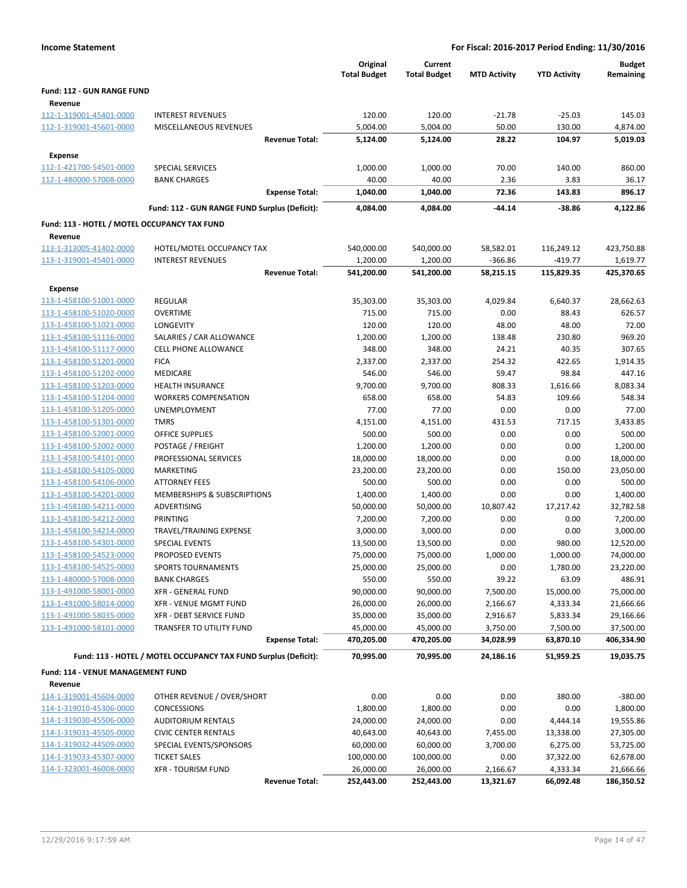**Income Statement** — **For Fiscal: 2016-2017 Period Ending: 11/30/2016**

| | | Original Total Budget | Current Total Budget | MTD Activity | YTD Activity | Budget Remaining |
|---|---|---|---|---|---|---|
| **Fund: 112 - GUN RANGE FUND** | | | | | | |
| **Revenue** | | | | | | |
| 112-1-319001-45401-0000 | INTEREST REVENUES | 120.00 | 120.00 | -21.78 | -25.03 | 145.03 |
| 112-1-319001-45601-0000 | MISCELLANEOUS REVENUES | 5,004.00 | 5,004.00 | 50.00 | 130.00 | 4,874.00 |
| | **Revenue Total:** | **5,124.00** | **5,124.00** | **28.22** | **104.97** | **5,019.03** |
| **Expense** | | | | | | |
| 112-1-421700-54501-0000 | SPECIAL SERVICES | 1,000.00 | 1,000.00 | 70.00 | 140.00 | 860.00 |
| 112-1-480000-57008-0000 | BANK CHARGES | 40.00 | 40.00 | 2.36 | 3.83 | 36.17 |
| | **Expense Total:** | **1,040.00** | **1,040.00** | **72.36** | **143.83** | **896.17** |
| | **Fund: 112 - GUN RANGE FUND Surplus (Deficit):** | **4,084.00** | **4,084.00** | **-44.14** | **-38.86** | **4,122.86** |
| **Fund: 113 - HOTEL / MOTEL OCCUPANCY TAX FUND** | | | | | | |
| **Revenue** | | | | | | |
| 113-1-313005-41402-0000 | HOTEL/MOTEL OCCUPANCY TAX | 540,000.00 | 540,000.00 | 58,582.01 | 116,249.12 | 423,750.88 |
| 113-1-319001-45401-0000 | INTEREST REVENUES | 1,200.00 | 1,200.00 | -366.86 | -419.77 | 1,619.77 |
| | **Revenue Total:** | **541,200.00** | **541,200.00** | **58,215.15** | **115,829.35** | **425,370.65** |
| **Expense** | | | | | | |
| 113-1-458100-51001-0000 | REGULAR | 35,303.00 | 35,303.00 | 4,029.84 | 6,640.37 | 28,662.63 |
| 113-1-458100-51020-0000 | OVERTIME | 715.00 | 715.00 | 0.00 | 88.43 | 626.57 |
| 113-1-458100-51021-0000 | LONGEVITY | 120.00 | 120.00 | 48.00 | 48.00 | 72.00 |
| 113-1-458100-51116-0000 | SALARIES / CAR ALLOWANCE | 1,200.00 | 1,200.00 | 138.48 | 230.80 | 969.20 |
| 113-1-458100-51117-0000 | CELL PHONE ALLOWANCE | 348.00 | 348.00 | 24.21 | 40.35 | 307.65 |
| 113-1-458100-51201-0000 | FICA | 2,337.00 | 2,337.00 | 254.32 | 422.65 | 1,914.35 |
| 113-1-458100-51202-0000 | MEDICARE | 546.00 | 546.00 | 59.47 | 98.84 | 447.16 |
| 113-1-458100-51203-0000 | HEALTH INSURANCE | 9,700.00 | 9,700.00 | 808.33 | 1,616.66 | 8,083.34 |
| 113-1-458100-51204-0000 | WORKERS COMPENSATION | 658.00 | 658.00 | 54.83 | 109.66 | 548.34 |
| 113-1-458100-51205-0000 | UNEMPLOYMENT | 77.00 | 77.00 | 0.00 | 0.00 | 77.00 |
| 113-1-458100-51301-0000 | TMRS | 4,151.00 | 4,151.00 | 431.53 | 717.15 | 3,433.85 |
| 113-1-458100-52001-0000 | OFFICE SUPPLIES | 500.00 | 500.00 | 0.00 | 0.00 | 500.00 |
| 113-1-458100-52002-0000 | POSTAGE / FREIGHT | 1,200.00 | 1,200.00 | 0.00 | 0.00 | 1,200.00 |
| 113-1-458100-54101-0000 | PROFESSIONAL SERVICES | 18,000.00 | 18,000.00 | 0.00 | 0.00 | 18,000.00 |
| 113-1-458100-54105-0000 | MARKETING | 23,200.00 | 23,200.00 | 0.00 | 150.00 | 23,050.00 |
| 113-1-458100-54106-0000 | ATTORNEY FEES | 500.00 | 500.00 | 0.00 | 0.00 | 500.00 |
| 113-1-458100-54201-0000 | MEMBERSHIPS & SUBSCRIPTIONS | 1,400.00 | 1,400.00 | 0.00 | 0.00 | 1,400.00 |
| 113-1-458100-54211-0000 | ADVERTISING | 50,000.00 | 50,000.00 | 10,807.42 | 17,217.42 | 32,782.58 |
| 113-1-458100-54212-0000 | PRINTING | 7,200.00 | 7,200.00 | 0.00 | 0.00 | 7,200.00 |
| 113-1-458100-54214-0000 | TRAVEL/TRAINING EXPENSE | 3,000.00 | 3,000.00 | 0.00 | 0.00 | 3,000.00 |
| 113-1-458100-54301-0000 | SPECIAL EVENTS | 13,500.00 | 13,500.00 | 0.00 | 980.00 | 12,520.00 |
| 113-1-458100-54523-0000 | PROPOSED EVENTS | 75,000.00 | 75,000.00 | 1,000.00 | 1,000.00 | 74,000.00 |
| 113-1-458100-54525-0000 | SPORTS TOURNAMENTS | 25,000.00 | 25,000.00 | 0.00 | 1,780.00 | 23,220.00 |
| 113-1-480000-57008-0000 | BANK CHARGES | 550.00 | 550.00 | 39.22 | 63.09 | 486.91 |
| 113-1-491000-58001-0000 | XFR - GENERAL FUND | 90,000.00 | 90,000.00 | 7,500.00 | 15,000.00 | 75,000.00 |
| 113-1-491000-58014-0000 | XFR - VENUE MGMT FUND | 26,000.00 | 26,000.00 | 2,166.67 | 4,333.34 | 21,666.66 |
| 113-1-491000-58035-0000 | XFR - DEBT SERVICE FUND | 35,000.00 | 35,000.00 | 2,916.67 | 5,833.34 | 29,166.66 |
| 113-1-491000-58101-0000 | TRANSFER TO UTILITY FUND | 45,000.00 | 45,000.00 | 3,750.00 | 7,500.00 | 37,500.00 |
| | **Expense Total:** | **470,205.00** | **470,205.00** | **34,028.99** | **63,870.10** | **406,334.90** |
| | **Fund: 113 - HOTEL / MOTEL OCCUPANCY TAX FUND Surplus (Deficit):** | **70,995.00** | **70,995.00** | **24,186.16** | **51,959.25** | **19,035.75** |
| **Fund: 114 - VENUE MANAGEMENT FUND** | | | | | | |
| **Revenue** | | | | | | |
| 114-1-319001-45604-0000 | OTHER REVENUE / OVER/SHORT | 0.00 | 0.00 | 0.00 | 380.00 | -380.00 |
| 114-1-319010-45306-0000 | CONCESSIONS | 1,800.00 | 1,800.00 | 0.00 | 0.00 | 1,800.00 |
| 114-1-319030-45506-0000 | AUDITORIUM RENTALS | 24,000.00 | 24,000.00 | 0.00 | 4,444.14 | 19,555.86 |
| 114-1-319031-45505-0000 | CIVIC CENTER RENTALS | 40,643.00 | 40,643.00 | 7,455.00 | 13,338.00 | 27,305.00 |
| 114-1-319032-44509-0000 | SPECIAL EVENTS/SPONSORS | 60,000.00 | 60,000.00 | 3,700.00 | 6,275.00 | 53,725.00 |
| 114-1-319033-45307-0000 | TICKET SALES | 100,000.00 | 100,000.00 | 0.00 | 37,322.00 | 62,678.00 |
| 114-1-323001-46008-0000 | XFR - TOURISM FUND | 26,000.00 | 26,000.00 | 2,166.67 | 4,333.34 | 21,666.66 |
| | **Revenue Total:** | **252,443.00** | **252,443.00** | **13,321.67** | **66,092.48** | **186,350.52** |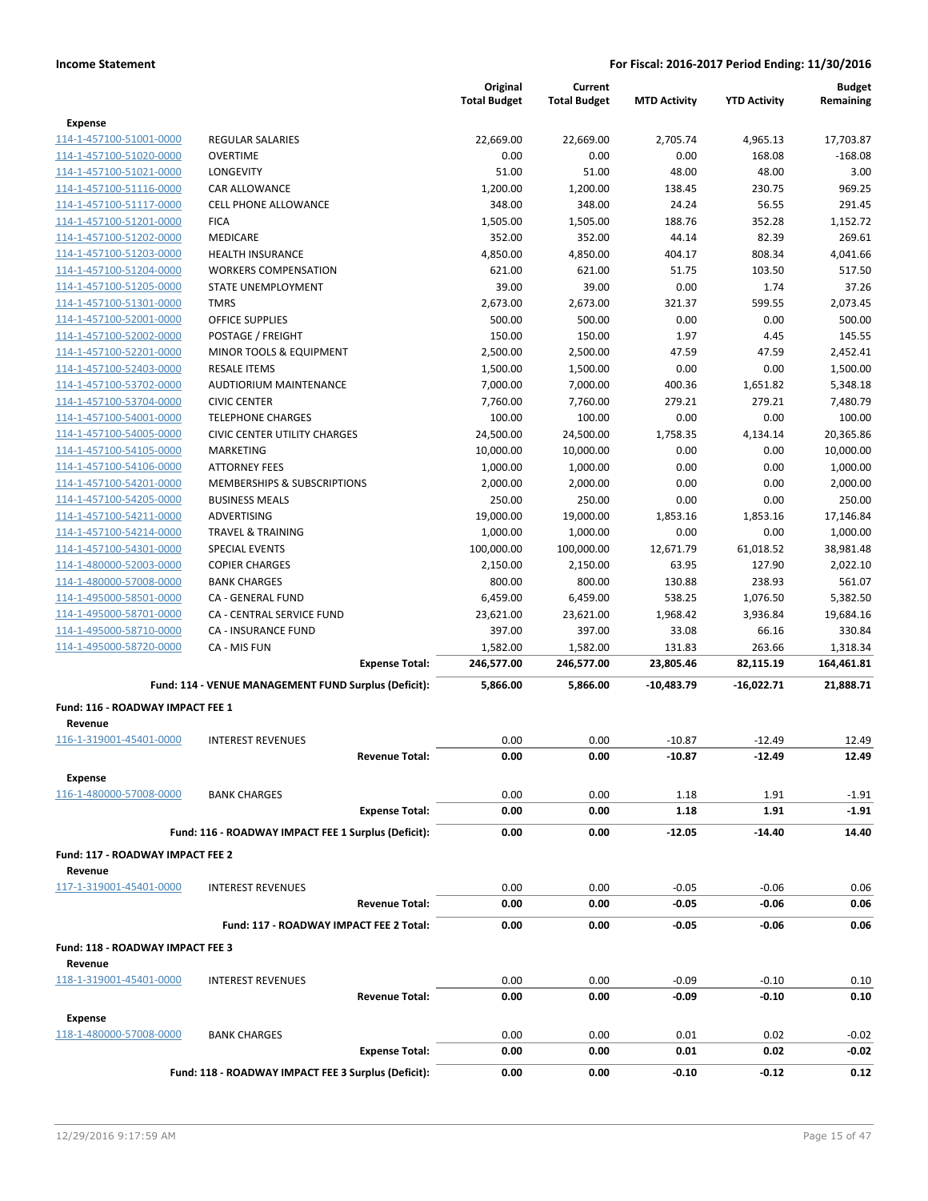| | | Original Total Budget | Current Total Budget | MTD Activity | YTD Activity | Budget Remaining |
|---|---|---|---|---|---|---|
| **Expense** | | | | | | |
| 114-1-457100-51001-0000 | REGULAR SALARIES | 22,669.00 | 22,669.00 | 2,705.74 | 4,965.13 | 17,703.87 |
| 114-1-457100-51020-0000 | OVERTIME | 0.00 | 0.00 | 0.00 | 168.08 | -168.08 |
| 114-1-457100-51021-0000 | LONGEVITY | 51.00 | 51.00 | 48.00 | 48.00 | 3.00 |
| 114-1-457100-51116-0000 | CAR ALLOWANCE | 1,200.00 | 1,200.00 | 138.45 | 230.75 | 969.25 |
| 114-1-457100-51117-0000 | CELL PHONE ALLOWANCE | 348.00 | 348.00 | 24.24 | 56.55 | 291.45 |
| 114-1-457100-51201-0000 | FICA | 1,505.00 | 1,505.00 | 188.76 | 352.28 | 1,152.72 |
| 114-1-457100-51202-0000 | MEDICARE | 352.00 | 352.00 | 44.14 | 82.39 | 269.61 |
| 114-1-457100-51203-0000 | HEALTH INSURANCE | 4,850.00 | 4,850.00 | 404.17 | 808.34 | 4,041.66 |
| 114-1-457100-51204-0000 | WORKERS COMPENSATION | 621.00 | 621.00 | 51.75 | 103.50 | 517.50 |
| 114-1-457100-51205-0000 | STATE UNEMPLOYMENT | 39.00 | 39.00 | 0.00 | 1.74 | 37.26 |
| 114-1-457100-51301-0000 | TMRS | 2,673.00 | 2,673.00 | 321.37 | 599.55 | 2,073.45 |
| 114-1-457100-52001-0000 | OFFICE SUPPLIES | 500.00 | 500.00 | 0.00 | 0.00 | 500.00 |
| 114-1-457100-52002-0000 | POSTAGE / FREIGHT | 150.00 | 150.00 | 1.97 | 4.45 | 145.55 |
| 114-1-457100-52201-0000 | MINOR TOOLS & EQUIPMENT | 2,500.00 | 2,500.00 | 47.59 | 47.59 | 2,452.41 |
| 114-1-457100-52403-0000 | RESALE ITEMS | 1,500.00 | 1,500.00 | 0.00 | 0.00 | 1,500.00 |
| 114-1-457100-53702-0000 | AUDTIORIUM MAINTENANCE | 7,000.00 | 7,000.00 | 400.36 | 1,651.82 | 5,348.18 |
| 114-1-457100-53704-0000 | CIVIC CENTER | 7,760.00 | 7,760.00 | 279.21 | 279.21 | 7,480.79 |
| 114-1-457100-54001-0000 | TELEPHONE CHARGES | 100.00 | 100.00 | 0.00 | 0.00 | 100.00 |
| 114-1-457100-54005-0000 | CIVIC CENTER UTILITY CHARGES | 24,500.00 | 24,500.00 | 1,758.35 | 4,134.14 | 20,365.86 |
| 114-1-457100-54105-0000 | MARKETING | 10,000.00 | 10,000.00 | 0.00 | 0.00 | 10,000.00 |
| 114-1-457100-54106-0000 | ATTORNEY FEES | 1,000.00 | 1,000.00 | 0.00 | 0.00 | 1,000.00 |
| 114-1-457100-54201-0000 | MEMBERSHIPS & SUBSCRIPTIONS | 2,000.00 | 2,000.00 | 0.00 | 0.00 | 2,000.00 |
| 114-1-457100-54205-0000 | BUSINESS MEALS | 250.00 | 250.00 | 0.00 | 0.00 | 250.00 |
| 114-1-457100-54211-0000 | ADVERTISING | 19,000.00 | 19,000.00 | 1,853.16 | 1,853.16 | 17,146.84 |
| 114-1-457100-54214-0000 | TRAVEL & TRAINING | 1,000.00 | 1,000.00 | 0.00 | 0.00 | 1,000.00 |
| 114-1-457100-54301-0000 | SPECIAL EVENTS | 100,000.00 | 100,000.00 | 12,671.79 | 61,018.52 | 38,981.48 |
| 114-1-480000-52003-0000 | COPIER CHARGES | 2,150.00 | 2,150.00 | 63.95 | 127.90 | 2,022.10 |
| 114-1-480000-57008-0000 | BANK CHARGES | 800.00 | 800.00 | 130.88 | 238.93 | 561.07 |
| 114-1-495000-58501-0000 | CA - GENERAL FUND | 6,459.00 | 6,459.00 | 538.25 | 1,076.50 | 5,382.50 |
| 114-1-495000-58701-0000 | CA - CENTRAL SERVICE FUND | 23,621.00 | 23,621.00 | 1,968.42 | 3,936.84 | 19,684.16 |
| 114-1-495000-58710-0000 | CA - INSURANCE FUND | 397.00 | 397.00 | 33.08 | 66.16 | 330.84 |
| 114-1-495000-58720-0000 | CA - MIS FUN | 1,582.00 | 1,582.00 | 131.83 | 263.66 | 1,318.34 |
| | **Expense Total:** | **246,577.00** | **246,577.00** | **23,805.46** | **82,115.19** | **164,461.81** |
| | **Fund: 114 - VENUE MANAGEMENT FUND Surplus (Deficit):** | **5,866.00** | **5,866.00** | **-10,483.79** | **-16,022.71** | **21,888.71** |
| **Fund: 116 - ROADWAY IMPACT FEE 1** | | | | | | |
| **Revenue** | | | | | | |
| 116-1-319001-45401-0000 | INTEREST REVENUES | 0.00 | 0.00 | -10.87 | -12.49 | 12.49 |
| | **Revenue Total:** | **0.00** | **0.00** | **-10.87** | **-12.49** | **12.49** |
| **Expense** | | | | | | |
| 116-1-480000-57008-0000 | BANK CHARGES | 0.00 | 0.00 | 1.18 | 1.91 | -1.91 |
| | **Expense Total:** | **0.00** | **0.00** | **1.18** | **1.91** | **-1.91** |
| | **Fund: 116 - ROADWAY IMPACT FEE 1 Surplus (Deficit):** | **0.00** | **0.00** | **-12.05** | **-14.40** | **14.40** |
| **Fund: 117 - ROADWAY IMPACT FEE 2** | | | | | | |
| **Revenue** | | | | | | |
| 117-1-319001-45401-0000 | INTEREST REVENUES | 0.00 | 0.00 | -0.05 | -0.06 | 0.06 |
| | **Revenue Total:** | **0.00** | **0.00** | **-0.05** | **-0.06** | **0.06** |
| | **Fund: 117 - ROADWAY IMPACT FEE 2 Total:** | **0.00** | **0.00** | **-0.05** | **-0.06** | **0.06** |
| **Fund: 118 - ROADWAY IMPACT FEE 3** | | | | | | |
| **Revenue** | | | | | | |
| 118-1-319001-45401-0000 | INTEREST REVENUES | 0.00 | 0.00 | -0.09 | -0.10 | 0.10 |
| | **Revenue Total:** | **0.00** | **0.00** | **-0.09** | **-0.10** | **0.10** |
| **Expense** | | | | | | |
| 118-1-480000-57008-0000 | BANK CHARGES | 0.00 | 0.00 | 0.01 | 0.02 | -0.02 |
| | **Expense Total:** | **0.00** | **0.00** | **0.01** | **0.02** | **-0.02** |
| | **Fund: 118 - ROADWAY IMPACT FEE 3 Surplus (Deficit):** | **0.00** | **0.00** | **-0.10** | **-0.12** | **0.12** |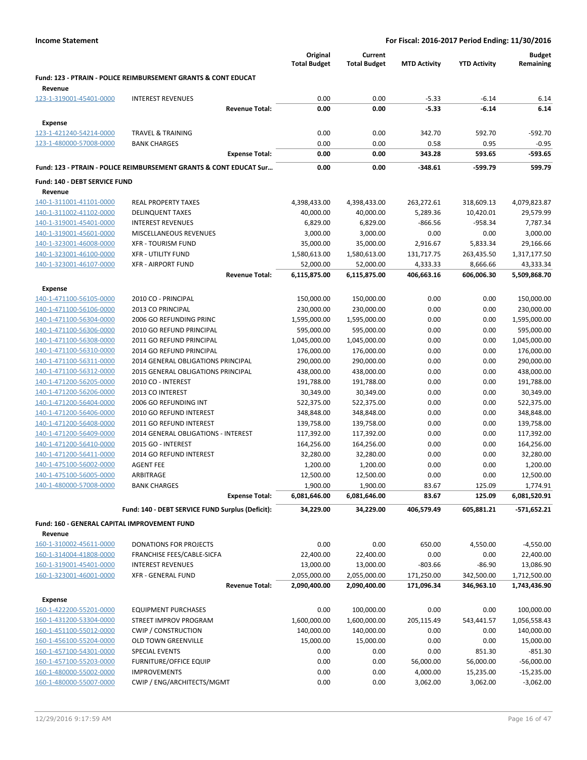**Income Statement** — For Fiscal: 2016-2017 Period Ending: 11/30/2016

| | | Original Total Budget | Current Total Budget | MTD Activity | YTD Activity | Budget Remaining |
|---|---|---|---|---|---|---|
| **Fund: 123 - PTRAIN - POLICE REIMBURSEMENT GRANTS & CONT EDUCAT** | | | | | | |
| **Revenue** | | | | | | |
| 123-1-319001-45401-0000 | INTEREST REVENUES | 0.00 | 0.00 | -5.33 | -6.14 | 6.14 |
| | **Revenue Total:** | **0.00** | **0.00** | **-5.33** | **-6.14** | **6.14** |
| **Expense** | | | | | | |
| 123-1-421240-54214-0000 | TRAVEL & TRAINING | 0.00 | 0.00 | 342.70 | 592.70 | -592.70 |
| 123-1-480000-57008-0000 | BANK CHARGES | 0.00 | 0.00 | 0.58 | 0.95 | -0.95 |
| | **Expense Total:** | **0.00** | **0.00** | **343.28** | **593.65** | **-593.65** |
| **Fund: 123 - PTRAIN - POLICE REIMBURSEMENT GRANTS & CONT EDUCAT Sur...** | | **0.00** | **0.00** | **-348.61** | **-599.79** | **599.79** |
| **Fund: 140 - DEBT SERVICE FUND** | | | | | | |
| **Revenue** | | | | | | |
| 140-1-311001-41101-0000 | REAL PROPERTY TAXES | 4,398,433.00 | 4,398,433.00 | 263,272.61 | 318,609.13 | 4,079,823.87 |
| 140-1-311002-41102-0000 | DELINQUENT TAXES | 40,000.00 | 40,000.00 | 5,289.36 | 10,420.01 | 29,579.99 |
| 140-1-319001-45401-0000 | INTEREST REVENUES | 6,829.00 | 6,829.00 | -866.56 | -958.34 | 7,787.34 |
| 140-1-319001-45601-0000 | MISCELLANEOUS REVENUES | 3,000.00 | 3,000.00 | 0.00 | 0.00 | 3,000.00 |
| 140-1-323001-46008-0000 | XFR - TOURISM FUND | 35,000.00 | 35,000.00 | 2,916.67 | 5,833.34 | 29,166.66 |
| 140-1-323001-46100-0000 | XFR - UTILITY FUND | 1,580,613.00 | 1,580,613.00 | 131,717.75 | 263,435.50 | 1,317,177.50 |
| 140-1-323001-46107-0000 | XFR - AIRPORT FUND | 52,000.00 | 52,000.00 | 4,333.33 | 8,666.66 | 43,333.34 |
| | **Revenue Total:** | **6,115,875.00** | **6,115,875.00** | **406,663.16** | **606,006.30** | **5,509,868.70** |
| **Expense** | | | | | | |
| 140-1-471100-56105-0000 | 2010 CO - PRINCIPAL | 150,000.00 | 150,000.00 | 0.00 | 0.00 | 150,000.00 |
| 140-1-471100-56106-0000 | 2013 CO PRINCIPAL | 230,000.00 | 230,000.00 | 0.00 | 0.00 | 230,000.00 |
| 140-1-471100-56304-0000 | 2006 GO REFUNDING PRINC | 1,595,000.00 | 1,595,000.00 | 0.00 | 0.00 | 1,595,000.00 |
| 140-1-471100-56306-0000 | 2010 GO REFUND PRINCIPAL | 595,000.00 | 595,000.00 | 0.00 | 0.00 | 595,000.00 |
| 140-1-471100-56308-0000 | 2011 GO REFUND PRINCIPAL | 1,045,000.00 | 1,045,000.00 | 0.00 | 0.00 | 1,045,000.00 |
| 140-1-471100-56310-0000 | 2014 GO REFUND PRINCIPAL | 176,000.00 | 176,000.00 | 0.00 | 0.00 | 176,000.00 |
| 140-1-471100-56311-0000 | 2014 GENERAL OBLIGATIONS PRINCIPAL | 290,000.00 | 290,000.00 | 0.00 | 0.00 | 290,000.00 |
| 140-1-471100-56312-0000 | 2015 GENERAL OBLIGATIONS PRINCIPAL | 438,000.00 | 438,000.00 | 0.00 | 0.00 | 438,000.00 |
| 140-1-471200-56205-0000 | 2010 CO - INTEREST | 191,788.00 | 191,788.00 | 0.00 | 0.00 | 191,788.00 |
| 140-1-471200-56206-0000 | 2013 CO INTEREST | 30,349.00 | 30,349.00 | 0.00 | 0.00 | 30,349.00 |
| 140-1-471200-56404-0000 | 2006 GO REFUNDING INT | 522,375.00 | 522,375.00 | 0.00 | 0.00 | 522,375.00 |
| 140-1-471200-56406-0000 | 2010 GO REFUND INTEREST | 348,848.00 | 348,848.00 | 0.00 | 0.00 | 348,848.00 |
| 140-1-471200-56408-0000 | 2011 GO REFUND INTEREST | 139,758.00 | 139,758.00 | 0.00 | 0.00 | 139,758.00 |
| 140-1-471200-56409-0000 | 2014 GENERAL OBLIGATIONS - INTEREST | 117,392.00 | 117,392.00 | 0.00 | 0.00 | 117,392.00 |
| 140-1-471200-56410-0000 | 2015 GO - INTEREST | 164,256.00 | 164,256.00 | 0.00 | 0.00 | 164,256.00 |
| 140-1-471200-56411-0000 | 2014 GO REFUND INTEREST | 32,280.00 | 32,280.00 | 0.00 | 0.00 | 32,280.00 |
| 140-1-475100-56002-0000 | AGENT FEE | 1,200.00 | 1,200.00 | 0.00 | 0.00 | 1,200.00 |
| 140-1-475100-56005-0000 | ARBITRAGE | 12,500.00 | 12,500.00 | 0.00 | 0.00 | 12,500.00 |
| 140-1-480000-57008-0000 | BANK CHARGES | 1,900.00 | 1,900.00 | 83.67 | 125.09 | 1,774.91 |
| | **Expense Total:** | **6,081,646.00** | **6,081,646.00** | **83.67** | **125.09** | **6,081,520.91** |
| | **Fund: 140 - DEBT SERVICE FUND Surplus (Deficit):** | **34,229.00** | **34,229.00** | **406,579.49** | **605,881.21** | **-571,652.21** |
| **Fund: 160 - GENERAL CAPITAL IMPROVEMENT FUND** | | | | | | |
| **Revenue** | | | | | | |
| 160-1-310002-45611-0000 | DONATIONS FOR PROJECTS | 0.00 | 0.00 | 650.00 | 4,550.00 | -4,550.00 |
| 160-1-314004-41808-0000 | FRANCHISE FEES/CABLE-SICFA | 22,400.00 | 22,400.00 | 0.00 | 0.00 | 22,400.00 |
| 160-1-319001-45401-0000 | INTEREST REVENUES | 13,000.00 | 13,000.00 | -803.66 | -86.90 | 13,086.90 |
| 160-1-323001-46001-0000 | XFR - GENERAL FUND | 2,055,000.00 | 2,055,000.00 | 171,250.00 | 342,500.00 | 1,712,500.00 |
| | **Revenue Total:** | **2,090,400.00** | **2,090,400.00** | **171,096.34** | **346,963.10** | **1,743,436.90** |
| **Expense** | | | | | | |
| 160-1-422200-55201-0000 | EQUIPMENT PURCHASES | 0.00 | 100,000.00 | 0.00 | 0.00 | 100,000.00 |
| 160-1-431200-53304-0000 | STREET IMPROV PROGRAM | 1,600,000.00 | 1,600,000.00 | 205,115.49 | 543,441.57 | 1,056,558.43 |
| 160-1-451100-55012-0000 | CWIP / CONSTRUCTION | 140,000.00 | 140,000.00 | 0.00 | 0.00 | 140,000.00 |
| 160-1-456100-55204-0000 | OLD TOWN GREENVILLE | 15,000.00 | 15,000.00 | 0.00 | 0.00 | 15,000.00 |
| 160-1-457100-54301-0000 | SPECIAL EVENTS | 0.00 | 0.00 | 0.00 | 851.30 | -851.30 |
| 160-1-457100-55203-0000 | FURNITURE/OFFICE EQUIP | 0.00 | 0.00 | 56,000.00 | 56,000.00 | -56,000.00 |
| 160-1-480000-55002-0000 | IMPROVEMENTS | 0.00 | 0.00 | 4,000.00 | 15,235.00 | -15,235.00 |
| 160-1-480000-55007-0000 | CWIP / ENG/ARCHITECTS/MGMT | 0.00 | 0.00 | 3,062.00 | 3,062.00 | -3,062.00 |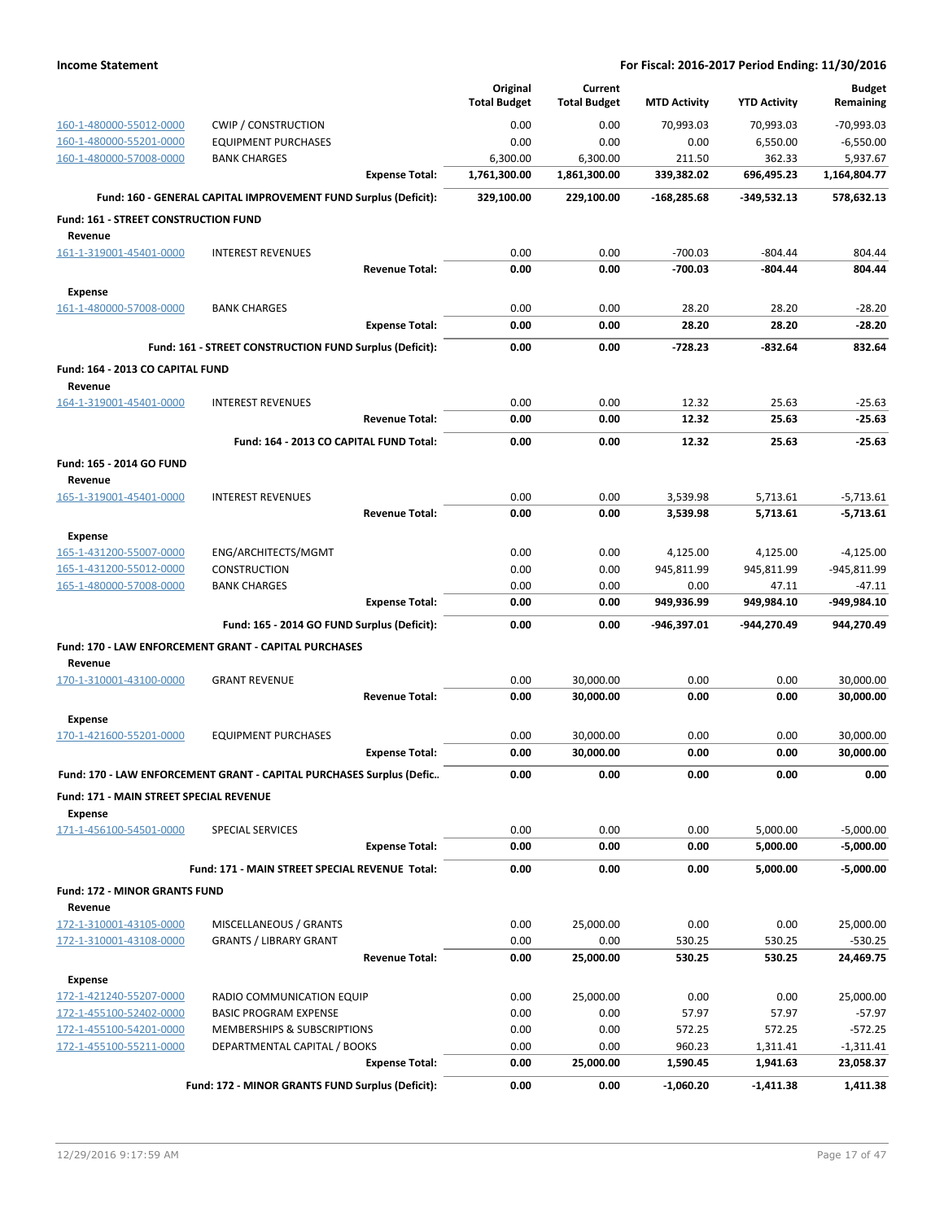| | | Original Total Budget | Current Total Budget | MTD Activity | YTD Activity | Budget Remaining |
|---|---|---|---|---|---|---|
| 160-1-480000-55012-0000 | CWIP / CONSTRUCTION | 0.00 | 0.00 | 70,993.03 | 70,993.03 | -70,993.03 |
| 160-1-480000-55201-0000 | EQUIPMENT PURCHASES | 0.00 | 0.00 | 0.00 | 6,550.00 | -6,550.00 |
| 160-1-480000-57008-0000 | BANK CHARGES | 6,300.00 | 6,300.00 | 211.50 | 362.33 | 5,937.67 |
| | **Expense Total:** | **1,761,300.00** | **1,861,300.00** | **339,382.02** | **696,495.23** | **1,164,804.77** |
| | **Fund: 160 - GENERAL CAPITAL IMPROVEMENT FUND Surplus (Deficit):** | **329,100.00** | **229,100.00** | **-168,285.68** | **-349,532.13** | **578,632.13** |
| **Fund: 161 - STREET CONSTRUCTION FUND** | | | | | | |
| **Revenue** | | | | | | |
| 161-1-319001-45401-0000 | INTEREST REVENUES | 0.00 | 0.00 | -700.03 | -804.44 | 804.44 |
| | **Revenue Total:** | **0.00** | **0.00** | **-700.03** | **-804.44** | **804.44** |
| **Expense** | | | | | | |
| 161-1-480000-57008-0000 | BANK CHARGES | 0.00 | 0.00 | 28.20 | 28.20 | -28.20 |
| | **Expense Total:** | **0.00** | **0.00** | **28.20** | **28.20** | **-28.20** |
| | **Fund: 161 - STREET CONSTRUCTION FUND Surplus (Deficit):** | **0.00** | **0.00** | **-728.23** | **-832.64** | **832.64** |
| **Fund: 164 - 2013 CO CAPITAL FUND** | | | | | | |
| **Revenue** | | | | | | |
| 164-1-319001-45401-0000 | INTEREST REVENUES | 0.00 | 0.00 | 12.32 | 25.63 | -25.63 |
| | **Revenue Total:** | **0.00** | **0.00** | **12.32** | **25.63** | **-25.63** |
| | **Fund: 164 - 2013 CO CAPITAL FUND Total:** | **0.00** | **0.00** | **12.32** | **25.63** | **-25.63** |
| **Fund: 165 - 2014 GO FUND** | | | | | | |
| **Revenue** | | | | | | |
| 165-1-319001-45401-0000 | INTEREST REVENUES | 0.00 | 0.00 | 3,539.98 | 5,713.61 | -5,713.61 |
| | **Revenue Total:** | **0.00** | **0.00** | **3,539.98** | **5,713.61** | **-5,713.61** |
| **Expense** | | | | | | |
| 165-1-431200-55007-0000 | ENG/ARCHITECTS/MGMT | 0.00 | 0.00 | 4,125.00 | 4,125.00 | -4,125.00 |
| 165-1-431200-55012-0000 | CONSTRUCTION | 0.00 | 0.00 | 945,811.99 | 945,811.99 | -945,811.99 |
| 165-1-480000-57008-0000 | BANK CHARGES | 0.00 | 0.00 | 0.00 | 47.11 | -47.11 |
| | **Expense Total:** | **0.00** | **0.00** | **949,936.99** | **949,984.10** | **-949,984.10** |
| | **Fund: 165 - 2014 GO FUND Surplus (Deficit):** | **0.00** | **0.00** | **-946,397.01** | **-944,270.49** | **944,270.49** |
| **Fund: 170 - LAW ENFORCEMENT GRANT - CAPITAL PURCHASES** | | | | | | |
| **Revenue** | | | | | | |
| 170-1-310001-43100-0000 | GRANT REVENUE | 0.00 | 30,000.00 | 0.00 | 0.00 | 30,000.00 |
| | **Revenue Total:** | **0.00** | **30,000.00** | **0.00** | **0.00** | **30,000.00** |
| **Expense** | | | | | | |
| 170-1-421600-55201-0000 | EQUIPMENT PURCHASES | 0.00 | 30,000.00 | 0.00 | 0.00 | 30,000.00 |
| | **Expense Total:** | **0.00** | **30,000.00** | **0.00** | **0.00** | **30,000.00** |
| | **Fund: 170 - LAW ENFORCEMENT GRANT - CAPITAL PURCHASES Surplus (Defic..** | **0.00** | **0.00** | **0.00** | **0.00** | **0.00** |
| **Fund: 171 - MAIN STREET SPECIAL REVENUE** | | | | | | |
| **Expense** | | | | | | |
| 171-1-456100-54501-0000 | SPECIAL SERVICES | 0.00 | 0.00 | 0.00 | 5,000.00 | -5,000.00 |
| | **Expense Total:** | **0.00** | **0.00** | **0.00** | **5,000.00** | **-5,000.00** |
| | **Fund: 171 - MAIN STREET SPECIAL REVENUE Total:** | **0.00** | **0.00** | **0.00** | **5,000.00** | **-5,000.00** |
| **Fund: 172 - MINOR GRANTS FUND** | | | | | | |
| **Revenue** | | | | | | |
| 172-1-310001-43105-0000 | MISCELLANEOUS / GRANTS | 0.00 | 25,000.00 | 0.00 | 0.00 | 25,000.00 |
| 172-1-310001-43108-0000 | GRANTS / LIBRARY GRANT | 0.00 | 0.00 | 530.25 | 530.25 | -530.25 |
| | **Revenue Total:** | **0.00** | **25,000.00** | **530.25** | **530.25** | **24,469.75** |
| **Expense** | | | | | | |
| 172-1-421240-55207-0000 | RADIO COMMUNICATION EQUIP | 0.00 | 25,000.00 | 0.00 | 0.00 | 25,000.00 |
| 172-1-455100-52402-0000 | BASIC PROGRAM EXPENSE | 0.00 | 0.00 | 57.97 | 57.97 | -57.97 |
| 172-1-455100-54201-0000 | MEMBERSHIPS & SUBSCRIPTIONS | 0.00 | 0.00 | 572.25 | 572.25 | -572.25 |
| 172-1-455100-55211-0000 | DEPARTMENTAL CAPITAL / BOOKS | 0.00 | 0.00 | 960.23 | 1,311.41 | -1,311.41 |
| | **Expense Total:** | **0.00** | **25,000.00** | **1,590.45** | **1,941.63** | **23,058.37** |
| | **Fund: 172 - MINOR GRANTS FUND Surplus (Deficit):** | **0.00** | **0.00** | **-1,060.20** | **-1,411.38** | **1,411.38** |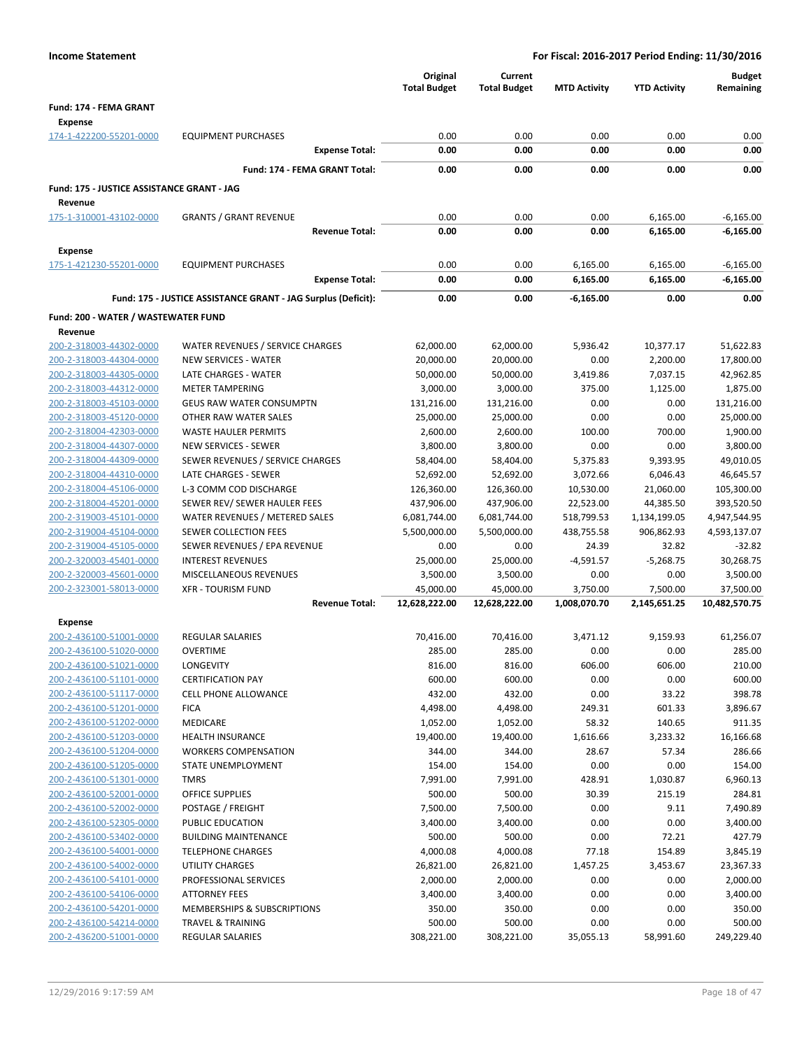**Income Statement** — **For Fiscal: 2016-2017 Period Ending: 11/30/2016**

| | | Original Total Budget | Current Total Budget | MTD Activity | YTD Activity | Budget Remaining |
|---|---|---|---|---|---|---|
| **Fund: 174 - FEMA GRANT** | | | | | | |
| **Expense** | | | | | | |
| 174-1-422200-55201-0000 | EQUIPMENT PURCHASES | 0.00 | 0.00 | 0.00 | 0.00 | 0.00 |
| | **Expense Total:** | **0.00** | **0.00** | **0.00** | **0.00** | **0.00** |
| | **Fund: 174 - FEMA GRANT Total:** | **0.00** | **0.00** | **0.00** | **0.00** | **0.00** |
| **Fund: 175 - JUSTICE ASSISTANCE GRANT - JAG** | | | | | | |
| **Revenue** | | | | | | |
| 175-1-310001-43102-0000 | GRANTS / GRANT REVENUE | 0.00 | 0.00 | 0.00 | 6,165.00 | -6,165.00 |
| | **Revenue Total:** | **0.00** | **0.00** | **0.00** | **6,165.00** | **-6,165.00** |
| **Expense** | | | | | | |
| 175-1-421230-55201-0000 | EQUIPMENT PURCHASES | 0.00 | 0.00 | 6,165.00 | 6,165.00 | -6,165.00 |
| | **Expense Total:** | **0.00** | **0.00** | **6,165.00** | **6,165.00** | **-6,165.00** |
| | **Fund: 175 - JUSTICE ASSISTANCE GRANT - JAG Surplus (Deficit):** | **0.00** | **0.00** | **-6,165.00** | **0.00** | **0.00** |
| **Fund: 200 - WATER / WASTEWATER FUND** | | | | | | |
| **Revenue** | | | | | | |
| 200-2-318003-44302-0000 | WATER REVENUES / SERVICE CHARGES | 62,000.00 | 62,000.00 | 5,936.42 | 10,377.17 | 51,622.83 |
| 200-2-318003-44304-0000 | NEW SERVICES - WATER | 20,000.00 | 20,000.00 | 0.00 | 2,200.00 | 17,800.00 |
| 200-2-318003-44305-0000 | LATE CHARGES - WATER | 50,000.00 | 50,000.00 | 3,419.86 | 7,037.15 | 42,962.85 |
| 200-2-318003-44312-0000 | METER TAMPERING | 3,000.00 | 3,000.00 | 375.00 | 1,125.00 | 1,875.00 |
| 200-2-318003-45103-0000 | GEUS RAW WATER CONSUMPTN | 131,216.00 | 131,216.00 | 0.00 | 0.00 | 131,216.00 |
| 200-2-318003-45120-0000 | OTHER RAW WATER SALES | 25,000.00 | 25,000.00 | 0.00 | 0.00 | 25,000.00 |
| 200-2-318004-42303-0000 | WASTE HAULER PERMITS | 2,600.00 | 2,600.00 | 100.00 | 700.00 | 1,900.00 |
| 200-2-318004-44307-0000 | NEW SERVICES - SEWER | 3,800.00 | 3,800.00 | 0.00 | 0.00 | 3,800.00 |
| 200-2-318004-44309-0000 | SEWER REVENUES / SERVICE CHARGES | 58,404.00 | 58,404.00 | 5,375.83 | 9,393.95 | 49,010.05 |
| 200-2-318004-44310-0000 | LATE CHARGES - SEWER | 52,692.00 | 52,692.00 | 3,072.66 | 6,046.43 | 46,645.57 |
| 200-2-318004-45106-0000 | L-3 COMM COD DISCHARGE | 126,360.00 | 126,360.00 | 10,530.00 | 21,060.00 | 105,300.00 |
| 200-2-318004-45201-0000 | SEWER REV/ SEWER HAULER FEES | 437,906.00 | 437,906.00 | 22,523.00 | 44,385.50 | 393,520.50 |
| 200-2-319003-45101-0000 | WATER REVENUES / METERED SALES | 6,081,744.00 | 6,081,744.00 | 518,799.53 | 1,134,199.05 | 4,947,544.95 |
| 200-2-319004-45104-0000 | SEWER COLLECTION FEES | 5,500,000.00 | 5,500,000.00 | 438,755.58 | 906,862.93 | 4,593,137.07 |
| 200-2-319004-45105-0000 | SEWER REVENUES / EPA REVENUE | 0.00 | 0.00 | 24.39 | 32.82 | -32.82 |
| 200-2-320003-45401-0000 | INTEREST REVENUES | 25,000.00 | 25,000.00 | -4,591.57 | -5,268.75 | 30,268.75 |
| 200-2-320003-45601-0000 | MISCELLANEOUS REVENUES | 3,500.00 | 3,500.00 | 0.00 | 0.00 | 3,500.00 |
| 200-2-323001-58013-0000 | XFR - TOURISM FUND | 45,000.00 | 45,000.00 | 3,750.00 | 7,500.00 | 37,500.00 |
| | **Revenue Total:** | **12,628,222.00** | **12,628,222.00** | **1,008,070.70** | **2,145,651.25** | **10,482,570.75** |
| **Expense** | | | | | | |
| 200-2-436100-51001-0000 | REGULAR SALARIES | 70,416.00 | 70,416.00 | 3,471.12 | 9,159.93 | 61,256.07 |
| 200-2-436100-51020-0000 | OVERTIME | 285.00 | 285.00 | 0.00 | 0.00 | 285.00 |
| 200-2-436100-51021-0000 | LONGEVITY | 816.00 | 816.00 | 606.00 | 606.00 | 210.00 |
| 200-2-436100-51101-0000 | CERTIFICATION PAY | 600.00 | 600.00 | 0.00 | 0.00 | 600.00 |
| 200-2-436100-51117-0000 | CELL PHONE ALLOWANCE | 432.00 | 432.00 | 0.00 | 33.22 | 398.78 |
| 200-2-436100-51201-0000 | FICA | 4,498.00 | 4,498.00 | 249.31 | 601.33 | 3,896.67 |
| 200-2-436100-51202-0000 | MEDICARE | 1,052.00 | 1,052.00 | 58.32 | 140.65 | 911.35 |
| 200-2-436100-51203-0000 | HEALTH INSURANCE | 19,400.00 | 19,400.00 | 1,616.66 | 3,233.32 | 16,166.68 |
| 200-2-436100-51204-0000 | WORKERS COMPENSATION | 344.00 | 344.00 | 28.67 | 57.34 | 286.66 |
| 200-2-436100-51205-0000 | STATE UNEMPLOYMENT | 154.00 | 154.00 | 0.00 | 0.00 | 154.00 |
| 200-2-436100-51301-0000 | TMRS | 7,991.00 | 7,991.00 | 428.91 | 1,030.87 | 6,960.13 |
| 200-2-436100-52001-0000 | OFFICE SUPPLIES | 500.00 | 500.00 | 30.39 | 215.19 | 284.81 |
| 200-2-436100-52002-0000 | POSTAGE / FREIGHT | 7,500.00 | 7,500.00 | 0.00 | 9.11 | 7,490.89 |
| 200-2-436100-52305-0000 | PUBLIC EDUCATION | 3,400.00 | 3,400.00 | 0.00 | 0.00 | 3,400.00 |
| 200-2-436100-53402-0000 | BUILDING MAINTENANCE | 500.00 | 500.00 | 0.00 | 72.21 | 427.79 |
| 200-2-436100-54001-0000 | TELEPHONE CHARGES | 4,000.08 | 4,000.08 | 77.18 | 154.89 | 3,845.19 |
| 200-2-436100-54002-0000 | UTILITY CHARGES | 26,821.00 | 26,821.00 | 1,457.25 | 3,453.67 | 23,367.33 |
| 200-2-436100-54101-0000 | PROFESSIONAL SERVICES | 2,000.00 | 2,000.00 | 0.00 | 0.00 | 2,000.00 |
| 200-2-436100-54106-0000 | ATTORNEY FEES | 3,400.00 | 3,400.00 | 0.00 | 0.00 | 3,400.00 |
| 200-2-436100-54201-0000 | MEMBERSHIPS & SUBSCRIPTIONS | 350.00 | 350.00 | 0.00 | 0.00 | 350.00 |
| 200-2-436100-54214-0000 | TRAVEL & TRAINING | 500.00 | 500.00 | 0.00 | 0.00 | 500.00 |
| 200-2-436200-51001-0000 | REGULAR SALARIES | 308,221.00 | 308,221.00 | 35,055.13 | 58,991.60 | 249,229.40 |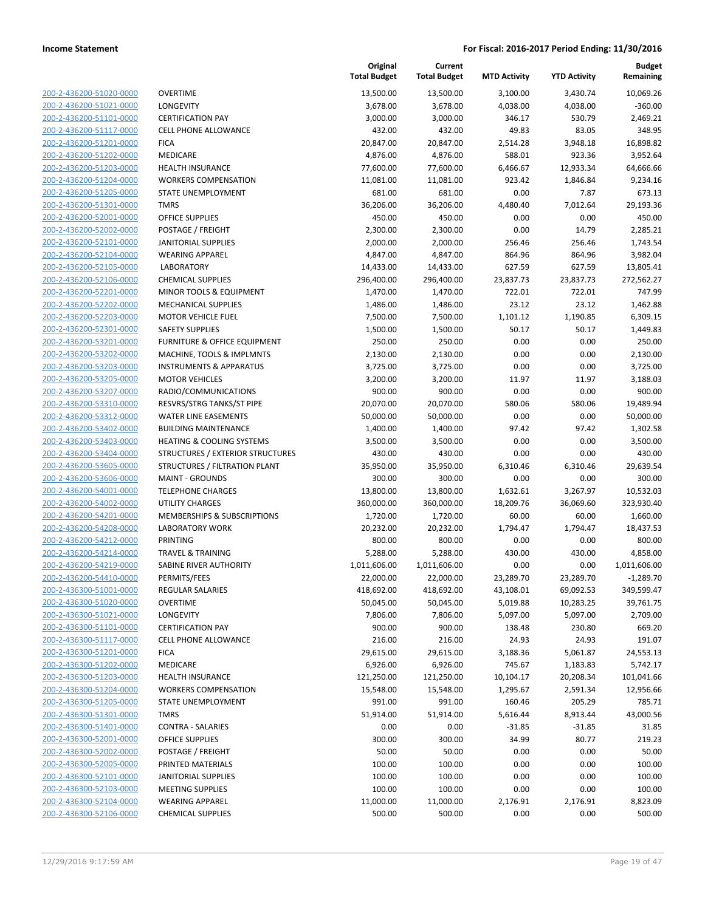**Income Statement** **For Fiscal: 2016-2017 Period Ending: 11/30/2016**

| | | Original Total Budget | Current Total Budget | MTD Activity | YTD Activity | Budget Remaining |
|---|---|---|---|---|---|---|
| 200-2-436200-51020-0000 | OVERTIME | 13,500.00 | 13,500.00 | 3,100.00 | 3,430.74 | 10,069.26 |
| 200-2-436200-51021-0000 | LONGEVITY | 3,678.00 | 3,678.00 | 4,038.00 | 4,038.00 | -360.00 |
| 200-2-436200-51101-0000 | CERTIFICATION PAY | 3,000.00 | 3,000.00 | 346.17 | 530.79 | 2,469.21 |
| 200-2-436200-51117-0000 | CELL PHONE ALLOWANCE | 432.00 | 432.00 | 49.83 | 83.05 | 348.95 |
| 200-2-436200-51201-0000 | FICA | 20,847.00 | 20,847.00 | 2,514.28 | 3,948.18 | 16,898.82 |
| 200-2-436200-51202-0000 | MEDICARE | 4,876.00 | 4,876.00 | 588.01 | 923.36 | 3,952.64 |
| 200-2-436200-51203-0000 | HEALTH INSURANCE | 77,600.00 | 77,600.00 | 6,466.67 | 12,933.34 | 64,666.66 |
| 200-2-436200-51204-0000 | WORKERS COMPENSATION | 11,081.00 | 11,081.00 | 923.42 | 1,846.84 | 9,234.16 |
| 200-2-436200-51205-0000 | STATE UNEMPLOYMENT | 681.00 | 681.00 | 0.00 | 7.87 | 673.13 |
| 200-2-436200-51301-0000 | TMRS | 36,206.00 | 36,206.00 | 4,480.40 | 7,012.64 | 29,193.36 |
| 200-2-436200-52001-0000 | OFFICE SUPPLIES | 450.00 | 450.00 | 0.00 | 0.00 | 450.00 |
| 200-2-436200-52002-0000 | POSTAGE / FREIGHT | 2,300.00 | 2,300.00 | 0.00 | 14.79 | 2,285.21 |
| 200-2-436200-52101-0000 | JANITORIAL SUPPLIES | 2,000.00 | 2,000.00 | 256.46 | 256.46 | 1,743.54 |
| 200-2-436200-52104-0000 | WEARING APPAREL | 4,847.00 | 4,847.00 | 864.96 | 864.96 | 3,982.04 |
| 200-2-436200-52105-0000 | LABORATORY | 14,433.00 | 14,433.00 | 627.59 | 627.59 | 13,805.41 |
| 200-2-436200-52106-0000 | CHEMICAL SUPPLIES | 296,400.00 | 296,400.00 | 23,837.73 | 23,837.73 | 272,562.27 |
| 200-2-436200-52201-0000 | MINOR TOOLS & EQUIPMENT | 1,470.00 | 1,470.00 | 722.01 | 722.01 | 747.99 |
| 200-2-436200-52202-0000 | MECHANICAL SUPPLIES | 1,486.00 | 1,486.00 | 23.12 | 23.12 | 1,462.88 |
| 200-2-436200-52203-0000 | MOTOR VEHICLE FUEL | 7,500.00 | 7,500.00 | 1,101.12 | 1,190.85 | 6,309.15 |
| 200-2-436200-52301-0000 | SAFETY SUPPLIES | 1,500.00 | 1,500.00 | 50.17 | 50.17 | 1,449.83 |
| 200-2-436200-53201-0000 | FURNITURE & OFFICE EQUIPMENT | 250.00 | 250.00 | 0.00 | 0.00 | 250.00 |
| 200-2-436200-53202-0000 | MACHINE, TOOLS & IMPLMNTS | 2,130.00 | 2,130.00 | 0.00 | 0.00 | 2,130.00 |
| 200-2-436200-53203-0000 | INSTRUMENTS & APPARATUS | 3,725.00 | 3,725.00 | 0.00 | 0.00 | 3,725.00 |
| 200-2-436200-53205-0000 | MOTOR VEHICLES | 3,200.00 | 3,200.00 | 11.97 | 11.97 | 3,188.03 |
| 200-2-436200-53207-0000 | RADIO/COMMUNICATIONS | 900.00 | 900.00 | 0.00 | 0.00 | 900.00 |
| 200-2-436200-53310-0000 | RESVRS/STRG TANKS/ST PIPE | 20,070.00 | 20,070.00 | 580.06 | 580.06 | 19,489.94 |
| 200-2-436200-53312-0000 | WATER LINE EASEMENTS | 50,000.00 | 50,000.00 | 0.00 | 0.00 | 50,000.00 |
| 200-2-436200-53402-0000 | BUILDING MAINTENANCE | 1,400.00 | 1,400.00 | 97.42 | 97.42 | 1,302.58 |
| 200-2-436200-53403-0000 | HEATING & COOLING SYSTEMS | 3,500.00 | 3,500.00 | 0.00 | 0.00 | 3,500.00 |
| 200-2-436200-53404-0000 | STRUCTURES / EXTERIOR STRUCTURES | 430.00 | 430.00 | 0.00 | 0.00 | 430.00 |
| 200-2-436200-53605-0000 | STRUCTURES / FILTRATION PLANT | 35,950.00 | 35,950.00 | 6,310.46 | 6,310.46 | 29,639.54 |
| 200-2-436200-53606-0000 | MAINT - GROUNDS | 300.00 | 300.00 | 0.00 | 0.00 | 300.00 |
| 200-2-436200-54001-0000 | TELEPHONE CHARGES | 13,800.00 | 13,800.00 | 1,632.61 | 3,267.97 | 10,532.03 |
| 200-2-436200-54002-0000 | UTILITY CHARGES | 360,000.00 | 360,000.00 | 18,209.76 | 36,069.60 | 323,930.40 |
| 200-2-436200-54201-0000 | MEMBERSHIPS & SUBSCRIPTIONS | 1,720.00 | 1,720.00 | 60.00 | 60.00 | 1,660.00 |
| 200-2-436200-54208-0000 | LABORATORY WORK | 20,232.00 | 20,232.00 | 1,794.47 | 1,794.47 | 18,437.53 |
| 200-2-436200-54212-0000 | PRINTING | 800.00 | 800.00 | 0.00 | 0.00 | 800.00 |
| 200-2-436200-54214-0000 | TRAVEL & TRAINING | 5,288.00 | 5,288.00 | 430.00 | 430.00 | 4,858.00 |
| 200-2-436200-54219-0000 | SABINE RIVER AUTHORITY | 1,011,606.00 | 1,011,606.00 | 0.00 | 0.00 | 1,011,606.00 |
| 200-2-436200-54410-0000 | PERMITS/FEES | 22,000.00 | 22,000.00 | 23,289.70 | 23,289.70 | -1,289.70 |
| 200-2-436300-51001-0000 | REGULAR SALARIES | 418,692.00 | 418,692.00 | 43,108.01 | 69,092.53 | 349,599.47 |
| 200-2-436300-51020-0000 | OVERTIME | 50,045.00 | 50,045.00 | 5,019.88 | 10,283.25 | 39,761.75 |
| 200-2-436300-51021-0000 | LONGEVITY | 7,806.00 | 7,806.00 | 5,097.00 | 5,097.00 | 2,709.00 |
| 200-2-436300-51101-0000 | CERTIFICATION PAY | 900.00 | 900.00 | 138.48 | 230.80 | 669.20 |
| 200-2-436300-51117-0000 | CELL PHONE ALLOWANCE | 216.00 | 216.00 | 24.93 | 24.93 | 191.07 |
| 200-2-436300-51201-0000 | FICA | 29,615.00 | 29,615.00 | 3,188.36 | 5,061.87 | 24,553.13 |
| 200-2-436300-51202-0000 | MEDICARE | 6,926.00 | 6,926.00 | 745.67 | 1,183.83 | 5,742.17 |
| 200-2-436300-51203-0000 | HEALTH INSURANCE | 121,250.00 | 121,250.00 | 10,104.17 | 20,208.34 | 101,041.66 |
| 200-2-436300-51204-0000 | WORKERS COMPENSATION | 15,548.00 | 15,548.00 | 1,295.67 | 2,591.34 | 12,956.66 |
| 200-2-436300-51205-0000 | STATE UNEMPLOYMENT | 991.00 | 991.00 | 160.46 | 205.29 | 785.71 |
| 200-2-436300-51301-0000 | TMRS | 51,914.00 | 51,914.00 | 5,616.44 | 8,913.44 | 43,000.56 |
| 200-2-436300-51401-0000 | CONTRA - SALARIES | 0.00 | 0.00 | -31.85 | -31.85 | 31.85 |
| 200-2-436300-52001-0000 | OFFICE SUPPLIES | 300.00 | 300.00 | 34.99 | 80.77 | 219.23 |
| 200-2-436300-52002-0000 | POSTAGE / FREIGHT | 50.00 | 50.00 | 0.00 | 0.00 | 50.00 |
| 200-2-436300-52005-0000 | PRINTED MATERIALS | 100.00 | 100.00 | 0.00 | 0.00 | 100.00 |
| 200-2-436300-52101-0000 | JANITORIAL SUPPLIES | 100.00 | 100.00 | 0.00 | 0.00 | 100.00 |
| 200-2-436300-52103-0000 | MEETING SUPPLIES | 100.00 | 100.00 | 0.00 | 0.00 | 100.00 |
| 200-2-436300-52104-0000 | WEARING APPAREL | 11,000.00 | 11,000.00 | 2,176.91 | 2,176.91 | 8,823.09 |
| 200-2-436300-52106-0000 | CHEMICAL SUPPLIES | 500.00 | 500.00 | 0.00 | 0.00 | 500.00 |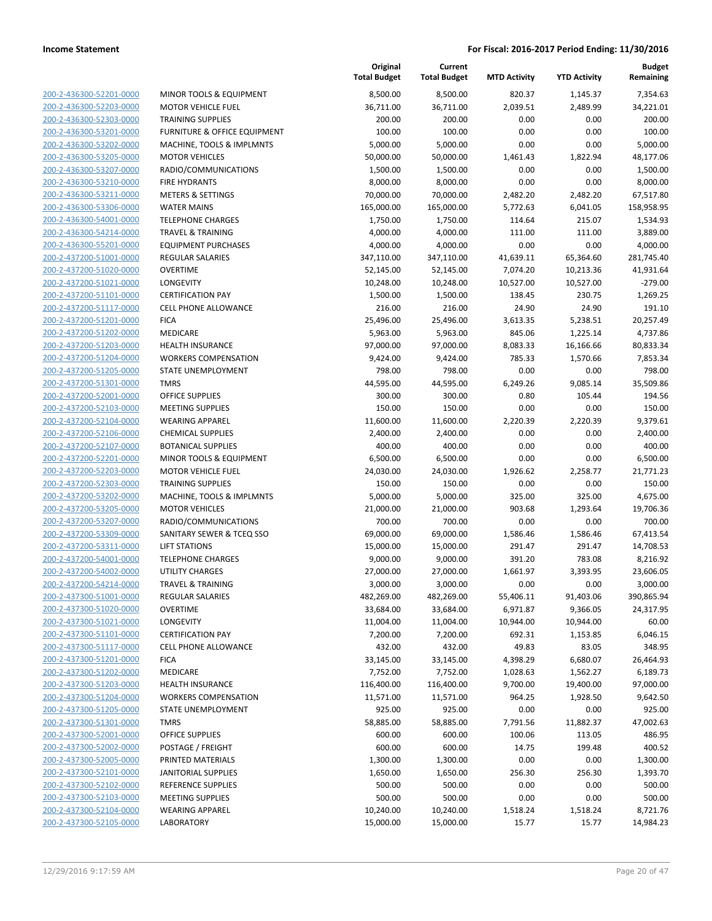**Income Statement** | **For Fiscal: 2016-2017 Period Ending: 11/30/2016**

| | | Original Total Budget | Current Total Budget | MTD Activity | YTD Activity | Budget Remaining |
|---|---|---|---|---|---|---|
| 200-2-436300-52201-0000 | MINOR TOOLS & EQUIPMENT | 8,500.00 | 8,500.00 | 820.37 | 1,145.37 | 7,354.63 |
| 200-2-436300-52203-0000 | MOTOR VEHICLE FUEL | 36,711.00 | 36,711.00 | 2,039.51 | 2,489.99 | 34,221.01 |
| 200-2-436300-52303-0000 | TRAINING SUPPLIES | 200.00 | 200.00 | 0.00 | 0.00 | 200.00 |
| 200-2-436300-53201-0000 | FURNITURE & OFFICE EQUIPMENT | 100.00 | 100.00 | 0.00 | 0.00 | 100.00 |
| 200-2-436300-53202-0000 | MACHINE, TOOLS & IMPLMNTS | 5,000.00 | 5,000.00 | 0.00 | 0.00 | 5,000.00 |
| 200-2-436300-53205-0000 | MOTOR VEHICLES | 50,000.00 | 50,000.00 | 1,461.43 | 1,822.94 | 48,177.06 |
| 200-2-436300-53207-0000 | RADIO/COMMUNICATIONS | 1,500.00 | 1,500.00 | 0.00 | 0.00 | 1,500.00 |
| 200-2-436300-53210-0000 | FIRE HYDRANTS | 8,000.00 | 8,000.00 | 0.00 | 0.00 | 8,000.00 |
| 200-2-436300-53211-0000 | METERS & SETTINGS | 70,000.00 | 70,000.00 | 2,482.20 | 2,482.20 | 67,517.80 |
| 200-2-436300-53306-0000 | WATER MAINS | 165,000.00 | 165,000.00 | 5,772.63 | 6,041.05 | 158,958.95 |
| 200-2-436300-54001-0000 | TELEPHONE CHARGES | 1,750.00 | 1,750.00 | 114.64 | 215.07 | 1,534.93 |
| 200-2-436300-54214-0000 | TRAVEL & TRAINING | 4,000.00 | 4,000.00 | 111.00 | 111.00 | 3,889.00 |
| 200-2-436300-55201-0000 | EQUIPMENT PURCHASES | 4,000.00 | 4,000.00 | 0.00 | 0.00 | 4,000.00 |
| 200-2-437200-51001-0000 | REGULAR SALARIES | 347,110.00 | 347,110.00 | 41,639.11 | 65,364.60 | 281,745.40 |
| 200-2-437200-51020-0000 | OVERTIME | 52,145.00 | 52,145.00 | 7,074.20 | 10,213.36 | 41,931.64 |
| 200-2-437200-51021-0000 | LONGEVITY | 10,248.00 | 10,248.00 | 10,527.00 | 10,527.00 | -279.00 |
| 200-2-437200-51101-0000 | CERTIFICATION PAY | 1,500.00 | 1,500.00 | 138.45 | 230.75 | 1,269.25 |
| 200-2-437200-51117-0000 | CELL PHONE ALLOWANCE | 216.00 | 216.00 | 24.90 | 24.90 | 191.10 |
| 200-2-437200-51201-0000 | FICA | 25,496.00 | 25,496.00 | 3,613.35 | 5,238.51 | 20,257.49 |
| 200-2-437200-51202-0000 | MEDICARE | 5,963.00 | 5,963.00 | 845.06 | 1,225.14 | 4,737.86 |
| 200-2-437200-51203-0000 | HEALTH INSURANCE | 97,000.00 | 97,000.00 | 8,083.33 | 16,166.66 | 80,833.34 |
| 200-2-437200-51204-0000 | WORKERS COMPENSATION | 9,424.00 | 9,424.00 | 785.33 | 1,570.66 | 7,853.34 |
| 200-2-437200-51205-0000 | STATE UNEMPLOYMENT | 798.00 | 798.00 | 0.00 | 0.00 | 798.00 |
| 200-2-437200-51301-0000 | TMRS | 44,595.00 | 44,595.00 | 6,249.26 | 9,085.14 | 35,509.86 |
| 200-2-437200-52001-0000 | OFFICE SUPPLIES | 300.00 | 300.00 | 0.80 | 105.44 | 194.56 |
| 200-2-437200-52103-0000 | MEETING SUPPLIES | 150.00 | 150.00 | 0.00 | 0.00 | 150.00 |
| 200-2-437200-52104-0000 | WEARING APPAREL | 11,600.00 | 11,600.00 | 2,220.39 | 2,220.39 | 9,379.61 |
| 200-2-437200-52106-0000 | CHEMICAL SUPPLIES | 2,400.00 | 2,400.00 | 0.00 | 0.00 | 2,400.00 |
| 200-2-437200-52107-0000 | BOTANICAL SUPPLIES | 400.00 | 400.00 | 0.00 | 0.00 | 400.00 |
| 200-2-437200-52201-0000 | MINOR TOOLS & EQUIPMENT | 6,500.00 | 6,500.00 | 0.00 | 0.00 | 6,500.00 |
| 200-2-437200-52203-0000 | MOTOR VEHICLE FUEL | 24,030.00 | 24,030.00 | 1,926.62 | 2,258.77 | 21,771.23 |
| 200-2-437200-52303-0000 | TRAINING SUPPLIES | 150.00 | 150.00 | 0.00 | 0.00 | 150.00 |
| 200-2-437200-53202-0000 | MACHINE, TOOLS & IMPLMNTS | 5,000.00 | 5,000.00 | 325.00 | 325.00 | 4,675.00 |
| 200-2-437200-53205-0000 | MOTOR VEHICLES | 21,000.00 | 21,000.00 | 903.68 | 1,293.64 | 19,706.36 |
| 200-2-437200-53207-0000 | RADIO/COMMUNICATIONS | 700.00 | 700.00 | 0.00 | 0.00 | 700.00 |
| 200-2-437200-53309-0000 | SANITARY SEWER & TCEQ SSO | 69,000.00 | 69,000.00 | 1,586.46 | 1,586.46 | 67,413.54 |
| 200-2-437200-53311-0000 | LIFT STATIONS | 15,000.00 | 15,000.00 | 291.47 | 291.47 | 14,708.53 |
| 200-2-437200-54001-0000 | TELEPHONE CHARGES | 9,000.00 | 9,000.00 | 391.20 | 783.08 | 8,216.92 |
| 200-2-437200-54002-0000 | UTILITY CHARGES | 27,000.00 | 27,000.00 | 1,661.97 | 3,393.95 | 23,606.05 |
| 200-2-437200-54214-0000 | TRAVEL & TRAINING | 3,000.00 | 3,000.00 | 0.00 | 0.00 | 3,000.00 |
| 200-2-437300-51001-0000 | REGULAR SALARIES | 482,269.00 | 482,269.00 | 55,406.11 | 91,403.06 | 390,865.94 |
| 200-2-437300-51020-0000 | OVERTIME | 33,684.00 | 33,684.00 | 6,971.87 | 9,366.05 | 24,317.95 |
| 200-2-437300-51021-0000 | LONGEVITY | 11,004.00 | 11,004.00 | 10,944.00 | 10,944.00 | 60.00 |
| 200-2-437300-51101-0000 | CERTIFICATION PAY | 7,200.00 | 7,200.00 | 692.31 | 1,153.85 | 6,046.15 |
| 200-2-437300-51117-0000 | CELL PHONE ALLOWANCE | 432.00 | 432.00 | 49.83 | 83.05 | 348.95 |
| 200-2-437300-51201-0000 | FICA | 33,145.00 | 33,145.00 | 4,398.29 | 6,680.07 | 26,464.93 |
| 200-2-437300-51202-0000 | MEDICARE | 7,752.00 | 7,752.00 | 1,028.63 | 1,562.27 | 6,189.73 |
| 200-2-437300-51203-0000 | HEALTH INSURANCE | 116,400.00 | 116,400.00 | 9,700.00 | 19,400.00 | 97,000.00 |
| 200-2-437300-51204-0000 | WORKERS COMPENSATION | 11,571.00 | 11,571.00 | 964.25 | 1,928.50 | 9,642.50 |
| 200-2-437300-51205-0000 | STATE UNEMPLOYMENT | 925.00 | 925.00 | 0.00 | 0.00 | 925.00 |
| 200-2-437300-51301-0000 | TMRS | 58,885.00 | 58,885.00 | 7,791.56 | 11,882.37 | 47,002.63 |
| 200-2-437300-52001-0000 | OFFICE SUPPLIES | 600.00 | 600.00 | 100.06 | 113.05 | 486.95 |
| 200-2-437300-52002-0000 | POSTAGE / FREIGHT | 600.00 | 600.00 | 14.75 | 199.48 | 400.52 |
| 200-2-437300-52005-0000 | PRINTED MATERIALS | 1,300.00 | 1,300.00 | 0.00 | 0.00 | 1,300.00 |
| 200-2-437300-52101-0000 | JANITORIAL SUPPLIES | 1,650.00 | 1,650.00 | 256.30 | 256.30 | 1,393.70 |
| 200-2-437300-52102-0000 | REFERENCE SUPPLIES | 500.00 | 500.00 | 0.00 | 0.00 | 500.00 |
| 200-2-437300-52103-0000 | MEETING SUPPLIES | 500.00 | 500.00 | 0.00 | 0.00 | 500.00 |
| 200-2-437300-52104-0000 | WEARING APPAREL | 10,240.00 | 10,240.00 | 1,518.24 | 1,518.24 | 8,721.76 |
| 200-2-437300-52105-0000 | LABORATORY | 15,000.00 | 15,000.00 | 15.77 | 15.77 | 14,984.23 |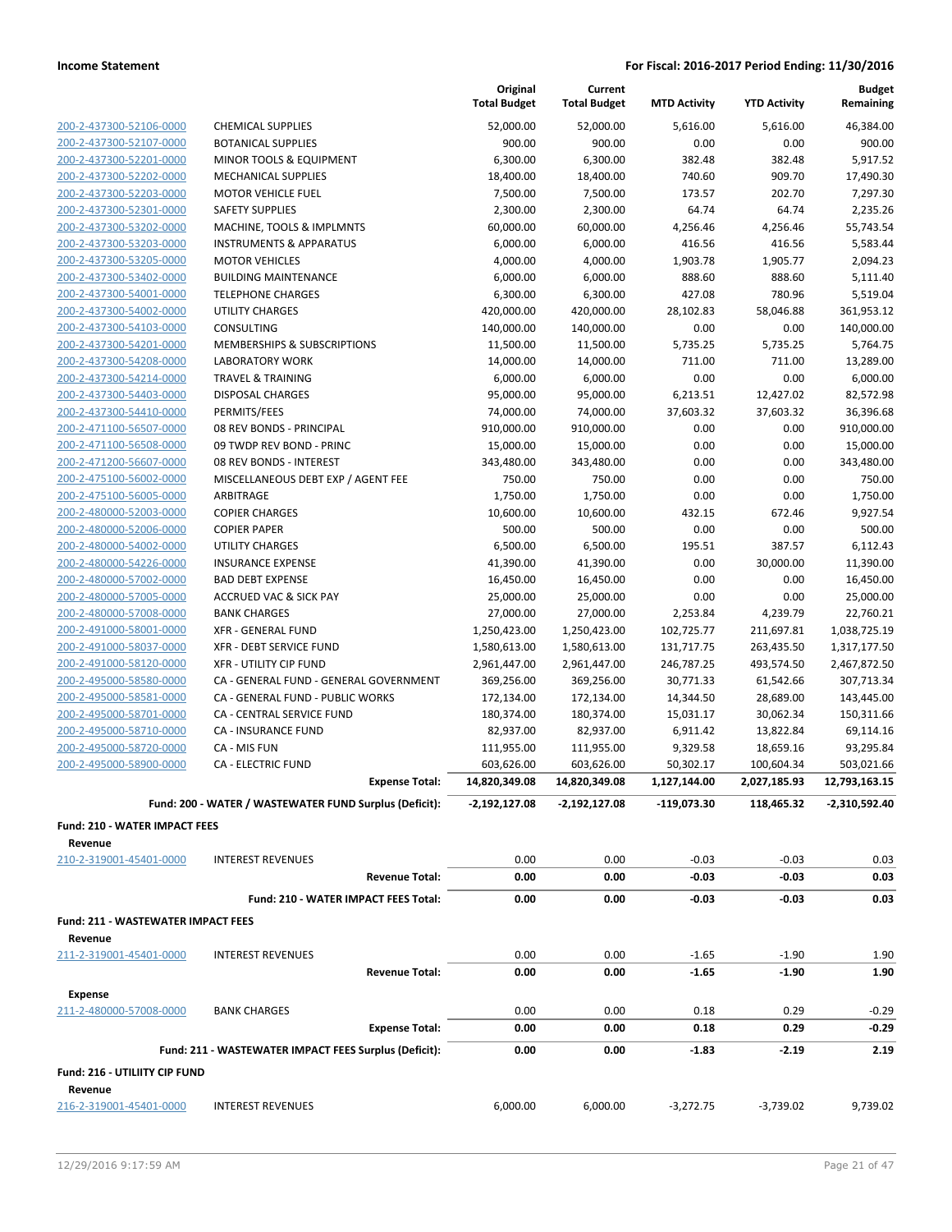| | | Original Total Budget | Current Total Budget | MTD Activity | YTD Activity | Budget Remaining |
|---|---|---|---|---|---|---|
| 200-2-437300-52106-0000 | CHEMICAL SUPPLIES | 52,000.00 | 52,000.00 | 5,616.00 | 5,616.00 | 46,384.00 |
| 200-2-437300-52107-0000 | BOTANICAL SUPPLIES | 900.00 | 900.00 | 0.00 | 0.00 | 900.00 |
| 200-2-437300-52201-0000 | MINOR TOOLS & EQUIPMENT | 6,300.00 | 6,300.00 | 382.48 | 382.48 | 5,917.52 |
| 200-2-437300-52202-0000 | MECHANICAL SUPPLIES | 18,400.00 | 18,400.00 | 740.60 | 909.70 | 17,490.30 |
| 200-2-437300-52203-0000 | MOTOR VEHICLE FUEL | 7,500.00 | 7,500.00 | 173.57 | 202.70 | 7,297.30 |
| 200-2-437300-52301-0000 | SAFETY SUPPLIES | 2,300.00 | 2,300.00 | 64.74 | 64.74 | 2,235.26 |
| 200-2-437300-53202-0000 | MACHINE, TOOLS & IMPLMNTS | 60,000.00 | 60,000.00 | 4,256.46 | 4,256.46 | 55,743.54 |
| 200-2-437300-53203-0000 | INSTRUMENTS & APPARATUS | 6,000.00 | 6,000.00 | 416.56 | 416.56 | 5,583.44 |
| 200-2-437300-53205-0000 | MOTOR VEHICLES | 4,000.00 | 4,000.00 | 1,903.78 | 1,905.77 | 2,094.23 |
| 200-2-437300-53402-0000 | BUILDING MAINTENANCE | 6,000.00 | 6,000.00 | 888.60 | 888.60 | 5,111.40 |
| 200-2-437300-54001-0000 | TELEPHONE CHARGES | 6,300.00 | 6,300.00 | 427.08 | 780.96 | 5,519.04 |
| 200-2-437300-54002-0000 | UTILITY CHARGES | 420,000.00 | 420,000.00 | 28,102.83 | 58,046.88 | 361,953.12 |
| 200-2-437300-54103-0000 | CONSULTING | 140,000.00 | 140,000.00 | 0.00 | 0.00 | 140,000.00 |
| 200-2-437300-54201-0000 | MEMBERSHIPS & SUBSCRIPTIONS | 11,500.00 | 11,500.00 | 5,735.25 | 5,735.25 | 5,764.75 |
| 200-2-437300-54208-0000 | LABORATORY WORK | 14,000.00 | 14,000.00 | 711.00 | 711.00 | 13,289.00 |
| 200-2-437300-54214-0000 | TRAVEL & TRAINING | 6,000.00 | 6,000.00 | 0.00 | 0.00 | 6,000.00 |
| 200-2-437300-54403-0000 | DISPOSAL CHARGES | 95,000.00 | 95,000.00 | 6,213.51 | 12,427.02 | 82,572.98 |
| 200-2-437300-54410-0000 | PERMITS/FEES | 74,000.00 | 74,000.00 | 37,603.32 | 37,603.32 | 36,396.68 |
| 200-2-471100-56507-0000 | 08 REV BONDS - PRINCIPAL | 910,000.00 | 910,000.00 | 0.00 | 0.00 | 910,000.00 |
| 200-2-471100-56508-0000 | 09 TWDP REV BOND - PRINC | 15,000.00 | 15,000.00 | 0.00 | 0.00 | 15,000.00 |
| 200-2-471200-56607-0000 | 08 REV BONDS - INTEREST | 343,480.00 | 343,480.00 | 0.00 | 0.00 | 343,480.00 |
| 200-2-475100-56002-0000 | MISCELLANEOUS DEBT EXP / AGENT FEE | 750.00 | 750.00 | 0.00 | 0.00 | 750.00 |
| 200-2-475100-56005-0000 | ARBITRAGE | 1,750.00 | 1,750.00 | 0.00 | 0.00 | 1,750.00 |
| 200-2-480000-52003-0000 | COPIER CHARGES | 10,600.00 | 10,600.00 | 432.15 | 672.46 | 9,927.54 |
| 200-2-480000-52006-0000 | COPIER PAPER | 500.00 | 500.00 | 0.00 | 0.00 | 500.00 |
| 200-2-480000-54002-0000 | UTILITY CHARGES | 6,500.00 | 6,500.00 | 195.51 | 387.57 | 6,112.43 |
| 200-2-480000-54226-0000 | INSURANCE EXPENSE | 41,390.00 | 41,390.00 | 0.00 | 30,000.00 | 11,390.00 |
| 200-2-480000-57002-0000 | BAD DEBT EXPENSE | 16,450.00 | 16,450.00 | 0.00 | 0.00 | 16,450.00 |
| 200-2-480000-57005-0000 | ACCRUED VAC & SICK PAY | 25,000.00 | 25,000.00 | 0.00 | 0.00 | 25,000.00 |
| 200-2-480000-57008-0000 | BANK CHARGES | 27,000.00 | 27,000.00 | 2,253.84 | 4,239.79 | 22,760.21 |
| 200-2-491000-58001-0000 | XFR - GENERAL FUND | 1,250,423.00 | 1,250,423.00 | 102,725.77 | 211,697.81 | 1,038,725.19 |
| 200-2-491000-58037-0000 | XFR - DEBT SERVICE FUND | 1,580,613.00 | 1,580,613.00 | 131,717.75 | 263,435.50 | 1,317,177.50 |
| 200-2-491000-58120-0000 | XFR - UTILITY CIP FUND | 2,961,447.00 | 2,961,447.00 | 246,787.25 | 493,574.50 | 2,467,872.50 |
| 200-2-495000-58580-0000 | CA - GENERAL FUND - GENERAL GOVERNMENT | 369,256.00 | 369,256.00 | 30,771.33 | 61,542.66 | 307,713.34 |
| 200-2-495000-58581-0000 | CA - GENERAL FUND - PUBLIC WORKS | 172,134.00 | 172,134.00 | 14,344.50 | 28,689.00 | 143,445.00 |
| 200-2-495000-58701-0000 | CA - CENTRAL SERVICE FUND | 180,374.00 | 180,374.00 | 15,031.17 | 30,062.34 | 150,311.66 |
| 200-2-495000-58710-0000 | CA - INSURANCE FUND | 82,937.00 | 82,937.00 | 6,911.42 | 13,822.84 | 69,114.16 |
| 200-2-495000-58720-0000 | CA - MIS FUN | 111,955.00 | 111,955.00 | 9,329.58 | 18,659.16 | 93,295.84 |
| 200-2-495000-58900-0000 | CA - ELECTRIC FUND | 603,626.00 | 603,626.00 | 50,302.17 | 100,604.34 | 503,021.66 |
| | **Expense Total:** | **14,820,349.08** | **14,820,349.08** | **1,127,144.00** | **2,027,185.93** | **12,793,163.15** |
| | **Fund: 200 - WATER / WASTEWATER FUND Surplus (Deficit):** | **-2,192,127.08** | **-2,192,127.08** | **-119,073.30** | **118,465.32** | **-2,310,592.40** |

**Fund: 210 - WATER IMPACT FEES**

**Revenue**

| | | Original Total Budget | Current Total Budget | MTD Activity | YTD Activity | Budget Remaining |
|---|---|---|---|---|---|---|
| 210-2-319001-45401-0000 | INTEREST REVENUES | 0.00 | 0.00 | -0.03 | -0.03 | 0.03 |
| | **Revenue Total:** | **0.00** | **0.00** | **-0.03** | **-0.03** | **0.03** |
| | **Fund: 210 - WATER IMPACT FEES Total:** | **0.00** | **0.00** | **-0.03** | **-0.03** | **0.03** |

**Fund: 211 - WASTEWATER IMPACT FEES**

**Revenue**

| | | Original Total Budget | Current Total Budget | MTD Activity | YTD Activity | Budget Remaining |
|---|---|---|---|---|---|---|
| 211-2-319001-45401-0000 | INTEREST REVENUES | 0.00 | 0.00 | -1.65 | -1.90 | 1.90 |
| | **Revenue Total:** | **0.00** | **0.00** | **-1.65** | **-1.90** | **1.90** |

**Expense**

| | | Original Total Budget | Current Total Budget | MTD Activity | YTD Activity | Budget Remaining |
|---|---|---|---|---|---|---|
| 211-2-480000-57008-0000 | BANK CHARGES | 0.00 | 0.00 | 0.18 | 0.29 | -0.29 |
| | **Expense Total:** | **0.00** | **0.00** | **0.18** | **0.29** | **-0.29** |
| | **Fund: 211 - WASTEWATER IMPACT FEES Surplus (Deficit):** | **0.00** | **0.00** | **-1.83** | **-2.19** | **2.19** |

**Fund: 216 - UTILIITY CIP FUND**

**Revenue**

| | | Original Total Budget | Current Total Budget | MTD Activity | YTD Activity | Budget Remaining |
|---|---|---|---|---|---|---|
| 216-2-319001-45401-0000 | INTEREST REVENUES | 6,000.00 | 6,000.00 | -3,272.75 | -3,739.02 | 9,739.02 |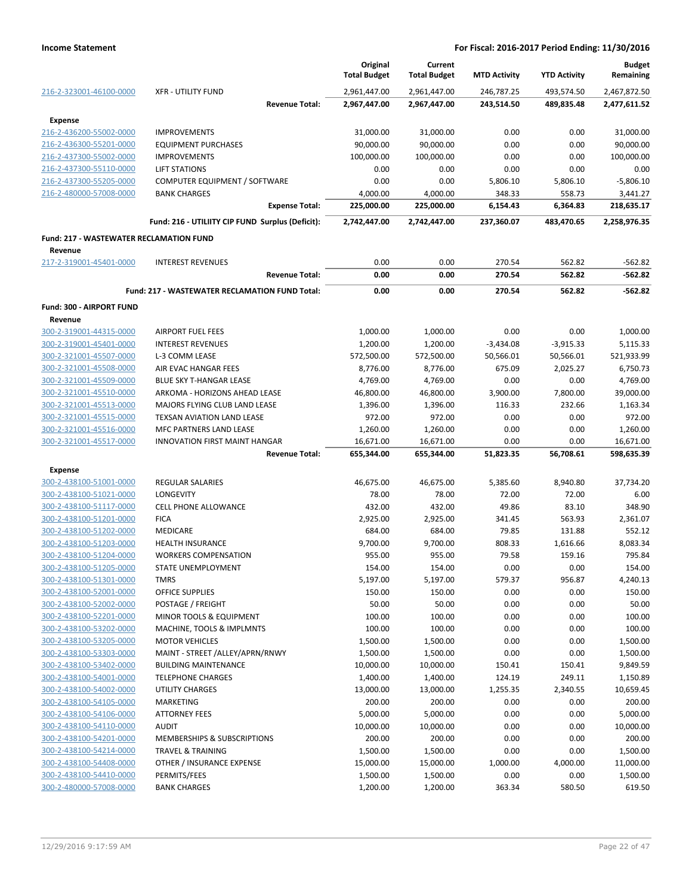**Income Statement** — **For Fiscal: 2016-2017 Period Ending: 11/30/2016**

| | | Original Total Budget | Current Total Budget | MTD Activity | YTD Activity | Budget Remaining |
|---|---|---|---|---|---|---|
| 216-2-323001-46100-0000 | XFR - UTILITY FUND | 2,961,447.00 | 2,961,447.00 | 246,787.25 | 493,574.50 | 2,467,872.50 |
| | **Revenue Total:** | **2,967,447.00** | **2,967,447.00** | **243,514.50** | **489,835.48** | **2,477,611.52** |
| **Expense** | | | | | | |
| 216-2-436200-55002-0000 | IMPROVEMENTS | 31,000.00 | 31,000.00 | 0.00 | 0.00 | 31,000.00 |
| 216-2-436300-55201-0000 | EQUIPMENT PURCHASES | 90,000.00 | 90,000.00 | 0.00 | 0.00 | 90,000.00 |
| 216-2-437300-55002-0000 | IMPROVEMENTS | 100,000.00 | 100,000.00 | 0.00 | 0.00 | 100,000.00 |
| 216-2-437300-55110-0000 | LIFT STATIONS | 0.00 | 0.00 | 0.00 | 0.00 | 0.00 |
| 216-2-437300-55205-0000 | COMPUTER EQUIPMENT / SOFTWARE | 0.00 | 0.00 | 5,806.10 | 5,806.10 | -5,806.10 |
| 216-2-480000-57008-0000 | BANK CHARGES | 4,000.00 | 4,000.00 | 348.33 | 558.73 | 3,441.27 |
| | **Expense Total:** | **225,000.00** | **225,000.00** | **6,154.43** | **6,364.83** | **218,635.17** |
| | **Fund: 216 - UTILIITY CIP FUND Surplus (Deficit):** | **2,742,447.00** | **2,742,447.00** | **237,360.07** | **483,470.65** | **2,258,976.35** |
| **Fund: 217 - WASTEWATER RECLAMATION FUND** | | | | | | |
| **Revenue** | | | | | | |
| 217-2-319001-45401-0000 | INTEREST REVENUES | 0.00 | 0.00 | 270.54 | 562.82 | -562.82 |
| | **Revenue Total:** | **0.00** | **0.00** | **270.54** | **562.82** | **-562.82** |
| | **Fund: 217 - WASTEWATER RECLAMATION FUND Total:** | **0.00** | **0.00** | **270.54** | **562.82** | **-562.82** |
| **Fund: 300 - AIRPORT FUND** | | | | | | |
| **Revenue** | | | | | | |
| 300-2-319001-44315-0000 | AIRPORT FUEL FEES | 1,000.00 | 1,000.00 | 0.00 | 0.00 | 1,000.00 |
| 300-2-319001-45401-0000 | INTEREST REVENUES | 1,200.00 | 1,200.00 | -3,434.08 | -3,915.33 | 5,115.33 |
| 300-2-321001-45507-0000 | L-3 COMM LEASE | 572,500.00 | 572,500.00 | 50,566.01 | 50,566.01 | 521,933.99 |
| 300-2-321001-45508-0000 | AIR EVAC HANGAR FEES | 8,776.00 | 8,776.00 | 675.09 | 2,025.27 | 6,750.73 |
| 300-2-321001-45509-0000 | BLUE SKY T-HANGAR LEASE | 4,769.00 | 4,769.00 | 0.00 | 0.00 | 4,769.00 |
| 300-2-321001-45510-0000 | ARKOMA - HORIZONS AHEAD LEASE | 46,800.00 | 46,800.00 | 3,900.00 | 7,800.00 | 39,000.00 |
| 300-2-321001-45513-0000 | MAJORS FLYING CLUB LAND LEASE | 1,396.00 | 1,396.00 | 116.33 | 232.66 | 1,163.34 |
| 300-2-321001-45515-0000 | TEXSAN AVIATION LAND LEASE | 972.00 | 972.00 | 0.00 | 0.00 | 972.00 |
| 300-2-321001-45516-0000 | MFC PARTNERS LAND LEASE | 1,260.00 | 1,260.00 | 0.00 | 0.00 | 1,260.00 |
| 300-2-321001-45517-0000 | INNOVATION FIRST MAINT HANGAR | 16,671.00 | 16,671.00 | 0.00 | 0.00 | 16,671.00 |
| | **Revenue Total:** | **655,344.00** | **655,344.00** | **51,823.35** | **56,708.61** | **598,635.39** |
| **Expense** | | | | | | |
| 300-2-438100-51001-0000 | REGULAR SALARIES | 46,675.00 | 46,675.00 | 5,385.60 | 8,940.80 | 37,734.20 |
| 300-2-438100-51021-0000 | LONGEVITY | 78.00 | 78.00 | 72.00 | 72.00 | 6.00 |
| 300-2-438100-51117-0000 | CELL PHONE ALLOWANCE | 432.00 | 432.00 | 49.86 | 83.10 | 348.90 |
| 300-2-438100-51201-0000 | FICA | 2,925.00 | 2,925.00 | 341.45 | 563.93 | 2,361.07 |
| 300-2-438100-51202-0000 | MEDICARE | 684.00 | 684.00 | 79.85 | 131.88 | 552.12 |
| 300-2-438100-51203-0000 | HEALTH INSURANCE | 9,700.00 | 9,700.00 | 808.33 | 1,616.66 | 8,083.34 |
| 300-2-438100-51204-0000 | WORKERS COMPENSATION | 955.00 | 955.00 | 79.58 | 159.16 | 795.84 |
| 300-2-438100-51205-0000 | STATE UNEMPLOYMENT | 154.00 | 154.00 | 0.00 | 0.00 | 154.00 |
| 300-2-438100-51301-0000 | TMRS | 5,197.00 | 5,197.00 | 579.37 | 956.87 | 4,240.13 |
| 300-2-438100-52001-0000 | OFFICE SUPPLIES | 150.00 | 150.00 | 0.00 | 0.00 | 150.00 |
| 300-2-438100-52002-0000 | POSTAGE / FREIGHT | 50.00 | 50.00 | 0.00 | 0.00 | 50.00 |
| 300-2-438100-52201-0000 | MINOR TOOLS & EQUIPMENT | 100.00 | 100.00 | 0.00 | 0.00 | 100.00 |
| 300-2-438100-53202-0000 | MACHINE, TOOLS & IMPLMNTS | 100.00 | 100.00 | 0.00 | 0.00 | 100.00 |
| 300-2-438100-53205-0000 | MOTOR VEHICLES | 1,500.00 | 1,500.00 | 0.00 | 0.00 | 1,500.00 |
| 300-2-438100-53303-0000 | MAINT - STREET /ALLEY/APRN/RNWY | 1,500.00 | 1,500.00 | 0.00 | 0.00 | 1,500.00 |
| 300-2-438100-53402-0000 | BUILDING MAINTENANCE | 10,000.00 | 10,000.00 | 150.41 | 150.41 | 9,849.59 |
| 300-2-438100-54001-0000 | TELEPHONE CHARGES | 1,400.00 | 1,400.00 | 124.19 | 249.11 | 1,150.89 |
| 300-2-438100-54002-0000 | UTILITY CHARGES | 13,000.00 | 13,000.00 | 1,255.35 | 2,340.55 | 10,659.45 |
| 300-2-438100-54105-0000 | MARKETING | 200.00 | 200.00 | 0.00 | 0.00 | 200.00 |
| 300-2-438100-54106-0000 | ATTORNEY FEES | 5,000.00 | 5,000.00 | 0.00 | 0.00 | 5,000.00 |
| 300-2-438100-54110-0000 | AUDIT | 10,000.00 | 10,000.00 | 0.00 | 0.00 | 10,000.00 |
| 300-2-438100-54201-0000 | MEMBERSHIPS & SUBSCRIPTIONS | 200.00 | 200.00 | 0.00 | 0.00 | 200.00 |
| 300-2-438100-54214-0000 | TRAVEL & TRAINING | 1,500.00 | 1,500.00 | 0.00 | 0.00 | 1,500.00 |
| 300-2-438100-54408-0000 | OTHER / INSURANCE EXPENSE | 15,000.00 | 15,000.00 | 1,000.00 | 4,000.00 | 11,000.00 |
| 300-2-438100-54410-0000 | PERMITS/FEES | 1,500.00 | 1,500.00 | 0.00 | 0.00 | 1,500.00 |
| 300-2-480000-57008-0000 | BANK CHARGES | 1,200.00 | 1,200.00 | 363.34 | 580.50 | 619.50 |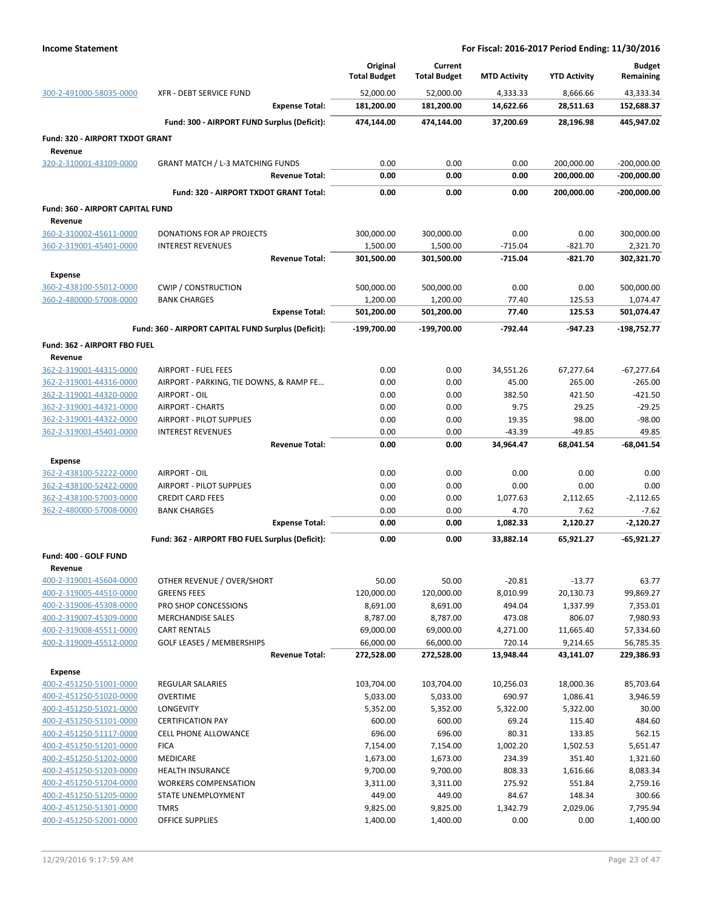**Income Statement** — For Fiscal: 2016-2017 Period Ending: 11/30/2016

| | | Original Total Budget | Current Total Budget | MTD Activity | YTD Activity | Budget Remaining |
|---|---|---|---|---|---|---|
| 300-2-491000-58035-0000 | XFR - DEBT SERVICE FUND | 52,000.00 | 52,000.00 | 4,333.33 | 8,666.66 | 43,333.34 |
| | **Expense Total:** | **181,200.00** | **181,200.00** | **14,622.66** | **28,511.63** | **152,688.37** |
| | **Fund: 300 - AIRPORT FUND Surplus (Deficit):** | **474,144.00** | **474,144.00** | **37,200.69** | **28,196.98** | **445,947.02** |
| **Fund: 320 - AIRPORT TXDOT GRANT** | | | | | | |
| **Revenue** | | | | | | |
| 320-2-310001-43109-0000 | GRANT MATCH / L-3 MATCHING FUNDS | 0.00 | 0.00 | 0.00 | 200,000.00 | -200,000.00 |
| | **Revenue Total:** | **0.00** | **0.00** | **0.00** | **200,000.00** | **-200,000.00** |
| | **Fund: 320 - AIRPORT TXDOT GRANT Total:** | **0.00** | **0.00** | **0.00** | **200,000.00** | **-200,000.00** |
| **Fund: 360 - AIRPORT CAPITAL FUND** | | | | | | |
| **Revenue** | | | | | | |
| 360-2-310002-45611-0000 | DONATIONS FOR AP PROJECTS | 300,000.00 | 300,000.00 | 0.00 | 0.00 | 300,000.00 |
| 360-2-319001-45401-0000 | INTEREST REVENUES | 1,500.00 | 1,500.00 | -715.04 | -821.70 | 2,321.70 |
| | **Revenue Total:** | **301,500.00** | **301,500.00** | **-715.04** | **-821.70** | **302,321.70** |
| **Expense** | | | | | | |
| 360-2-438100-55012-0000 | CWIP / CONSTRUCTION | 500,000.00 | 500,000.00 | 0.00 | 0.00 | 500,000.00 |
| 360-2-480000-57008-0000 | BANK CHARGES | 1,200.00 | 1,200.00 | 77.40 | 125.53 | 1,074.47 |
| | **Expense Total:** | **501,200.00** | **501,200.00** | **77.40** | **125.53** | **501,074.47** |
| | **Fund: 360 - AIRPORT CAPITAL FUND Surplus (Deficit):** | **-199,700.00** | **-199,700.00** | **-792.44** | **-947.23** | **-198,752.77** |
| **Fund: 362 - AIRPORT FBO FUEL** | | | | | | |
| **Revenue** | | | | | | |
| 362-2-319001-44315-0000 | AIRPORT - FUEL FEES | 0.00 | 0.00 | 34,551.26 | 67,277.64 | -67,277.64 |
| 362-2-319001-44316-0000 | AIRPORT - PARKING, TIE DOWNS, & RAMP FE... | 0.00 | 0.00 | 45.00 | 265.00 | -265.00 |
| 362-2-319001-44320-0000 | AIRPORT - OIL | 0.00 | 0.00 | 382.50 | 421.50 | -421.50 |
| 362-2-319001-44321-0000 | AIRPORT - CHARTS | 0.00 | 0.00 | 9.75 | 29.25 | -29.25 |
| 362-2-319001-44322-0000 | AIRPORT - PILOT SUPPLIES | 0.00 | 0.00 | 19.35 | 98.00 | -98.00 |
| 362-2-319001-45401-0000 | INTEREST REVENUES | 0.00 | 0.00 | -43.39 | -49.85 | 49.85 |
| | **Revenue Total:** | **0.00** | **0.00** | **34,964.47** | **68,041.54** | **-68,041.54** |
| **Expense** | | | | | | |
| 362-2-438100-52222-0000 | AIRPORT - OIL | 0.00 | 0.00 | 0.00 | 0.00 | 0.00 |
| 362-2-438100-52422-0000 | AIRPORT - PILOT SUPPLIES | 0.00 | 0.00 | 0.00 | 0.00 | 0.00 |
| 362-2-438100-57003-0000 | CREDIT CARD FEES | 0.00 | 0.00 | 1,077.63 | 2,112.65 | -2,112.65 |
| 362-2-480000-57008-0000 | BANK CHARGES | 0.00 | 0.00 | 4.70 | 7.62 | -7.62 |
| | **Expense Total:** | **0.00** | **0.00** | **1,082.33** | **2,120.27** | **-2,120.27** |
| | **Fund: 362 - AIRPORT FBO FUEL Surplus (Deficit):** | **0.00** | **0.00** | **33,882.14** | **65,921.27** | **-65,921.27** |
| **Fund: 400 - GOLF FUND** | | | | | | |
| **Revenue** | | | | | | |
| 400-2-319001-45604-0000 | OTHER REVENUE / OVER/SHORT | 50.00 | 50.00 | -20.81 | -13.77 | 63.77 |
| 400-2-319005-44510-0000 | GREENS FEES | 120,000.00 | 120,000.00 | 8,010.99 | 20,130.73 | 99,869.27 |
| 400-2-319006-45308-0000 | PRO SHOP CONCESSIONS | 8,691.00 | 8,691.00 | 494.04 | 1,337.99 | 7,353.01 |
| 400-2-319007-45309-0000 | MERCHANDISE SALES | 8,787.00 | 8,787.00 | 473.08 | 806.07 | 7,980.93 |
| 400-2-319008-45511-0000 | CART RENTALS | 69,000.00 | 69,000.00 | 4,271.00 | 11,665.40 | 57,334.60 |
| 400-2-319009-45512-0000 | GOLF LEASES / MEMBERSHIPS | 66,000.00 | 66,000.00 | 720.14 | 9,214.65 | 56,785.35 |
| | **Revenue Total:** | **272,528.00** | **272,528.00** | **13,948.44** | **43,141.07** | **229,386.93** |
| **Expense** | | | | | | |
| 400-2-451250-51001-0000 | REGULAR SALARIES | 103,704.00 | 103,704.00 | 10,256.03 | 18,000.36 | 85,703.64 |
| 400-2-451250-51020-0000 | OVERTIME | 5,033.00 | 5,033.00 | 690.97 | 1,086.41 | 3,946.59 |
| 400-2-451250-51021-0000 | LONGEVITY | 5,352.00 | 5,352.00 | 5,322.00 | 5,322.00 | 30.00 |
| 400-2-451250-51101-0000 | CERTIFICATION PAY | 600.00 | 600.00 | 69.24 | 115.40 | 484.60 |
| 400-2-451250-51117-0000 | CELL PHONE ALLOWANCE | 696.00 | 696.00 | 80.31 | 133.85 | 562.15 |
| 400-2-451250-51201-0000 | FICA | 7,154.00 | 7,154.00 | 1,002.20 | 1,502.53 | 5,651.47 |
| 400-2-451250-51202-0000 | MEDICARE | 1,673.00 | 1,673.00 | 234.39 | 351.40 | 1,321.60 |
| 400-2-451250-51203-0000 | HEALTH INSURANCE | 9,700.00 | 9,700.00 | 808.33 | 1,616.66 | 8,083.34 |
| 400-2-451250-51204-0000 | WORKERS COMPENSATION | 3,311.00 | 3,311.00 | 275.92 | 551.84 | 2,759.16 |
| 400-2-451250-51205-0000 | STATE UNEMPLOYMENT | 449.00 | 449.00 | 84.67 | 148.34 | 300.66 |
| 400-2-451250-51301-0000 | TMRS | 9,825.00 | 9,825.00 | 1,342.79 | 2,029.06 | 7,795.94 |
| 400-2-451250-52001-0000 | OFFICE SUPPLIES | 1,400.00 | 1,400.00 | 0.00 | 0.00 | 1,400.00 |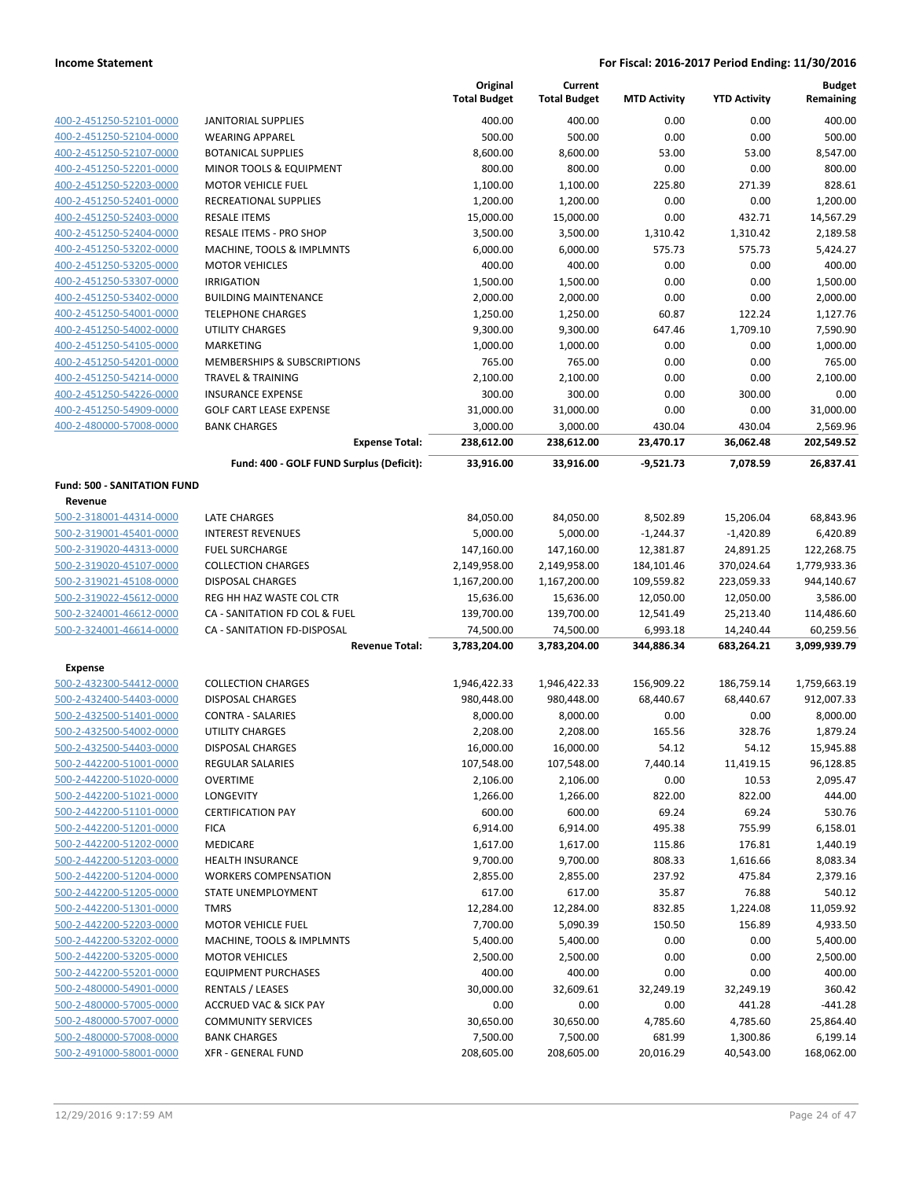**Income Statement** — **For Fiscal: 2016-2017 Period Ending: 11/30/2016**

| | | Original Total Budget | Current Total Budget | MTD Activity | YTD Activity | Budget Remaining |
|---|---|---|---|---|---|---|
| 400-2-451250-52101-0000 | JANITORIAL SUPPLIES | 400.00 | 400.00 | 0.00 | 0.00 | 400.00 |
| 400-2-451250-52104-0000 | WEARING APPAREL | 500.00 | 500.00 | 0.00 | 0.00 | 500.00 |
| 400-2-451250-52107-0000 | BOTANICAL SUPPLIES | 8,600.00 | 8,600.00 | 53.00 | 53.00 | 8,547.00 |
| 400-2-451250-52201-0000 | MINOR TOOLS & EQUIPMENT | 800.00 | 800.00 | 0.00 | 0.00 | 800.00 |
| 400-2-451250-52203-0000 | MOTOR VEHICLE FUEL | 1,100.00 | 1,100.00 | 225.80 | 271.39 | 828.61 |
| 400-2-451250-52401-0000 | RECREATIONAL SUPPLIES | 1,200.00 | 1,200.00 | 0.00 | 0.00 | 1,200.00 |
| 400-2-451250-52403-0000 | RESALE ITEMS | 15,000.00 | 15,000.00 | 0.00 | 432.71 | 14,567.29 |
| 400-2-451250-52404-0000 | RESALE ITEMS - PRO SHOP | 3,500.00 | 3,500.00 | 1,310.42 | 1,310.42 | 2,189.58 |
| 400-2-451250-53202-0000 | MACHINE, TOOLS & IMPLMNTS | 6,000.00 | 6,000.00 | 575.73 | 575.73 | 5,424.27 |
| 400-2-451250-53205-0000 | MOTOR VEHICLES | 400.00 | 400.00 | 0.00 | 0.00 | 400.00 |
| 400-2-451250-53307-0000 | IRRIGATION | 1,500.00 | 1,500.00 | 0.00 | 0.00 | 1,500.00 |
| 400-2-451250-53402-0000 | BUILDING MAINTENANCE | 2,000.00 | 2,000.00 | 0.00 | 0.00 | 2,000.00 |
| 400-2-451250-54001-0000 | TELEPHONE CHARGES | 1,250.00 | 1,250.00 | 60.87 | 122.24 | 1,127.76 |
| 400-2-451250-54002-0000 | UTILITY CHARGES | 9,300.00 | 9,300.00 | 647.46 | 1,709.10 | 7,590.90 |
| 400-2-451250-54105-0000 | MARKETING | 1,000.00 | 1,000.00 | 0.00 | 0.00 | 1,000.00 |
| 400-2-451250-54201-0000 | MEMBERSHIPS & SUBSCRIPTIONS | 765.00 | 765.00 | 0.00 | 0.00 | 765.00 |
| 400-2-451250-54214-0000 | TRAVEL & TRAINING | 2,100.00 | 2,100.00 | 0.00 | 0.00 | 2,100.00 |
| 400-2-451250-54226-0000 | INSURANCE EXPENSE | 300.00 | 300.00 | 0.00 | 300.00 | 0.00 |
| 400-2-451250-54909-0000 | GOLF CART LEASE EXPENSE | 31,000.00 | 31,000.00 | 0.00 | 0.00 | 31,000.00 |
| 400-2-480000-57008-0000 | BANK CHARGES | 3,000.00 | 3,000.00 | 430.04 | 430.04 | 2,569.96 |
| | **Expense Total:** | **238,612.00** | **238,612.00** | **23,470.17** | **36,062.48** | **202,549.52** |
| | **Fund: 400 - GOLF FUND Surplus (Deficit):** | **33,916.00** | **33,916.00** | **-9,521.73** | **7,078.59** | **26,837.41** |
| **Fund: 500 - SANITATION FUND** | | | | | | |
| **Revenue** | | | | | | |
| 500-2-318001-44314-0000 | LATE CHARGES | 84,050.00 | 84,050.00 | 8,502.89 | 15,206.04 | 68,843.96 |
| 500-2-319001-45401-0000 | INTEREST REVENUES | 5,000.00 | 5,000.00 | -1,244.37 | -1,420.89 | 6,420.89 |
| 500-2-319020-44313-0000 | FUEL SURCHARGE | 147,160.00 | 147,160.00 | 12,381.87 | 24,891.25 | 122,268.75 |
| 500-2-319020-45107-0000 | COLLECTION CHARGES | 2,149,958.00 | 2,149,958.00 | 184,101.46 | 370,024.64 | 1,779,933.36 |
| 500-2-319021-45108-0000 | DISPOSAL CHARGES | 1,167,200.00 | 1,167,200.00 | 109,559.82 | 223,059.33 | 944,140.67 |
| 500-2-319022-45612-0000 | REG HH HAZ WASTE COL CTR | 15,636.00 | 15,636.00 | 12,050.00 | 12,050.00 | 3,586.00 |
| 500-2-324001-46612-0000 | CA - SANITATION FD COL & FUEL | 139,700.00 | 139,700.00 | 12,541.49 | 25,213.40 | 114,486.60 |
| 500-2-324001-46614-0000 | CA - SANITATION FD-DISPOSAL | 74,500.00 | 74,500.00 | 6,993.18 | 14,240.44 | 60,259.56 |
| | **Revenue Total:** | **3,783,204.00** | **3,783,204.00** | **344,886.34** | **683,264.21** | **3,099,939.79** |
| **Expense** | | | | | | |
| 500-2-432300-54412-0000 | COLLECTION CHARGES | 1,946,422.33 | 1,946,422.33 | 156,909.22 | 186,759.14 | 1,759,663.19 |
| 500-2-432400-54403-0000 | DISPOSAL CHARGES | 980,448.00 | 980,448.00 | 68,440.67 | 68,440.67 | 912,007.33 |
| 500-2-432500-51401-0000 | CONTRA - SALARIES | 8,000.00 | 8,000.00 | 0.00 | 0.00 | 8,000.00 |
| 500-2-432500-54002-0000 | UTILITY CHARGES | 2,208.00 | 2,208.00 | 165.56 | 328.76 | 1,879.24 |
| 500-2-432500-54403-0000 | DISPOSAL CHARGES | 16,000.00 | 16,000.00 | 54.12 | 54.12 | 15,945.88 |
| 500-2-442200-51001-0000 | REGULAR SALARIES | 107,548.00 | 107,548.00 | 7,440.14 | 11,419.15 | 96,128.85 |
| 500-2-442200-51020-0000 | OVERTIME | 2,106.00 | 2,106.00 | 0.00 | 10.53 | 2,095.47 |
| 500-2-442200-51021-0000 | LONGEVITY | 1,266.00 | 1,266.00 | 822.00 | 822.00 | 444.00 |
| 500-2-442200-51101-0000 | CERTIFICATION PAY | 600.00 | 600.00 | 69.24 | 69.24 | 530.76 |
| 500-2-442200-51201-0000 | FICA | 6,914.00 | 6,914.00 | 495.38 | 755.99 | 6,158.01 |
| 500-2-442200-51202-0000 | MEDICARE | 1,617.00 | 1,617.00 | 115.86 | 176.81 | 1,440.19 |
| 500-2-442200-51203-0000 | HEALTH INSURANCE | 9,700.00 | 9,700.00 | 808.33 | 1,616.66 | 8,083.34 |
| 500-2-442200-51204-0000 | WORKERS COMPENSATION | 2,855.00 | 2,855.00 | 237.92 | 475.84 | 2,379.16 |
| 500-2-442200-51205-0000 | STATE UNEMPLOYMENT | 617.00 | 617.00 | 35.87 | 76.88 | 540.12 |
| 500-2-442200-51301-0000 | TMRS | 12,284.00 | 12,284.00 | 832.85 | 1,224.08 | 11,059.92 |
| 500-2-442200-52203-0000 | MOTOR VEHICLE FUEL | 7,700.00 | 5,090.39 | 150.50 | 156.89 | 4,933.50 |
| 500-2-442200-53202-0000 | MACHINE, TOOLS & IMPLMNTS | 5,400.00 | 5,400.00 | 0.00 | 0.00 | 5,400.00 |
| 500-2-442200-53205-0000 | MOTOR VEHICLES | 2,500.00 | 2,500.00 | 0.00 | 0.00 | 2,500.00 |
| 500-2-442200-55201-0000 | EQUIPMENT PURCHASES | 400.00 | 400.00 | 0.00 | 0.00 | 400.00 |
| 500-2-480000-54901-0000 | RENTALS / LEASES | 30,000.00 | 32,609.61 | 32,249.19 | 32,249.19 | 360.42 |
| 500-2-480000-57005-0000 | ACCRUED VAC & SICK PAY | 0.00 | 0.00 | 0.00 | 441.28 | -441.28 |
| 500-2-480000-57007-0000 | COMMUNITY SERVICES | 30,650.00 | 30,650.00 | 4,785.60 | 4,785.60 | 25,864.40 |
| 500-2-480000-57008-0000 | BANK CHARGES | 7,500.00 | 7,500.00 | 681.99 | 1,300.86 | 6,199.14 |
| 500-2-491000-58001-0000 | XFR - GENERAL FUND | 208,605.00 | 208,605.00 | 20,016.29 | 40,543.00 | 168,062.00 |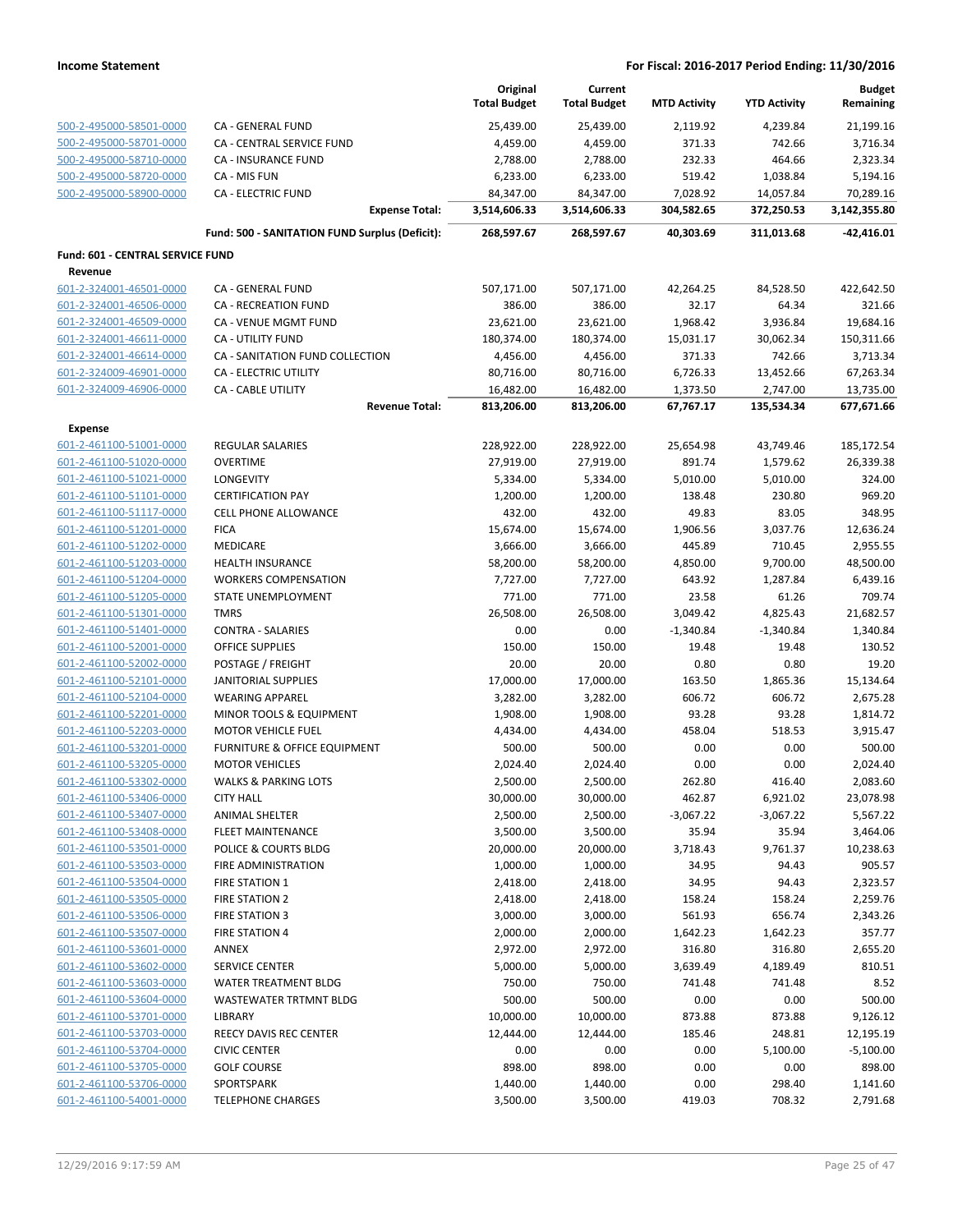**Income Statement** — **For Fiscal: 2016-2017 Period Ending: 11/30/2016**

| | | Original Total Budget | Current Total Budget | MTD Activity | YTD Activity | Budget Remaining |
|---|---|---|---|---|---|---|
| 500-2-495000-58501-0000 | CA - GENERAL FUND | 25,439.00 | 25,439.00 | 2,119.92 | 4,239.84 | 21,199.16 |
| 500-2-495000-58701-0000 | CA - CENTRAL SERVICE FUND | 4,459.00 | 4,459.00 | 371.33 | 742.66 | 3,716.34 |
| 500-2-495000-58710-0000 | CA - INSURANCE FUND | 2,788.00 | 2,788.00 | 232.33 | 464.66 | 2,323.34 |
| 500-2-495000-58720-0000 | CA - MIS FUN | 6,233.00 | 6,233.00 | 519.42 | 1,038.84 | 5,194.16 |
| 500-2-495000-58900-0000 | CA - ELECTRIC FUND | 84,347.00 | 84,347.00 | 7,028.92 | 14,057.84 | 70,289.16 |
| | **Expense Total:** | **3,514,606.33** | **3,514,606.33** | **304,582.65** | **372,250.53** | **3,142,355.80** |
| | **Fund: 500 - SANITATION FUND Surplus (Deficit):** | **268,597.67** | **268,597.67** | **40,303.69** | **311,013.68** | **-42,416.01** |

**Fund: 601 - CENTRAL SERVICE FUND**

**Revenue**

| | | Original Total Budget | Current Total Budget | MTD Activity | YTD Activity | Budget Remaining |
|---|---|---|---|---|---|---|
| 601-2-324001-46501-0000 | CA - GENERAL FUND | 507,171.00 | 507,171.00 | 42,264.25 | 84,528.50 | 422,642.50 |
| 601-2-324001-46506-0000 | CA - RECREATION FUND | 386.00 | 386.00 | 32.17 | 64.34 | 321.66 |
| 601-2-324001-46509-0000 | CA - VENUE MGMT FUND | 23,621.00 | 23,621.00 | 1,968.42 | 3,936.84 | 19,684.16 |
| 601-2-324001-46611-0000 | CA - UTILITY FUND | 180,374.00 | 180,374.00 | 15,031.17 | 30,062.34 | 150,311.66 |
| 601-2-324001-46614-0000 | CA - SANITATION FUND COLLECTION | 4,456.00 | 4,456.00 | 371.33 | 742.66 | 3,713.34 |
| 601-2-324009-46901-0000 | CA - ELECTRIC UTILITY | 80,716.00 | 80,716.00 | 6,726.33 | 13,452.66 | 67,263.34 |
| 601-2-324009-46906-0000 | CA - CABLE UTILITY | 16,482.00 | 16,482.00 | 1,373.50 | 2,747.00 | 13,735.00 |
| | **Revenue Total:** | **813,206.00** | **813,206.00** | **67,767.17** | **135,534.34** | **677,671.66** |

**Expense**

| | | Original Total Budget | Current Total Budget | MTD Activity | YTD Activity | Budget Remaining |
|---|---|---|---|---|---|---|
| 601-2-461100-51001-0000 | REGULAR SALARIES | 228,922.00 | 228,922.00 | 25,654.98 | 43,749.46 | 185,172.54 |
| 601-2-461100-51020-0000 | OVERTIME | 27,919.00 | 27,919.00 | 891.74 | 1,579.62 | 26,339.38 |
| 601-2-461100-51021-0000 | LONGEVITY | 5,334.00 | 5,334.00 | 5,010.00 | 5,010.00 | 324.00 |
| 601-2-461100-51101-0000 | CERTIFICATION PAY | 1,200.00 | 1,200.00 | 138.48 | 230.80 | 969.20 |
| 601-2-461100-51117-0000 | CELL PHONE ALLOWANCE | 432.00 | 432.00 | 49.83 | 83.05 | 348.95 |
| 601-2-461100-51201-0000 | FICA | 15,674.00 | 15,674.00 | 1,906.56 | 3,037.76 | 12,636.24 |
| 601-2-461100-51202-0000 | MEDICARE | 3,666.00 | 3,666.00 | 445.89 | 710.45 | 2,955.55 |
| 601-2-461100-51203-0000 | HEALTH INSURANCE | 58,200.00 | 58,200.00 | 4,850.00 | 9,700.00 | 48,500.00 |
| 601-2-461100-51204-0000 | WORKERS COMPENSATION | 7,727.00 | 7,727.00 | 643.92 | 1,287.84 | 6,439.16 |
| 601-2-461100-51205-0000 | STATE UNEMPLOYMENT | 771.00 | 771.00 | 23.58 | 61.26 | 709.74 |
| 601-2-461100-51301-0000 | TMRS | 26,508.00 | 26,508.00 | 3,049.42 | 4,825.43 | 21,682.57 |
| 601-2-461100-51401-0000 | CONTRA - SALARIES | 0.00 | 0.00 | -1,340.84 | -1,340.84 | 1,340.84 |
| 601-2-461100-52001-0000 | OFFICE SUPPLIES | 150.00 | 150.00 | 19.48 | 19.48 | 130.52 |
| 601-2-461100-52002-0000 | POSTAGE / FREIGHT | 20.00 | 20.00 | 0.80 | 0.80 | 19.20 |
| 601-2-461100-52101-0000 | JANITORIAL SUPPLIES | 17,000.00 | 17,000.00 | 163.50 | 1,865.36 | 15,134.64 |
| 601-2-461100-52104-0000 | WEARING APPAREL | 3,282.00 | 3,282.00 | 606.72 | 606.72 | 2,675.28 |
| 601-2-461100-52201-0000 | MINOR TOOLS & EQUIPMENT | 1,908.00 | 1,908.00 | 93.28 | 93.28 | 1,814.72 |
| 601-2-461100-52203-0000 | MOTOR VEHICLE FUEL | 4,434.00 | 4,434.00 | 458.04 | 518.53 | 3,915.47 |
| 601-2-461100-53201-0000 | FURNITURE & OFFICE EQUIPMENT | 500.00 | 500.00 | 0.00 | 0.00 | 500.00 |
| 601-2-461100-53205-0000 | MOTOR VEHICLES | 2,024.40 | 2,024.40 | 0.00 | 0.00 | 2,024.40 |
| 601-2-461100-53302-0000 | WALKS & PARKING LOTS | 2,500.00 | 2,500.00 | 262.80 | 416.40 | 2,083.60 |
| 601-2-461100-53406-0000 | CITY HALL | 30,000.00 | 30,000.00 | 462.87 | 6,921.02 | 23,078.98 |
| 601-2-461100-53407-0000 | ANIMAL SHELTER | 2,500.00 | 2,500.00 | -3,067.22 | -3,067.22 | 5,567.22 |
| 601-2-461100-53408-0000 | FLEET MAINTENANCE | 3,500.00 | 3,500.00 | 35.94 | 35.94 | 3,464.06 |
| 601-2-461100-53501-0000 | POLICE & COURTS BLDG | 20,000.00 | 20,000.00 | 3,718.43 | 9,761.37 | 10,238.63 |
| 601-2-461100-53503-0000 | FIRE ADMINISTRATION | 1,000.00 | 1,000.00 | 34.95 | 94.43 | 905.57 |
| 601-2-461100-53504-0000 | FIRE STATION 1 | 2,418.00 | 2,418.00 | 34.95 | 94.43 | 2,323.57 |
| 601-2-461100-53505-0000 | FIRE STATION 2 | 2,418.00 | 2,418.00 | 158.24 | 158.24 | 2,259.76 |
| 601-2-461100-53506-0000 | FIRE STATION 3 | 3,000.00 | 3,000.00 | 561.93 | 656.74 | 2,343.26 |
| 601-2-461100-53507-0000 | FIRE STATION 4 | 2,000.00 | 2,000.00 | 1,642.23 | 1,642.23 | 357.77 |
| 601-2-461100-53601-0000 | ANNEX | 2,972.00 | 2,972.00 | 316.80 | 316.80 | 2,655.20 |
| 601-2-461100-53602-0000 | SERVICE CENTER | 5,000.00 | 5,000.00 | 3,639.49 | 4,189.49 | 810.51 |
| 601-2-461100-53603-0000 | WATER TREATMENT BLDG | 750.00 | 750.00 | 741.48 | 741.48 | 8.52 |
| 601-2-461100-53604-0000 | WASTEWATER TRTMNT BLDG | 500.00 | 500.00 | 0.00 | 0.00 | 500.00 |
| 601-2-461100-53701-0000 | LIBRARY | 10,000.00 | 10,000.00 | 873.88 | 873.88 | 9,126.12 |
| 601-2-461100-53703-0000 | REECY DAVIS REC CENTER | 12,444.00 | 12,444.00 | 185.46 | 248.81 | 12,195.19 |
| 601-2-461100-53704-0000 | CIVIC CENTER | 0.00 | 0.00 | 0.00 | 5,100.00 | -5,100.00 |
| 601-2-461100-53705-0000 | GOLF COURSE | 898.00 | 898.00 | 0.00 | 0.00 | 898.00 |
| 601-2-461100-53706-0000 | SPORTSPARK | 1,440.00 | 1,440.00 | 0.00 | 298.40 | 1,141.60 |
| 601-2-461100-54001-0000 | TELEPHONE CHARGES | 3,500.00 | 3,500.00 | 419.03 | 708.32 | 2,791.68 |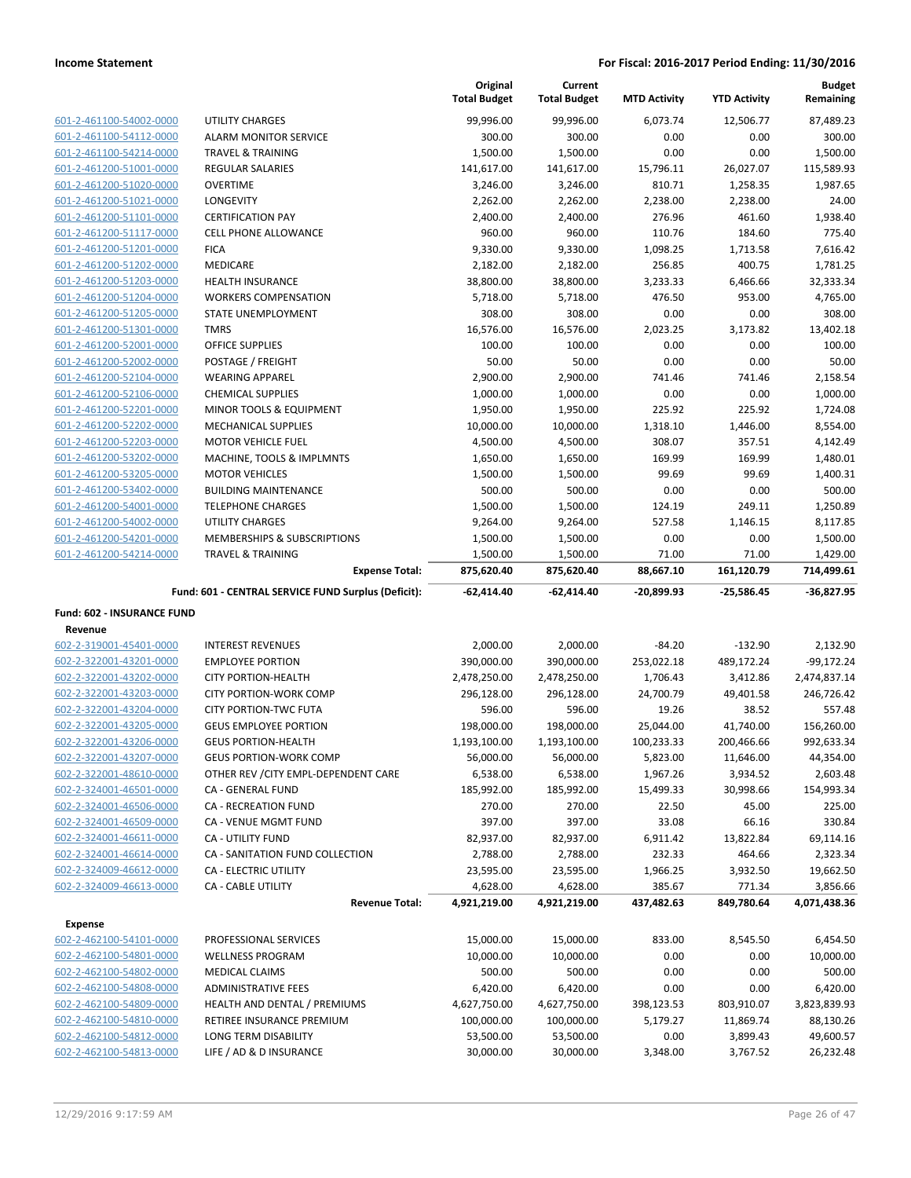**Income Statement** | **For Fiscal: 2016-2017 Period Ending: 11/30/2016**

| | | Original Total Budget | Current Total Budget | MTD Activity | YTD Activity | Budget Remaining |
|---|---|---|---|---|---|---|
| 601-2-461100-54002-0000 | UTILITY CHARGES | 99,996.00 | 99,996.00 | 6,073.74 | 12,506.77 | 87,489.23 |
| 601-2-461100-54112-0000 | ALARM MONITOR SERVICE | 300.00 | 300.00 | 0.00 | 0.00 | 300.00 |
| 601-2-461100-54214-0000 | TRAVEL & TRAINING | 1,500.00 | 1,500.00 | 0.00 | 0.00 | 1,500.00 |
| 601-2-461200-51001-0000 | REGULAR SALARIES | 141,617.00 | 141,617.00 | 15,796.11 | 26,027.07 | 115,589.93 |
| 601-2-461200-51020-0000 | OVERTIME | 3,246.00 | 3,246.00 | 810.71 | 1,258.35 | 1,987.65 |
| 601-2-461200-51021-0000 | LONGEVITY | 2,262.00 | 2,262.00 | 2,238.00 | 2,238.00 | 24.00 |
| 601-2-461200-51101-0000 | CERTIFICATION PAY | 2,400.00 | 2,400.00 | 276.96 | 461.60 | 1,938.40 |
| 601-2-461200-51117-0000 | CELL PHONE ALLOWANCE | 960.00 | 960.00 | 110.76 | 184.60 | 775.40 |
| 601-2-461200-51201-0000 | FICA | 9,330.00 | 9,330.00 | 1,098.25 | 1,713.58 | 7,616.42 |
| 601-2-461200-51202-0000 | MEDICARE | 2,182.00 | 2,182.00 | 256.85 | 400.75 | 1,781.25 |
| 601-2-461200-51203-0000 | HEALTH INSURANCE | 38,800.00 | 38,800.00 | 3,233.33 | 6,466.66 | 32,333.34 |
| 601-2-461200-51204-0000 | WORKERS COMPENSATION | 5,718.00 | 5,718.00 | 476.50 | 953.00 | 4,765.00 |
| 601-2-461200-51205-0000 | STATE UNEMPLOYMENT | 308.00 | 308.00 | 0.00 | 0.00 | 308.00 |
| 601-2-461200-51301-0000 | TMRS | 16,576.00 | 16,576.00 | 2,023.25 | 3,173.82 | 13,402.18 |
| 601-2-461200-52001-0000 | OFFICE SUPPLIES | 100.00 | 100.00 | 0.00 | 0.00 | 100.00 |
| 601-2-461200-52002-0000 | POSTAGE / FREIGHT | 50.00 | 50.00 | 0.00 | 0.00 | 50.00 |
| 601-2-461200-52104-0000 | WEARING APPAREL | 2,900.00 | 2,900.00 | 741.46 | 741.46 | 2,158.54 |
| 601-2-461200-52106-0000 | CHEMICAL SUPPLIES | 1,000.00 | 1,000.00 | 0.00 | 0.00 | 1,000.00 |
| 601-2-461200-52201-0000 | MINOR TOOLS & EQUIPMENT | 1,950.00 | 1,950.00 | 225.92 | 225.92 | 1,724.08 |
| 601-2-461200-52202-0000 | MECHANICAL SUPPLIES | 10,000.00 | 10,000.00 | 1,318.10 | 1,446.00 | 8,554.00 |
| 601-2-461200-52203-0000 | MOTOR VEHICLE FUEL | 4,500.00 | 4,500.00 | 308.07 | 357.51 | 4,142.49 |
| 601-2-461200-53202-0000 | MACHINE, TOOLS & IMPLMNTS | 1,650.00 | 1,650.00 | 169.99 | 169.99 | 1,480.01 |
| 601-2-461200-53205-0000 | MOTOR VEHICLES | 1,500.00 | 1,500.00 | 99.69 | 99.69 | 1,400.31 |
| 601-2-461200-53402-0000 | BUILDING MAINTENANCE | 500.00 | 500.00 | 0.00 | 0.00 | 500.00 |
| 601-2-461200-54001-0000 | TELEPHONE CHARGES | 1,500.00 | 1,500.00 | 124.19 | 249.11 | 1,250.89 |
| 601-2-461200-54002-0000 | UTILITY CHARGES | 9,264.00 | 9,264.00 | 527.58 | 1,146.15 | 8,117.85 |
| 601-2-461200-54201-0000 | MEMBERSHIPS & SUBSCRIPTIONS | 1,500.00 | 1,500.00 | 0.00 | 0.00 | 1,500.00 |
| 601-2-461200-54214-0000 | TRAVEL & TRAINING | 1,500.00 | 1,500.00 | 71.00 | 71.00 | 1,429.00 |
| | **Expense Total:** | **875,620.40** | **875,620.40** | **88,667.10** | **161,120.79** | **714,499.61** |
| | **Fund: 601 - CENTRAL SERVICE FUND Surplus (Deficit):** | **-62,414.40** | **-62,414.40** | **-20,899.93** | **-25,586.45** | **-36,827.95** |
| **Fund: 602 - INSURANCE FUND** | | | | | | |
| **Revenue** | | | | | | |
| 602-2-319001-45401-0000 | INTEREST REVENUES | 2,000.00 | 2,000.00 | -84.20 | -132.90 | 2,132.90 |
| 602-2-322001-43201-0000 | EMPLOYEE PORTION | 390,000.00 | 390,000.00 | 253,022.18 | 489,172.24 | -99,172.24 |
| 602-2-322001-43202-0000 | CITY PORTION-HEALTH | 2,478,250.00 | 2,478,250.00 | 1,706.43 | 3,412.86 | 2,474,837.14 |
| 602-2-322001-43203-0000 | CITY PORTION-WORK COMP | 296,128.00 | 296,128.00 | 24,700.79 | 49,401.58 | 246,726.42 |
| 602-2-322001-43204-0000 | CITY PORTION-TWC FUTA | 596.00 | 596.00 | 19.26 | 38.52 | 557.48 |
| 602-2-322001-43205-0000 | GEUS EMPLOYEE PORTION | 198,000.00 | 198,000.00 | 25,044.00 | 41,740.00 | 156,260.00 |
| 602-2-322001-43206-0000 | GEUS PORTION-HEALTH | 1,193,100.00 | 1,193,100.00 | 100,233.33 | 200,466.66 | 992,633.34 |
| 602-2-322001-43207-0000 | GEUS PORTION-WORK COMP | 56,000.00 | 56,000.00 | 5,823.00 | 11,646.00 | 44,354.00 |
| 602-2-322001-48610-0000 | OTHER REV /CITY EMPL-DEPENDENT CARE | 6,538.00 | 6,538.00 | 1,967.26 | 3,934.52 | 2,603.48 |
| 602-2-324001-46501-0000 | CA - GENERAL FUND | 185,992.00 | 185,992.00 | 15,499.33 | 30,998.66 | 154,993.34 |
| 602-2-324001-46506-0000 | CA - RECREATION FUND | 270.00 | 270.00 | 22.50 | 45.00 | 225.00 |
| 602-2-324001-46509-0000 | CA - VENUE MGMT FUND | 397.00 | 397.00 | 33.08 | 66.16 | 330.84 |
| 602-2-324001-46611-0000 | CA - UTILITY FUND | 82,937.00 | 82,937.00 | 6,911.42 | 13,822.84 | 69,114.16 |
| 602-2-324001-46614-0000 | CA - SANITATION FUND COLLECTION | 2,788.00 | 2,788.00 | 232.33 | 464.66 | 2,323.34 |
| 602-2-324009-46612-0000 | CA - ELECTRIC UTILITY | 23,595.00 | 23,595.00 | 1,966.25 | 3,932.50 | 19,662.50 |
| 602-2-324009-46613-0000 | CA - CABLE UTILITY | 4,628.00 | 4,628.00 | 385.67 | 771.34 | 3,856.66 |
| | **Revenue Total:** | **4,921,219.00** | **4,921,219.00** | **437,482.63** | **849,780.64** | **4,071,438.36** |
| **Expense** | | | | | | |
| 602-2-462100-54101-0000 | PROFESSIONAL SERVICES | 15,000.00 | 15,000.00 | 833.00 | 8,545.50 | 6,454.50 |
| 602-2-462100-54801-0000 | WELLNESS PROGRAM | 10,000.00 | 10,000.00 | 0.00 | 0.00 | 10,000.00 |
| 602-2-462100-54802-0000 | MEDICAL CLAIMS | 500.00 | 500.00 | 0.00 | 0.00 | 500.00 |
| 602-2-462100-54808-0000 | ADMINISTRATIVE FEES | 6,420.00 | 6,420.00 | 0.00 | 0.00 | 6,420.00 |
| 602-2-462100-54809-0000 | HEALTH AND DENTAL / PREMIUMS | 4,627,750.00 | 4,627,750.00 | 398,123.53 | 803,910.07 | 3,823,839.93 |
| 602-2-462100-54810-0000 | RETIREE INSURANCE PREMIUM | 100,000.00 | 100,000.00 | 5,179.27 | 11,869.74 | 88,130.26 |
| 602-2-462100-54812-0000 | LONG TERM DISABILITY | 53,500.00 | 53,500.00 | 0.00 | 3,899.43 | 49,600.57 |
| 602-2-462100-54813-0000 | LIFE / AD & D INSURANCE | 30,000.00 | 30,000.00 | 3,348.00 | 3,767.52 | 26,232.48 |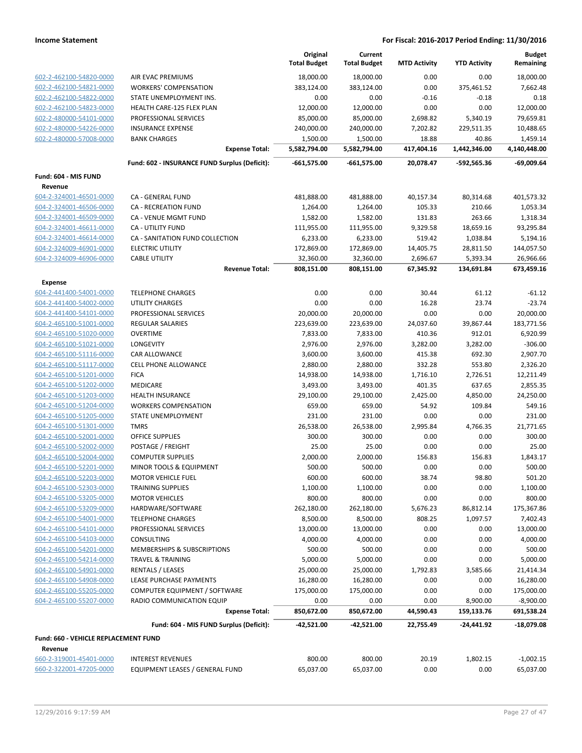**Income Statement** — For Fiscal: 2016-2017 Period Ending: 11/30/2016

| | | Original Total Budget | Current Total Budget | MTD Activity | YTD Activity | Budget Remaining |
|---|---|---|---|---|---|---|
| 602-2-462100-54820-0000 | AIR EVAC PREMIUMS | 18,000.00 | 18,000.00 | 0.00 | 0.00 | 18,000.00 |
| 602-2-462100-54821-0000 | WORKERS' COMPENSATION | 383,124.00 | 383,124.00 | 0.00 | 375,461.52 | 7,662.48 |
| 602-2-462100-54822-0000 | STATE UNEMPLOYMENT INS. | 0.00 | 0.00 | -0.16 | -0.18 | 0.18 |
| 602-2-462100-54823-0000 | HEALTH CARE-125 FLEX PLAN | 12,000.00 | 12,000.00 | 0.00 | 0.00 | 12,000.00 |
| 602-2-480000-54101-0000 | PROFESSIONAL SERVICES | 85,000.00 | 85,000.00 | 2,698.82 | 5,340.19 | 79,659.81 |
| 602-2-480000-54226-0000 | INSURANCE EXPENSE | 240,000.00 | 240,000.00 | 7,202.82 | 229,511.35 | 10,488.65 |
| 602-2-480000-57008-0000 | BANK CHARGES | 1,500.00 | 1,500.00 | 18.88 | 40.86 | 1,459.14 |
| | **Expense Total:** | **5,582,794.00** | **5,582,794.00** | **417,404.16** | **1,442,346.00** | **4,140,448.00** |
| | **Fund: 602 - INSURANCE FUND Surplus (Deficit):** | **-661,575.00** | **-661,575.00** | **20,078.47** | **-592,565.36** | **-69,009.64** |
| **Fund: 604 - MIS FUND** | | | | | | |
| **Revenue** | | | | | | |
| 604-2-324001-46501-0000 | CA - GENERAL FUND | 481,888.00 | 481,888.00 | 40,157.34 | 80,314.68 | 401,573.32 |
| 604-2-324001-46506-0000 | CA - RECREATION FUND | 1,264.00 | 1,264.00 | 105.33 | 210.66 | 1,053.34 |
| 604-2-324001-46509-0000 | CA - VENUE MGMT FUND | 1,582.00 | 1,582.00 | 131.83 | 263.66 | 1,318.34 |
| 604-2-324001-46611-0000 | CA - UTILITY FUND | 111,955.00 | 111,955.00 | 9,329.58 | 18,659.16 | 93,295.84 |
| 604-2-324001-46614-0000 | CA - SANITATION FUND COLLECTION | 6,233.00 | 6,233.00 | 519.42 | 1,038.84 | 5,194.16 |
| 604-2-324009-46901-0000 | ELECTRIC UTILITY | 172,869.00 | 172,869.00 | 14,405.75 | 28,811.50 | 144,057.50 |
| 604-2-324009-46906-0000 | CABLE UTILITY | 32,360.00 | 32,360.00 | 2,696.67 | 5,393.34 | 26,966.66 |
| | **Revenue Total:** | **808,151.00** | **808,151.00** | **67,345.92** | **134,691.84** | **673,459.16** |
| **Expense** | | | | | | |
| 604-2-441400-54001-0000 | TELEPHONE CHARGES | 0.00 | 0.00 | 30.44 | 61.12 | -61.12 |
| 604-2-441400-54002-0000 | UTILITY CHARGES | 0.00 | 0.00 | 16.28 | 23.74 | -23.74 |
| 604-2-441400-54101-0000 | PROFESSIONAL SERVICES | 20,000.00 | 20,000.00 | 0.00 | 0.00 | 20,000.00 |
| 604-2-465100-51001-0000 | REGULAR SALARIES | 223,639.00 | 223,639.00 | 24,037.60 | 39,867.44 | 183,771.56 |
| 604-2-465100-51020-0000 | OVERTIME | 7,833.00 | 7,833.00 | 410.36 | 912.01 | 6,920.99 |
| 604-2-465100-51021-0000 | LONGEVITY | 2,976.00 | 2,976.00 | 3,282.00 | 3,282.00 | -306.00 |
| 604-2-465100-51116-0000 | CAR ALLOWANCE | 3,600.00 | 3,600.00 | 415.38 | 692.30 | 2,907.70 |
| 604-2-465100-51117-0000 | CELL PHONE ALLOWANCE | 2,880.00 | 2,880.00 | 332.28 | 553.80 | 2,326.20 |
| 604-2-465100-51201-0000 | FICA | 14,938.00 | 14,938.00 | 1,716.10 | 2,726.51 | 12,211.49 |
| 604-2-465100-51202-0000 | MEDICARE | 3,493.00 | 3,493.00 | 401.35 | 637.65 | 2,855.35 |
| 604-2-465100-51203-0000 | HEALTH INSURANCE | 29,100.00 | 29,100.00 | 2,425.00 | 4,850.00 | 24,250.00 |
| 604-2-465100-51204-0000 | WORKERS COMPENSATION | 659.00 | 659.00 | 54.92 | 109.84 | 549.16 |
| 604-2-465100-51205-0000 | STATE UNEMPLOYMENT | 231.00 | 231.00 | 0.00 | 0.00 | 231.00 |
| 604-2-465100-51301-0000 | TMRS | 26,538.00 | 26,538.00 | 2,995.84 | 4,766.35 | 21,771.65 |
| 604-2-465100-52001-0000 | OFFICE SUPPLIES | 300.00 | 300.00 | 0.00 | 0.00 | 300.00 |
| 604-2-465100-52002-0000 | POSTAGE / FREIGHT | 25.00 | 25.00 | 0.00 | 0.00 | 25.00 |
| 604-2-465100-52004-0000 | COMPUTER SUPPLIES | 2,000.00 | 2,000.00 | 156.83 | 156.83 | 1,843.17 |
| 604-2-465100-52201-0000 | MINOR TOOLS & EQUIPMENT | 500.00 | 500.00 | 0.00 | 0.00 | 500.00 |
| 604-2-465100-52203-0000 | MOTOR VEHICLE FUEL | 600.00 | 600.00 | 38.74 | 98.80 | 501.20 |
| 604-2-465100-52303-0000 | TRAINING SUPPLIES | 1,100.00 | 1,100.00 | 0.00 | 0.00 | 1,100.00 |
| 604-2-465100-53205-0000 | MOTOR VEHICLES | 800.00 | 800.00 | 0.00 | 0.00 | 800.00 |
| 604-2-465100-53209-0000 | HARDWARE/SOFTWARE | 262,180.00 | 262,180.00 | 5,676.23 | 86,812.14 | 175,367.86 |
| 604-2-465100-54001-0000 | TELEPHONE CHARGES | 8,500.00 | 8,500.00 | 808.25 | 1,097.57 | 7,402.43 |
| 604-2-465100-54101-0000 | PROFESSIONAL SERVICES | 13,000.00 | 13,000.00 | 0.00 | 0.00 | 13,000.00 |
| 604-2-465100-54103-0000 | CONSULTING | 4,000.00 | 4,000.00 | 0.00 | 0.00 | 4,000.00 |
| 604-2-465100-54201-0000 | MEMBERSHIPS & SUBSCRIPTIONS | 500.00 | 500.00 | 0.00 | 0.00 | 500.00 |
| 604-2-465100-54214-0000 | TRAVEL & TRAINING | 5,000.00 | 5,000.00 | 0.00 | 0.00 | 5,000.00 |
| 604-2-465100-54901-0000 | RENTALS / LEASES | 25,000.00 | 25,000.00 | 1,792.83 | 3,585.66 | 21,414.34 |
| 604-2-465100-54908-0000 | LEASE PURCHASE PAYMENTS | 16,280.00 | 16,280.00 | 0.00 | 0.00 | 16,280.00 |
| 604-2-465100-55205-0000 | COMPUTER EQUIPMENT / SOFTWARE | 175,000.00 | 175,000.00 | 0.00 | 0.00 | 175,000.00 |
| 604-2-465100-55207-0000 | RADIO COMMUNICATION EQUIP | 0.00 | 0.00 | 0.00 | 8,900.00 | -8,900.00 |
| | **Expense Total:** | **850,672.00** | **850,672.00** | **44,590.43** | **159,133.76** | **691,538.24** |
| | **Fund: 604 - MIS FUND Surplus (Deficit):** | **-42,521.00** | **-42,521.00** | **22,755.49** | **-24,441.92** | **-18,079.08** |
| **Fund: 660 - VEHICLE REPLACEMENT FUND** | | | | | | |
| **Revenue** | | | | | | |
| 660-2-319001-45401-0000 | INTEREST REVENUES | 800.00 | 800.00 | 20.19 | 1,802.15 | -1,002.15 |
| 660-2-322001-47205-0000 | EQUIPMENT LEASES / GENERAL FUND | 65,037.00 | 65,037.00 | 0.00 | 0.00 | 65,037.00 |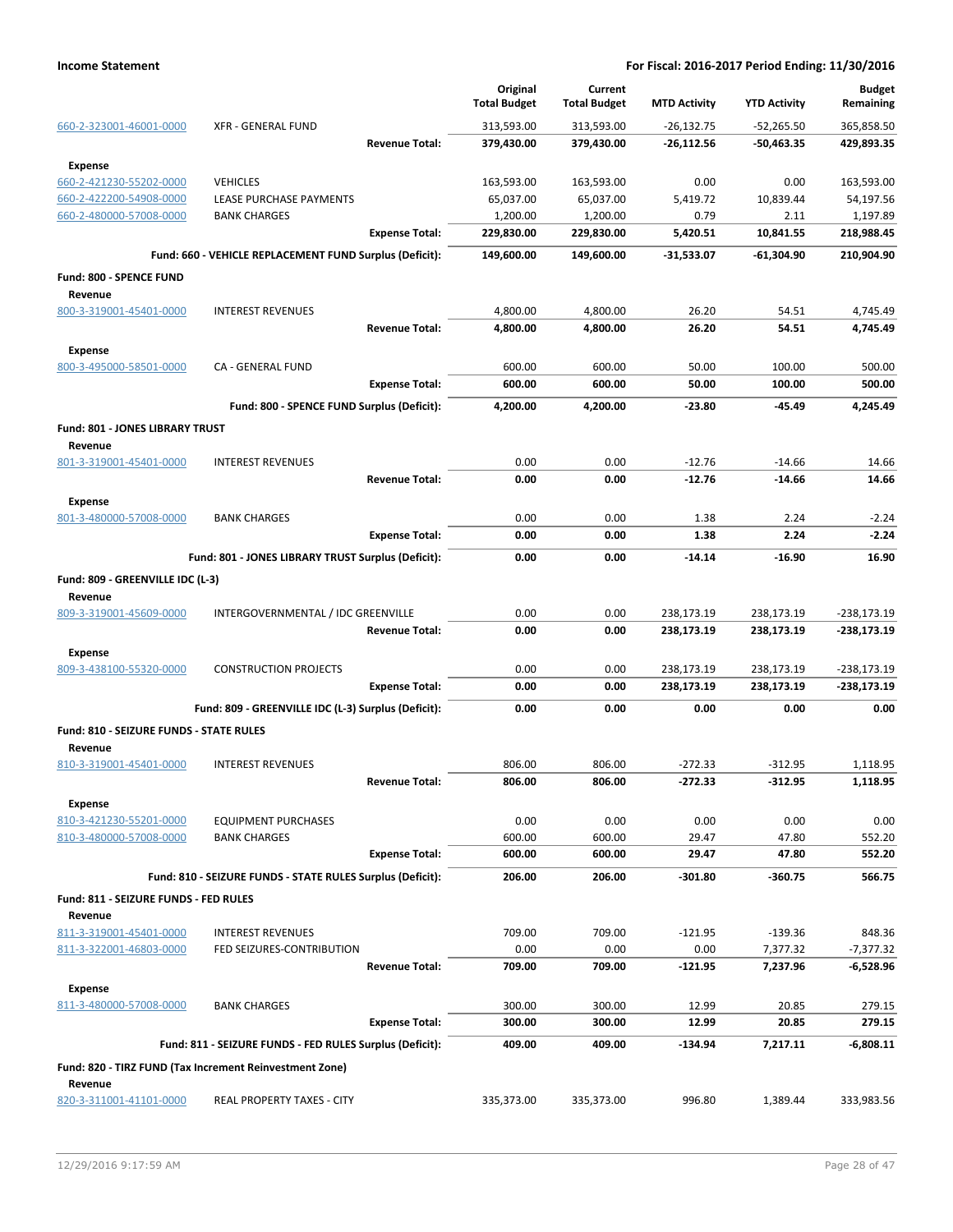**Income Statement** — For Fiscal: 2016-2017 Period Ending: 11/30/2016

| Account | Description | Original Total Budget | Current Total Budget | MTD Activity | YTD Activity | Budget Remaining |
|---|---|---|---|---|---|---|
| 660-2-323001-46001-0000 | XFR - GENERAL FUND | 313,593.00 | 313,593.00 | -26,132.75 | -52,265.50 | 365,858.50 |
| | **Revenue Total:** | **379,430.00** | **379,430.00** | **-26,112.56** | **-50,463.35** | **429,893.35** |
| **Expense** | | | | | | |
| 660-2-421230-55202-0000 | VEHICLES | 163,593.00 | 163,593.00 | 0.00 | 0.00 | 163,593.00 |
| 660-2-422200-54908-0000 | LEASE PURCHASE PAYMENTS | 65,037.00 | 65,037.00 | 5,419.72 | 10,839.44 | 54,197.56 |
| 660-2-480000-57008-0000 | BANK CHARGES | 1,200.00 | 1,200.00 | 0.79 | 2.11 | 1,197.89 |
| | **Expense Total:** | **229,830.00** | **229,830.00** | **5,420.51** | **10,841.55** | **218,988.45** |
| | **Fund: 660 - VEHICLE REPLACEMENT FUND Surplus (Deficit):** | **149,600.00** | **149,600.00** | **-31,533.07** | **-61,304.90** | **210,904.90** |
| **Fund: 800 - SPENCE FUND** | | | | | | |
| **Revenue** | | | | | | |
| 800-3-319001-45401-0000 | INTEREST REVENUES | 4,800.00 | 4,800.00 | 26.20 | 54.51 | 4,745.49 |
| | **Revenue Total:** | **4,800.00** | **4,800.00** | **26.20** | **54.51** | **4,745.49** |
| **Expense** | | | | | | |
| 800-3-495000-58501-0000 | CA - GENERAL FUND | 600.00 | 600.00 | 50.00 | 100.00 | 500.00 |
| | **Expense Total:** | **600.00** | **600.00** | **50.00** | **100.00** | **500.00** |
| | **Fund: 800 - SPENCE FUND Surplus (Deficit):** | **4,200.00** | **4,200.00** | **-23.80** | **-45.49** | **4,245.49** |
| **Fund: 801 - JONES LIBRARY TRUST** | | | | | | |
| **Revenue** | | | | | | |
| 801-3-319001-45401-0000 | INTEREST REVENUES | 0.00 | 0.00 | -12.76 | -14.66 | 14.66 |
| | **Revenue Total:** | **0.00** | **0.00** | **-12.76** | **-14.66** | **14.66** |
| **Expense** | | | | | | |
| 801-3-480000-57008-0000 | BANK CHARGES | 0.00 | 0.00 | 1.38 | 2.24 | -2.24 |
| | **Expense Total:** | **0.00** | **0.00** | **1.38** | **2.24** | **-2.24** |
| | **Fund: 801 - JONES LIBRARY TRUST Surplus (Deficit):** | **0.00** | **0.00** | **-14.14** | **-16.90** | **16.90** |
| **Fund: 809 - GREENVILLE IDC (L-3)** | | | | | | |
| **Revenue** | | | | | | |
| 809-3-319001-45609-0000 | INTERGOVERNMENTAL / IDC GREENVILLE | 0.00 | 0.00 | 238,173.19 | 238,173.19 | -238,173.19 |
| | **Revenue Total:** | **0.00** | **0.00** | **238,173.19** | **238,173.19** | **-238,173.19** |
| **Expense** | | | | | | |
| 809-3-438100-55320-0000 | CONSTRUCTION PROJECTS | 0.00 | 0.00 | 238,173.19 | 238,173.19 | -238,173.19 |
| | **Expense Total:** | **0.00** | **0.00** | **238,173.19** | **238,173.19** | **-238,173.19** |
| | **Fund: 809 - GREENVILLE IDC (L-3) Surplus (Deficit):** | **0.00** | **0.00** | **0.00** | **0.00** | **0.00** |
| **Fund: 810 - SEIZURE FUNDS - STATE RULES** | | | | | | |
| **Revenue** | | | | | | |
| 810-3-319001-45401-0000 | INTEREST REVENUES | 806.00 | 806.00 | -272.33 | -312.95 | 1,118.95 |
| | **Revenue Total:** | **806.00** | **806.00** | **-272.33** | **-312.95** | **1,118.95** |
| **Expense** | | | | | | |
| 810-3-421230-55201-0000 | EQUIPMENT PURCHASES | 0.00 | 0.00 | 0.00 | 0.00 | 0.00 |
| 810-3-480000-57008-0000 | BANK CHARGES | 600.00 | 600.00 | 29.47 | 47.80 | 552.20 |
| | **Expense Total:** | **600.00** | **600.00** | **29.47** | **47.80** | **552.20** |
| | **Fund: 810 - SEIZURE FUNDS - STATE RULES Surplus (Deficit):** | **206.00** | **206.00** | **-301.80** | **-360.75** | **566.75** |
| **Fund: 811 - SEIZURE FUNDS - FED RULES** | | | | | | |
| **Revenue** | | | | | | |
| 811-3-319001-45401-0000 | INTEREST REVENUES | 709.00 | 709.00 | -121.95 | -139.36 | 848.36 |
| 811-3-322001-46803-0000 | FED SEIZURES-CONTRIBUTION | 0.00 | 0.00 | 0.00 | 7,377.32 | -7,377.32 |
| | **Revenue Total:** | **709.00** | **709.00** | **-121.95** | **7,237.96** | **-6,528.96** |
| **Expense** | | | | | | |
| 811-3-480000-57008-0000 | BANK CHARGES | 300.00 | 300.00 | 12.99 | 20.85 | 279.15 |
| | **Expense Total:** | **300.00** | **300.00** | **12.99** | **20.85** | **279.15** |
| | **Fund: 811 - SEIZURE FUNDS - FED RULES Surplus (Deficit):** | **409.00** | **409.00** | **-134.94** | **7,217.11** | **-6,808.11** |
| **Fund: 820 - TIRZ FUND (Tax Increment Reinvestment Zone)** | | | | | | |
| **Revenue** | | | | | | |
| 820-3-311001-41101-0000 | REAL PROPERTY TAXES - CITY | 335,373.00 | 335,373.00 | 996.80 | 1,389.44 | 333,983.56 |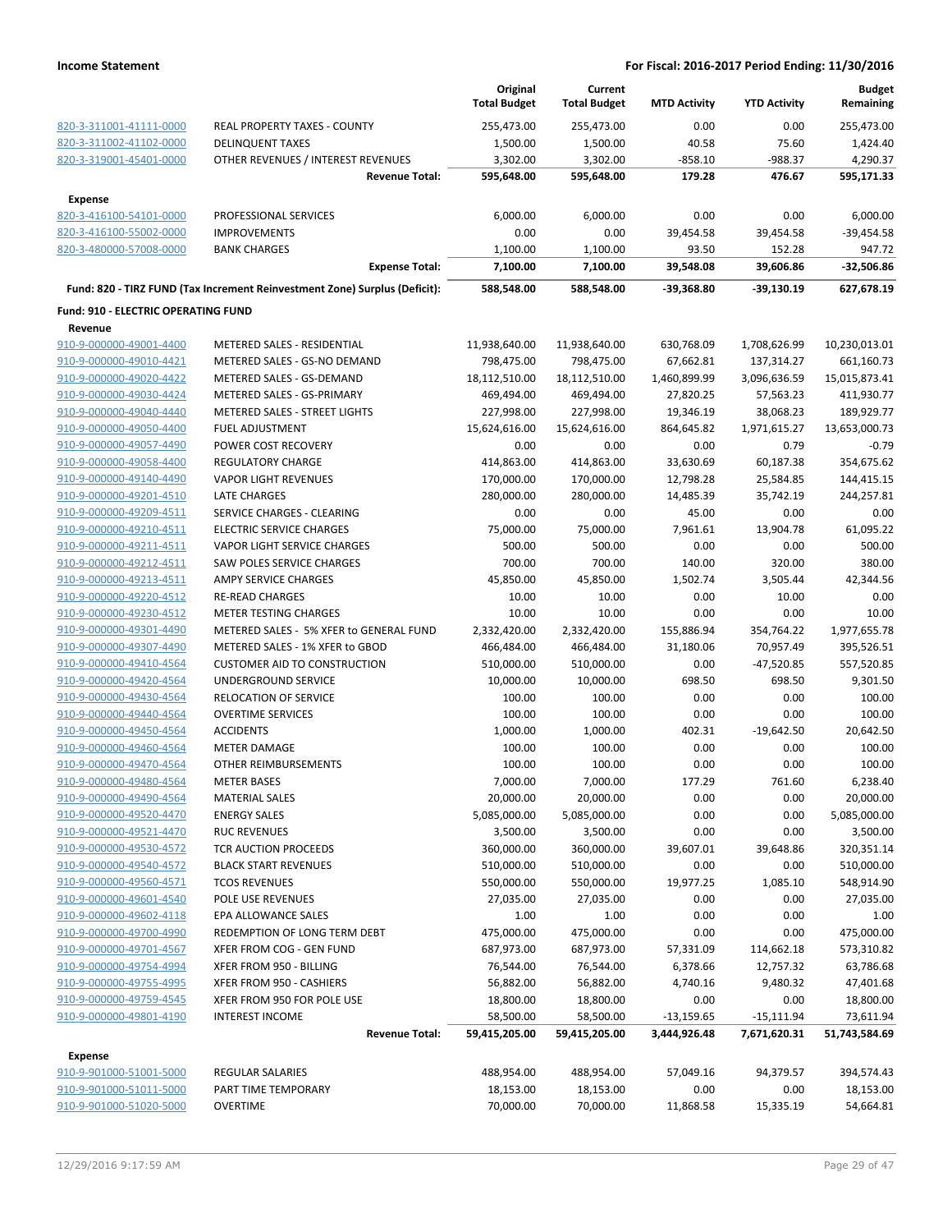**Income Statement** — For Fiscal: 2016-2017 Period Ending: 11/30/2016

| | | Original Total Budget | Current Total Budget | MTD Activity | YTD Activity | Budget Remaining |
|---|---|---|---|---|---|---|
| 820-3-311001-41111-0000 | REAL PROPERTY TAXES - COUNTY | 255,473.00 | 255,473.00 | 0.00 | 0.00 | 255,473.00 |
| 820-3-311002-41102-0000 | DELINQUENT TAXES | 1,500.00 | 1,500.00 | 40.58 | 75.60 | 1,424.40 |
| 820-3-319001-45401-0000 | OTHER REVENUES / INTEREST REVENUES | 3,302.00 | 3,302.00 | -858.10 | -988.37 | 4,290.37 |
| | **Revenue Total:** | **595,648.00** | **595,648.00** | **179.28** | **476.67** | **595,171.33** |
| **Expense** | | | | | | |
| 820-3-416100-54101-0000 | PROFESSIONAL SERVICES | 6,000.00 | 6,000.00 | 0.00 | 0.00 | 6,000.00 |
| 820-3-416100-55002-0000 | IMPROVEMENTS | 0.00 | 0.00 | 39,454.58 | 39,454.58 | -39,454.58 |
| 820-3-480000-57008-0000 | BANK CHARGES | 1,100.00 | 1,100.00 | 93.50 | 152.28 | 947.72 |
| | **Expense Total:** | **7,100.00** | **7,100.00** | **39,548.08** | **39,606.86** | **-32,506.86** |
| **Fund: 820 - TIRZ FUND (Tax Increment Reinvestment Zone) Surplus (Deficit):** | | **588,548.00** | **588,548.00** | **-39,368.80** | **-39,130.19** | **627,678.19** |
| **Fund: 910 - ELECTRIC OPERATING FUND** | | | | | | |
| **Revenue** | | | | | | |
| 910-9-000000-49001-4400 | METERED SALES - RESIDENTIAL | 11,938,640.00 | 11,938,640.00 | 630,768.09 | 1,708,626.99 | 10,230,013.01 |
| 910-9-000000-49010-4421 | METERED SALES - GS-NO DEMAND | 798,475.00 | 798,475.00 | 67,662.81 | 137,314.27 | 661,160.73 |
| 910-9-000000-49020-4422 | METERED SALES - GS-DEMAND | 18,112,510.00 | 18,112,510.00 | 1,460,899.99 | 3,096,636.59 | 15,015,873.41 |
| 910-9-000000-49030-4424 | METERED SALES - GS-PRIMARY | 469,494.00 | 469,494.00 | 27,820.25 | 57,563.23 | 411,930.77 |
| 910-9-000000-49040-4440 | METERED SALES - STREET LIGHTS | 227,998.00 | 227,998.00 | 19,346.19 | 38,068.23 | 189,929.77 |
| 910-9-000000-49050-4400 | FUEL ADJUSTMENT | 15,624,616.00 | 15,624,616.00 | 864,645.82 | 1,971,615.27 | 13,653,000.73 |
| 910-9-000000-49057-4490 | POWER COST RECOVERY | 0.00 | 0.00 | 0.00 | 0.79 | -0.79 |
| 910-9-000000-49058-4400 | REGULATORY CHARGE | 414,863.00 | 414,863.00 | 33,630.69 | 60,187.38 | 354,675.62 |
| 910-9-000000-49140-4490 | VAPOR LIGHT REVENUES | 170,000.00 | 170,000.00 | 12,798.28 | 25,584.85 | 144,415.15 |
| 910-9-000000-49201-4510 | LATE CHARGES | 280,000.00 | 280,000.00 | 14,485.39 | 35,742.19 | 244,257.81 |
| 910-9-000000-49209-4511 | SERVICE CHARGES - CLEARING | 0.00 | 0.00 | 45.00 | 0.00 | 0.00 |
| 910-9-000000-49210-4511 | ELECTRIC SERVICE CHARGES | 75,000.00 | 75,000.00 | 7,961.61 | 13,904.78 | 61,095.22 |
| 910-9-000000-49211-4511 | VAPOR LIGHT SERVICE CHARGES | 500.00 | 500.00 | 0.00 | 0.00 | 500.00 |
| 910-9-000000-49212-4511 | SAW POLES SERVICE CHARGES | 700.00 | 700.00 | 140.00 | 320.00 | 380.00 |
| 910-9-000000-49213-4511 | AMPY SERVICE CHARGES | 45,850.00 | 45,850.00 | 1,502.74 | 3,505.44 | 42,344.56 |
| 910-9-000000-49220-4512 | RE-READ CHARGES | 10.00 | 10.00 | 0.00 | 10.00 | 0.00 |
| 910-9-000000-49230-4512 | METER TESTING CHARGES | 10.00 | 10.00 | 0.00 | 0.00 | 10.00 |
| 910-9-000000-49301-4490 | METERED SALES - 5% XFER to GENERAL FUND | 2,332,420.00 | 2,332,420.00 | 155,886.94 | 354,764.22 | 1,977,655.78 |
| 910-9-000000-49307-4490 | METERED SALES - 1% XFER to GBOD | 466,484.00 | 466,484.00 | 31,180.06 | 70,957.49 | 395,526.51 |
| 910-9-000000-49410-4564 | CUSTOMER AID TO CONSTRUCTION | 510,000.00 | 510,000.00 | 0.00 | -47,520.85 | 557,520.85 |
| 910-9-000000-49420-4564 | UNDERGROUND SERVICE | 10,000.00 | 10,000.00 | 698.50 | 698.50 | 9,301.50 |
| 910-9-000000-49430-4564 | RELOCATION OF SERVICE | 100.00 | 100.00 | 0.00 | 0.00 | 100.00 |
| 910-9-000000-49440-4564 | OVERTIME SERVICES | 100.00 | 100.00 | 0.00 | 0.00 | 100.00 |
| 910-9-000000-49450-4564 | ACCIDENTS | 1,000.00 | 1,000.00 | 402.31 | -19,642.50 | 20,642.50 |
| 910-9-000000-49460-4564 | METER DAMAGE | 100.00 | 100.00 | 0.00 | 0.00 | 100.00 |
| 910-9-000000-49470-4564 | OTHER REIMBURSEMENTS | 100.00 | 100.00 | 0.00 | 0.00 | 100.00 |
| 910-9-000000-49480-4564 | METER BASES | 7,000.00 | 7,000.00 | 177.29 | 761.60 | 6,238.40 |
| 910-9-000000-49490-4564 | MATERIAL SALES | 20,000.00 | 20,000.00 | 0.00 | 0.00 | 20,000.00 |
| 910-9-000000-49520-4470 | ENERGY SALES | 5,085,000.00 | 5,085,000.00 | 0.00 | 0.00 | 5,085,000.00 |
| 910-9-000000-49521-4470 | RUC REVENUES | 3,500.00 | 3,500.00 | 0.00 | 0.00 | 3,500.00 |
| 910-9-000000-49530-4572 | TCR AUCTION PROCEEDS | 360,000.00 | 360,000.00 | 39,607.01 | 39,648.86 | 320,351.14 |
| 910-9-000000-49540-4572 | BLACK START REVENUES | 510,000.00 | 510,000.00 | 0.00 | 0.00 | 510,000.00 |
| 910-9-000000-49560-4571 | TCOS REVENUES | 550,000.00 | 550,000.00 | 19,977.25 | 1,085.10 | 548,914.90 |
| 910-9-000000-49601-4540 | POLE USE REVENUES | 27,035.00 | 27,035.00 | 0.00 | 0.00 | 27,035.00 |
| 910-9-000000-49602-4118 | EPA ALLOWANCE SALES | 1.00 | 1.00 | 0.00 | 0.00 | 1.00 |
| 910-9-000000-49700-4990 | REDEMPTION OF LONG TERM DEBT | 475,000.00 | 475,000.00 | 0.00 | 0.00 | 475,000.00 |
| 910-9-000000-49701-4567 | XFER FROM COG - GEN FUND | 687,973.00 | 687,973.00 | 57,331.09 | 114,662.18 | 573,310.82 |
| 910-9-000000-49754-4994 | XFER FROM 950 - BILLING | 76,544.00 | 76,544.00 | 6,378.66 | 12,757.32 | 63,786.68 |
| 910-9-000000-49755-4995 | XFER FROM 950 - CASHIERS | 56,882.00 | 56,882.00 | 4,740.16 | 9,480.32 | 47,401.68 |
| 910-9-000000-49759-4545 | XFER FROM 950 FOR POLE USE | 18,800.00 | 18,800.00 | 0.00 | 0.00 | 18,800.00 |
| 910-9-000000-49801-4190 | INTEREST INCOME | 58,500.00 | 58,500.00 | -13,159.65 | -15,111.94 | 73,611.94 |
| | **Revenue Total:** | **59,415,205.00** | **59,415,205.00** | **3,444,926.48** | **7,671,620.31** | **51,743,584.69** |
| **Expense** | | | | | | |
| 910-9-901000-51001-5000 | REGULAR SALARIES | 488,954.00 | 488,954.00 | 57,049.16 | 94,379.57 | 394,574.43 |
| 910-9-901000-51011-5000 | PART TIME TEMPORARY | 18,153.00 | 18,153.00 | 0.00 | 0.00 | 18,153.00 |
| 910-9-901000-51020-5000 | OVERTIME | 70,000.00 | 70,000.00 | 11,868.58 | 15,335.19 | 54,664.81 |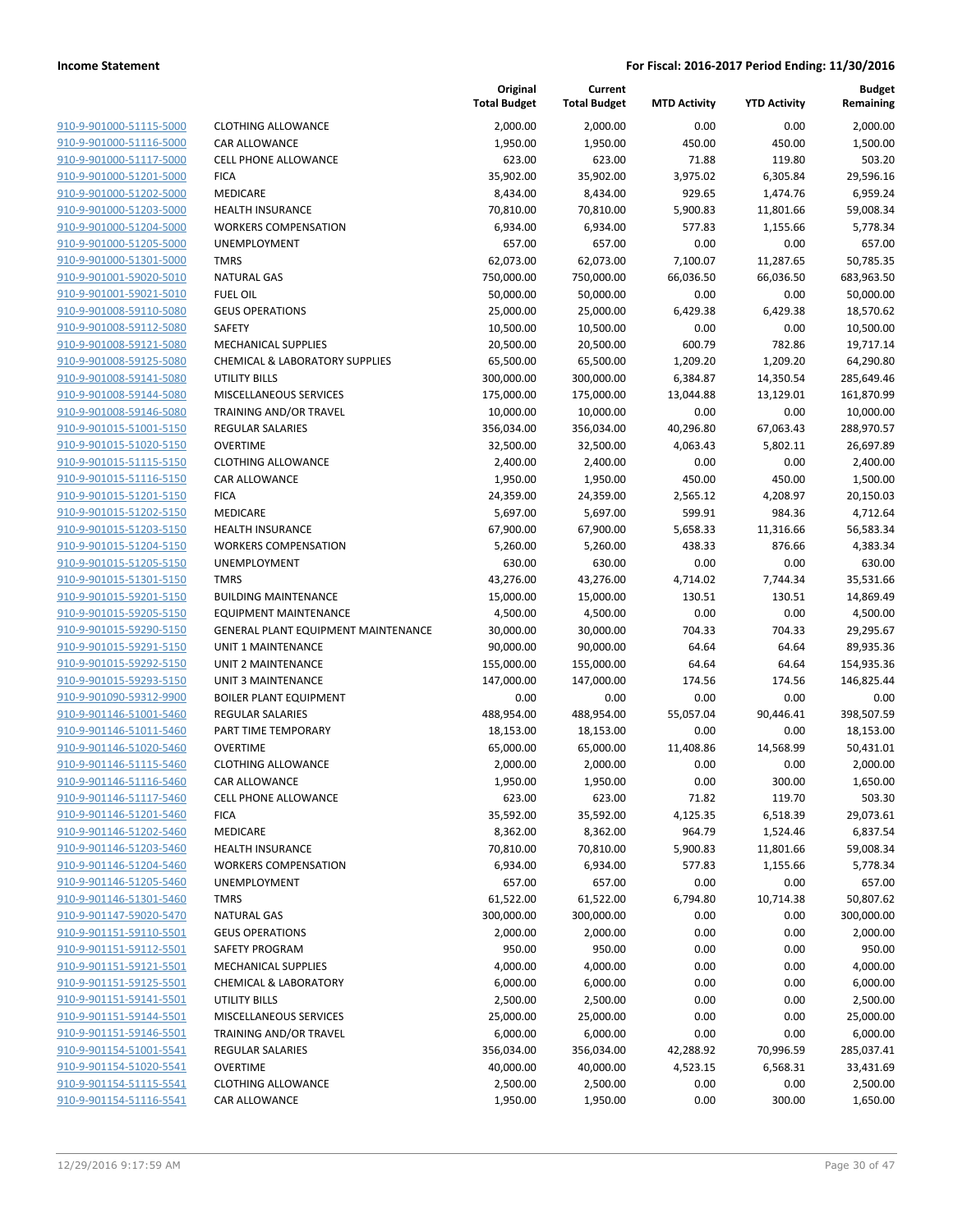**Income Statement** **For Fiscal: 2016-2017 Period Ending: 11/30/2016**

| | | Original Total Budget | Current Total Budget | MTD Activity | YTD Activity | Budget Remaining |
|---|---|---|---|---|---|---|
| 910-9-901000-51115-5000 | CLOTHING ALLOWANCE | 2,000.00 | 2,000.00 | 0.00 | 0.00 | 2,000.00 |
| 910-9-901000-51116-5000 | CAR ALLOWANCE | 1,950.00 | 1,950.00 | 450.00 | 450.00 | 1,500.00 |
| 910-9-901000-51117-5000 | CELL PHONE ALLOWANCE | 623.00 | 623.00 | 71.88 | 119.80 | 503.20 |
| 910-9-901000-51201-5000 | FICA | 35,902.00 | 35,902.00 | 3,975.02 | 6,305.84 | 29,596.16 |
| 910-9-901000-51202-5000 | MEDICARE | 8,434.00 | 8,434.00 | 929.65 | 1,474.76 | 6,959.24 |
| 910-9-901000-51203-5000 | HEALTH INSURANCE | 70,810.00 | 70,810.00 | 5,900.83 | 11,801.66 | 59,008.34 |
| 910-9-901000-51204-5000 | WORKERS COMPENSATION | 6,934.00 | 6,934.00 | 577.83 | 1,155.66 | 5,778.34 |
| 910-9-901000-51205-5000 | UNEMPLOYMENT | 657.00 | 657.00 | 0.00 | 0.00 | 657.00 |
| 910-9-901000-51301-5000 | TMRS | 62,073.00 | 62,073.00 | 7,100.07 | 11,287.65 | 50,785.35 |
| 910-9-901001-59020-5010 | NATURAL GAS | 750,000.00 | 750,000.00 | 66,036.50 | 66,036.50 | 683,963.50 |
| 910-9-901001-59021-5010 | FUEL OIL | 50,000.00 | 50,000.00 | 0.00 | 0.00 | 50,000.00 |
| 910-9-901008-59110-5080 | GEUS OPERATIONS | 25,000.00 | 25,000.00 | 6,429.38 | 6,429.38 | 18,570.62 |
| 910-9-901008-59112-5080 | SAFETY | 10,500.00 | 10,500.00 | 0.00 | 0.00 | 10,500.00 |
| 910-9-901008-59121-5080 | MECHANICAL SUPPLIES | 20,500.00 | 20,500.00 | 600.79 | 782.86 | 19,717.14 |
| 910-9-901008-59125-5080 | CHEMICAL & LABORATORY SUPPLIES | 65,500.00 | 65,500.00 | 1,209.20 | 1,209.20 | 64,290.80 |
| 910-9-901008-59141-5080 | UTILITY BILLS | 300,000.00 | 300,000.00 | 6,384.87 | 14,350.54 | 285,649.46 |
| 910-9-901008-59144-5080 | MISCELLANEOUS SERVICES | 175,000.00 | 175,000.00 | 13,044.88 | 13,129.01 | 161,870.99 |
| 910-9-901008-59146-5080 | TRAINING AND/OR TRAVEL | 10,000.00 | 10,000.00 | 0.00 | 0.00 | 10,000.00 |
| 910-9-901015-51001-5150 | REGULAR SALARIES | 356,034.00 | 356,034.00 | 40,296.80 | 67,063.43 | 288,970.57 |
| 910-9-901015-51020-5150 | OVERTIME | 32,500.00 | 32,500.00 | 4,063.43 | 5,802.11 | 26,697.89 |
| 910-9-901015-51115-5150 | CLOTHING ALLOWANCE | 2,400.00 | 2,400.00 | 0.00 | 0.00 | 2,400.00 |
| 910-9-901015-51116-5150 | CAR ALLOWANCE | 1,950.00 | 1,950.00 | 450.00 | 450.00 | 1,500.00 |
| 910-9-901015-51201-5150 | FICA | 24,359.00 | 24,359.00 | 2,565.12 | 4,208.97 | 20,150.03 |
| 910-9-901015-51202-5150 | MEDICARE | 5,697.00 | 5,697.00 | 599.91 | 984.36 | 4,712.64 |
| 910-9-901015-51203-5150 | HEALTH INSURANCE | 67,900.00 | 67,900.00 | 5,658.33 | 11,316.66 | 56,583.34 |
| 910-9-901015-51204-5150 | WORKERS COMPENSATION | 5,260.00 | 5,260.00 | 438.33 | 876.66 | 4,383.34 |
| 910-9-901015-51205-5150 | UNEMPLOYMENT | 630.00 | 630.00 | 0.00 | 0.00 | 630.00 |
| 910-9-901015-51301-5150 | TMRS | 43,276.00 | 43,276.00 | 4,714.02 | 7,744.34 | 35,531.66 |
| 910-9-901015-59201-5150 | BUILDING MAINTENANCE | 15,000.00 | 15,000.00 | 130.51 | 130.51 | 14,869.49 |
| 910-9-901015-59205-5150 | EQUIPMENT MAINTENANCE | 4,500.00 | 4,500.00 | 0.00 | 0.00 | 4,500.00 |
| 910-9-901015-59290-5150 | GENERAL PLANT EQUIPMENT MAINTENANCE | 30,000.00 | 30,000.00 | 704.33 | 704.33 | 29,295.67 |
| 910-9-901015-59291-5150 | UNIT 1 MAINTENANCE | 90,000.00 | 90,000.00 | 64.64 | 64.64 | 89,935.36 |
| 910-9-901015-59292-5150 | UNIT 2 MAINTENANCE | 155,000.00 | 155,000.00 | 64.64 | 64.64 | 154,935.36 |
| 910-9-901015-59293-5150 | UNIT 3 MAINTENANCE | 147,000.00 | 147,000.00 | 174.56 | 174.56 | 146,825.44 |
| 910-9-901090-59312-9900 | BOILER PLANT EQUIPMENT | 0.00 | 0.00 | 0.00 | 0.00 | 0.00 |
| 910-9-901146-51001-5460 | REGULAR SALARIES | 488,954.00 | 488,954.00 | 55,057.04 | 90,446.41 | 398,507.59 |
| 910-9-901146-51011-5460 | PART TIME TEMPORARY | 18,153.00 | 18,153.00 | 0.00 | 0.00 | 18,153.00 |
| 910-9-901146-51020-5460 | OVERTIME | 65,000.00 | 65,000.00 | 11,408.86 | 14,568.99 | 50,431.01 |
| 910-9-901146-51115-5460 | CLOTHING ALLOWANCE | 2,000.00 | 2,000.00 | 0.00 | 0.00 | 2,000.00 |
| 910-9-901146-51116-5460 | CAR ALLOWANCE | 1,950.00 | 1,950.00 | 0.00 | 300.00 | 1,650.00 |
| 910-9-901146-51117-5460 | CELL PHONE ALLOWANCE | 623.00 | 623.00 | 71.82 | 119.70 | 503.30 |
| 910-9-901146-51201-5460 | FICA | 35,592.00 | 35,592.00 | 4,125.35 | 6,518.39 | 29,073.61 |
| 910-9-901146-51202-5460 | MEDICARE | 8,362.00 | 8,362.00 | 964.79 | 1,524.46 | 6,837.54 |
| 910-9-901146-51203-5460 | HEALTH INSURANCE | 70,810.00 | 70,810.00 | 5,900.83 | 11,801.66 | 59,008.34 |
| 910-9-901146-51204-5460 | WORKERS COMPENSATION | 6,934.00 | 6,934.00 | 577.83 | 1,155.66 | 5,778.34 |
| 910-9-901146-51205-5460 | UNEMPLOYMENT | 657.00 | 657.00 | 0.00 | 0.00 | 657.00 |
| 910-9-901146-51301-5460 | TMRS | 61,522.00 | 61,522.00 | 6,794.80 | 10,714.38 | 50,807.62 |
| 910-9-901147-59020-5470 | NATURAL GAS | 300,000.00 | 300,000.00 | 0.00 | 0.00 | 300,000.00 |
| 910-9-901151-59110-5501 | GEUS OPERATIONS | 2,000.00 | 2,000.00 | 0.00 | 0.00 | 2,000.00 |
| 910-9-901151-59112-5501 | SAFETY PROGRAM | 950.00 | 950.00 | 0.00 | 0.00 | 950.00 |
| 910-9-901151-59121-5501 | MECHANICAL SUPPLIES | 4,000.00 | 4,000.00 | 0.00 | 0.00 | 4,000.00 |
| 910-9-901151-59125-5501 | CHEMICAL & LABORATORY | 6,000.00 | 6,000.00 | 0.00 | 0.00 | 6,000.00 |
| 910-9-901151-59141-5501 | UTILITY BILLS | 2,500.00 | 2,500.00 | 0.00 | 0.00 | 2,500.00 |
| 910-9-901151-59144-5501 | MISCELLANEOUS SERVICES | 25,000.00 | 25,000.00 | 0.00 | 0.00 | 25,000.00 |
| 910-9-901151-59146-5501 | TRAINING AND/OR TRAVEL | 6,000.00 | 6,000.00 | 0.00 | 0.00 | 6,000.00 |
| 910-9-901154-51001-5541 | REGULAR SALARIES | 356,034.00 | 356,034.00 | 42,288.92 | 70,996.59 | 285,037.41 |
| 910-9-901154-51020-5541 | OVERTIME | 40,000.00 | 40,000.00 | 4,523.15 | 6,568.31 | 33,431.69 |
| 910-9-901154-51115-5541 | CLOTHING ALLOWANCE | 2,500.00 | 2,500.00 | 0.00 | 0.00 | 2,500.00 |
| 910-9-901154-51116-5541 | CAR ALLOWANCE | 1,950.00 | 1,950.00 | 0.00 | 300.00 | 1,650.00 |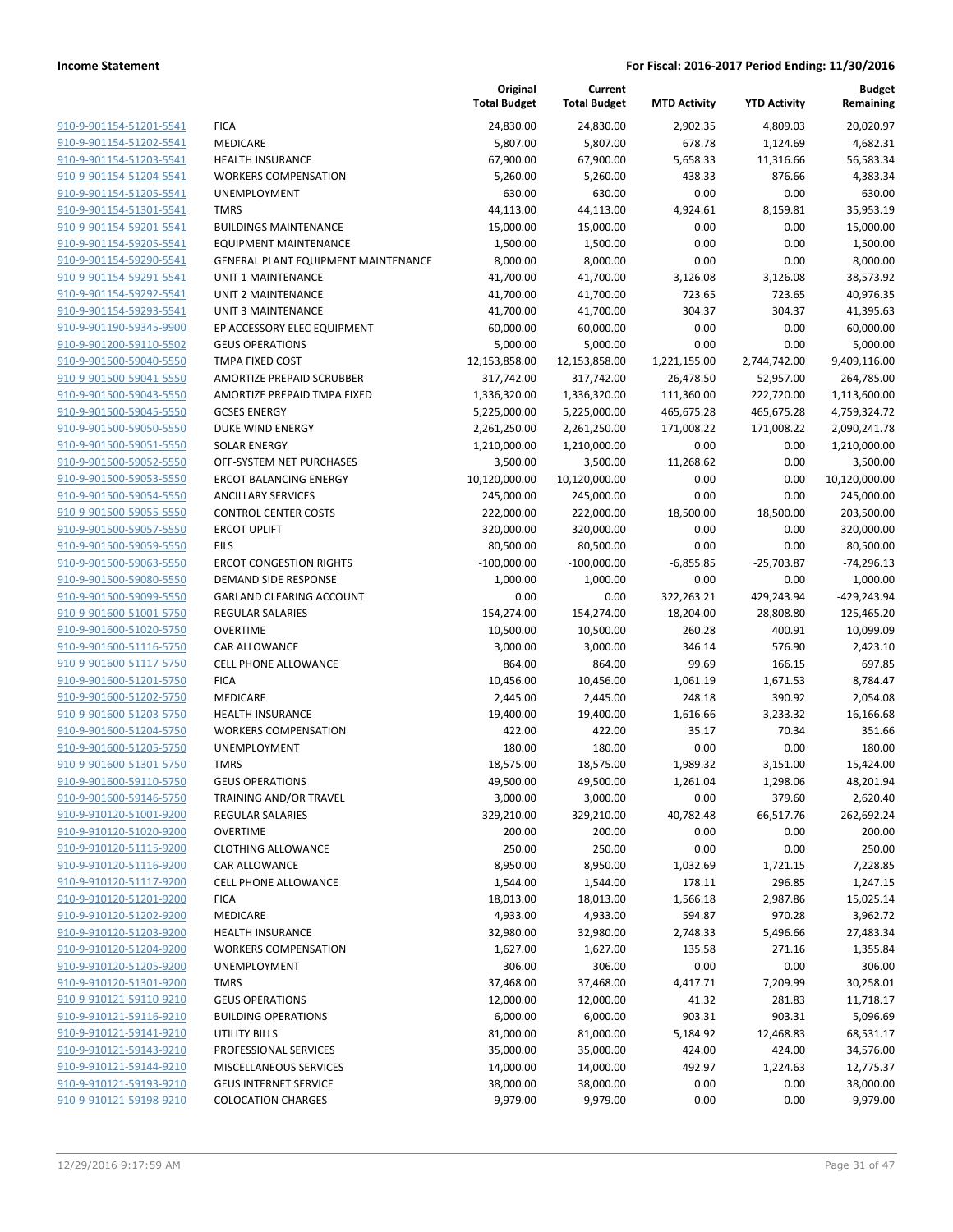**Income Statement** **For Fiscal: 2016-2017 Period Ending: 11/30/2016**

| | | Original Total Budget | Current Total Budget | MTD Activity | YTD Activity | Budget Remaining |
|---|---|---|---|---|---|---|
| 910-9-901154-51201-5541 | FICA | 24,830.00 | 24,830.00 | 2,902.35 | 4,809.03 | 20,020.97 |
| 910-9-901154-51202-5541 | MEDICARE | 5,807.00 | 5,807.00 | 678.78 | 1,124.69 | 4,682.31 |
| 910-9-901154-51203-5541 | HEALTH INSURANCE | 67,900.00 | 67,900.00 | 5,658.33 | 11,316.66 | 56,583.34 |
| 910-9-901154-51204-5541 | WORKERS COMPENSATION | 5,260.00 | 5,260.00 | 438.33 | 876.66 | 4,383.34 |
| 910-9-901154-51205-5541 | UNEMPLOYMENT | 630.00 | 630.00 | 0.00 | 0.00 | 630.00 |
| 910-9-901154-51301-5541 | TMRS | 44,113.00 | 44,113.00 | 4,924.61 | 8,159.81 | 35,953.19 |
| 910-9-901154-59201-5541 | BUILDINGS MAINTENANCE | 15,000.00 | 15,000.00 | 0.00 | 0.00 | 15,000.00 |
| 910-9-901154-59205-5541 | EQUIPMENT MAINTENANCE | 1,500.00 | 1,500.00 | 0.00 | 0.00 | 1,500.00 |
| 910-9-901154-59290-5541 | GENERAL PLANT EQUIPMENT MAINTENANCE | 8,000.00 | 8,000.00 | 0.00 | 0.00 | 8,000.00 |
| 910-9-901154-59291-5541 | UNIT 1 MAINTENANCE | 41,700.00 | 41,700.00 | 3,126.08 | 3,126.08 | 38,573.92 |
| 910-9-901154-59292-5541 | UNIT 2 MAINTENANCE | 41,700.00 | 41,700.00 | 723.65 | 723.65 | 40,976.35 |
| 910-9-901154-59293-5541 | UNIT 3 MAINTENANCE | 41,700.00 | 41,700.00 | 304.37 | 304.37 | 41,395.63 |
| 910-9-901190-59345-9900 | EP ACCESSORY ELEC EQUIPMENT | 60,000.00 | 60,000.00 | 0.00 | 0.00 | 60,000.00 |
| 910-9-901200-59110-5502 | GEUS OPERATIONS | 5,000.00 | 5,000.00 | 0.00 | 0.00 | 5,000.00 |
| 910-9-901500-59040-5550 | TMPA FIXED COST | 12,153,858.00 | 12,153,858.00 | 1,221,155.00 | 2,744,742.00 | 9,409,116.00 |
| 910-9-901500-59041-5550 | AMORTIZE PREPAID SCRUBBER | 317,742.00 | 317,742.00 | 26,478.50 | 52,957.00 | 264,785.00 |
| 910-9-901500-59043-5550 | AMORTIZE PREPAID TMPA FIXED | 1,336,320.00 | 1,336,320.00 | 111,360.00 | 222,720.00 | 1,113,600.00 |
| 910-9-901500-59045-5550 | GCSES ENERGY | 5,225,000.00 | 5,225,000.00 | 465,675.28 | 465,675.28 | 4,759,324.72 |
| 910-9-901500-59050-5550 | DUKE WIND ENERGY | 2,261,250.00 | 2,261,250.00 | 171,008.22 | 171,008.22 | 2,090,241.78 |
| 910-9-901500-59051-5550 | SOLAR ENERGY | 1,210,000.00 | 1,210,000.00 | 0.00 | 0.00 | 1,210,000.00 |
| 910-9-901500-59052-5550 | OFF-SYSTEM NET PURCHASES | 3,500.00 | 3,500.00 | 11,268.62 | 0.00 | 3,500.00 |
| 910-9-901500-59053-5550 | ERCOT BALANCING ENERGY | 10,120,000.00 | 10,120,000.00 | 0.00 | 0.00 | 10,120,000.00 |
| 910-9-901500-59054-5550 | ANCILLARY SERVICES | 245,000.00 | 245,000.00 | 0.00 | 0.00 | 245,000.00 |
| 910-9-901500-59055-5550 | CONTROL CENTER COSTS | 222,000.00 | 222,000.00 | 18,500.00 | 18,500.00 | 203,500.00 |
| 910-9-901500-59057-5550 | ERCOT UPLIFT | 320,000.00 | 320,000.00 | 0.00 | 0.00 | 320,000.00 |
| 910-9-901500-59059-5550 | EILS | 80,500.00 | 80,500.00 | 0.00 | 0.00 | 80,500.00 |
| 910-9-901500-59063-5550 | ERCOT CONGESTION RIGHTS | -100,000.00 | -100,000.00 | -6,855.85 | -25,703.87 | -74,296.13 |
| 910-9-901500-59080-5550 | DEMAND SIDE RESPONSE | 1,000.00 | 1,000.00 | 0.00 | 0.00 | 1,000.00 |
| 910-9-901500-59099-5550 | GARLAND CLEARING ACCOUNT | 0.00 | 0.00 | 322,263.21 | 429,243.94 | -429,243.94 |
| 910-9-901600-51001-5750 | REGULAR SALARIES | 154,274.00 | 154,274.00 | 18,204.00 | 28,808.80 | 125,465.20 |
| 910-9-901600-51020-5750 | OVERTIME | 10,500.00 | 10,500.00 | 260.28 | 400.91 | 10,099.09 |
| 910-9-901600-51116-5750 | CAR ALLOWANCE | 3,000.00 | 3,000.00 | 346.14 | 576.90 | 2,423.10 |
| 910-9-901600-51117-5750 | CELL PHONE ALLOWANCE | 864.00 | 864.00 | 99.69 | 166.15 | 697.85 |
| 910-9-901600-51201-5750 | FICA | 10,456.00 | 10,456.00 | 1,061.19 | 1,671.53 | 8,784.47 |
| 910-9-901600-51202-5750 | MEDICARE | 2,445.00 | 2,445.00 | 248.18 | 390.92 | 2,054.08 |
| 910-9-901600-51203-5750 | HEALTH INSURANCE | 19,400.00 | 19,400.00 | 1,616.66 | 3,233.32 | 16,166.68 |
| 910-9-901600-51204-5750 | WORKERS COMPENSATION | 422.00 | 422.00 | 35.17 | 70.34 | 351.66 |
| 910-9-901600-51205-5750 | UNEMPLOYMENT | 180.00 | 180.00 | 0.00 | 0.00 | 180.00 |
| 910-9-901600-51301-5750 | TMRS | 18,575.00 | 18,575.00 | 1,989.32 | 3,151.00 | 15,424.00 |
| 910-9-901600-59110-5750 | GEUS OPERATIONS | 49,500.00 | 49,500.00 | 1,261.04 | 1,298.06 | 48,201.94 |
| 910-9-901600-59146-5750 | TRAINING AND/OR TRAVEL | 3,000.00 | 3,000.00 | 0.00 | 379.60 | 2,620.40 |
| 910-9-910120-51001-9200 | REGULAR SALARIES | 329,210.00 | 329,210.00 | 40,782.48 | 66,517.76 | 262,692.24 |
| 910-9-910120-51020-9200 | OVERTIME | 200.00 | 200.00 | 0.00 | 0.00 | 200.00 |
| 910-9-910120-51115-9200 | CLOTHING ALLOWANCE | 250.00 | 250.00 | 0.00 | 0.00 | 250.00 |
| 910-9-910120-51116-9200 | CAR ALLOWANCE | 8,950.00 | 8,950.00 | 1,032.69 | 1,721.15 | 7,228.85 |
| 910-9-910120-51117-9200 | CELL PHONE ALLOWANCE | 1,544.00 | 1,544.00 | 178.11 | 296.85 | 1,247.15 |
| 910-9-910120-51201-9200 | FICA | 18,013.00 | 18,013.00 | 1,566.18 | 2,987.86 | 15,025.14 |
| 910-9-910120-51202-9200 | MEDICARE | 4,933.00 | 4,933.00 | 594.87 | 970.28 | 3,962.72 |
| 910-9-910120-51203-9200 | HEALTH INSURANCE | 32,980.00 | 32,980.00 | 2,748.33 | 5,496.66 | 27,483.34 |
| 910-9-910120-51204-9200 | WORKERS COMPENSATION | 1,627.00 | 1,627.00 | 135.58 | 271.16 | 1,355.84 |
| 910-9-910120-51205-9200 | UNEMPLOYMENT | 306.00 | 306.00 | 0.00 | 0.00 | 306.00 |
| 910-9-910120-51301-9200 | TMRS | 37,468.00 | 37,468.00 | 4,417.71 | 7,209.99 | 30,258.01 |
| 910-9-910121-59110-9210 | GEUS OPERATIONS | 12,000.00 | 12,000.00 | 41.32 | 281.83 | 11,718.17 |
| 910-9-910121-59116-9210 | BUILDING OPERATIONS | 6,000.00 | 6,000.00 | 903.31 | 903.31 | 5,096.69 |
| 910-9-910121-59141-9210 | UTILITY BILLS | 81,000.00 | 81,000.00 | 5,184.92 | 12,468.83 | 68,531.17 |
| 910-9-910121-59143-9210 | PROFESSIONAL SERVICES | 35,000.00 | 35,000.00 | 424.00 | 424.00 | 34,576.00 |
| 910-9-910121-59144-9210 | MISCELLANEOUS SERVICES | 14,000.00 | 14,000.00 | 492.97 | 1,224.63 | 12,775.37 |
| 910-9-910121-59193-9210 | GEUS INTERNET SERVICE | 38,000.00 | 38,000.00 | 0.00 | 0.00 | 38,000.00 |
| 910-9-910121-59198-9210 | COLOCATION CHARGES | 9,979.00 | 9,979.00 | 0.00 | 0.00 | 9,979.00 |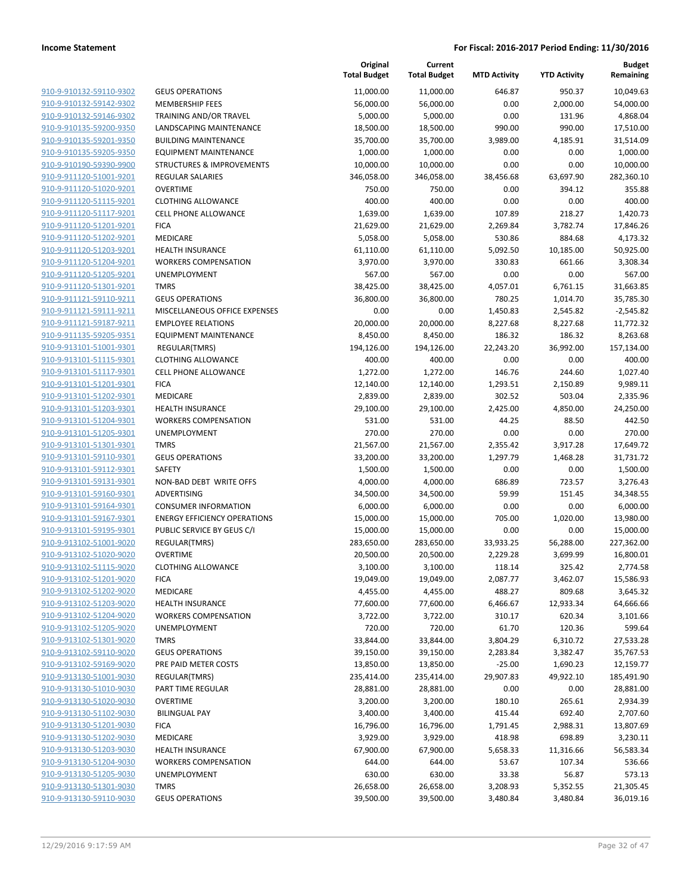**Income Statement** **For Fiscal: 2016-2017 Period Ending: 11/30/2016**

| | | Original Total Budget | Current Total Budget | MTD Activity | YTD Activity | Budget Remaining |
|---|---|---|---|---|---|---|
| 910-9-910132-59110-9302 | GEUS OPERATIONS | 11,000.00 | 11,000.00 | 646.87 | 950.37 | 10,049.63 |
| 910-9-910132-59142-9302 | MEMBERSHIP FEES | 56,000.00 | 56,000.00 | 0.00 | 2,000.00 | 54,000.00 |
| 910-9-910132-59146-9302 | TRAINING AND/OR TRAVEL | 5,000.00 | 5,000.00 | 0.00 | 131.96 | 4,868.04 |
| 910-9-910135-59200-9350 | LANDSCAPING MAINTENANCE | 18,500.00 | 18,500.00 | 990.00 | 990.00 | 17,510.00 |
| 910-9-910135-59201-9350 | BUILDING MAINTENANCE | 35,700.00 | 35,700.00 | 3,989.00 | 4,185.91 | 31,514.09 |
| 910-9-910135-59205-9350 | EQUIPMENT MAINTENANCE | 1,000.00 | 1,000.00 | 0.00 | 0.00 | 1,000.00 |
| 910-9-910190-59390-9900 | STRUCTURES & IMPROVEMENTS | 10,000.00 | 10,000.00 | 0.00 | 0.00 | 10,000.00 |
| 910-9-911120-51001-9201 | REGULAR SALARIES | 346,058.00 | 346,058.00 | 38,456.68 | 63,697.90 | 282,360.10 |
| 910-9-911120-51020-9201 | OVERTIME | 750.00 | 750.00 | 0.00 | 394.12 | 355.88 |
| 910-9-911120-51115-9201 | CLOTHING ALLOWANCE | 400.00 | 400.00 | 0.00 | 0.00 | 400.00 |
| 910-9-911120-51117-9201 | CELL PHONE ALLOWANCE | 1,639.00 | 1,639.00 | 107.89 | 218.27 | 1,420.73 |
| 910-9-911120-51201-9201 | FICA | 21,629.00 | 21,629.00 | 2,269.84 | 3,782.74 | 17,846.26 |
| 910-9-911120-51202-9201 | MEDICARE | 5,058.00 | 5,058.00 | 530.86 | 884.68 | 4,173.32 |
| 910-9-911120-51203-9201 | HEALTH INSURANCE | 61,110.00 | 61,110.00 | 5,092.50 | 10,185.00 | 50,925.00 |
| 910-9-911120-51204-9201 | WORKERS COMPENSATION | 3,970.00 | 3,970.00 | 330.83 | 661.66 | 3,308.34 |
| 910-9-911120-51205-9201 | UNEMPLOYMENT | 567.00 | 567.00 | 0.00 | 0.00 | 567.00 |
| 910-9-911120-51301-9201 | TMRS | 38,425.00 | 38,425.00 | 4,057.01 | 6,761.15 | 31,663.85 |
| 910-9-911121-59110-9211 | GEUS OPERATIONS | 36,800.00 | 36,800.00 | 780.25 | 1,014.70 | 35,785.30 |
| 910-9-911121-59111-9211 | MISCELLANEOUS OFFICE EXPENSES | 0.00 | 0.00 | 1,450.83 | 2,545.82 | -2,545.82 |
| 910-9-911121-59187-9211 | EMPLOYEE RELATIONS | 20,000.00 | 20,000.00 | 8,227.68 | 8,227.68 | 11,772.32 |
| 910-9-911135-59205-9351 | EQUIPMENT MAINTENANCE | 8,450.00 | 8,450.00 | 186.32 | 186.32 | 8,263.68 |
| 910-9-913101-51001-9301 | REGULAR(TMRS) | 194,126.00 | 194,126.00 | 22,243.20 | 36,992.00 | 157,134.00 |
| 910-9-913101-51115-9301 | CLOTHING ALLOWANCE | 400.00 | 400.00 | 0.00 | 0.00 | 400.00 |
| 910-9-913101-51117-9301 | CELL PHONE ALLOWANCE | 1,272.00 | 1,272.00 | 146.76 | 244.60 | 1,027.40 |
| 910-9-913101-51201-9301 | FICA | 12,140.00 | 12,140.00 | 1,293.51 | 2,150.89 | 9,989.11 |
| 910-9-913101-51202-9301 | MEDICARE | 2,839.00 | 2,839.00 | 302.52 | 503.04 | 2,335.96 |
| 910-9-913101-51203-9301 | HEALTH INSURANCE | 29,100.00 | 29,100.00 | 2,425.00 | 4,850.00 | 24,250.00 |
| 910-9-913101-51204-9301 | WORKERS COMPENSATION | 531.00 | 531.00 | 44.25 | 88.50 | 442.50 |
| 910-9-913101-51205-9301 | UNEMPLOYMENT | 270.00 | 270.00 | 0.00 | 0.00 | 270.00 |
| 910-9-913101-51301-9301 | TMRS | 21,567.00 | 21,567.00 | 2,355.42 | 3,917.28 | 17,649.72 |
| 910-9-913101-59110-9301 | GEUS OPERATIONS | 33,200.00 | 33,200.00 | 1,297.79 | 1,468.28 | 31,731.72 |
| 910-9-913101-59112-9301 | SAFETY | 1,500.00 | 1,500.00 | 0.00 | 0.00 | 1,500.00 |
| 910-9-913101-59131-9301 | NON-BAD DEBT WRITE OFFS | 4,000.00 | 4,000.00 | 686.89 | 723.57 | 3,276.43 |
| 910-9-913101-59160-9301 | ADVERTISING | 34,500.00 | 34,500.00 | 59.99 | 151.45 | 34,348.55 |
| 910-9-913101-59164-9301 | CONSUMER INFORMATION | 6,000.00 | 6,000.00 | 0.00 | 0.00 | 6,000.00 |
| 910-9-913101-59167-9301 | ENERGY EFFICIENCY OPERATIONS | 15,000.00 | 15,000.00 | 705.00 | 1,020.00 | 13,980.00 |
| 910-9-913101-59195-9301 | PUBLIC SERVICE BY GEUS C/I | 15,000.00 | 15,000.00 | 0.00 | 0.00 | 15,000.00 |
| 910-9-913102-51001-9020 | REGULAR(TMRS) | 283,650.00 | 283,650.00 | 33,933.25 | 56,288.00 | 227,362.00 |
| 910-9-913102-51020-9020 | OVERTIME | 20,500.00 | 20,500.00 | 2,229.28 | 3,699.99 | 16,800.01 |
| 910-9-913102-51115-9020 | CLOTHING ALLOWANCE | 3,100.00 | 3,100.00 | 118.14 | 325.42 | 2,774.58 |
| 910-9-913102-51201-9020 | FICA | 19,049.00 | 19,049.00 | 2,087.77 | 3,462.07 | 15,586.93 |
| 910-9-913102-51202-9020 | MEDICARE | 4,455.00 | 4,455.00 | 488.27 | 809.68 | 3,645.32 |
| 910-9-913102-51203-9020 | HEALTH INSURANCE | 77,600.00 | 77,600.00 | 6,466.67 | 12,933.34 | 64,666.66 |
| 910-9-913102-51204-9020 | WORKERS COMPENSATION | 3,722.00 | 3,722.00 | 310.17 | 620.34 | 3,101.66 |
| 910-9-913102-51205-9020 | UNEMPLOYMENT | 720.00 | 720.00 | 61.70 | 120.36 | 599.64 |
| 910-9-913102-51301-9020 | TMRS | 33,844.00 | 33,844.00 | 3,804.29 | 6,310.72 | 27,533.28 |
| 910-9-913102-59110-9020 | GEUS OPERATIONS | 39,150.00 | 39,150.00 | 2,283.84 | 3,382.47 | 35,767.53 |
| 910-9-913102-59169-9020 | PRE PAID METER COSTS | 13,850.00 | 13,850.00 | -25.00 | 1,690.23 | 12,159.77 |
| 910-9-913130-51001-9030 | REGULAR(TMRS) | 235,414.00 | 235,414.00 | 29,907.83 | 49,922.10 | 185,491.90 |
| 910-9-913130-51010-9030 | PART TIME REGULAR | 28,881.00 | 28,881.00 | 0.00 | 0.00 | 28,881.00 |
| 910-9-913130-51020-9030 | OVERTIME | 3,200.00 | 3,200.00 | 180.10 | 265.61 | 2,934.39 |
| 910-9-913130-51102-9030 | BILINGUAL PAY | 3,400.00 | 3,400.00 | 415.44 | 692.40 | 2,707.60 |
| 910-9-913130-51201-9030 | FICA | 16,796.00 | 16,796.00 | 1,791.45 | 2,988.31 | 13,807.69 |
| 910-9-913130-51202-9030 | MEDICARE | 3,929.00 | 3,929.00 | 418.98 | 698.89 | 3,230.11 |
| 910-9-913130-51203-9030 | HEALTH INSURANCE | 67,900.00 | 67,900.00 | 5,658.33 | 11,316.66 | 56,583.34 |
| 910-9-913130-51204-9030 | WORKERS COMPENSATION | 644.00 | 644.00 | 53.67 | 107.34 | 536.66 |
| 910-9-913130-51205-9030 | UNEMPLOYMENT | 630.00 | 630.00 | 33.38 | 56.87 | 573.13 |
| 910-9-913130-51301-9030 | TMRS | 26,658.00 | 26,658.00 | 3,208.93 | 5,352.55 | 21,305.45 |
| 910-9-913130-59110-9030 | GEUS OPERATIONS | 39,500.00 | 39,500.00 | 3,480.84 | 3,480.84 | 36,019.16 |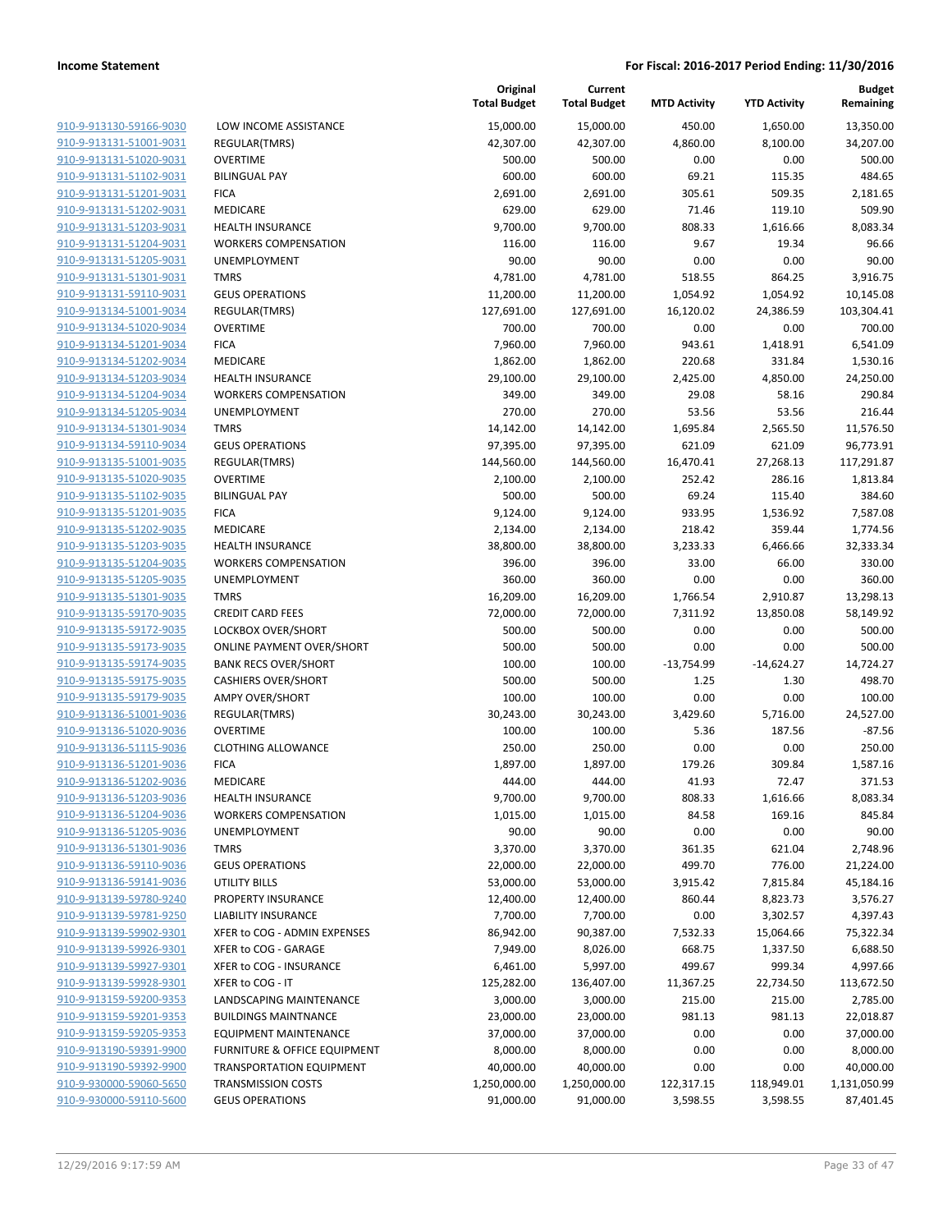| | | Original Total Budget | Current Total Budget | MTD Activity | YTD Activity | Budget Remaining |
|---|---|---|---|---|---|---|
| 910-9-913130-59166-9030 | LOW INCOME ASSISTANCE | 15,000.00 | 15,000.00 | 450.00 | 1,650.00 | 13,350.00 |
| 910-9-913131-51001-9031 | REGULAR(TMRS) | 42,307.00 | 42,307.00 | 4,860.00 | 8,100.00 | 34,207.00 |
| 910-9-913131-51020-9031 | OVERTIME | 500.00 | 500.00 | 0.00 | 0.00 | 500.00 |
| 910-9-913131-51102-9031 | BILINGUAL PAY | 600.00 | 600.00 | 69.21 | 115.35 | 484.65 |
| 910-9-913131-51201-9031 | FICA | 2,691.00 | 2,691.00 | 305.61 | 509.35 | 2,181.65 |
| 910-9-913131-51202-9031 | MEDICARE | 629.00 | 629.00 | 71.46 | 119.10 | 509.90 |
| 910-9-913131-51203-9031 | HEALTH INSURANCE | 9,700.00 | 9,700.00 | 808.33 | 1,616.66 | 8,083.34 |
| 910-9-913131-51204-9031 | WORKERS COMPENSATION | 116.00 | 116.00 | 9.67 | 19.34 | 96.66 |
| 910-9-913131-51205-9031 | UNEMPLOYMENT | 90.00 | 90.00 | 0.00 | 0.00 | 90.00 |
| 910-9-913131-51301-9031 | TMRS | 4,781.00 | 4,781.00 | 518.55 | 864.25 | 3,916.75 |
| 910-9-913131-59110-9031 | GEUS OPERATIONS | 11,200.00 | 11,200.00 | 1,054.92 | 1,054.92 | 10,145.08 |
| 910-9-913134-51001-9034 | REGULAR(TMRS) | 127,691.00 | 127,691.00 | 16,120.02 | 24,386.59 | 103,304.41 |
| 910-9-913134-51020-9034 | OVERTIME | 700.00 | 700.00 | 0.00 | 0.00 | 700.00 |
| 910-9-913134-51201-9034 | FICA | 7,960.00 | 7,960.00 | 943.61 | 1,418.91 | 6,541.09 |
| 910-9-913134-51202-9034 | MEDICARE | 1,862.00 | 1,862.00 | 220.68 | 331.84 | 1,530.16 |
| 910-9-913134-51203-9034 | HEALTH INSURANCE | 29,100.00 | 29,100.00 | 2,425.00 | 4,850.00 | 24,250.00 |
| 910-9-913134-51204-9034 | WORKERS COMPENSATION | 349.00 | 349.00 | 29.08 | 58.16 | 290.84 |
| 910-9-913134-51205-9034 | UNEMPLOYMENT | 270.00 | 270.00 | 53.56 | 53.56 | 216.44 |
| 910-9-913134-51301-9034 | TMRS | 14,142.00 | 14,142.00 | 1,695.84 | 2,565.50 | 11,576.50 |
| 910-9-913134-59110-9034 | GEUS OPERATIONS | 97,395.00 | 97,395.00 | 621.09 | 621.09 | 96,773.91 |
| 910-9-913135-51001-9035 | REGULAR(TMRS) | 144,560.00 | 144,560.00 | 16,470.41 | 27,268.13 | 117,291.87 |
| 910-9-913135-51020-9035 | OVERTIME | 2,100.00 | 2,100.00 | 252.42 | 286.16 | 1,813.84 |
| 910-9-913135-51102-9035 | BILINGUAL PAY | 500.00 | 500.00 | 69.24 | 115.40 | 384.60 |
| 910-9-913135-51201-9035 | FICA | 9,124.00 | 9,124.00 | 933.95 | 1,536.92 | 7,587.08 |
| 910-9-913135-51202-9035 | MEDICARE | 2,134.00 | 2,134.00 | 218.42 | 359.44 | 1,774.56 |
| 910-9-913135-51203-9035 | HEALTH INSURANCE | 38,800.00 | 38,800.00 | 3,233.33 | 6,466.66 | 32,333.34 |
| 910-9-913135-51204-9035 | WORKERS COMPENSATION | 396.00 | 396.00 | 33.00 | 66.00 | 330.00 |
| 910-9-913135-51205-9035 | UNEMPLOYMENT | 360.00 | 360.00 | 0.00 | 0.00 | 360.00 |
| 910-9-913135-51301-9035 | TMRS | 16,209.00 | 16,209.00 | 1,766.54 | 2,910.87 | 13,298.13 |
| 910-9-913135-59170-9035 | CREDIT CARD FEES | 72,000.00 | 72,000.00 | 7,311.92 | 13,850.08 | 58,149.92 |
| 910-9-913135-59172-9035 | LOCKBOX OVER/SHORT | 500.00 | 500.00 | 0.00 | 0.00 | 500.00 |
| 910-9-913135-59173-9035 | ONLINE PAYMENT OVER/SHORT | 500.00 | 500.00 | 0.00 | 0.00 | 500.00 |
| 910-9-913135-59174-9035 | BANK RECS OVER/SHORT | 100.00 | 100.00 | -13,754.99 | -14,624.27 | 14,724.27 |
| 910-9-913135-59175-9035 | CASHIERS OVER/SHORT | 500.00 | 500.00 | 1.25 | 1.30 | 498.70 |
| 910-9-913135-59179-9035 | AMPY OVER/SHORT | 100.00 | 100.00 | 0.00 | 0.00 | 100.00 |
| 910-9-913136-51001-9036 | REGULAR(TMRS) | 30,243.00 | 30,243.00 | 3,429.60 | 5,716.00 | 24,527.00 |
| 910-9-913136-51020-9036 | OVERTIME | 100.00 | 100.00 | 5.36 | 187.56 | -87.56 |
| 910-9-913136-51115-9036 | CLOTHING ALLOWANCE | 250.00 | 250.00 | 0.00 | 0.00 | 250.00 |
| 910-9-913136-51201-9036 | FICA | 1,897.00 | 1,897.00 | 179.26 | 309.84 | 1,587.16 |
| 910-9-913136-51202-9036 | MEDICARE | 444.00 | 444.00 | 41.93 | 72.47 | 371.53 |
| 910-9-913136-51203-9036 | HEALTH INSURANCE | 9,700.00 | 9,700.00 | 808.33 | 1,616.66 | 8,083.34 |
| 910-9-913136-51204-9036 | WORKERS COMPENSATION | 1,015.00 | 1,015.00 | 84.58 | 169.16 | 845.84 |
| 910-9-913136-51205-9036 | UNEMPLOYMENT | 90.00 | 90.00 | 0.00 | 0.00 | 90.00 |
| 910-9-913136-51301-9036 | TMRS | 3,370.00 | 3,370.00 | 361.35 | 621.04 | 2,748.96 |
| 910-9-913136-59110-9036 | GEUS OPERATIONS | 22,000.00 | 22,000.00 | 499.70 | 776.00 | 21,224.00 |
| 910-9-913136-59141-9036 | UTILITY BILLS | 53,000.00 | 53,000.00 | 3,915.42 | 7,815.84 | 45,184.16 |
| 910-9-913139-59780-9240 | PROPERTY INSURANCE | 12,400.00 | 12,400.00 | 860.44 | 8,823.73 | 3,576.27 |
| 910-9-913139-59781-9250 | LIABILITY INSURANCE | 7,700.00 | 7,700.00 | 0.00 | 3,302.57 | 4,397.43 |
| 910-9-913139-59902-9301 | XFER to COG - ADMIN EXPENSES | 86,942.00 | 90,387.00 | 7,532.33 | 15,064.66 | 75,322.34 |
| 910-9-913139-59926-9301 | XFER to COG - GARAGE | 7,949.00 | 8,026.00 | 668.75 | 1,337.50 | 6,688.50 |
| 910-9-913139-59927-9301 | XFER to COG - INSURANCE | 6,461.00 | 5,997.00 | 499.67 | 999.34 | 4,997.66 |
| 910-9-913139-59928-9301 | XFER to COG - IT | 125,282.00 | 136,407.00 | 11,367.25 | 22,734.50 | 113,672.50 |
| 910-9-913159-59200-9353 | LANDSCAPING MAINTENANCE | 3,000.00 | 3,000.00 | 215.00 | 215.00 | 2,785.00 |
| 910-9-913159-59201-9353 | BUILDINGS MAINTNANCE | 23,000.00 | 23,000.00 | 981.13 | 981.13 | 22,018.87 |
| 910-9-913159-59205-9353 | EQUIPMENT MAINTENANCE | 37,000.00 | 37,000.00 | 0.00 | 0.00 | 37,000.00 |
| 910-9-913190-59391-9900 | FURNITURE & OFFICE EQUIPMENT | 8,000.00 | 8,000.00 | 0.00 | 0.00 | 8,000.00 |
| 910-9-913190-59392-9900 | TRANSPORTATION EQUIPMENT | 40,000.00 | 40,000.00 | 0.00 | 0.00 | 40,000.00 |
| 910-9-930000-59060-5650 | TRANSMISSION COSTS | 1,250,000.00 | 1,250,000.00 | 122,317.15 | 118,949.01 | 1,131,050.99 |
| 910-9-930000-59110-5600 | GEUS OPERATIONS | 91,000.00 | 91,000.00 | 3,598.55 | 3,598.55 | 87,401.45 |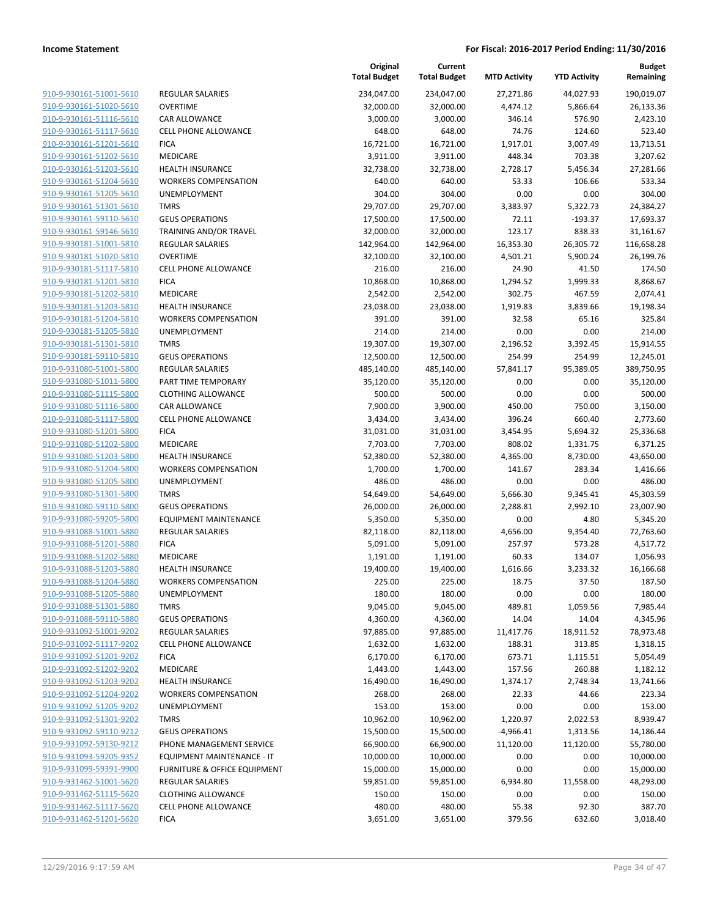**Income Statement** | **For Fiscal: 2016-2017 Period Ending: 11/30/2016**

| | | Original Total Budget | Current Total Budget | MTD Activity | YTD Activity | Budget Remaining |
|---|---|---|---|---|---|---|
| 910-9-930161-51001-5610 | REGULAR SALARIES | 234,047.00 | 234,047.00 | 27,271.86 | 44,027.93 | 190,019.07 |
| 910-9-930161-51020-5610 | OVERTIME | 32,000.00 | 32,000.00 | 4,474.12 | 5,866.64 | 26,133.36 |
| 910-9-930161-51116-5610 | CAR ALLOWANCE | 3,000.00 | 3,000.00 | 346.14 | 576.90 | 2,423.10 |
| 910-9-930161-51117-5610 | CELL PHONE ALLOWANCE | 648.00 | 648.00 | 74.76 | 124.60 | 523.40 |
| 910-9-930161-51201-5610 | FICA | 16,721.00 | 16,721.00 | 1,917.01 | 3,007.49 | 13,713.51 |
| 910-9-930161-51202-5610 | MEDICARE | 3,911.00 | 3,911.00 | 448.34 | 703.38 | 3,207.62 |
| 910-9-930161-51203-5610 | HEALTH INSURANCE | 32,738.00 | 32,738.00 | 2,728.17 | 5,456.34 | 27,281.66 |
| 910-9-930161-51204-5610 | WORKERS COMPENSATION | 640.00 | 640.00 | 53.33 | 106.66 | 533.34 |
| 910-9-930161-51205-5610 | UNEMPLOYMENT | 304.00 | 304.00 | 0.00 | 0.00 | 304.00 |
| 910-9-930161-51301-5610 | TMRS | 29,707.00 | 29,707.00 | 3,383.97 | 5,322.73 | 24,384.27 |
| 910-9-930161-59110-5610 | GEUS OPERATIONS | 17,500.00 | 17,500.00 | 72.11 | -193.37 | 17,693.37 |
| 910-9-930161-59146-5610 | TRAINING AND/OR TRAVEL | 32,000.00 | 32,000.00 | 123.17 | 838.33 | 31,161.67 |
| 910-9-930181-51001-5810 | REGULAR SALARIES | 142,964.00 | 142,964.00 | 16,353.30 | 26,305.72 | 116,658.28 |
| 910-9-930181-51020-5810 | OVERTIME | 32,100.00 | 32,100.00 | 4,501.21 | 5,900.24 | 26,199.76 |
| 910-9-930181-51117-5810 | CELL PHONE ALLOWANCE | 216.00 | 216.00 | 24.90 | 41.50 | 174.50 |
| 910-9-930181-51201-5810 | FICA | 10,868.00 | 10,868.00 | 1,294.52 | 1,999.33 | 8,868.67 |
| 910-9-930181-51202-5810 | MEDICARE | 2,542.00 | 2,542.00 | 302.75 | 467.59 | 2,074.41 |
| 910-9-930181-51203-5810 | HEALTH INSURANCE | 23,038.00 | 23,038.00 | 1,919.83 | 3,839.66 | 19,198.34 |
| 910-9-930181-51204-5810 | WORKERS COMPENSATION | 391.00 | 391.00 | 32.58 | 65.16 | 325.84 |
| 910-9-930181-51205-5810 | UNEMPLOYMENT | 214.00 | 214.00 | 0.00 | 0.00 | 214.00 |
| 910-9-930181-51301-5810 | TMRS | 19,307.00 | 19,307.00 | 2,196.52 | 3,392.45 | 15,914.55 |
| 910-9-930181-59110-5810 | GEUS OPERATIONS | 12,500.00 | 12,500.00 | 254.99 | 254.99 | 12,245.01 |
| 910-9-931080-51001-5800 | REGULAR SALARIES | 485,140.00 | 485,140.00 | 57,841.17 | 95,389.05 | 389,750.95 |
| 910-9-931080-51011-5800 | PART TIME TEMPORARY | 35,120.00 | 35,120.00 | 0.00 | 0.00 | 35,120.00 |
| 910-9-931080-51115-5800 | CLOTHING ALLOWANCE | 500.00 | 500.00 | 0.00 | 0.00 | 500.00 |
| 910-9-931080-51116-5800 | CAR ALLOWANCE | 7,900.00 | 3,900.00 | 450.00 | 750.00 | 3,150.00 |
| 910-9-931080-51117-5800 | CELL PHONE ALLOWANCE | 3,434.00 | 3,434.00 | 396.24 | 660.40 | 2,773.60 |
| 910-9-931080-51201-5800 | FICA | 31,031.00 | 31,031.00 | 3,454.95 | 5,694.32 | 25,336.68 |
| 910-9-931080-51202-5800 | MEDICARE | 7,703.00 | 7,703.00 | 808.02 | 1,331.75 | 6,371.25 |
| 910-9-931080-51203-5800 | HEALTH INSURANCE | 52,380.00 | 52,380.00 | 4,365.00 | 8,730.00 | 43,650.00 |
| 910-9-931080-51204-5800 | WORKERS COMPENSATION | 1,700.00 | 1,700.00 | 141.67 | 283.34 | 1,416.66 |
| 910-9-931080-51205-5800 | UNEMPLOYMENT | 486.00 | 486.00 | 0.00 | 0.00 | 486.00 |
| 910-9-931080-51301-5800 | TMRS | 54,649.00 | 54,649.00 | 5,666.30 | 9,345.41 | 45,303.59 |
| 910-9-931080-59110-5800 | GEUS OPERATIONS | 26,000.00 | 26,000.00 | 2,288.81 | 2,992.10 | 23,007.90 |
| 910-9-931080-59205-5800 | EQUIPMENT MAINTENANCE | 5,350.00 | 5,350.00 | 0.00 | 4.80 | 5,345.20 |
| 910-9-931088-51001-5880 | REGULAR SALARIES | 82,118.00 | 82,118.00 | 4,656.00 | 9,354.40 | 72,763.60 |
| 910-9-931088-51201-5880 | FICA | 5,091.00 | 5,091.00 | 257.97 | 573.28 | 4,517.72 |
| 910-9-931088-51202-5880 | MEDICARE | 1,191.00 | 1,191.00 | 60.33 | 134.07 | 1,056.93 |
| 910-9-931088-51203-5880 | HEALTH INSURANCE | 19,400.00 | 19,400.00 | 1,616.66 | 3,233.32 | 16,166.68 |
| 910-9-931088-51204-5880 | WORKERS COMPENSATION | 225.00 | 225.00 | 18.75 | 37.50 | 187.50 |
| 910-9-931088-51205-5880 | UNEMPLOYMENT | 180.00 | 180.00 | 0.00 | 0.00 | 180.00 |
| 910-9-931088-51301-5880 | TMRS | 9,045.00 | 9,045.00 | 489.81 | 1,059.56 | 7,985.44 |
| 910-9-931088-59110-5880 | GEUS OPERATIONS | 4,360.00 | 4,360.00 | 14.04 | 14.04 | 4,345.96 |
| 910-9-931092-51001-9202 | REGULAR SALARIES | 97,885.00 | 97,885.00 | 11,417.76 | 18,911.52 | 78,973.48 |
| 910-9-931092-51117-9202 | CELL PHONE ALLOWANCE | 1,632.00 | 1,632.00 | 188.31 | 313.85 | 1,318.15 |
| 910-9-931092-51201-9202 | FICA | 6,170.00 | 6,170.00 | 673.71 | 1,115.51 | 5,054.49 |
| 910-9-931092-51202-9202 | MEDICARE | 1,443.00 | 1,443.00 | 157.56 | 260.88 | 1,182.12 |
| 910-9-931092-51203-9202 | HEALTH INSURANCE | 16,490.00 | 16,490.00 | 1,374.17 | 2,748.34 | 13,741.66 |
| 910-9-931092-51204-9202 | WORKERS COMPENSATION | 268.00 | 268.00 | 22.33 | 44.66 | 223.34 |
| 910-9-931092-51205-9202 | UNEMPLOYMENT | 153.00 | 153.00 | 0.00 | 0.00 | 153.00 |
| 910-9-931092-51301-9202 | TMRS | 10,962.00 | 10,962.00 | 1,220.97 | 2,022.53 | 8,939.47 |
| 910-9-931092-59110-9212 | GEUS OPERATIONS | 15,500.00 | 15,500.00 | -4,966.41 | 1,313.56 | 14,186.44 |
| 910-9-931092-59130-9212 | PHONE MANAGEMENT SERVICE | 66,900.00 | 66,900.00 | 11,120.00 | 11,120.00 | 55,780.00 |
| 910-9-931093-59205-9352 | EQUIPMENT MAINTENANCE - IT | 10,000.00 | 10,000.00 | 0.00 | 0.00 | 10,000.00 |
| 910-9-931099-59391-9900 | FURNITURE & OFFICE EQUIPMENT | 15,000.00 | 15,000.00 | 0.00 | 0.00 | 15,000.00 |
| 910-9-931462-51001-5620 | REGULAR SALARIES | 59,851.00 | 59,851.00 | 6,934.80 | 11,558.00 | 48,293.00 |
| 910-9-931462-51115-5620 | CLOTHING ALLOWANCE | 150.00 | 150.00 | 0.00 | 0.00 | 150.00 |
| 910-9-931462-51117-5620 | CELL PHONE ALLOWANCE | 480.00 | 480.00 | 55.38 | 92.30 | 387.70 |
| 910-9-931462-51201-5620 | FICA | 3,651.00 | 3,651.00 | 379.56 | 632.60 | 3,018.40 |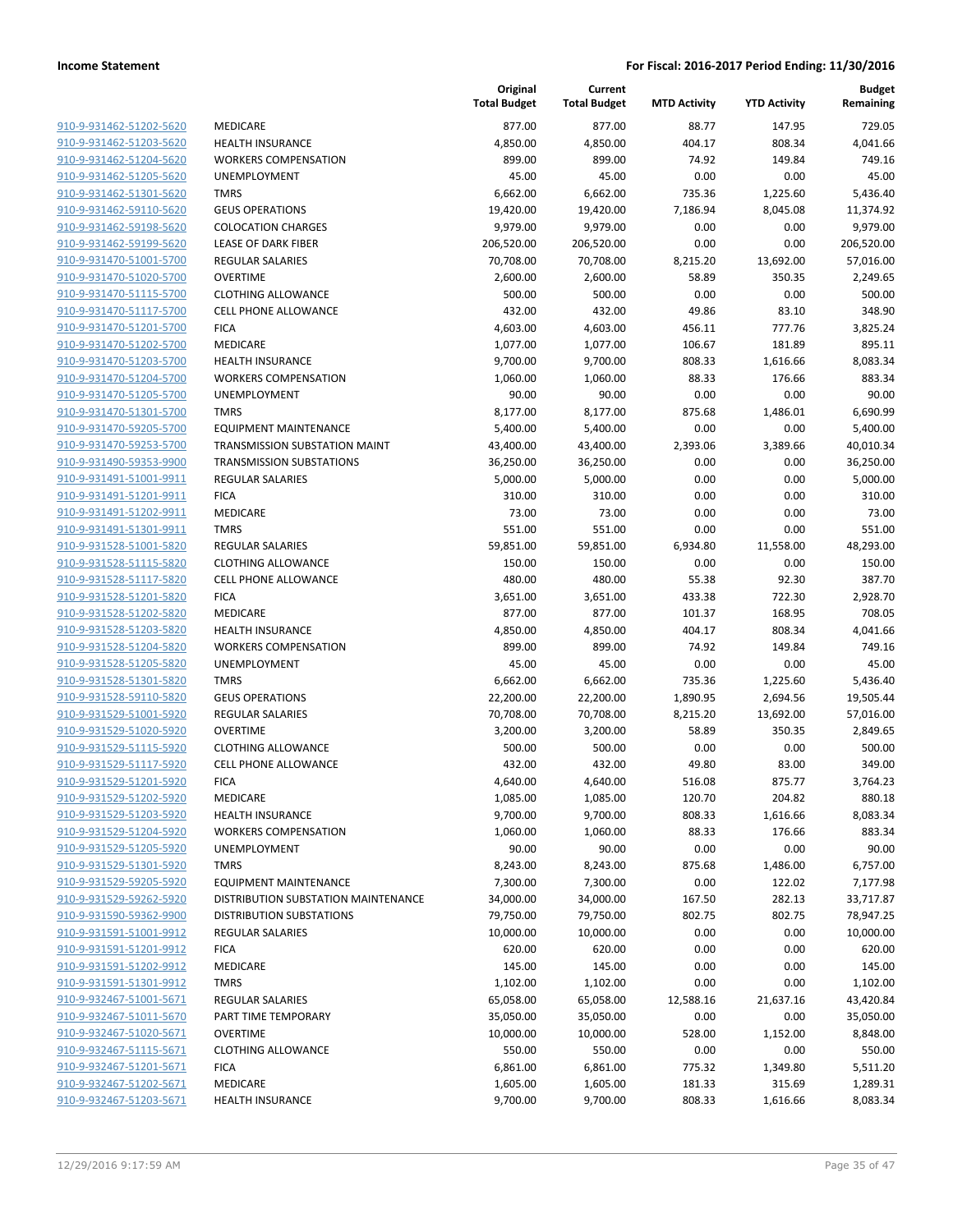| | | Original Total Budget | Current Total Budget | MTD Activity | YTD Activity | Budget Remaining |
|---|---|---|---|---|---|---|
| 910-9-931462-51202-5620 | MEDICARE | 877.00 | 877.00 | 88.77 | 147.95 | 729.05 |
| 910-9-931462-51203-5620 | HEALTH INSURANCE | 4,850.00 | 4,850.00 | 404.17 | 808.34 | 4,041.66 |
| 910-9-931462-51204-5620 | WORKERS COMPENSATION | 899.00 | 899.00 | 74.92 | 149.84 | 749.16 |
| 910-9-931462-51205-5620 | UNEMPLOYMENT | 45.00 | 45.00 | 0.00 | 0.00 | 45.00 |
| 910-9-931462-51301-5620 | TMRS | 6,662.00 | 6,662.00 | 735.36 | 1,225.60 | 5,436.40 |
| 910-9-931462-59110-5620 | GEUS OPERATIONS | 19,420.00 | 19,420.00 | 7,186.94 | 8,045.08 | 11,374.92 |
| 910-9-931462-59198-5620 | COLOCATION CHARGES | 9,979.00 | 9,979.00 | 0.00 | 0.00 | 9,979.00 |
| 910-9-931462-59199-5620 | LEASE OF DARK FIBER | 206,520.00 | 206,520.00 | 0.00 | 0.00 | 206,520.00 |
| 910-9-931470-51001-5700 | REGULAR SALARIES | 70,708.00 | 70,708.00 | 8,215.20 | 13,692.00 | 57,016.00 |
| 910-9-931470-51020-5700 | OVERTIME | 2,600.00 | 2,600.00 | 58.89 | 350.35 | 2,249.65 |
| 910-9-931470-51115-5700 | CLOTHING ALLOWANCE | 500.00 | 500.00 | 0.00 | 0.00 | 500.00 |
| 910-9-931470-51117-5700 | CELL PHONE ALLOWANCE | 432.00 | 432.00 | 49.86 | 83.10 | 348.90 |
| 910-9-931470-51201-5700 | FICA | 4,603.00 | 4,603.00 | 456.11 | 777.76 | 3,825.24 |
| 910-9-931470-51202-5700 | MEDICARE | 1,077.00 | 1,077.00 | 106.67 | 181.89 | 895.11 |
| 910-9-931470-51203-5700 | HEALTH INSURANCE | 9,700.00 | 9,700.00 | 808.33 | 1,616.66 | 8,083.34 |
| 910-9-931470-51204-5700 | WORKERS COMPENSATION | 1,060.00 | 1,060.00 | 88.33 | 176.66 | 883.34 |
| 910-9-931470-51205-5700 | UNEMPLOYMENT | 90.00 | 90.00 | 0.00 | 0.00 | 90.00 |
| 910-9-931470-51301-5700 | TMRS | 8,177.00 | 8,177.00 | 875.68 | 1,486.01 | 6,690.99 |
| 910-9-931470-59205-5700 | EQUIPMENT MAINTENANCE | 5,400.00 | 5,400.00 | 0.00 | 0.00 | 5,400.00 |
| 910-9-931470-59253-5700 | TRANSMISSION SUBSTATION MAINT | 43,400.00 | 43,400.00 | 2,393.06 | 3,389.66 | 40,010.34 |
| 910-9-931490-59353-9900 | TRANSMISSION SUBSTATIONS | 36,250.00 | 36,250.00 | 0.00 | 0.00 | 36,250.00 |
| 910-9-931491-51001-9911 | REGULAR SALARIES | 5,000.00 | 5,000.00 | 0.00 | 0.00 | 5,000.00 |
| 910-9-931491-51201-9911 | FICA | 310.00 | 310.00 | 0.00 | 0.00 | 310.00 |
| 910-9-931491-51202-9911 | MEDICARE | 73.00 | 73.00 | 0.00 | 0.00 | 73.00 |
| 910-9-931491-51301-9911 | TMRS | 551.00 | 551.00 | 0.00 | 0.00 | 551.00 |
| 910-9-931528-51001-5820 | REGULAR SALARIES | 59,851.00 | 59,851.00 | 6,934.80 | 11,558.00 | 48,293.00 |
| 910-9-931528-51115-5820 | CLOTHING ALLOWANCE | 150.00 | 150.00 | 0.00 | 0.00 | 150.00 |
| 910-9-931528-51117-5820 | CELL PHONE ALLOWANCE | 480.00 | 480.00 | 55.38 | 92.30 | 387.70 |
| 910-9-931528-51201-5820 | FICA | 3,651.00 | 3,651.00 | 433.38 | 722.30 | 2,928.70 |
| 910-9-931528-51202-5820 | MEDICARE | 877.00 | 877.00 | 101.37 | 168.95 | 708.05 |
| 910-9-931528-51203-5820 | HEALTH INSURANCE | 4,850.00 | 4,850.00 | 404.17 | 808.34 | 4,041.66 |
| 910-9-931528-51204-5820 | WORKERS COMPENSATION | 899.00 | 899.00 | 74.92 | 149.84 | 749.16 |
| 910-9-931528-51205-5820 | UNEMPLOYMENT | 45.00 | 45.00 | 0.00 | 0.00 | 45.00 |
| 910-9-931528-51301-5820 | TMRS | 6,662.00 | 6,662.00 | 735.36 | 1,225.60 | 5,436.40 |
| 910-9-931528-59110-5820 | GEUS OPERATIONS | 22,200.00 | 22,200.00 | 1,890.95 | 2,694.56 | 19,505.44 |
| 910-9-931529-51001-5920 | REGULAR SALARIES | 70,708.00 | 70,708.00 | 8,215.20 | 13,692.00 | 57,016.00 |
| 910-9-931529-51020-5920 | OVERTIME | 3,200.00 | 3,200.00 | 58.89 | 350.35 | 2,849.65 |
| 910-9-931529-51115-5920 | CLOTHING ALLOWANCE | 500.00 | 500.00 | 0.00 | 0.00 | 500.00 |
| 910-9-931529-51117-5920 | CELL PHONE ALLOWANCE | 432.00 | 432.00 | 49.80 | 83.00 | 349.00 |
| 910-9-931529-51201-5920 | FICA | 4,640.00 | 4,640.00 | 516.08 | 875.77 | 3,764.23 |
| 910-9-931529-51202-5920 | MEDICARE | 1,085.00 | 1,085.00 | 120.70 | 204.82 | 880.18 |
| 910-9-931529-51203-5920 | HEALTH INSURANCE | 9,700.00 | 9,700.00 | 808.33 | 1,616.66 | 8,083.34 |
| 910-9-931529-51204-5920 | WORKERS COMPENSATION | 1,060.00 | 1,060.00 | 88.33 | 176.66 | 883.34 |
| 910-9-931529-51205-5920 | UNEMPLOYMENT | 90.00 | 90.00 | 0.00 | 0.00 | 90.00 |
| 910-9-931529-51301-5920 | TMRS | 8,243.00 | 8,243.00 | 875.68 | 1,486.00 | 6,757.00 |
| 910-9-931529-59205-5920 | EQUIPMENT MAINTENANCE | 7,300.00 | 7,300.00 | 0.00 | 122.02 | 7,177.98 |
| 910-9-931529-59262-5920 | DISTRIBUTION SUBSTATION MAINTENANCE | 34,000.00 | 34,000.00 | 167.50 | 282.13 | 33,717.87 |
| 910-9-931590-59362-9900 | DISTRIBUTION SUBSTATIONS | 79,750.00 | 79,750.00 | 802.75 | 802.75 | 78,947.25 |
| 910-9-931591-51001-9912 | REGULAR SALARIES | 10,000.00 | 10,000.00 | 0.00 | 0.00 | 10,000.00 |
| 910-9-931591-51201-9912 | FICA | 620.00 | 620.00 | 0.00 | 0.00 | 620.00 |
| 910-9-931591-51202-9912 | MEDICARE | 145.00 | 145.00 | 0.00 | 0.00 | 145.00 |
| 910-9-931591-51301-9912 | TMRS | 1,102.00 | 1,102.00 | 0.00 | 0.00 | 1,102.00 |
| 910-9-932467-51001-5671 | REGULAR SALARIES | 65,058.00 | 65,058.00 | 12,588.16 | 21,637.16 | 43,420.84 |
| 910-9-932467-51011-5670 | PART TIME TEMPORARY | 35,050.00 | 35,050.00 | 0.00 | 0.00 | 35,050.00 |
| 910-9-932467-51020-5671 | OVERTIME | 10,000.00 | 10,000.00 | 528.00 | 1,152.00 | 8,848.00 |
| 910-9-932467-51115-5671 | CLOTHING ALLOWANCE | 550.00 | 550.00 | 0.00 | 0.00 | 550.00 |
| 910-9-932467-51201-5671 | FICA | 6,861.00 | 6,861.00 | 775.32 | 1,349.80 | 5,511.20 |
| 910-9-932467-51202-5671 | MEDICARE | 1,605.00 | 1,605.00 | 181.33 | 315.69 | 1,289.31 |
| 910-9-932467-51203-5671 | HEALTH INSURANCE | 9,700.00 | 9,700.00 | 808.33 | 1,616.66 | 8,083.34 |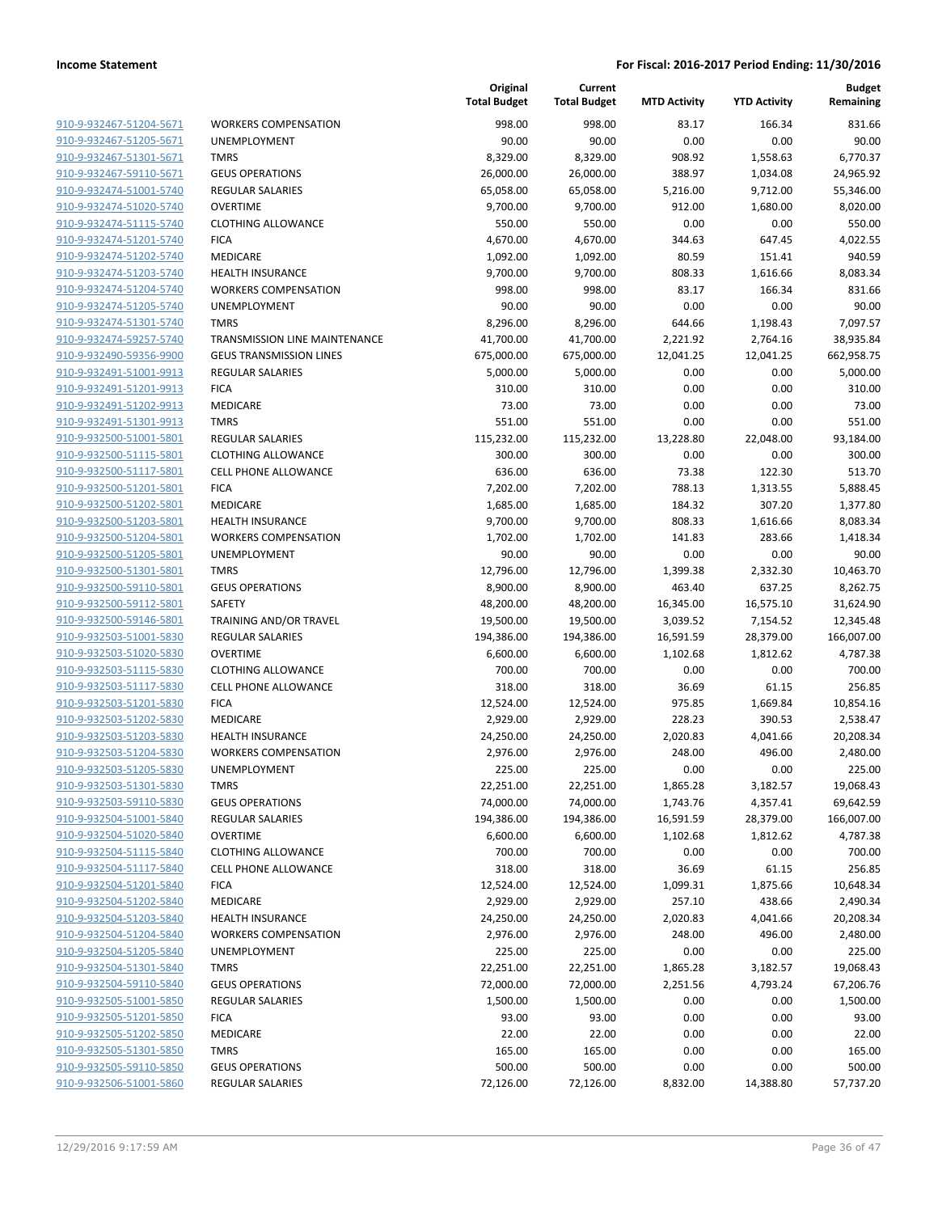**Income Statement** | **For Fiscal: 2016-2017 Period Ending: 11/30/2016**

| | | Original Total Budget | Current Total Budget | MTD Activity | YTD Activity | Budget Remaining |
|---|---|---|---|---|---|---|
| 910-9-932467-51204-5671 | WORKERS COMPENSATION | 998.00 | 998.00 | 83.17 | 166.34 | 831.66 |
| 910-9-932467-51205-5671 | UNEMPLOYMENT | 90.00 | 90.00 | 0.00 | 0.00 | 90.00 |
| 910-9-932467-51301-5671 | TMRS | 8,329.00 | 8,329.00 | 908.92 | 1,558.63 | 6,770.37 |
| 910-9-932467-59110-5671 | GEUS OPERATIONS | 26,000.00 | 26,000.00 | 388.97 | 1,034.08 | 24,965.92 |
| 910-9-932474-51001-5740 | REGULAR SALARIES | 65,058.00 | 65,058.00 | 5,216.00 | 9,712.00 | 55,346.00 |
| 910-9-932474-51020-5740 | OVERTIME | 9,700.00 | 9,700.00 | 912.00 | 1,680.00 | 8,020.00 |
| 910-9-932474-51115-5740 | CLOTHING ALLOWANCE | 550.00 | 550.00 | 0.00 | 0.00 | 550.00 |
| 910-9-932474-51201-5740 | FICA | 4,670.00 | 4,670.00 | 344.63 | 647.45 | 4,022.55 |
| 910-9-932474-51202-5740 | MEDICARE | 1,092.00 | 1,092.00 | 80.59 | 151.41 | 940.59 |
| 910-9-932474-51203-5740 | HEALTH INSURANCE | 9,700.00 | 9,700.00 | 808.33 | 1,616.66 | 8,083.34 |
| 910-9-932474-51204-5740 | WORKERS COMPENSATION | 998.00 | 998.00 | 83.17 | 166.34 | 831.66 |
| 910-9-932474-51205-5740 | UNEMPLOYMENT | 90.00 | 90.00 | 0.00 | 0.00 | 90.00 |
| 910-9-932474-51301-5740 | TMRS | 8,296.00 | 8,296.00 | 644.66 | 1,198.43 | 7,097.57 |
| 910-9-932474-59257-5740 | TRANSMISSION LINE MAINTENANCE | 41,700.00 | 41,700.00 | 2,221.92 | 2,764.16 | 38,935.84 |
| 910-9-932490-59356-9900 | GEUS TRANSMISSION LINES | 675,000.00 | 675,000.00 | 12,041.25 | 12,041.25 | 662,958.75 |
| 910-9-932491-51001-9913 | REGULAR SALARIES | 5,000.00 | 5,000.00 | 0.00 | 0.00 | 5,000.00 |
| 910-9-932491-51201-9913 | FICA | 310.00 | 310.00 | 0.00 | 0.00 | 310.00 |
| 910-9-932491-51202-9913 | MEDICARE | 73.00 | 73.00 | 0.00 | 0.00 | 73.00 |
| 910-9-932491-51301-9913 | TMRS | 551.00 | 551.00 | 0.00 | 0.00 | 551.00 |
| 910-9-932500-51001-5801 | REGULAR SALARIES | 115,232.00 | 115,232.00 | 13,228.80 | 22,048.00 | 93,184.00 |
| 910-9-932500-51115-5801 | CLOTHING ALLOWANCE | 300.00 | 300.00 | 0.00 | 0.00 | 300.00 |
| 910-9-932500-51117-5801 | CELL PHONE ALLOWANCE | 636.00 | 636.00 | 73.38 | 122.30 | 513.70 |
| 910-9-932500-51201-5801 | FICA | 7,202.00 | 7,202.00 | 788.13 | 1,313.55 | 5,888.45 |
| 910-9-932500-51202-5801 | MEDICARE | 1,685.00 | 1,685.00 | 184.32 | 307.20 | 1,377.80 |
| 910-9-932500-51203-5801 | HEALTH INSURANCE | 9,700.00 | 9,700.00 | 808.33 | 1,616.66 | 8,083.34 |
| 910-9-932500-51204-5801 | WORKERS COMPENSATION | 1,702.00 | 1,702.00 | 141.83 | 283.66 | 1,418.34 |
| 910-9-932500-51205-5801 | UNEMPLOYMENT | 90.00 | 90.00 | 0.00 | 0.00 | 90.00 |
| 910-9-932500-51301-5801 | TMRS | 12,796.00 | 12,796.00 | 1,399.38 | 2,332.30 | 10,463.70 |
| 910-9-932500-59110-5801 | GEUS OPERATIONS | 8,900.00 | 8,900.00 | 463.40 | 637.25 | 8,262.75 |
| 910-9-932500-59112-5801 | SAFETY | 48,200.00 | 48,200.00 | 16,345.00 | 16,575.10 | 31,624.90 |
| 910-9-932500-59146-5801 | TRAINING AND/OR TRAVEL | 19,500.00 | 19,500.00 | 3,039.52 | 7,154.52 | 12,345.48 |
| 910-9-932503-51001-5830 | REGULAR SALARIES | 194,386.00 | 194,386.00 | 16,591.59 | 28,379.00 | 166,007.00 |
| 910-9-932503-51020-5830 | OVERTIME | 6,600.00 | 6,600.00 | 1,102.68 | 1,812.62 | 4,787.38 |
| 910-9-932503-51115-5830 | CLOTHING ALLOWANCE | 700.00 | 700.00 | 0.00 | 0.00 | 700.00 |
| 910-9-932503-51117-5830 | CELL PHONE ALLOWANCE | 318.00 | 318.00 | 36.69 | 61.15 | 256.85 |
| 910-9-932503-51201-5830 | FICA | 12,524.00 | 12,524.00 | 975.85 | 1,669.84 | 10,854.16 |
| 910-9-932503-51202-5830 | MEDICARE | 2,929.00 | 2,929.00 | 228.23 | 390.53 | 2,538.47 |
| 910-9-932503-51203-5830 | HEALTH INSURANCE | 24,250.00 | 24,250.00 | 2,020.83 | 4,041.66 | 20,208.34 |
| 910-9-932503-51204-5830 | WORKERS COMPENSATION | 2,976.00 | 2,976.00 | 248.00 | 496.00 | 2,480.00 |
| 910-9-932503-51205-5830 | UNEMPLOYMENT | 225.00 | 225.00 | 0.00 | 0.00 | 225.00 |
| 910-9-932503-51301-5830 | TMRS | 22,251.00 | 22,251.00 | 1,865.28 | 3,182.57 | 19,068.43 |
| 910-9-932503-59110-5830 | GEUS OPERATIONS | 74,000.00 | 74,000.00 | 1,743.76 | 4,357.41 | 69,642.59 |
| 910-9-932504-51001-5840 | REGULAR SALARIES | 194,386.00 | 194,386.00 | 16,591.59 | 28,379.00 | 166,007.00 |
| 910-9-932504-51020-5840 | OVERTIME | 6,600.00 | 6,600.00 | 1,102.68 | 1,812.62 | 4,787.38 |
| 910-9-932504-51115-5840 | CLOTHING ALLOWANCE | 700.00 | 700.00 | 0.00 | 0.00 | 700.00 |
| 910-9-932504-51117-5840 | CELL PHONE ALLOWANCE | 318.00 | 318.00 | 36.69 | 61.15 | 256.85 |
| 910-9-932504-51201-5840 | FICA | 12,524.00 | 12,524.00 | 1,099.31 | 1,875.66 | 10,648.34 |
| 910-9-932504-51202-5840 | MEDICARE | 2,929.00 | 2,929.00 | 257.10 | 438.66 | 2,490.34 |
| 910-9-932504-51203-5840 | HEALTH INSURANCE | 24,250.00 | 24,250.00 | 2,020.83 | 4,041.66 | 20,208.34 |
| 910-9-932504-51204-5840 | WORKERS COMPENSATION | 2,976.00 | 2,976.00 | 248.00 | 496.00 | 2,480.00 |
| 910-9-932504-51205-5840 | UNEMPLOYMENT | 225.00 | 225.00 | 0.00 | 0.00 | 225.00 |
| 910-9-932504-51301-5840 | TMRS | 22,251.00 | 22,251.00 | 1,865.28 | 3,182.57 | 19,068.43 |
| 910-9-932504-59110-5840 | GEUS OPERATIONS | 72,000.00 | 72,000.00 | 2,251.56 | 4,793.24 | 67,206.76 |
| 910-9-932505-51001-5850 | REGULAR SALARIES | 1,500.00 | 1,500.00 | 0.00 | 0.00 | 1,500.00 |
| 910-9-932505-51201-5850 | FICA | 93.00 | 93.00 | 0.00 | 0.00 | 93.00 |
| 910-9-932505-51202-5850 | MEDICARE | 22.00 | 22.00 | 0.00 | 0.00 | 22.00 |
| 910-9-932505-51301-5850 | TMRS | 165.00 | 165.00 | 0.00 | 0.00 | 165.00 |
| 910-9-932505-59110-5850 | GEUS OPERATIONS | 500.00 | 500.00 | 0.00 | 0.00 | 500.00 |
| 910-9-932506-51001-5860 | REGULAR SALARIES | 72,126.00 | 72,126.00 | 8,832.00 | 14,388.80 | 57,737.20 |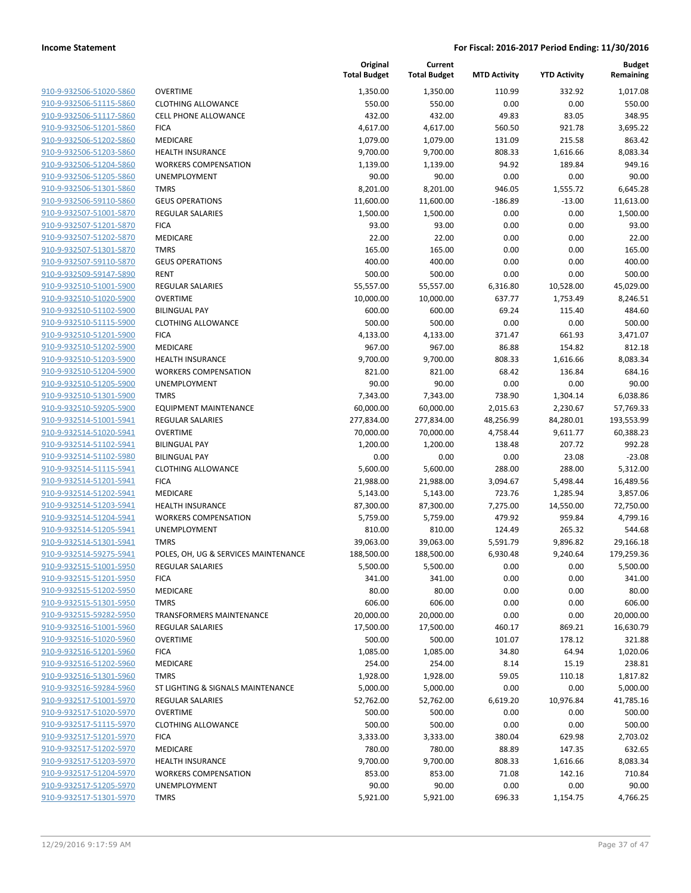**Income Statement** | **For Fiscal: 2016-2017 Period Ending: 11/30/2016**

| | | Original Total Budget | Current Total Budget | MTD Activity | YTD Activity | Budget Remaining |
|---|---|---|---|---|---|---|
| 910-9-932506-51020-5860 | OVERTIME | 1,350.00 | 1,350.00 | 110.99 | 332.92 | 1,017.08 |
| 910-9-932506-51115-5860 | CLOTHING ALLOWANCE | 550.00 | 550.00 | 0.00 | 0.00 | 550.00 |
| 910-9-932506-51117-5860 | CELL PHONE ALLOWANCE | 432.00 | 432.00 | 49.83 | 83.05 | 348.95 |
| 910-9-932506-51201-5860 | FICA | 4,617.00 | 4,617.00 | 560.50 | 921.78 | 3,695.22 |
| 910-9-932506-51202-5860 | MEDICARE | 1,079.00 | 1,079.00 | 131.09 | 215.58 | 863.42 |
| 910-9-932506-51203-5860 | HEALTH INSURANCE | 9,700.00 | 9,700.00 | 808.33 | 1,616.66 | 8,083.34 |
| 910-9-932506-51204-5860 | WORKERS COMPENSATION | 1,139.00 | 1,139.00 | 94.92 | 189.84 | 949.16 |
| 910-9-932506-51205-5860 | UNEMPLOYMENT | 90.00 | 90.00 | 0.00 | 0.00 | 90.00 |
| 910-9-932506-51301-5860 | TMRS | 8,201.00 | 8,201.00 | 946.05 | 1,555.72 | 6,645.28 |
| 910-9-932506-59110-5860 | GEUS OPERATIONS | 11,600.00 | 11,600.00 | -186.89 | -13.00 | 11,613.00 |
| 910-9-932507-51001-5870 | REGULAR SALARIES | 1,500.00 | 1,500.00 | 0.00 | 0.00 | 1,500.00 |
| 910-9-932507-51201-5870 | FICA | 93.00 | 93.00 | 0.00 | 0.00 | 93.00 |
| 910-9-932507-51202-5870 | MEDICARE | 22.00 | 22.00 | 0.00 | 0.00 | 22.00 |
| 910-9-932507-51301-5870 | TMRS | 165.00 | 165.00 | 0.00 | 0.00 | 165.00 |
| 910-9-932507-59110-5870 | GEUS OPERATIONS | 400.00 | 400.00 | 0.00 | 0.00 | 400.00 |
| 910-9-932509-59147-5890 | RENT | 500.00 | 500.00 | 0.00 | 0.00 | 500.00 |
| 910-9-932510-51001-5900 | REGULAR SALARIES | 55,557.00 | 55,557.00 | 6,316.80 | 10,528.00 | 45,029.00 |
| 910-9-932510-51020-5900 | OVERTIME | 10,000.00 | 10,000.00 | 637.77 | 1,753.49 | 8,246.51 |
| 910-9-932510-51102-5900 | BILINGUAL PAY | 600.00 | 600.00 | 69.24 | 115.40 | 484.60 |
| 910-9-932510-51115-5900 | CLOTHING ALLOWANCE | 500.00 | 500.00 | 0.00 | 0.00 | 500.00 |
| 910-9-932510-51201-5900 | FICA | 4,133.00 | 4,133.00 | 371.47 | 661.93 | 3,471.07 |
| 910-9-932510-51202-5900 | MEDICARE | 967.00 | 967.00 | 86.88 | 154.82 | 812.18 |
| 910-9-932510-51203-5900 | HEALTH INSURANCE | 9,700.00 | 9,700.00 | 808.33 | 1,616.66 | 8,083.34 |
| 910-9-932510-51204-5900 | WORKERS COMPENSATION | 821.00 | 821.00 | 68.42 | 136.84 | 684.16 |
| 910-9-932510-51205-5900 | UNEMPLOYMENT | 90.00 | 90.00 | 0.00 | 0.00 | 90.00 |
| 910-9-932510-51301-5900 | TMRS | 7,343.00 | 7,343.00 | 738.90 | 1,304.14 | 6,038.86 |
| 910-9-932510-59205-5900 | EQUIPMENT MAINTENANCE | 60,000.00 | 60,000.00 | 2,015.63 | 2,230.67 | 57,769.33 |
| 910-9-932514-51001-5941 | REGULAR SALARIES | 277,834.00 | 277,834.00 | 48,256.99 | 84,280.01 | 193,553.99 |
| 910-9-932514-51020-5941 | OVERTIME | 70,000.00 | 70,000.00 | 4,758.44 | 9,611.77 | 60,388.23 |
| 910-9-932514-51102-5941 | BILINGUAL PAY | 1,200.00 | 1,200.00 | 138.48 | 207.72 | 992.28 |
| 910-9-932514-51102-5980 | BILINGUAL PAY | 0.00 | 0.00 | 0.00 | 23.08 | -23.08 |
| 910-9-932514-51115-5941 | CLOTHING ALLOWANCE | 5,600.00 | 5,600.00 | 288.00 | 288.00 | 5,312.00 |
| 910-9-932514-51201-5941 | FICA | 21,988.00 | 21,988.00 | 3,094.67 | 5,498.44 | 16,489.56 |
| 910-9-932514-51202-5941 | MEDICARE | 5,143.00 | 5,143.00 | 723.76 | 1,285.94 | 3,857.06 |
| 910-9-932514-51203-5941 | HEALTH INSURANCE | 87,300.00 | 87,300.00 | 7,275.00 | 14,550.00 | 72,750.00 |
| 910-9-932514-51204-5941 | WORKERS COMPENSATION | 5,759.00 | 5,759.00 | 479.92 | 959.84 | 4,799.16 |
| 910-9-932514-51205-5941 | UNEMPLOYMENT | 810.00 | 810.00 | 124.49 | 265.32 | 544.68 |
| 910-9-932514-51301-5941 | TMRS | 39,063.00 | 39,063.00 | 5,591.79 | 9,896.82 | 29,166.18 |
| 910-9-932514-59275-5941 | POLES, OH, UG & SERVICES MAINTENANCE | 188,500.00 | 188,500.00 | 6,930.48 | 9,240.64 | 179,259.36 |
| 910-9-932515-51001-5950 | REGULAR SALARIES | 5,500.00 | 5,500.00 | 0.00 | 0.00 | 5,500.00 |
| 910-9-932515-51201-5950 | FICA | 341.00 | 341.00 | 0.00 | 0.00 | 341.00 |
| 910-9-932515-51202-5950 | MEDICARE | 80.00 | 80.00 | 0.00 | 0.00 | 80.00 |
| 910-9-932515-51301-5950 | TMRS | 606.00 | 606.00 | 0.00 | 0.00 | 606.00 |
| 910-9-932515-59282-5950 | TRANSFORMERS MAINTENANCE | 20,000.00 | 20,000.00 | 0.00 | 0.00 | 20,000.00 |
| 910-9-932516-51001-5960 | REGULAR SALARIES | 17,500.00 | 17,500.00 | 460.17 | 869.21 | 16,630.79 |
| 910-9-932516-51020-5960 | OVERTIME | 500.00 | 500.00 | 101.07 | 178.12 | 321.88 |
| 910-9-932516-51201-5960 | FICA | 1,085.00 | 1,085.00 | 34.80 | 64.94 | 1,020.06 |
| 910-9-932516-51202-5960 | MEDICARE | 254.00 | 254.00 | 8.14 | 15.19 | 238.81 |
| 910-9-932516-51301-5960 | TMRS | 1,928.00 | 1,928.00 | 59.05 | 110.18 | 1,817.82 |
| 910-9-932516-59284-5960 | ST LIGHTING & SIGNALS MAINTENANCE | 5,000.00 | 5,000.00 | 0.00 | 0.00 | 5,000.00 |
| 910-9-932517-51001-5970 | REGULAR SALARIES | 52,762.00 | 52,762.00 | 6,619.20 | 10,976.84 | 41,785.16 |
| 910-9-932517-51020-5970 | OVERTIME | 500.00 | 500.00 | 0.00 | 0.00 | 500.00 |
| 910-9-932517-51115-5970 | CLOTHING ALLOWANCE | 500.00 | 500.00 | 0.00 | 0.00 | 500.00 |
| 910-9-932517-51201-5970 | FICA | 3,333.00 | 3,333.00 | 380.04 | 629.98 | 2,703.02 |
| 910-9-932517-51202-5970 | MEDICARE | 780.00 | 780.00 | 88.89 | 147.35 | 632.65 |
| 910-9-932517-51203-5970 | HEALTH INSURANCE | 9,700.00 | 9,700.00 | 808.33 | 1,616.66 | 8,083.34 |
| 910-9-932517-51204-5970 | WORKERS COMPENSATION | 853.00 | 853.00 | 71.08 | 142.16 | 710.84 |
| 910-9-932517-51205-5970 | UNEMPLOYMENT | 90.00 | 90.00 | 0.00 | 0.00 | 90.00 |
| 910-9-932517-51301-5970 | TMRS | 5,921.00 | 5,921.00 | 696.33 | 1,154.75 | 4,766.25 |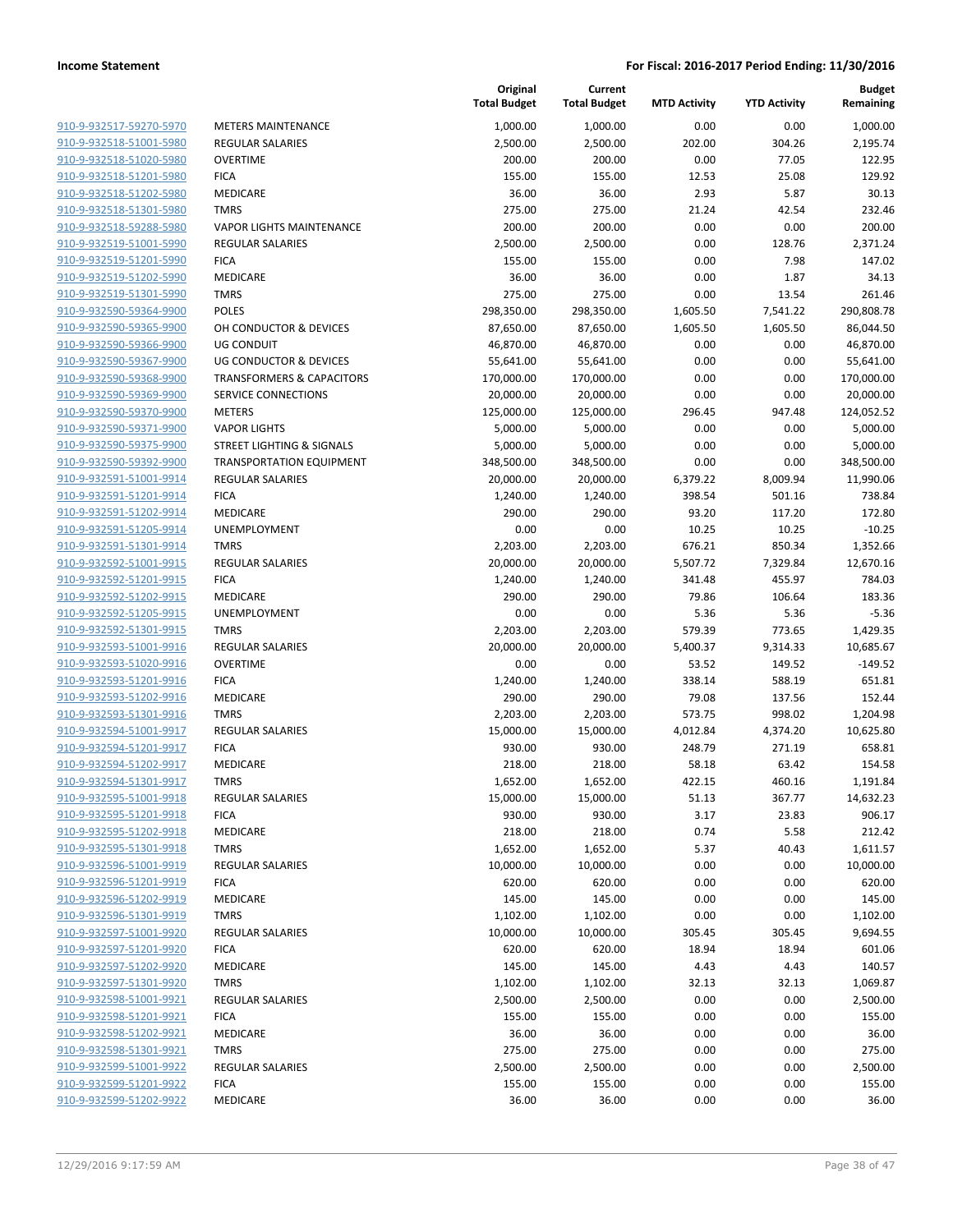**Income Statement** **For Fiscal: 2016-2017 Period Ending: 11/30/2016**

| | | Original Total Budget | Current Total Budget | MTD Activity | YTD Activity | Budget Remaining |
|---|---|---|---|---|---|---|
| 910-9-932517-59270-5970 | METERS MAINTENANCE | 1,000.00 | 1,000.00 | 0.00 | 0.00 | 1,000.00 |
| 910-9-932518-51001-5980 | REGULAR SALARIES | 2,500.00 | 2,500.00 | 202.00 | 304.26 | 2,195.74 |
| 910-9-932518-51020-5980 | OVERTIME | 200.00 | 200.00 | 0.00 | 77.05 | 122.95 |
| 910-9-932518-51201-5980 | FICA | 155.00 | 155.00 | 12.53 | 25.08 | 129.92 |
| 910-9-932518-51202-5980 | MEDICARE | 36.00 | 36.00 | 2.93 | 5.87 | 30.13 |
| 910-9-932518-51301-5980 | TMRS | 275.00 | 275.00 | 21.24 | 42.54 | 232.46 |
| 910-9-932518-59288-5980 | VAPOR LIGHTS MAINTENANCE | 200.00 | 200.00 | 0.00 | 0.00 | 200.00 |
| 910-9-932519-51001-5990 | REGULAR SALARIES | 2,500.00 | 2,500.00 | 0.00 | 128.76 | 2,371.24 |
| 910-9-932519-51201-5990 | FICA | 155.00 | 155.00 | 0.00 | 7.98 | 147.02 |
| 910-9-932519-51202-5990 | MEDICARE | 36.00 | 36.00 | 0.00 | 1.87 | 34.13 |
| 910-9-932519-51301-5990 | TMRS | 275.00 | 275.00 | 0.00 | 13.54 | 261.46 |
| 910-9-932590-59364-9900 | POLES | 298,350.00 | 298,350.00 | 1,605.50 | 7,541.22 | 290,808.78 |
| 910-9-932590-59365-9900 | OH CONDUCTOR & DEVICES | 87,650.00 | 87,650.00 | 1,605.50 | 1,605.50 | 86,044.50 |
| 910-9-932590-59366-9900 | UG CONDUIT | 46,870.00 | 46,870.00 | 0.00 | 0.00 | 46,870.00 |
| 910-9-932590-59367-9900 | UG CONDUCTOR & DEVICES | 55,641.00 | 55,641.00 | 0.00 | 0.00 | 55,641.00 |
| 910-9-932590-59368-9900 | TRANSFORMERS & CAPACITORS | 170,000.00 | 170,000.00 | 0.00 | 0.00 | 170,000.00 |
| 910-9-932590-59369-9900 | SERVICE CONNECTIONS | 20,000.00 | 20,000.00 | 0.00 | 0.00 | 20,000.00 |
| 910-9-932590-59370-9900 | METERS | 125,000.00 | 125,000.00 | 296.45 | 947.48 | 124,052.52 |
| 910-9-932590-59371-9900 | VAPOR LIGHTS | 5,000.00 | 5,000.00 | 0.00 | 0.00 | 5,000.00 |
| 910-9-932590-59375-9900 | STREET LIGHTING & SIGNALS | 5,000.00 | 5,000.00 | 0.00 | 0.00 | 5,000.00 |
| 910-9-932590-59392-9900 | TRANSPORTATION EQUIPMENT | 348,500.00 | 348,500.00 | 0.00 | 0.00 | 348,500.00 |
| 910-9-932591-51001-9914 | REGULAR SALARIES | 20,000.00 | 20,000.00 | 6,379.22 | 8,009.94 | 11,990.06 |
| 910-9-932591-51201-9914 | FICA | 1,240.00 | 1,240.00 | 398.54 | 501.16 | 738.84 |
| 910-9-932591-51202-9914 | MEDICARE | 290.00 | 290.00 | 93.20 | 117.20 | 172.80 |
| 910-9-932591-51205-9914 | UNEMPLOYMENT | 0.00 | 0.00 | 10.25 | 10.25 | -10.25 |
| 910-9-932591-51301-9914 | TMRS | 2,203.00 | 2,203.00 | 676.21 | 850.34 | 1,352.66 |
| 910-9-932592-51001-9915 | REGULAR SALARIES | 20,000.00 | 20,000.00 | 5,507.72 | 7,329.84 | 12,670.16 |
| 910-9-932592-51201-9915 | FICA | 1,240.00 | 1,240.00 | 341.48 | 455.97 | 784.03 |
| 910-9-932592-51202-9915 | MEDICARE | 290.00 | 290.00 | 79.86 | 106.64 | 183.36 |
| 910-9-932592-51205-9915 | UNEMPLOYMENT | 0.00 | 0.00 | 5.36 | 5.36 | -5.36 |
| 910-9-932592-51301-9915 | TMRS | 2,203.00 | 2,203.00 | 579.39 | 773.65 | 1,429.35 |
| 910-9-932593-51001-9916 | REGULAR SALARIES | 20,000.00 | 20,000.00 | 5,400.37 | 9,314.33 | 10,685.67 |
| 910-9-932593-51020-9916 | OVERTIME | 0.00 | 0.00 | 53.52 | 149.52 | -149.52 |
| 910-9-932593-51201-9916 | FICA | 1,240.00 | 1,240.00 | 338.14 | 588.19 | 651.81 |
| 910-9-932593-51202-9916 | MEDICARE | 290.00 | 290.00 | 79.08 | 137.56 | 152.44 |
| 910-9-932593-51301-9916 | TMRS | 2,203.00 | 2,203.00 | 573.75 | 998.02 | 1,204.98 |
| 910-9-932594-51001-9917 | REGULAR SALARIES | 15,000.00 | 15,000.00 | 4,012.84 | 4,374.20 | 10,625.80 |
| 910-9-932594-51201-9917 | FICA | 930.00 | 930.00 | 248.79 | 271.19 | 658.81 |
| 910-9-932594-51202-9917 | MEDICARE | 218.00 | 218.00 | 58.18 | 63.42 | 154.58 |
| 910-9-932594-51301-9917 | TMRS | 1,652.00 | 1,652.00 | 422.15 | 460.16 | 1,191.84 |
| 910-9-932595-51001-9918 | REGULAR SALARIES | 15,000.00 | 15,000.00 | 51.13 | 367.77 | 14,632.23 |
| 910-9-932595-51201-9918 | FICA | 930.00 | 930.00 | 3.17 | 23.83 | 906.17 |
| 910-9-932595-51202-9918 | MEDICARE | 218.00 | 218.00 | 0.74 | 5.58 | 212.42 |
| 910-9-932595-51301-9918 | TMRS | 1,652.00 | 1,652.00 | 5.37 | 40.43 | 1,611.57 |
| 910-9-932596-51001-9919 | REGULAR SALARIES | 10,000.00 | 10,000.00 | 0.00 | 0.00 | 10,000.00 |
| 910-9-932596-51201-9919 | FICA | 620.00 | 620.00 | 0.00 | 0.00 | 620.00 |
| 910-9-932596-51202-9919 | MEDICARE | 145.00 | 145.00 | 0.00 | 0.00 | 145.00 |
| 910-9-932596-51301-9919 | TMRS | 1,102.00 | 1,102.00 | 0.00 | 0.00 | 1,102.00 |
| 910-9-932597-51001-9920 | REGULAR SALARIES | 10,000.00 | 10,000.00 | 305.45 | 305.45 | 9,694.55 |
| 910-9-932597-51201-9920 | FICA | 620.00 | 620.00 | 18.94 | 18.94 | 601.06 |
| 910-9-932597-51202-9920 | MEDICARE | 145.00 | 145.00 | 4.43 | 4.43 | 140.57 |
| 910-9-932597-51301-9920 | TMRS | 1,102.00 | 1,102.00 | 32.13 | 32.13 | 1,069.87 |
| 910-9-932598-51001-9921 | REGULAR SALARIES | 2,500.00 | 2,500.00 | 0.00 | 0.00 | 2,500.00 |
| 910-9-932598-51201-9921 | FICA | 155.00 | 155.00 | 0.00 | 0.00 | 155.00 |
| 910-9-932598-51202-9921 | MEDICARE | 36.00 | 36.00 | 0.00 | 0.00 | 36.00 |
| 910-9-932598-51301-9921 | TMRS | 275.00 | 275.00 | 0.00 | 0.00 | 275.00 |
| 910-9-932599-51001-9922 | REGULAR SALARIES | 2,500.00 | 2,500.00 | 0.00 | 0.00 | 2,500.00 |
| 910-9-932599-51201-9922 | FICA | 155.00 | 155.00 | 0.00 | 0.00 | 155.00 |
| 910-9-932599-51202-9922 | MEDICARE | 36.00 | 36.00 | 0.00 | 0.00 | 36.00 |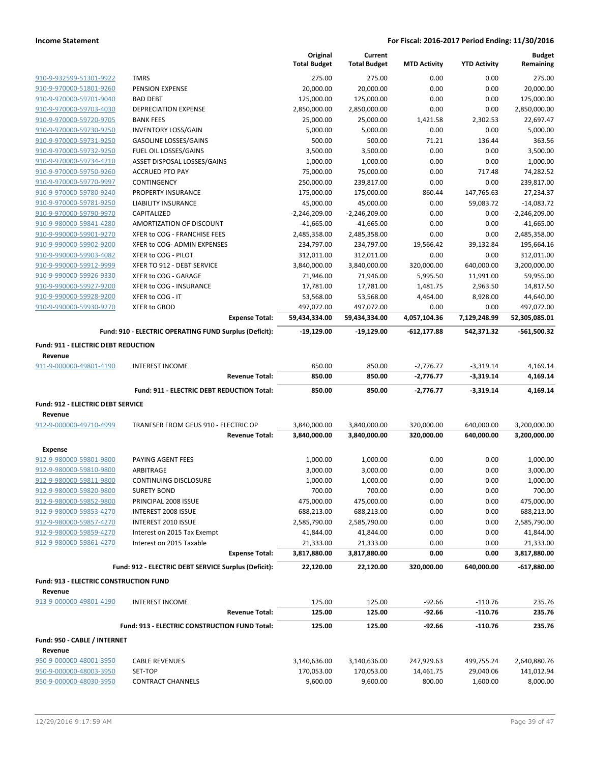**Income Statement** — **For Fiscal: 2016-2017 Period Ending: 11/30/2016**

| | | Original Total Budget | Current Total Budget | MTD Activity | YTD Activity | Budget Remaining |
|---|---|---|---|---|---|---|
| 910-9-932599-51301-9922 | TMRS | 275.00 | 275.00 | 0.00 | 0.00 | 275.00 |
| 910-9-970000-51801-9260 | PENSION EXPENSE | 20,000.00 | 20,000.00 | 0.00 | 0.00 | 20,000.00 |
| 910-9-970000-59701-9040 | BAD DEBT | 125,000.00 | 125,000.00 | 0.00 | 0.00 | 125,000.00 |
| 910-9-970000-59703-4030 | DEPRECIATION EXPENSE | 2,850,000.00 | 2,850,000.00 | 0.00 | 0.00 | 2,850,000.00 |
| 910-9-970000-59720-9705 | BANK FEES | 25,000.00 | 25,000.00 | 1,421.58 | 2,302.53 | 22,697.47 |
| 910-9-970000-59730-9250 | INVENTORY LOSS/GAIN | 5,000.00 | 5,000.00 | 0.00 | 0.00 | 5,000.00 |
| 910-9-970000-59731-9250 | GASOLINE LOSSES/GAINS | 500.00 | 500.00 | 71.21 | 136.44 | 363.56 |
| 910-9-970000-59732-9250 | FUEL OIL LOSSES/GAINS | 3,500.00 | 3,500.00 | 0.00 | 0.00 | 3,500.00 |
| 910-9-970000-59734-4210 | ASSET DISPOSAL LOSSES/GAINS | 1,000.00 | 1,000.00 | 0.00 | 0.00 | 1,000.00 |
| 910-9-970000-59750-9260 | ACCRUED PTO PAY | 75,000.00 | 75,000.00 | 0.00 | 717.48 | 74,282.52 |
| 910-9-970000-59770-9997 | CONTINGENCY | 250,000.00 | 239,817.00 | 0.00 | 0.00 | 239,817.00 |
| 910-9-970000-59780-9240 | PROPERTY INSURANCE | 175,000.00 | 175,000.00 | 860.44 | 147,765.63 | 27,234.37 |
| 910-9-970000-59781-9250 | LIABILITY INSURANCE | 45,000.00 | 45,000.00 | 0.00 | 59,083.72 | -14,083.72 |
| 910-9-970000-59790-9970 | CAPITALIZED | -2,246,209.00 | -2,246,209.00 | 0.00 | 0.00 | -2,246,209.00 |
| 910-9-980000-59841-4280 | AMORTIZATION OF DISCOUNT | -41,665.00 | -41,665.00 | 0.00 | 0.00 | -41,665.00 |
| 910-9-990000-59901-9270 | XFER to COG - FRANCHISE FEES | 2,485,358.00 | 2,485,358.00 | 0.00 | 0.00 | 2,485,358.00 |
| 910-9-990000-59902-9200 | XFER to COG- ADMIN EXPENSES | 234,797.00 | 234,797.00 | 19,566.42 | 39,132.84 | 195,664.16 |
| 910-9-990000-59903-4082 | XFER to COG - PILOT | 312,011.00 | 312,011.00 | 0.00 | 0.00 | 312,011.00 |
| 910-9-990000-59912-9999 | XFER TO 912 - DEBT SERVICE | 3,840,000.00 | 3,840,000.00 | 320,000.00 | 640,000.00 | 3,200,000.00 |
| 910-9-990000-59926-9330 | XFER to COG - GARAGE | 71,946.00 | 71,946.00 | 5,995.50 | 11,991.00 | 59,955.00 |
| 910-9-990000-59927-9200 | XFER to COG - INSURANCE | 17,781.00 | 17,781.00 | 1,481.75 | 2,963.50 | 14,817.50 |
| 910-9-990000-59928-9200 | XFER to COG - IT | 53,568.00 | 53,568.00 | 4,464.00 | 8,928.00 | 44,640.00 |
| 910-9-990000-59930-9270 | XFER to GBOD | 497,072.00 | 497,072.00 | 0.00 | 0.00 | 497,072.00 |
| | **Expense Total:** | **59,434,334.00** | **59,434,334.00** | **4,057,104.36** | **7,129,248.99** | **52,305,085.01** |
| | **Fund: 910 - ELECTRIC OPERATING FUND Surplus (Deficit):** | **-19,129.00** | **-19,129.00** | **-612,177.88** | **542,371.32** | **-561,500.32** |
| **Fund: 911 - ELECTRIC DEBT REDUCTION** | | | | | | |
| **Revenue** | | | | | | |
| 911-9-000000-49801-4190 | INTEREST INCOME | 850.00 | 850.00 | -2,776.77 | -3,319.14 | 4,169.14 |
| | **Revenue Total:** | **850.00** | **850.00** | **-2,776.77** | **-3,319.14** | **4,169.14** |
| | **Fund: 911 - ELECTRIC DEBT REDUCTION Total:** | **850.00** | **850.00** | **-2,776.77** | **-3,319.14** | **4,169.14** |
| **Fund: 912 - ELECTRIC DEBT SERVICE** | | | | | | |
| **Revenue** | | | | | | |
| 912-9-000000-49710-4999 | TRANFSER FROM GEUS 910 - ELECTRIC OP | 3,840,000.00 | 3,840,000.00 | 320,000.00 | 640,000.00 | 3,200,000.00 |
| | **Revenue Total:** | **3,840,000.00** | **3,840,000.00** | **320,000.00** | **640,000.00** | **3,200,000.00** |
| **Expense** | | | | | | |
| 912-9-980000-59801-9800 | PAYING AGENT FEES | 1,000.00 | 1,000.00 | 0.00 | 0.00 | 1,000.00 |
| 912-9-980000-59810-9800 | ARBITRAGE | 3,000.00 | 3,000.00 | 0.00 | 0.00 | 3,000.00 |
| 912-9-980000-59811-9800 | CONTINUING DISCLOSURE | 1,000.00 | 1,000.00 | 0.00 | 0.00 | 1,000.00 |
| 912-9-980000-59820-9800 | SURETY BOND | 700.00 | 700.00 | 0.00 | 0.00 | 700.00 |
| 912-9-980000-59852-9800 | PRINCIPAL 2008 ISSUE | 475,000.00 | 475,000.00 | 0.00 | 0.00 | 475,000.00 |
| 912-9-980000-59853-4270 | INTEREST 2008 ISSUE | 688,213.00 | 688,213.00 | 0.00 | 0.00 | 688,213.00 |
| 912-9-980000-59857-4270 | INTEREST 2010 ISSUE | 2,585,790.00 | 2,585,790.00 | 0.00 | 0.00 | 2,585,790.00 |
| 912-9-980000-59859-4270 | Interest on 2015 Tax Exempt | 41,844.00 | 41,844.00 | 0.00 | 0.00 | 41,844.00 |
| 912-9-980000-59861-4270 | Interest on 2015 Taxable | 21,333.00 | 21,333.00 | 0.00 | 0.00 | 21,333.00 |
| | **Expense Total:** | **3,817,880.00** | **3,817,880.00** | **0.00** | **0.00** | **3,817,880.00** |
| | **Fund: 912 - ELECTRIC DEBT SERVICE Surplus (Deficit):** | **22,120.00** | **22,120.00** | **320,000.00** | **640,000.00** | **-617,880.00** |
| **Fund: 913 - ELECTRIC CONSTRUCTION FUND** | | | | | | |
| **Revenue** | | | | | | |
| 913-9-000000-49801-4190 | INTEREST INCOME | 125.00 | 125.00 | -92.66 | -110.76 | 235.76 |
| | **Revenue Total:** | **125.00** | **125.00** | **-92.66** | **-110.76** | **235.76** |
| | **Fund: 913 - ELECTRIC CONSTRUCTION FUND Total:** | **125.00** | **125.00** | **-92.66** | **-110.76** | **235.76** |
| **Fund: 950 - CABLE / INTERNET** | | | | | | |
| **Revenue** | | | | | | |
| 950-9-000000-48001-3950 | CABLE REVENUES | 3,140,636.00 | 3,140,636.00 | 247,929.63 | 499,755.24 | 2,640,880.76 |
| 950-9-000000-48003-3950 | SET-TOP | 170,053.00 | 170,053.00 | 14,461.75 | 29,040.06 | 141,012.94 |
| 950-9-000000-48030-3950 | CONTRACT CHANNELS | 9,600.00 | 9,600.00 | 800.00 | 1,600.00 | 8,000.00 |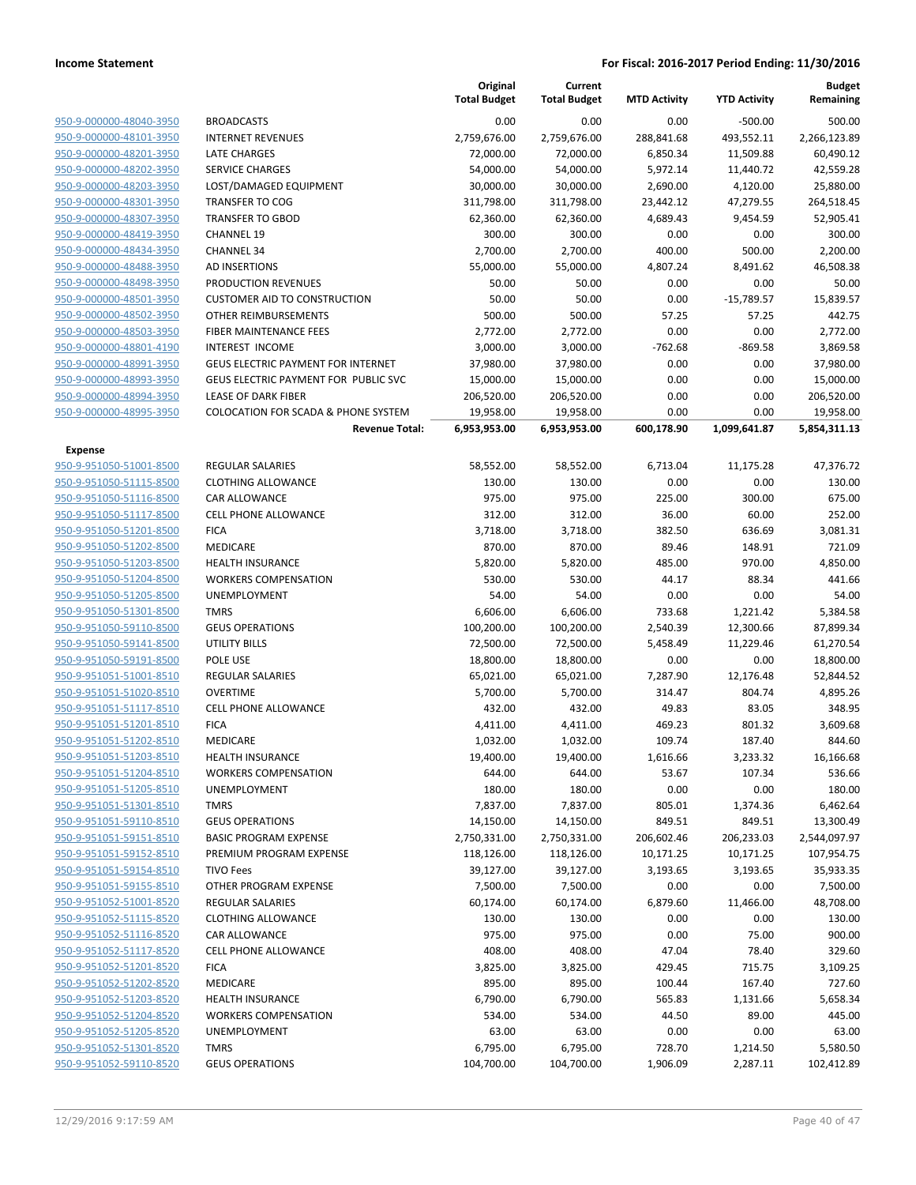| | | Original Total Budget | Current Total Budget | MTD Activity | YTD Activity | Budget Remaining |
|---|---|---|---|---|---|---|
| 950-9-000000-48040-3950 | BROADCASTS | 0.00 | 0.00 | 0.00 | -500.00 | 500.00 |
| 950-9-000000-48101-3950 | INTERNET REVENUES | 2,759,676.00 | 2,759,676.00 | 288,841.68 | 493,552.11 | 2,266,123.89 |
| 950-9-000000-48201-3950 | LATE CHARGES | 72,000.00 | 72,000.00 | 6,850.34 | 11,509.88 | 60,490.12 |
| 950-9-000000-48202-3950 | SERVICE CHARGES | 54,000.00 | 54,000.00 | 5,972.14 | 11,440.72 | 42,559.28 |
| 950-9-000000-48203-3950 | LOST/DAMAGED EQUIPMENT | 30,000.00 | 30,000.00 | 2,690.00 | 4,120.00 | 25,880.00 |
| 950-9-000000-48301-3950 | TRANSFER TO COG | 311,798.00 | 311,798.00 | 23,442.12 | 47,279.55 | 264,518.45 |
| 950-9-000000-48307-3950 | TRANSFER TO GBOD | 62,360.00 | 62,360.00 | 4,689.43 | 9,454.59 | 52,905.41 |
| 950-9-000000-48419-3950 | CHANNEL 19 | 300.00 | 300.00 | 0.00 | 0.00 | 300.00 |
| 950-9-000000-48434-3950 | CHANNEL 34 | 2,700.00 | 2,700.00 | 400.00 | 500.00 | 2,200.00 |
| 950-9-000000-48488-3950 | AD INSERTIONS | 55,000.00 | 55,000.00 | 4,807.24 | 8,491.62 | 46,508.38 |
| 950-9-000000-48498-3950 | PRODUCTION REVENUES | 50.00 | 50.00 | 0.00 | 0.00 | 50.00 |
| 950-9-000000-48501-3950 | CUSTOMER AID TO CONSTRUCTION | 50.00 | 50.00 | 0.00 | -15,789.57 | 15,839.57 |
| 950-9-000000-48502-3950 | OTHER REIMBURSEMENTS | 500.00 | 500.00 | 57.25 | 57.25 | 442.75 |
| 950-9-000000-48503-3950 | FIBER MAINTENANCE FEES | 2,772.00 | 2,772.00 | 0.00 | 0.00 | 2,772.00 |
| 950-9-000000-48801-4190 | INTEREST INCOME | 3,000.00 | 3,000.00 | -762.68 | -869.58 | 3,869.58 |
| 950-9-000000-48991-3950 | GEUS ELECTRIC PAYMENT FOR INTERNET | 37,980.00 | 37,980.00 | 0.00 | 0.00 | 37,980.00 |
| 950-9-000000-48993-3950 | GEUS ELECTRIC PAYMENT FOR PUBLIC SVC | 15,000.00 | 15,000.00 | 0.00 | 0.00 | 15,000.00 |
| 950-9-000000-48994-3950 | LEASE OF DARK FIBER | 206,520.00 | 206,520.00 | 0.00 | 0.00 | 206,520.00 |
| 950-9-000000-48995-3950 | COLOCATION FOR SCADA & PHONE SYSTEM | 19,958.00 | 19,958.00 | 0.00 | 0.00 | 19,958.00 |
| | **Revenue Total:** | **6,953,953.00** | **6,953,953.00** | **600,178.90** | **1,099,641.87** | **5,854,311.13** |
| **Expense** | | | | | | |
| 950-9-951050-51001-8500 | REGULAR SALARIES | 58,552.00 | 58,552.00 | 6,713.04 | 11,175.28 | 47,376.72 |
| 950-9-951050-51115-8500 | CLOTHING ALLOWANCE | 130.00 | 130.00 | 0.00 | 0.00 | 130.00 |
| 950-9-951050-51116-8500 | CAR ALLOWANCE | 975.00 | 975.00 | 225.00 | 300.00 | 675.00 |
| 950-9-951050-51117-8500 | CELL PHONE ALLOWANCE | 312.00 | 312.00 | 36.00 | 60.00 | 252.00 |
| 950-9-951050-51201-8500 | FICA | 3,718.00 | 3,718.00 | 382.50 | 636.69 | 3,081.31 |
| 950-9-951050-51202-8500 | MEDICARE | 870.00 | 870.00 | 89.46 | 148.91 | 721.09 |
| 950-9-951050-51203-8500 | HEALTH INSURANCE | 5,820.00 | 5,820.00 | 485.00 | 970.00 | 4,850.00 |
| 950-9-951050-51204-8500 | WORKERS COMPENSATION | 530.00 | 530.00 | 44.17 | 88.34 | 441.66 |
| 950-9-951050-51205-8500 | UNEMPLOYMENT | 54.00 | 54.00 | 0.00 | 0.00 | 54.00 |
| 950-9-951050-51301-8500 | TMRS | 6,606.00 | 6,606.00 | 733.68 | 1,221.42 | 5,384.58 |
| 950-9-951050-59110-8500 | GEUS OPERATIONS | 100,200.00 | 100,200.00 | 2,540.39 | 12,300.66 | 87,899.34 |
| 950-9-951050-59141-8500 | UTILITY BILLS | 72,500.00 | 72,500.00 | 5,458.49 | 11,229.46 | 61,270.54 |
| 950-9-951050-59191-8500 | POLE USE | 18,800.00 | 18,800.00 | 0.00 | 0.00 | 18,800.00 |
| 950-9-951051-51001-8510 | REGULAR SALARIES | 65,021.00 | 65,021.00 | 7,287.90 | 12,176.48 | 52,844.52 |
| 950-9-951051-51020-8510 | OVERTIME | 5,700.00 | 5,700.00 | 314.47 | 804.74 | 4,895.26 |
| 950-9-951051-51117-8510 | CELL PHONE ALLOWANCE | 432.00 | 432.00 | 49.83 | 83.05 | 348.95 |
| 950-9-951051-51201-8510 | FICA | 4,411.00 | 4,411.00 | 469.23 | 801.32 | 3,609.68 |
| 950-9-951051-51202-8510 | MEDICARE | 1,032.00 | 1,032.00 | 109.74 | 187.40 | 844.60 |
| 950-9-951051-51203-8510 | HEALTH INSURANCE | 19,400.00 | 19,400.00 | 1,616.66 | 3,233.32 | 16,166.68 |
| 950-9-951051-51204-8510 | WORKERS COMPENSATION | 644.00 | 644.00 | 53.67 | 107.34 | 536.66 |
| 950-9-951051-51205-8510 | UNEMPLOYMENT | 180.00 | 180.00 | 0.00 | 0.00 | 180.00 |
| 950-9-951051-51301-8510 | TMRS | 7,837.00 | 7,837.00 | 805.01 | 1,374.36 | 6,462.64 |
| 950-9-951051-59110-8510 | GEUS OPERATIONS | 14,150.00 | 14,150.00 | 849.51 | 849.51 | 13,300.49 |
| 950-9-951051-59151-8510 | BASIC PROGRAM EXPENSE | 2,750,331.00 | 2,750,331.00 | 206,602.46 | 206,233.03 | 2,544,097.97 |
| 950-9-951051-59152-8510 | PREMIUM PROGRAM EXPENSE | 118,126.00 | 118,126.00 | 10,171.25 | 10,171.25 | 107,954.75 |
| 950-9-951051-59154-8510 | TIVO Fees | 39,127.00 | 39,127.00 | 3,193.65 | 3,193.65 | 35,933.35 |
| 950-9-951051-59155-8510 | OTHER PROGRAM EXPENSE | 7,500.00 | 7,500.00 | 0.00 | 0.00 | 7,500.00 |
| 950-9-951052-51001-8520 | REGULAR SALARIES | 60,174.00 | 60,174.00 | 6,879.60 | 11,466.00 | 48,708.00 |
| 950-9-951052-51115-8520 | CLOTHING ALLOWANCE | 130.00 | 130.00 | 0.00 | 0.00 | 130.00 |
| 950-9-951052-51116-8520 | CAR ALLOWANCE | 975.00 | 975.00 | 0.00 | 75.00 | 900.00 |
| 950-9-951052-51117-8520 | CELL PHONE ALLOWANCE | 408.00 | 408.00 | 47.04 | 78.40 | 329.60 |
| 950-9-951052-51201-8520 | FICA | 3,825.00 | 3,825.00 | 429.45 | 715.75 | 3,109.25 |
| 950-9-951052-51202-8520 | MEDICARE | 895.00 | 895.00 | 100.44 | 167.40 | 727.60 |
| 950-9-951052-51203-8520 | HEALTH INSURANCE | 6,790.00 | 6,790.00 | 565.83 | 1,131.66 | 5,658.34 |
| 950-9-951052-51204-8520 | WORKERS COMPENSATION | 534.00 | 534.00 | 44.50 | 89.00 | 445.00 |
| 950-9-951052-51205-8520 | UNEMPLOYMENT | 63.00 | 63.00 | 0.00 | 0.00 | 63.00 |
| 950-9-951052-51301-8520 | TMRS | 6,795.00 | 6,795.00 | 728.70 | 1,214.50 | 5,580.50 |
| 950-9-951052-59110-8520 | GEUS OPERATIONS | 104,700.00 | 104,700.00 | 1,906.09 | 2,287.11 | 102,412.89 |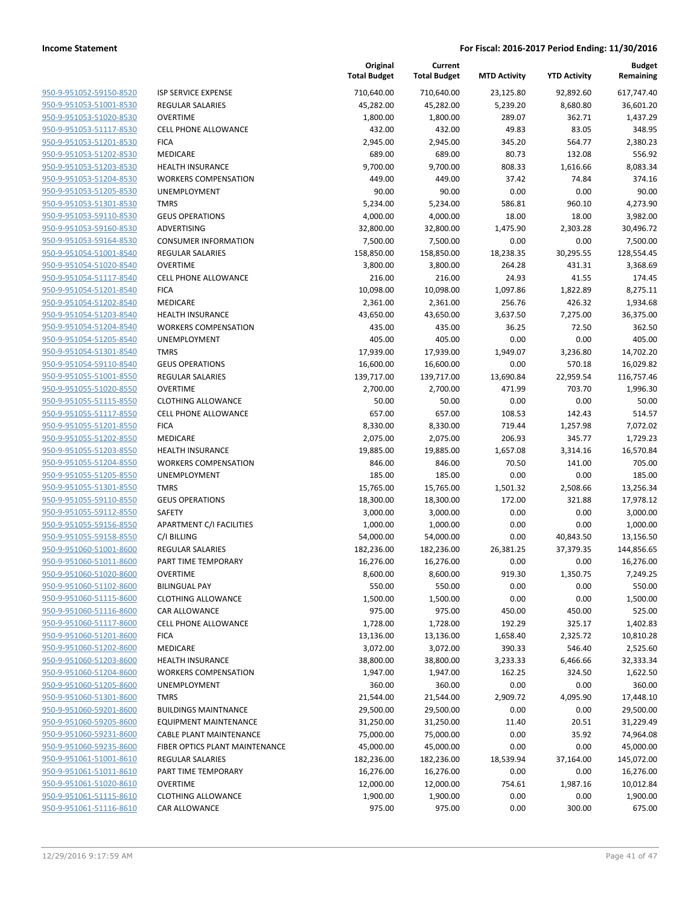**Income Statement** **For Fiscal: 2016-2017 Period Ending: 11/30/2016**

| | | Original Total Budget | Current Total Budget | MTD Activity | YTD Activity | Budget Remaining |
|---|---|---|---|---|---|---|
| 950-9-951052-59150-8520 | ISP SERVICE EXPENSE | 710,640.00 | 710,640.00 | 23,125.80 | 92,892.60 | 617,747.40 |
| 950-9-951053-51001-8530 | REGULAR SALARIES | 45,282.00 | 45,282.00 | 5,239.20 | 8,680.80 | 36,601.20 |
| 950-9-951053-51020-8530 | OVERTIME | 1,800.00 | 1,800.00 | 289.07 | 362.71 | 1,437.29 |
| 950-9-951053-51117-8530 | CELL PHONE ALLOWANCE | 432.00 | 432.00 | 49.83 | 83.05 | 348.95 |
| 950-9-951053-51201-8530 | FICA | 2,945.00 | 2,945.00 | 345.20 | 564.77 | 2,380.23 |
| 950-9-951053-51202-8530 | MEDICARE | 689.00 | 689.00 | 80.73 | 132.08 | 556.92 |
| 950-9-951053-51203-8530 | HEALTH INSURANCE | 9,700.00 | 9,700.00 | 808.33 | 1,616.66 | 8,083.34 |
| 950-9-951053-51204-8530 | WORKERS COMPENSATION | 449.00 | 449.00 | 37.42 | 74.84 | 374.16 |
| 950-9-951053-51205-8530 | UNEMPLOYMENT | 90.00 | 90.00 | 0.00 | 0.00 | 90.00 |
| 950-9-951053-51301-8530 | TMRS | 5,234.00 | 5,234.00 | 586.81 | 960.10 | 4,273.90 |
| 950-9-951053-59110-8530 | GEUS OPERATIONS | 4,000.00 | 4,000.00 | 18.00 | 18.00 | 3,982.00 |
| 950-9-951053-59160-8530 | ADVERTISING | 32,800.00 | 32,800.00 | 1,475.90 | 2,303.28 | 30,496.72 |
| 950-9-951053-59164-8530 | CONSUMER INFORMATION | 7,500.00 | 7,500.00 | 0.00 | 0.00 | 7,500.00 |
| 950-9-951054-51001-8540 | REGULAR SALARIES | 158,850.00 | 158,850.00 | 18,238.35 | 30,295.55 | 128,554.45 |
| 950-9-951054-51020-8540 | OVERTIME | 3,800.00 | 3,800.00 | 264.28 | 431.31 | 3,368.69 |
| 950-9-951054-51117-8540 | CELL PHONE ALLOWANCE | 216.00 | 216.00 | 24.93 | 41.55 | 174.45 |
| 950-9-951054-51201-8540 | FICA | 10,098.00 | 10,098.00 | 1,097.86 | 1,822.89 | 8,275.11 |
| 950-9-951054-51202-8540 | MEDICARE | 2,361.00 | 2,361.00 | 256.76 | 426.32 | 1,934.68 |
| 950-9-951054-51203-8540 | HEALTH INSURANCE | 43,650.00 | 43,650.00 | 3,637.50 | 7,275.00 | 36,375.00 |
| 950-9-951054-51204-8540 | WORKERS COMPENSATION | 435.00 | 435.00 | 36.25 | 72.50 | 362.50 |
| 950-9-951054-51205-8540 | UNEMPLOYMENT | 405.00 | 405.00 | 0.00 | 0.00 | 405.00 |
| 950-9-951054-51301-8540 | TMRS | 17,939.00 | 17,939.00 | 1,949.07 | 3,236.80 | 14,702.20 |
| 950-9-951054-59110-8540 | GEUS OPERATIONS | 16,600.00 | 16,600.00 | 0.00 | 570.18 | 16,029.82 |
| 950-9-951055-51001-8550 | REGULAR SALARIES | 139,717.00 | 139,717.00 | 13,690.84 | 22,959.54 | 116,757.46 |
| 950-9-951055-51020-8550 | OVERTIME | 2,700.00 | 2,700.00 | 471.99 | 703.70 | 1,996.30 |
| 950-9-951055-51115-8550 | CLOTHING ALLOWANCE | 50.00 | 50.00 | 0.00 | 0.00 | 50.00 |
| 950-9-951055-51117-8550 | CELL PHONE ALLOWANCE | 657.00 | 657.00 | 108.53 | 142.43 | 514.57 |
| 950-9-951055-51201-8550 | FICA | 8,330.00 | 8,330.00 | 719.44 | 1,257.98 | 7,072.02 |
| 950-9-951055-51202-8550 | MEDICARE | 2,075.00 | 2,075.00 | 206.93 | 345.77 | 1,729.23 |
| 950-9-951055-51203-8550 | HEALTH INSURANCE | 19,885.00 | 19,885.00 | 1,657.08 | 3,314.16 | 16,570.84 |
| 950-9-951055-51204-8550 | WORKERS COMPENSATION | 846.00 | 846.00 | 70.50 | 141.00 | 705.00 |
| 950-9-951055-51205-8550 | UNEMPLOYMENT | 185.00 | 185.00 | 0.00 | 0.00 | 185.00 |
| 950-9-951055-51301-8550 | TMRS | 15,765.00 | 15,765.00 | 1,501.32 | 2,508.66 | 13,256.34 |
| 950-9-951055-59110-8550 | GEUS OPERATIONS | 18,300.00 | 18,300.00 | 172.00 | 321.88 | 17,978.12 |
| 950-9-951055-59112-8550 | SAFETY | 3,000.00 | 3,000.00 | 0.00 | 0.00 | 3,000.00 |
| 950-9-951055-59156-8550 | APARTMENT C/I FACILITIES | 1,000.00 | 1,000.00 | 0.00 | 0.00 | 1,000.00 |
| 950-9-951055-59158-8550 | C/I BILLING | 54,000.00 | 54,000.00 | 0.00 | 40,843.50 | 13,156.50 |
| 950-9-951060-51001-8600 | REGULAR SALARIES | 182,236.00 | 182,236.00 | 26,381.25 | 37,379.35 | 144,856.65 |
| 950-9-951060-51011-8600 | PART TIME TEMPORARY | 16,276.00 | 16,276.00 | 0.00 | 0.00 | 16,276.00 |
| 950-9-951060-51020-8600 | OVERTIME | 8,600.00 | 8,600.00 | 919.30 | 1,350.75 | 7,249.25 |
| 950-9-951060-51102-8600 | BILINGUAL PAY | 550.00 | 550.00 | 0.00 | 0.00 | 550.00 |
| 950-9-951060-51115-8600 | CLOTHING ALLOWANCE | 1,500.00 | 1,500.00 | 0.00 | 0.00 | 1,500.00 |
| 950-9-951060-51116-8600 | CAR ALLOWANCE | 975.00 | 975.00 | 450.00 | 450.00 | 525.00 |
| 950-9-951060-51117-8600 | CELL PHONE ALLOWANCE | 1,728.00 | 1,728.00 | 192.29 | 325.17 | 1,402.83 |
| 950-9-951060-51201-8600 | FICA | 13,136.00 | 13,136.00 | 1,658.40 | 2,325.72 | 10,810.28 |
| 950-9-951060-51202-8600 | MEDICARE | 3,072.00 | 3,072.00 | 390.33 | 546.40 | 2,525.60 |
| 950-9-951060-51203-8600 | HEALTH INSURANCE | 38,800.00 | 38,800.00 | 3,233.33 | 6,466.66 | 32,333.34 |
| 950-9-951060-51204-8600 | WORKERS COMPENSATION | 1,947.00 | 1,947.00 | 162.25 | 324.50 | 1,622.50 |
| 950-9-951060-51205-8600 | UNEMPLOYMENT | 360.00 | 360.00 | 0.00 | 0.00 | 360.00 |
| 950-9-951060-51301-8600 | TMRS | 21,544.00 | 21,544.00 | 2,909.72 | 4,095.90 | 17,448.10 |
| 950-9-951060-59201-8600 | BUILDINGS MAINTNANCE | 29,500.00 | 29,500.00 | 0.00 | 0.00 | 29,500.00 |
| 950-9-951060-59205-8600 | EQUIPMENT MAINTENANCE | 31,250.00 | 31,250.00 | 11.40 | 20.51 | 31,229.49 |
| 950-9-951060-59231-8600 | CABLE PLANT MAINTENANCE | 75,000.00 | 75,000.00 | 0.00 | 35.92 | 74,964.08 |
| 950-9-951060-59235-8600 | FIBER OPTICS PLANT MAINTENANCE | 45,000.00 | 45,000.00 | 0.00 | 0.00 | 45,000.00 |
| 950-9-951061-51001-8610 | REGULAR SALARIES | 182,236.00 | 182,236.00 | 18,539.94 | 37,164.00 | 145,072.00 |
| 950-9-951061-51011-8610 | PART TIME TEMPORARY | 16,276.00 | 16,276.00 | 0.00 | 0.00 | 16,276.00 |
| 950-9-951061-51020-8610 | OVERTIME | 12,000.00 | 12,000.00 | 754.61 | 1,987.16 | 10,012.84 |
| 950-9-951061-51115-8610 | CLOTHING ALLOWANCE | 1,900.00 | 1,900.00 | 0.00 | 0.00 | 1,900.00 |
| 950-9-951061-51116-8610 | CAR ALLOWANCE | 975.00 | 975.00 | 0.00 | 300.00 | 675.00 |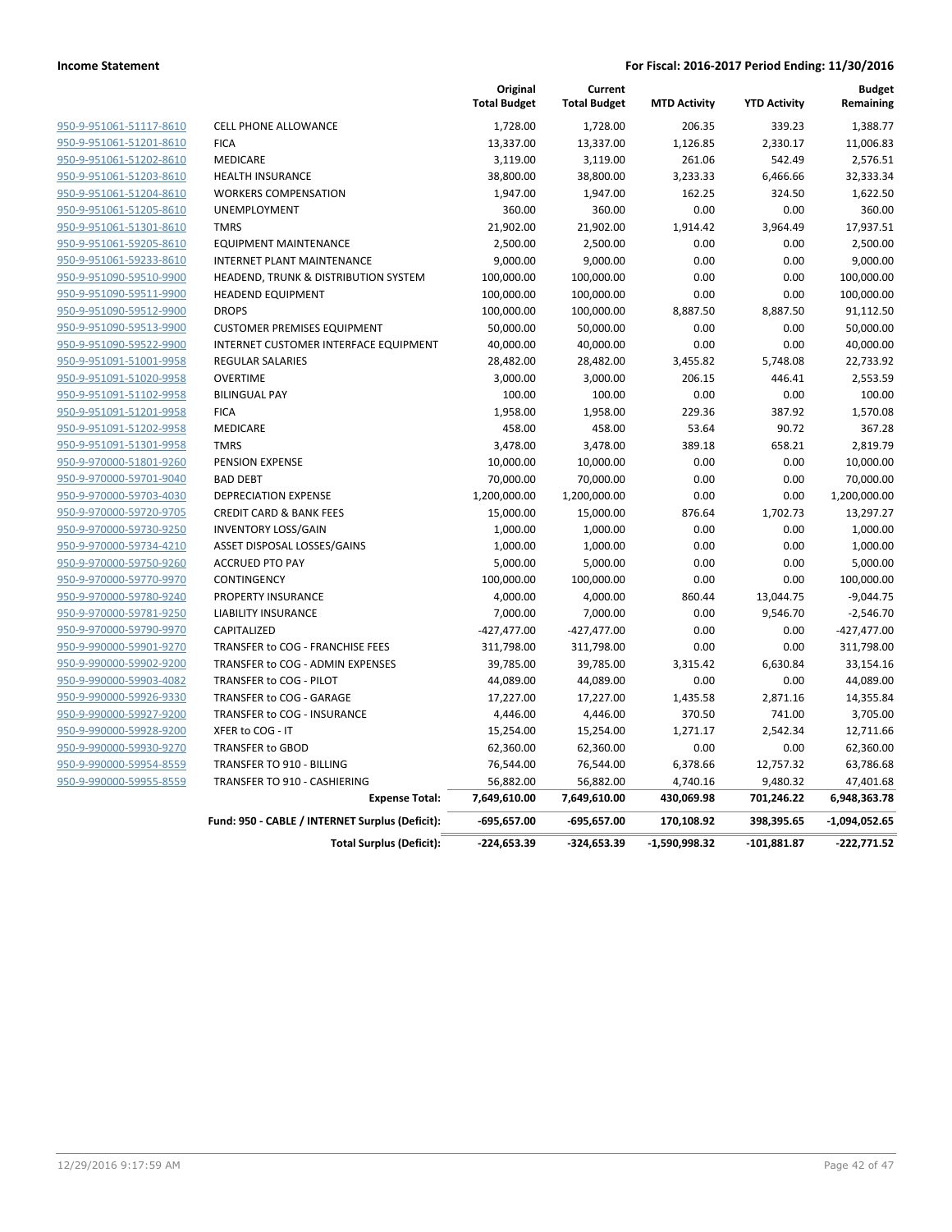**Income Statement** — For Fiscal: 2016-2017 Period Ending: 11/30/2016

| | | Original Total Budget | Current Total Budget | MTD Activity | YTD Activity | Budget Remaining |
|---|---|---|---|---|---|---|
| 950-9-951061-51117-8610 | CELL PHONE ALLOWANCE | 1,728.00 | 1,728.00 | 206.35 | 339.23 | 1,388.77 |
| 950-9-951061-51201-8610 | FICA | 13,337.00 | 13,337.00 | 1,126.85 | 2,330.17 | 11,006.83 |
| 950-9-951061-51202-8610 | MEDICARE | 3,119.00 | 3,119.00 | 261.06 | 542.49 | 2,576.51 |
| 950-9-951061-51203-8610 | HEALTH INSURANCE | 38,800.00 | 38,800.00 | 3,233.33 | 6,466.66 | 32,333.34 |
| 950-9-951061-51204-8610 | WORKERS COMPENSATION | 1,947.00 | 1,947.00 | 162.25 | 324.50 | 1,622.50 |
| 950-9-951061-51205-8610 | UNEMPLOYMENT | 360.00 | 360.00 | 0.00 | 0.00 | 360.00 |
| 950-9-951061-51301-8610 | TMRS | 21,902.00 | 21,902.00 | 1,914.42 | 3,964.49 | 17,937.51 |
| 950-9-951061-59205-8610 | EQUIPMENT MAINTENANCE | 2,500.00 | 2,500.00 | 0.00 | 0.00 | 2,500.00 |
| 950-9-951061-59233-8610 | INTERNET PLANT MAINTENANCE | 9,000.00 | 9,000.00 | 0.00 | 0.00 | 9,000.00 |
| 950-9-951090-59510-9900 | HEADEND, TRUNK & DISTRIBUTION SYSTEM | 100,000.00 | 100,000.00 | 0.00 | 0.00 | 100,000.00 |
| 950-9-951090-59511-9900 | HEADEND EQUIPMENT | 100,000.00 | 100,000.00 | 0.00 | 0.00 | 100,000.00 |
| 950-9-951090-59512-9900 | DROPS | 100,000.00 | 100,000.00 | 8,887.50 | 8,887.50 | 91,112.50 |
| 950-9-951090-59513-9900 | CUSTOMER PREMISES EQUIPMENT | 50,000.00 | 50,000.00 | 0.00 | 0.00 | 50,000.00 |
| 950-9-951090-59522-9900 | INTERNET CUSTOMER INTERFACE EQUIPMENT | 40,000.00 | 40,000.00 | 0.00 | 0.00 | 40,000.00 |
| 950-9-951091-51001-9958 | REGULAR SALARIES | 28,482.00 | 28,482.00 | 3,455.82 | 5,748.08 | 22,733.92 |
| 950-9-951091-51020-9958 | OVERTIME | 3,000.00 | 3,000.00 | 206.15 | 446.41 | 2,553.59 |
| 950-9-951091-51102-9958 | BILINGUAL PAY | 100.00 | 100.00 | 0.00 | 0.00 | 100.00 |
| 950-9-951091-51201-9958 | FICA | 1,958.00 | 1,958.00 | 229.36 | 387.92 | 1,570.08 |
| 950-9-951091-51202-9958 | MEDICARE | 458.00 | 458.00 | 53.64 | 90.72 | 367.28 |
| 950-9-951091-51301-9958 | TMRS | 3,478.00 | 3,478.00 | 389.18 | 658.21 | 2,819.79 |
| 950-9-970000-51801-9260 | PENSION EXPENSE | 10,000.00 | 10,000.00 | 0.00 | 0.00 | 10,000.00 |
| 950-9-970000-59701-9040 | BAD DEBT | 70,000.00 | 70,000.00 | 0.00 | 0.00 | 70,000.00 |
| 950-9-970000-59703-4030 | DEPRECIATION EXPENSE | 1,200,000.00 | 1,200,000.00 | 0.00 | 0.00 | 1,200,000.00 |
| 950-9-970000-59720-9705 | CREDIT CARD & BANK FEES | 15,000.00 | 15,000.00 | 876.64 | 1,702.73 | 13,297.27 |
| 950-9-970000-59730-9250 | INVENTORY LOSS/GAIN | 1,000.00 | 1,000.00 | 0.00 | 0.00 | 1,000.00 |
| 950-9-970000-59734-4210 | ASSET DISPOSAL LOSSES/GAINS | 1,000.00 | 1,000.00 | 0.00 | 0.00 | 1,000.00 |
| 950-9-970000-59750-9260 | ACCRUED PTO PAY | 5,000.00 | 5,000.00 | 0.00 | 0.00 | 5,000.00 |
| 950-9-970000-59770-9970 | CONTINGENCY | 100,000.00 | 100,000.00 | 0.00 | 0.00 | 100,000.00 |
| 950-9-970000-59780-9240 | PROPERTY INSURANCE | 4,000.00 | 4,000.00 | 860.44 | 13,044.75 | -9,044.75 |
| 950-9-970000-59781-9250 | LIABILITY INSURANCE | 7,000.00 | 7,000.00 | 0.00 | 9,546.70 | -2,546.70 |
| 950-9-970000-59790-9970 | CAPITALIZED | -427,477.00 | -427,477.00 | 0.00 | 0.00 | -427,477.00 |
| 950-9-990000-59901-9270 | TRANSFER to COG - FRANCHISE FEES | 311,798.00 | 311,798.00 | 0.00 | 0.00 | 311,798.00 |
| 950-9-990000-59902-9200 | TRANSFER to COG - ADMIN EXPENSES | 39,785.00 | 39,785.00 | 3,315.42 | 6,630.84 | 33,154.16 |
| 950-9-990000-59903-4082 | TRANSFER to COG - PILOT | 44,089.00 | 44,089.00 | 0.00 | 0.00 | 44,089.00 |
| 950-9-990000-59926-9330 | TRANSFER to COG - GARAGE | 17,227.00 | 17,227.00 | 1,435.58 | 2,871.16 | 14,355.84 |
| 950-9-990000-59927-9200 | TRANSFER to COG - INSURANCE | 4,446.00 | 4,446.00 | 370.50 | 741.00 | 3,705.00 |
| 950-9-990000-59928-9200 | XFER to COG - IT | 15,254.00 | 15,254.00 | 1,271.17 | 2,542.34 | 12,711.66 |
| 950-9-990000-59930-9270 | TRANSFER to GBOD | 62,360.00 | 62,360.00 | 0.00 | 0.00 | 62,360.00 |
| 950-9-990000-59954-8559 | TRANSFER TO 910 - BILLING | 76,544.00 | 76,544.00 | 6,378.66 | 12,757.32 | 63,786.68 |
| 950-9-990000-59955-8559 | TRANSFER TO 910 - CASHIERING | 56,882.00 | 56,882.00 | 4,740.16 | 9,480.32 | 47,401.68 |
| | **Expense Total:** | **7,649,610.00** | **7,649,610.00** | **430,069.98** | **701,246.22** | **6,948,363.78** |
| | **Fund: 950 - CABLE / INTERNET Surplus (Deficit):** | **-695,657.00** | **-695,657.00** | **170,108.92** | **398,395.65** | **-1,094,052.65** |
| | **Total Surplus (Deficit):** | **-224,653.39** | **-324,653.39** | **-1,590,998.32** | **-101,881.87** | **-222,771.52** |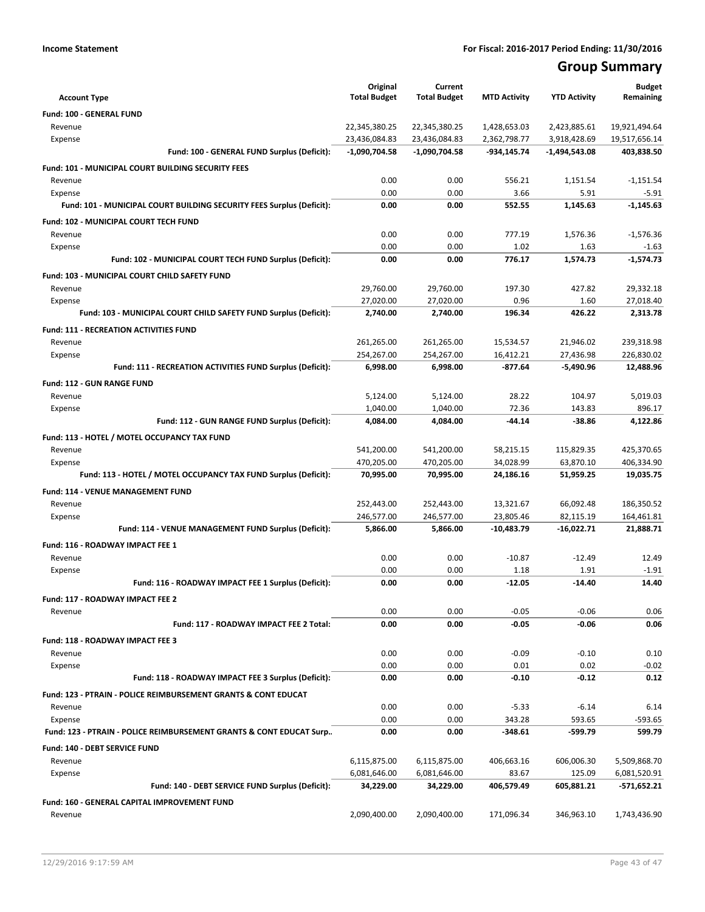**Income Statement** **For Fiscal: 2016-2017 Period Ending: 11/30/2016**

# Group Summary

| Account Type | Original Total Budget | Current Total Budget | MTD Activity | YTD Activity | Budget Remaining |
|---|---|---|---|---|---|
| **Fund: 100 - GENERAL FUND** | | | | | |
| Revenue | 22,345,380.25 | 22,345,380.25 | 1,428,653.03 | 2,423,885.61 | 19,921,494.64 |
| Expense | 23,436,084.83 | 23,436,084.83 | 2,362,798.77 | 3,918,428.69 | 19,517,656.14 |
| **Fund: 100 - GENERAL FUND Surplus (Deficit):** | **-1,090,704.58** | **-1,090,704.58** | **-934,145.74** | **-1,494,543.08** | **403,838.50** |
| **Fund: 101 - MUNICIPAL COURT BUILDING SECURITY FEES** | | | | | |
| Revenue | 0.00 | 0.00 | 556.21 | 1,151.54 | -1,151.54 |
| Expense | 0.00 | 0.00 | 3.66 | 5.91 | -5.91 |
| **Fund: 101 - MUNICIPAL COURT BUILDING SECURITY FEES Surplus (Deficit):** | **0.00** | **0.00** | **552.55** | **1,145.63** | **-1,145.63** |
| **Fund: 102 - MUNICIPAL COURT TECH FUND** | | | | | |
| Revenue | 0.00 | 0.00 | 777.19 | 1,576.36 | -1,576.36 |
| Expense | 0.00 | 0.00 | 1.02 | 1.63 | -1.63 |
| **Fund: 102 - MUNICIPAL COURT TECH FUND Surplus (Deficit):** | **0.00** | **0.00** | **776.17** | **1,574.73** | **-1,574.73** |
| **Fund: 103 - MUNICIPAL COURT CHILD SAFETY FUND** | | | | | |
| Revenue | 29,760.00 | 29,760.00 | 197.30 | 427.82 | 29,332.18 |
| Expense | 27,020.00 | 27,020.00 | 0.96 | 1.60 | 27,018.40 |
| **Fund: 103 - MUNICIPAL COURT CHILD SAFETY FUND Surplus (Deficit):** | **2,740.00** | **2,740.00** | **196.34** | **426.22** | **2,313.78** |
| **Fund: 111 - RECREATION ACTIVITIES FUND** | | | | | |
| Revenue | 261,265.00 | 261,265.00 | 15,534.57 | 21,946.02 | 239,318.98 |
| Expense | 254,267.00 | 254,267.00 | 16,412.21 | 27,436.98 | 226,830.02 |
| **Fund: 111 - RECREATION ACTIVITIES FUND Surplus (Deficit):** | **6,998.00** | **6,998.00** | **-877.64** | **-5,490.96** | **12,488.96** |
| **Fund: 112 - GUN RANGE FUND** | | | | | |
| Revenue | 5,124.00 | 5,124.00 | 28.22 | 104.97 | 5,019.03 |
| Expense | 1,040.00 | 1,040.00 | 72.36 | 143.83 | 896.17 |
| **Fund: 112 - GUN RANGE FUND Surplus (Deficit):** | **4,084.00** | **4,084.00** | **-44.14** | **-38.86** | **4,122.86** |
| **Fund: 113 - HOTEL / MOTEL OCCUPANCY TAX FUND** | | | | | |
| Revenue | 541,200.00 | 541,200.00 | 58,215.15 | 115,829.35 | 425,370.65 |
| Expense | 470,205.00 | 470,205.00 | 34,028.99 | 63,870.10 | 406,334.90 |
| **Fund: 113 - HOTEL / MOTEL OCCUPANCY TAX FUND Surplus (Deficit):** | **70,995.00** | **70,995.00** | **24,186.16** | **51,959.25** | **19,035.75** |
| **Fund: 114 - VENUE MANAGEMENT FUND** | | | | | |
| Revenue | 252,443.00 | 252,443.00 | 13,321.67 | 66,092.48 | 186,350.52 |
| Expense | 246,577.00 | 246,577.00 | 23,805.46 | 82,115.19 | 164,461.81 |
| **Fund: 114 - VENUE MANAGEMENT FUND Surplus (Deficit):** | **5,866.00** | **5,866.00** | **-10,483.79** | **-16,022.71** | **21,888.71** |
| **Fund: 116 - ROADWAY IMPACT FEE 1** | | | | | |
| Revenue | 0.00 | 0.00 | -10.87 | -12.49 | 12.49 |
| Expense | 0.00 | 0.00 | 1.18 | 1.91 | -1.91 |
| **Fund: 116 - ROADWAY IMPACT FEE 1 Surplus (Deficit):** | **0.00** | **0.00** | **-12.05** | **-14.40** | **14.40** |
| **Fund: 117 - ROADWAY IMPACT FEE 2** | | | | | |
| Revenue | 0.00 | 0.00 | -0.05 | -0.06 | 0.06 |
| **Fund: 117 - ROADWAY IMPACT FEE 2 Total:** | **0.00** | **0.00** | **-0.05** | **-0.06** | **0.06** |
| **Fund: 118 - ROADWAY IMPACT FEE 3** | | | | | |
| Revenue | 0.00 | 0.00 | -0.09 | -0.10 | 0.10 |
| Expense | 0.00 | 0.00 | 0.01 | 0.02 | -0.02 |
| **Fund: 118 - ROADWAY IMPACT FEE 3 Surplus (Deficit):** | **0.00** | **0.00** | **-0.10** | **-0.12** | **0.12** |
| **Fund: 123 - PTRAIN - POLICE REIMBURSEMENT GRANTS & CONT EDUCAT** | | | | | |
| Revenue | 0.00 | 0.00 | -5.33 | -6.14 | 6.14 |
| Expense | 0.00 | 0.00 | 343.28 | 593.65 | -593.65 |
| **Fund: 123 - PTRAIN - POLICE REIMBURSEMENT GRANTS & CONT EDUCAT Surp..** | **0.00** | **0.00** | **-348.61** | **-599.79** | **599.79** |
| **Fund: 140 - DEBT SERVICE FUND** | | | | | |
| Revenue | 6,115,875.00 | 6,115,875.00 | 406,663.16 | 606,006.30 | 5,509,868.70 |
| Expense | 6,081,646.00 | 6,081,646.00 | 83.67 | 125.09 | 6,081,520.91 |
| **Fund: 140 - DEBT SERVICE FUND Surplus (Deficit):** | **34,229.00** | **34,229.00** | **406,579.49** | **605,881.21** | **-571,652.21** |
| **Fund: 160 - GENERAL CAPITAL IMPROVEMENT FUND** | | | | | |
| Revenue | 2,090,400.00 | 2,090,400.00 | 171,096.34 | 346,963.10 | 1,743,436.90 |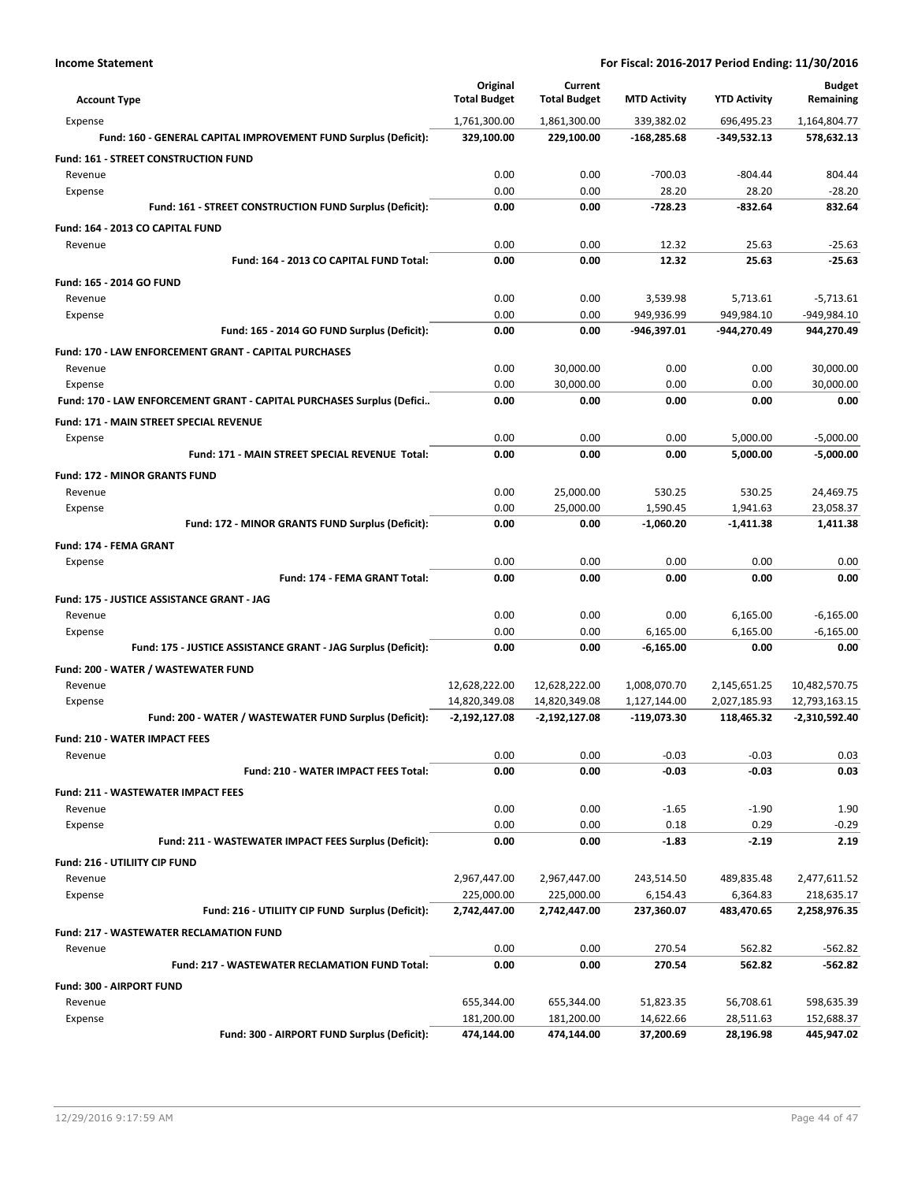**Income Statement** — For Fiscal: 2016-2017 Period Ending: 11/30/2016

| Account Type | Original Total Budget | Current Total Budget | MTD Activity | YTD Activity | Budget Remaining |
|---|---|---|---|---|---|
| Expense | 1,761,300.00 | 1,861,300.00 | 339,382.02 | 696,495.23 | 1,164,804.77 |
| **Fund: 160 - GENERAL CAPITAL IMPROVEMENT FUND Surplus (Deficit):** | **329,100.00** | **229,100.00** | **-168,285.68** | **-349,532.13** | **578,632.13** |
| **Fund: 161 - STREET CONSTRUCTION FUND** | | | | | |
| Revenue | 0.00 | 0.00 | -700.03 | -804.44 | 804.44 |
| Expense | 0.00 | 0.00 | 28.20 | 28.20 | -28.20 |
| **Fund: 161 - STREET CONSTRUCTION FUND Surplus (Deficit):** | **0.00** | **0.00** | **-728.23** | **-832.64** | **832.64** |
| **Fund: 164 - 2013 CO CAPITAL FUND** | | | | | |
| Revenue | 0.00 | 0.00 | 12.32 | 25.63 | -25.63 |
| **Fund: 164 - 2013 CO CAPITAL FUND Total:** | **0.00** | **0.00** | **12.32** | **25.63** | **-25.63** |
| **Fund: 165 - 2014 GO FUND** | | | | | |
| Revenue | 0.00 | 0.00 | 3,539.98 | 5,713.61 | -5,713.61 |
| Expense | 0.00 | 0.00 | 949,936.99 | 949,984.10 | -949,984.10 |
| **Fund: 165 - 2014 GO FUND Surplus (Deficit):** | **0.00** | **0.00** | **-946,397.01** | **-944,270.49** | **944,270.49** |
| **Fund: 170 - LAW ENFORCEMENT GRANT - CAPITAL PURCHASES** | | | | | |
| Revenue | 0.00 | 30,000.00 | 0.00 | 0.00 | 30,000.00 |
| Expense | 0.00 | 30,000.00 | 0.00 | 0.00 | 30,000.00 |
| **Fund: 170 - LAW ENFORCEMENT GRANT - CAPITAL PURCHASES Surplus (Defici..** | **0.00** | **0.00** | **0.00** | **0.00** | **0.00** |
| **Fund: 171 - MAIN STREET SPECIAL REVENUE** | | | | | |
| Expense | 0.00 | 0.00 | 0.00 | 5,000.00 | -5,000.00 |
| **Fund: 171 - MAIN STREET SPECIAL REVENUE Total:** | **0.00** | **0.00** | **0.00** | **5,000.00** | **-5,000.00** |
| **Fund: 172 - MINOR GRANTS FUND** | | | | | |
| Revenue | 0.00 | 25,000.00 | 530.25 | 530.25 | 24,469.75 |
| Expense | 0.00 | 25,000.00 | 1,590.45 | 1,941.63 | 23,058.37 |
| **Fund: 172 - MINOR GRANTS FUND Surplus (Deficit):** | **0.00** | **0.00** | **-1,060.20** | **-1,411.38** | **1,411.38** |
| **Fund: 174 - FEMA GRANT** | | | | | |
| Expense | 0.00 | 0.00 | 0.00 | 0.00 | 0.00 |
| **Fund: 174 - FEMA GRANT Total:** | **0.00** | **0.00** | **0.00** | **0.00** | **0.00** |
| **Fund: 175 - JUSTICE ASSISTANCE GRANT - JAG** | | | | | |
| Revenue | 0.00 | 0.00 | 0.00 | 6,165.00 | -6,165.00 |
| Expense | 0.00 | 0.00 | 6,165.00 | 6,165.00 | -6,165.00 |
| **Fund: 175 - JUSTICE ASSISTANCE GRANT - JAG Surplus (Deficit):** | **0.00** | **0.00** | **-6,165.00** | **0.00** | **0.00** |
| **Fund: 200 - WATER / WASTEWATER FUND** | | | | | |
| Revenue | 12,628,222.00 | 12,628,222.00 | 1,008,070.70 | 2,145,651.25 | 10,482,570.75 |
| Expense | 14,820,349.08 | 14,820,349.08 | 1,127,144.00 | 2,027,185.93 | 12,793,163.15 |
| **Fund: 200 - WATER / WASTEWATER FUND Surplus (Deficit):** | **-2,192,127.08** | **-2,192,127.08** | **-119,073.30** | **118,465.32** | **-2,310,592.40** |
| **Fund: 210 - WATER IMPACT FEES** | | | | | |
| Revenue | 0.00 | 0.00 | -0.03 | -0.03 | 0.03 |
| **Fund: 210 - WATER IMPACT FEES Total:** | **0.00** | **0.00** | **-0.03** | **-0.03** | **0.03** |
| **Fund: 211 - WASTEWATER IMPACT FEES** | | | | | |
| Revenue | 0.00 | 0.00 | -1.65 | -1.90 | 1.90 |
| Expense | 0.00 | 0.00 | 0.18 | 0.29 | -0.29 |
| **Fund: 211 - WASTEWATER IMPACT FEES Surplus (Deficit):** | **0.00** | **0.00** | **-1.83** | **-2.19** | **2.19** |
| **Fund: 216 - UTILIITY CIP FUND** | | | | | |
| Revenue | 2,967,447.00 | 2,967,447.00 | 243,514.50 | 489,835.48 | 2,477,611.52 |
| Expense | 225,000.00 | 225,000.00 | 6,154.43 | 6,364.83 | 218,635.17 |
| **Fund: 216 - UTILIITY CIP FUND Surplus (Deficit):** | **2,742,447.00** | **2,742,447.00** | **237,360.07** | **483,470.65** | **2,258,976.35** |
| **Fund: 217 - WASTEWATER RECLAMATION FUND** | | | | | |
| Revenue | 0.00 | 0.00 | 270.54 | 562.82 | -562.82 |
| **Fund: 217 - WASTEWATER RECLAMATION FUND Total:** | **0.00** | **0.00** | **270.54** | **562.82** | **-562.82** |
| **Fund: 300 - AIRPORT FUND** | | | | | |
| Revenue | 655,344.00 | 655,344.00 | 51,823.35 | 56,708.61 | 598,635.39 |
| Expense | 181,200.00 | 181,200.00 | 14,622.66 | 28,511.63 | 152,688.37 |
| **Fund: 300 - AIRPORT FUND Surplus (Deficit):** | **474,144.00** | **474,144.00** | **37,200.69** | **28,196.98** | **445,947.02** |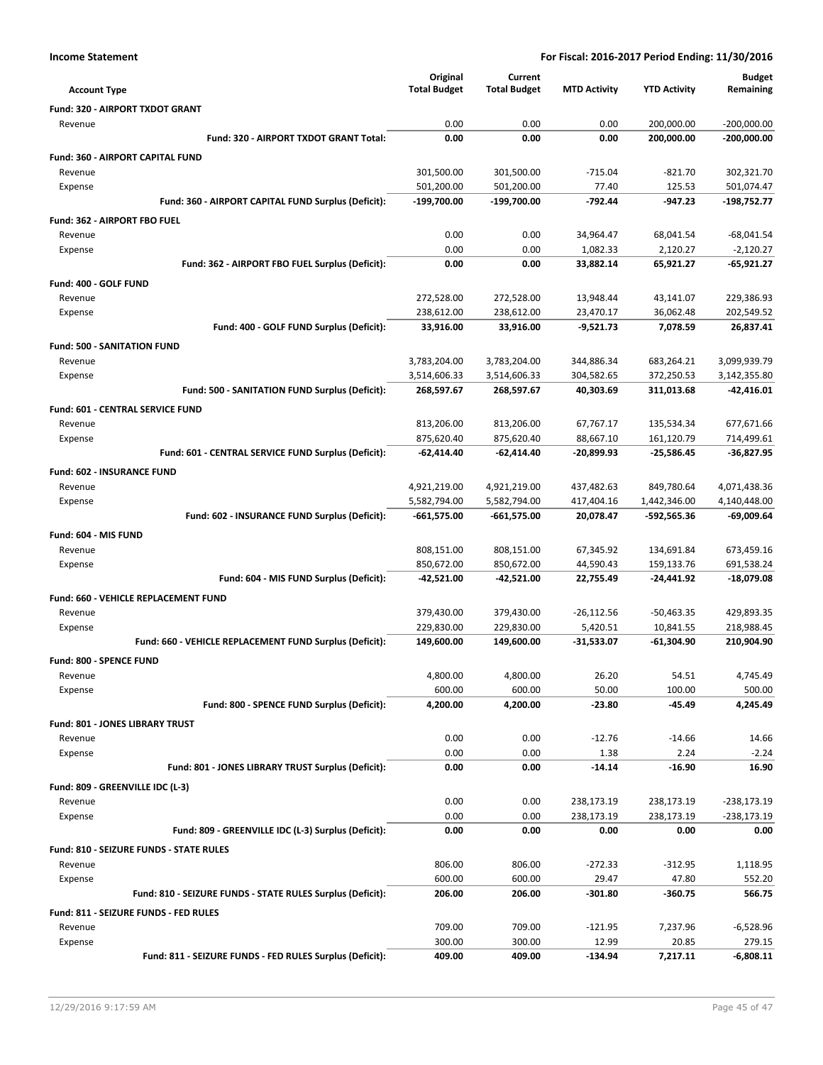**Income Statement** — For Fiscal: 2016-2017 Period Ending: 11/30/2016

| Account Type | Original Total Budget | Current Total Budget | MTD Activity | YTD Activity | Budget Remaining |
|---|---|---|---|---|---|
| **Fund: 320 - AIRPORT TXDOT GRANT** | | | | | |
| Revenue | 0.00 | 0.00 | 0.00 | 200,000.00 | -200,000.00 |
| **Fund: 320 - AIRPORT TXDOT GRANT Total:** | **0.00** | **0.00** | **0.00** | **200,000.00** | **-200,000.00** |
| **Fund: 360 - AIRPORT CAPITAL FUND** | | | | | |
| Revenue | 301,500.00 | 301,500.00 | -715.04 | -821.70 | 302,321.70 |
| Expense | 501,200.00 | 501,200.00 | 77.40 | 125.53 | 501,074.47 |
| **Fund: 360 - AIRPORT CAPITAL FUND Surplus (Deficit):** | **-199,700.00** | **-199,700.00** | **-792.44** | **-947.23** | **-198,752.77** |
| **Fund: 362 - AIRPORT FBO FUEL** | | | | | |
| Revenue | 0.00 | 0.00 | 34,964.47 | 68,041.54 | -68,041.54 |
| Expense | 0.00 | 0.00 | 1,082.33 | 2,120.27 | -2,120.27 |
| **Fund: 362 - AIRPORT FBO FUEL Surplus (Deficit):** | **0.00** | **0.00** | **33,882.14** | **65,921.27** | **-65,921.27** |
| **Fund: 400 - GOLF FUND** | | | | | |
| Revenue | 272,528.00 | 272,528.00 | 13,948.44 | 43,141.07 | 229,386.93 |
| Expense | 238,612.00 | 238,612.00 | 23,470.17 | 36,062.48 | 202,549.52 |
| **Fund: 400 - GOLF FUND Surplus (Deficit):** | **33,916.00** | **33,916.00** | **-9,521.73** | **7,078.59** | **26,837.41** |
| **Fund: 500 - SANITATION FUND** | | | | | |
| Revenue | 3,783,204.00 | 3,783,204.00 | 344,886.34 | 683,264.21 | 3,099,939.79 |
| Expense | 3,514,606.33 | 3,514,606.33 | 304,582.65 | 372,250.53 | 3,142,355.80 |
| **Fund: 500 - SANITATION FUND Surplus (Deficit):** | **268,597.67** | **268,597.67** | **40,303.69** | **311,013.68** | **-42,416.01** |
| **Fund: 601 - CENTRAL SERVICE FUND** | | | | | |
| Revenue | 813,206.00 | 813,206.00 | 67,767.17 | 135,534.34 | 677,671.66 |
| Expense | 875,620.40 | 875,620.40 | 88,667.10 | 161,120.79 | 714,499.61 |
| **Fund: 601 - CENTRAL SERVICE FUND Surplus (Deficit):** | **-62,414.40** | **-62,414.40** | **-20,899.93** | **-25,586.45** | **-36,827.95** |
| **Fund: 602 - INSURANCE FUND** | | | | | |
| Revenue | 4,921,219.00 | 4,921,219.00 | 437,482.63 | 849,780.64 | 4,071,438.36 |
| Expense | 5,582,794.00 | 5,582,794.00 | 417,404.16 | 1,442,346.00 | 4,140,448.00 |
| **Fund: 602 - INSURANCE FUND Surplus (Deficit):** | **-661,575.00** | **-661,575.00** | **20,078.47** | **-592,565.36** | **-69,009.64** |
| **Fund: 604 - MIS FUND** | | | | | |
| Revenue | 808,151.00 | 808,151.00 | 67,345.92 | 134,691.84 | 673,459.16 |
| Expense | 850,672.00 | 850,672.00 | 44,590.43 | 159,133.76 | 691,538.24 |
| **Fund: 604 - MIS FUND Surplus (Deficit):** | **-42,521.00** | **-42,521.00** | **22,755.49** | **-24,441.92** | **-18,079.08** |
| **Fund: 660 - VEHICLE REPLACEMENT FUND** | | | | | |
| Revenue | 379,430.00 | 379,430.00 | -26,112.56 | -50,463.35 | 429,893.35 |
| Expense | 229,830.00 | 229,830.00 | 5,420.51 | 10,841.55 | 218,988.45 |
| **Fund: 660 - VEHICLE REPLACEMENT FUND Surplus (Deficit):** | **149,600.00** | **149,600.00** | **-31,533.07** | **-61,304.90** | **210,904.90** |
| **Fund: 800 - SPENCE FUND** | | | | | |
| Revenue | 4,800.00 | 4,800.00 | 26.20 | 54.51 | 4,745.49 |
| Expense | 600.00 | 600.00 | 50.00 | 100.00 | 500.00 |
| **Fund: 800 - SPENCE FUND Surplus (Deficit):** | **4,200.00** | **4,200.00** | **-23.80** | **-45.49** | **4,245.49** |
| **Fund: 801 - JONES LIBRARY TRUST** | | | | | |
| Revenue | 0.00 | 0.00 | -12.76 | -14.66 | 14.66 |
| Expense | 0.00 | 0.00 | 1.38 | 2.24 | -2.24 |
| **Fund: 801 - JONES LIBRARY TRUST Surplus (Deficit):** | **0.00** | **0.00** | **-14.14** | **-16.90** | **16.90** |
| **Fund: 809 - GREENVILLE IDC (L-3)** | | | | | |
| Revenue | 0.00 | 0.00 | 238,173.19 | 238,173.19 | -238,173.19 |
| Expense | 0.00 | 0.00 | 238,173.19 | 238,173.19 | -238,173.19 |
| **Fund: 809 - GREENVILLE IDC (L-3) Surplus (Deficit):** | **0.00** | **0.00** | **0.00** | **0.00** | **0.00** |
| **Fund: 810 - SEIZURE FUNDS - STATE RULES** | | | | | |
| Revenue | 806.00 | 806.00 | -272.33 | -312.95 | 1,118.95 |
| Expense | 600.00 | 600.00 | 29.47 | 47.80 | 552.20 |
| **Fund: 810 - SEIZURE FUNDS - STATE RULES Surplus (Deficit):** | **206.00** | **206.00** | **-301.80** | **-360.75** | **566.75** |
| **Fund: 811 - SEIZURE FUNDS - FED RULES** | | | | | |
| Revenue | 709.00 | 709.00 | -121.95 | 7,237.96 | -6,528.96 |
| Expense | 300.00 | 300.00 | 12.99 | 20.85 | 279.15 |
| **Fund: 811 - SEIZURE FUNDS - FED RULES Surplus (Deficit):** | **409.00** | **409.00** | **-134.94** | **7,217.11** | **-6,808.11** |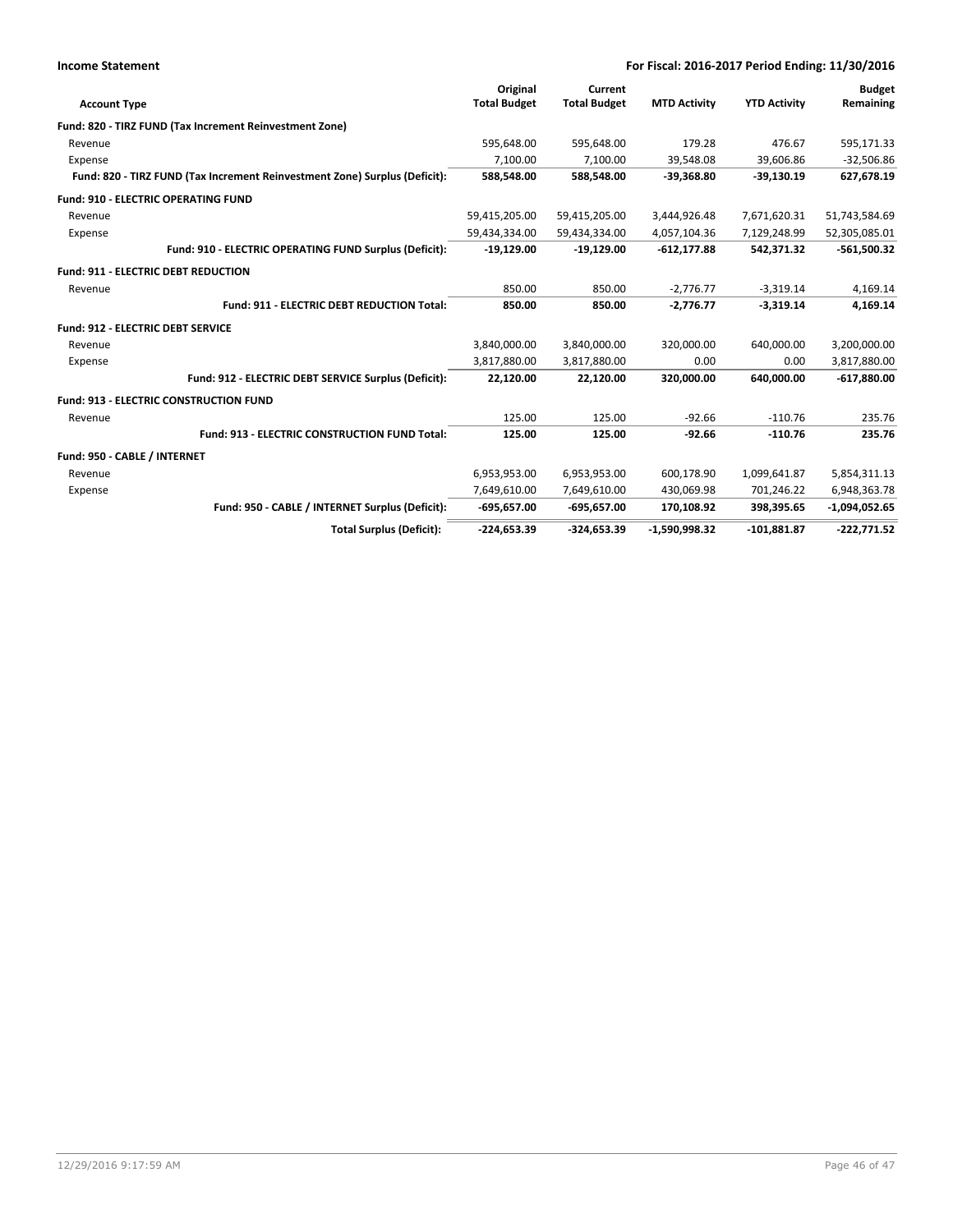**Income Statement** — For Fiscal: 2016-2017 Period Ending: 11/30/2016

| Account Type | Original Total Budget | Current Total Budget | MTD Activity | YTD Activity | Budget Remaining |
|---|---|---|---|---|---|
| **Fund: 820 - TIRZ FUND (Tax Increment Reinvestment Zone)** | | | | | |
| Revenue | 595,648.00 | 595,648.00 | 179.28 | 476.67 | 595,171.33 |
| Expense | 7,100.00 | 7,100.00 | 39,548.08 | 39,606.86 | -32,506.86 |
| **Fund: 820 - TIRZ FUND (Tax Increment Reinvestment Zone) Surplus (Deficit):** | **588,548.00** | **588,548.00** | **-39,368.80** | **-39,130.19** | **627,678.19** |
| **Fund: 910 - ELECTRIC OPERATING FUND** | | | | | |
| Revenue | 59,415,205.00 | 59,415,205.00 | 3,444,926.48 | 7,671,620.31 | 51,743,584.69 |
| Expense | 59,434,334.00 | 59,434,334.00 | 4,057,104.36 | 7,129,248.99 | 52,305,085.01 |
| **Fund: 910 - ELECTRIC OPERATING FUND Surplus (Deficit):** | **-19,129.00** | **-19,129.00** | **-612,177.88** | **542,371.32** | **-561,500.32** |
| **Fund: 911 - ELECTRIC DEBT REDUCTION** | | | | | |
| Revenue | 850.00 | 850.00 | -2,776.77 | -3,319.14 | 4,169.14 |
| **Fund: 911 - ELECTRIC DEBT REDUCTION Total:** | **850.00** | **850.00** | **-2,776.77** | **-3,319.14** | **4,169.14** |
| **Fund: 912 - ELECTRIC DEBT SERVICE** | | | | | |
| Revenue | 3,840,000.00 | 3,840,000.00 | 320,000.00 | 640,000.00 | 3,200,000.00 |
| Expense | 3,817,880.00 | 3,817,880.00 | 0.00 | 0.00 | 3,817,880.00 |
| **Fund: 912 - ELECTRIC DEBT SERVICE Surplus (Deficit):** | **22,120.00** | **22,120.00** | **320,000.00** | **640,000.00** | **-617,880.00** |
| **Fund: 913 - ELECTRIC CONSTRUCTION FUND** | | | | | |
| Revenue | 125.00 | 125.00 | -92.66 | -110.76 | 235.76 |
| **Fund: 913 - ELECTRIC CONSTRUCTION FUND Total:** | **125.00** | **125.00** | **-92.66** | **-110.76** | **235.76** |
| **Fund: 950 - CABLE / INTERNET** | | | | | |
| Revenue | 6,953,953.00 | 6,953,953.00 | 600,178.90 | 1,099,641.87 | 5,854,311.13 |
| Expense | 7,649,610.00 | 7,649,610.00 | 430,069.98 | 701,246.22 | 6,948,363.78 |
| **Fund: 950 - CABLE / INTERNET Surplus (Deficit):** | **-695,657.00** | **-695,657.00** | **170,108.92** | **398,395.65** | **-1,094,052.65** |
| **Total Surplus (Deficit):** | **-224,653.39** | **-324,653.39** | **-1,590,998.32** | **-101,881.87** | **-222,771.52** |

12/29/2016 9:17:59 AM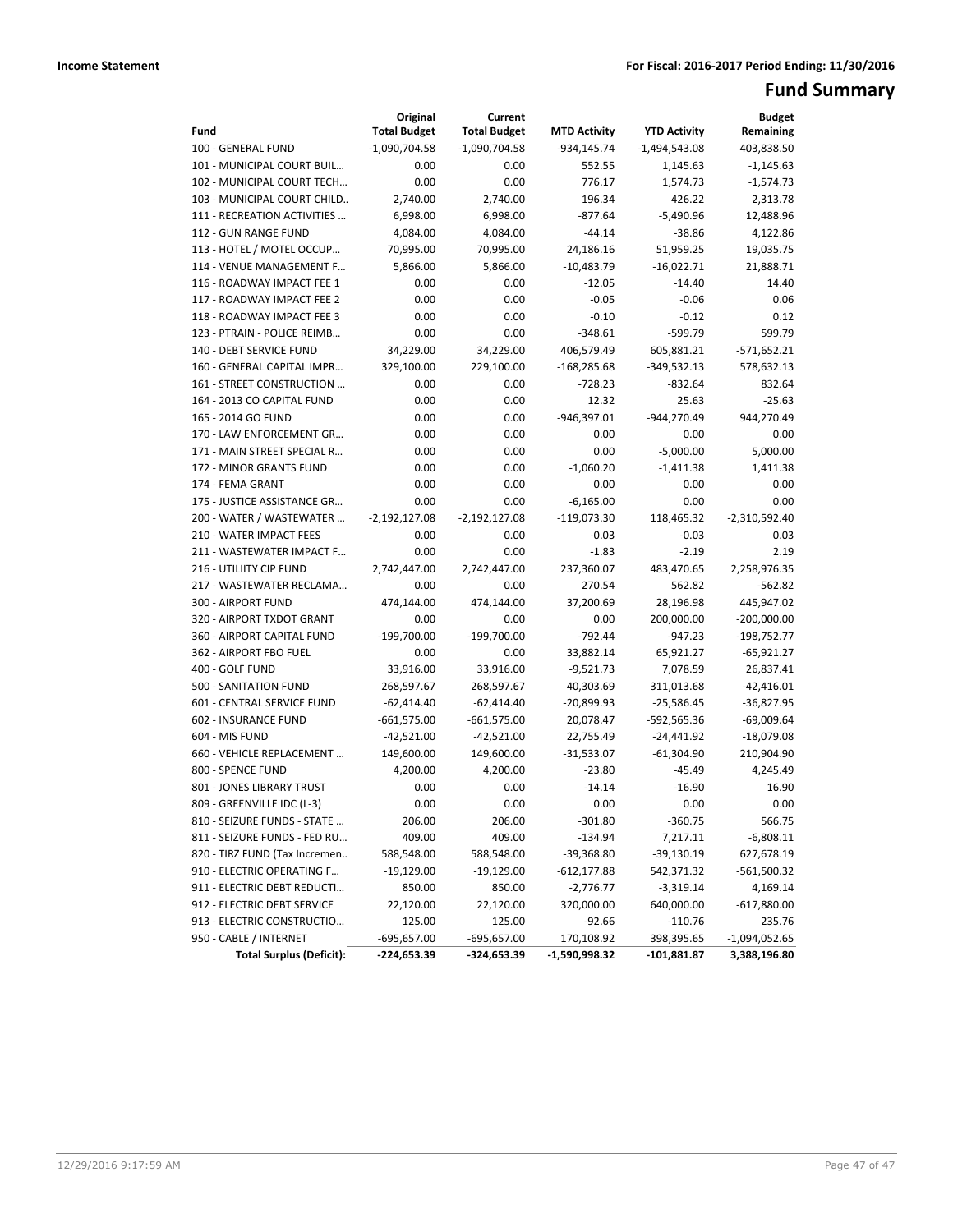**Income Statement** **For Fiscal: 2016-2017 Period Ending: 11/30/2016**

# Fund Summary

| Fund | Original Total Budget | Current Total Budget | MTD Activity | YTD Activity | Budget Remaining |
|---|---|---|---|---|---|
| 100 - GENERAL FUND | -1,090,704.58 | -1,090,704.58 | -934,145.74 | -1,494,543.08 | 403,838.50 |
| 101 - MUNICIPAL COURT BUIL… | 0.00 | 0.00 | 552.55 | 1,145.63 | -1,145.63 |
| 102 - MUNICIPAL COURT TECH… | 0.00 | 0.00 | 776.17 | 1,574.73 | -1,574.73 |
| 103 - MUNICIPAL COURT CHILD.. | 2,740.00 | 2,740.00 | 196.34 | 426.22 | 2,313.78 |
| 111 - RECREATION ACTIVITIES … | 6,998.00 | 6,998.00 | -877.64 | -5,490.96 | 12,488.96 |
| 112 - GUN RANGE FUND | 4,084.00 | 4,084.00 | -44.14 | -38.86 | 4,122.86 |
| 113 - HOTEL / MOTEL OCCUP… | 70,995.00 | 70,995.00 | 24,186.16 | 51,959.25 | 19,035.75 |
| 114 - VENUE MANAGEMENT F… | 5,866.00 | 5,866.00 | -10,483.79 | -16,022.71 | 21,888.71 |
| 116 - ROADWAY IMPACT FEE 1 | 0.00 | 0.00 | -12.05 | -14.40 | 14.40 |
| 117 - ROADWAY IMPACT FEE 2 | 0.00 | 0.00 | -0.05 | -0.06 | 0.06 |
| 118 - ROADWAY IMPACT FEE 3 | 0.00 | 0.00 | -0.10 | -0.12 | 0.12 |
| 123 - PTRAIN - POLICE REIMB… | 0.00 | 0.00 | -348.61 | -599.79 | 599.79 |
| 140 - DEBT SERVICE FUND | 34,229.00 | 34,229.00 | 406,579.49 | 605,881.21 | -571,652.21 |
| 160 - GENERAL CAPITAL IMPR… | 329,100.00 | 229,100.00 | -168,285.68 | -349,532.13 | 578,632.13 |
| 161 - STREET CONSTRUCTION … | 0.00 | 0.00 | -728.23 | -832.64 | 832.64 |
| 164 - 2013 CO CAPITAL FUND | 0.00 | 0.00 | 12.32 | 25.63 | -25.63 |
| 165 - 2014 GO FUND | 0.00 | 0.00 | -946,397.01 | -944,270.49 | 944,270.49 |
| 170 - LAW ENFORCEMENT GR… | 0.00 | 0.00 | 0.00 | 0.00 | 0.00 |
| 171 - MAIN STREET SPECIAL R… | 0.00 | 0.00 | 0.00 | -5,000.00 | 5,000.00 |
| 172 - MINOR GRANTS FUND | 0.00 | 0.00 | -1,060.20 | -1,411.38 | 1,411.38 |
| 174 - FEMA GRANT | 0.00 | 0.00 | 0.00 | 0.00 | 0.00 |
| 175 - JUSTICE ASSISTANCE GR… | 0.00 | 0.00 | -6,165.00 | 0.00 | 0.00 |
| 200 - WATER / WASTEWATER … | -2,192,127.08 | -2,192,127.08 | -119,073.30 | 118,465.32 | -2,310,592.40 |
| 210 - WATER IMPACT FEES | 0.00 | 0.00 | -0.03 | -0.03 | 0.03 |
| 211 - WASTEWATER IMPACT F… | 0.00 | 0.00 | -1.83 | -2.19 | 2.19 |
| 216 - UTILIITY CIP FUND | 2,742,447.00 | 2,742,447.00 | 237,360.07 | 483,470.65 | 2,258,976.35 |
| 217 - WASTEWATER RECLAMA… | 0.00 | 0.00 | 270.54 | 562.82 | -562.82 |
| 300 - AIRPORT FUND | 474,144.00 | 474,144.00 | 37,200.69 | 28,196.98 | 445,947.02 |
| 320 - AIRPORT TXDOT GRANT | 0.00 | 0.00 | 0.00 | 200,000.00 | -200,000.00 |
| 360 - AIRPORT CAPITAL FUND | -199,700.00 | -199,700.00 | -792.44 | -947.23 | -198,752.77 |
| 362 - AIRPORT FBO FUEL | 0.00 | 0.00 | 33,882.14 | 65,921.27 | -65,921.27 |
| 400 - GOLF FUND | 33,916.00 | 33,916.00 | -9,521.73 | 7,078.59 | 26,837.41 |
| 500 - SANITATION FUND | 268,597.67 | 268,597.67 | 40,303.69 | 311,013.68 | -42,416.01 |
| 601 - CENTRAL SERVICE FUND | -62,414.40 | -62,414.40 | -20,899.93 | -25,586.45 | -36,827.95 |
| 602 - INSURANCE FUND | -661,575.00 | -661,575.00 | 20,078.47 | -592,565.36 | -69,009.64 |
| 604 - MIS FUND | -42,521.00 | -42,521.00 | 22,755.49 | -24,441.92 | -18,079.08 |
| 660 - VEHICLE REPLACEMENT … | 149,600.00 | 149,600.00 | -31,533.07 | -61,304.90 | 210,904.90 |
| 800 - SPENCE FUND | 4,200.00 | 4,200.00 | -23.80 | -45.49 | 4,245.49 |
| 801 - JONES LIBRARY TRUST | 0.00 | 0.00 | -14.14 | -16.90 | 16.90 |
| 809 - GREENVILLE IDC (L-3) | 0.00 | 0.00 | 0.00 | 0.00 | 0.00 |
| 810 - SEIZURE FUNDS - STATE … | 206.00 | 206.00 | -301.80 | -360.75 | 566.75 |
| 811 - SEIZURE FUNDS - FED RU… | 409.00 | 409.00 | -134.94 | 7,217.11 | -6,808.11 |
| 820 - TIRZ FUND (Tax Incremen.. | 588,548.00 | 588,548.00 | -39,368.80 | -39,130.19 | 627,678.19 |
| 910 - ELECTRIC OPERATING F… | -19,129.00 | -19,129.00 | -612,177.88 | 542,371.32 | -561,500.32 |
| 911 - ELECTRIC DEBT REDUCTI… | 850.00 | 850.00 | -2,776.77 | -3,319.14 | 4,169.14 |
| 912 - ELECTRIC DEBT SERVICE | 22,120.00 | 22,120.00 | 320,000.00 | 640,000.00 | -617,880.00 |
| 913 - ELECTRIC CONSTRUCTIO… | 125.00 | 125.00 | -92.66 | -110.76 | 235.76 |
| 950 - CABLE / INTERNET | -695,657.00 | -695,657.00 | 170,108.92 | 398,395.65 | -1,094,052.65 |
| **Total Surplus (Deficit):** | **-224,653.39** | **-324,653.39** | **-1,590,998.32** | **-101,881.87** | **3,388,196.80** |